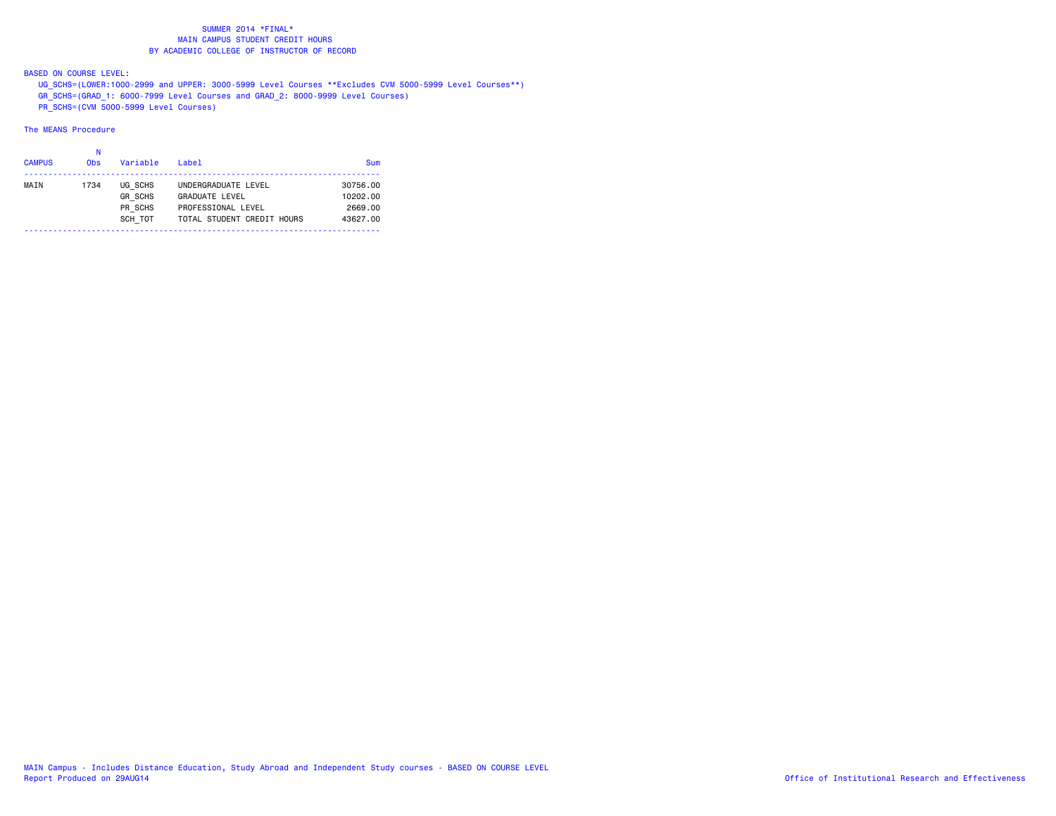# SUMMER 2014 *FINAL*
## MAIN CAMPUS STUDENT CREDIT HOURS
## BY ACADEMIC COLLEGE OF INSTRUCTOR OF RECORD

BASED ON COURSE LEVEL:

UG_SCHS=(LOWER:1000-2999 and UPPER: 3000-5999 Level Courses **Excludes CVM 5000-5999 Level Courses**)

GR_SCHS=(GRAD_1: 6000-7999 Level Courses and GRAD_2: 8000-9999 Level Courses)

PR_SCHS=(CVM 5000-5999 Level Courses)

The MEANS Procedure

| CAMPUS | N Obs | Variable | Label | Sum |
|---|---|---|---|---|
| MAIN | 1734 | UG_SCHS | UNDERGRADUATE LEVEL | 30756.00 |
| | | GR_SCHS | GRADUATE LEVEL | 10202.00 |
| | | PR_SCHS | PROFESSIONAL LEVEL | 2669.00 |
| | | SCH_TOT | TOTAL STUDENT CREDIT HOURS | 43627.00 |

MAIN Campus - Includes Distance Education, Study Abroad and Independent Study courses - BASED ON COURSE LEVEL

Report Produced on 29AUG14

Office of Institutional Research and Effectiveness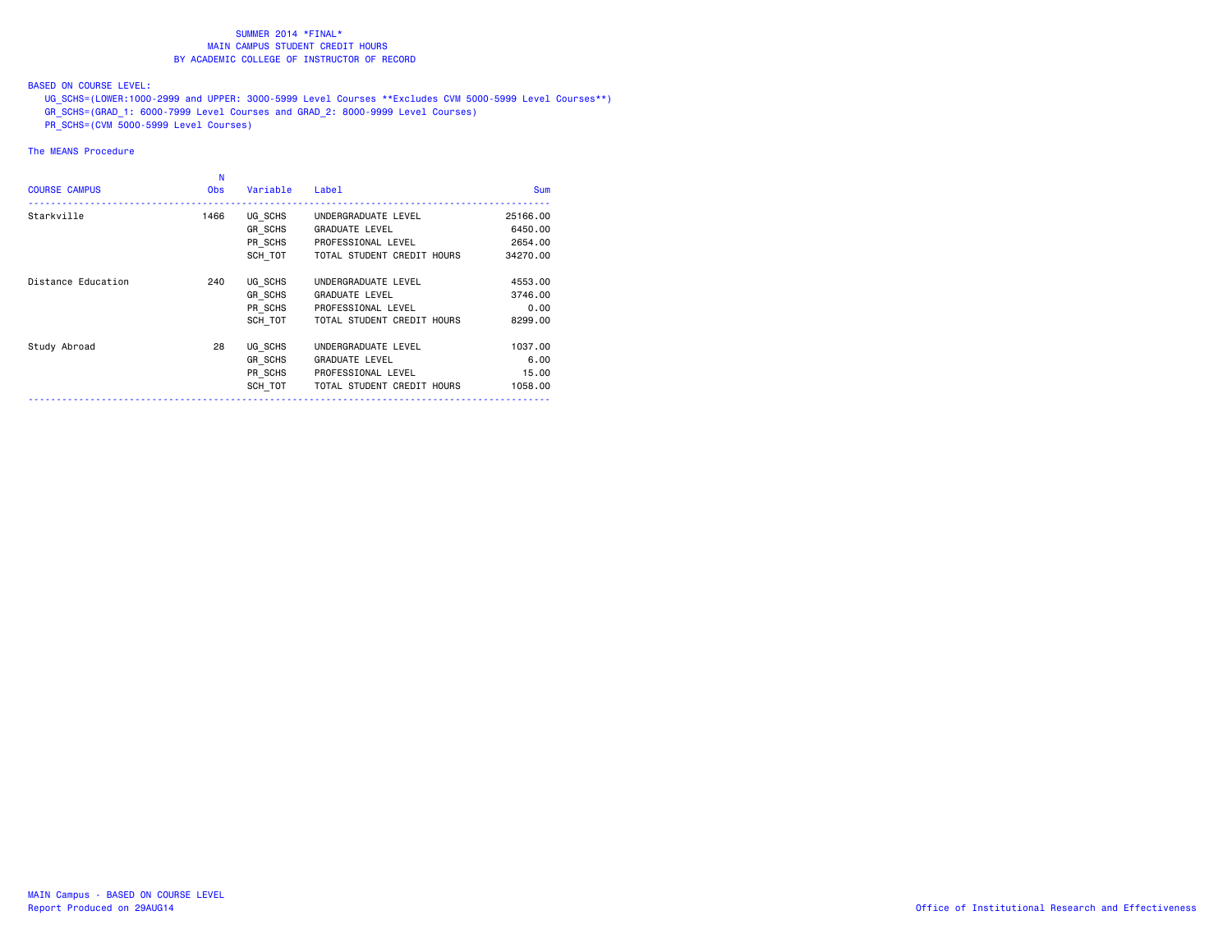SUMMER 2014 *FINAL*
MAIN CAMPUS STUDENT CREDIT HOURS
BY ACADEMIC COLLEGE OF INSTRUCTOR OF RECORD

BASED ON COURSE LEVEL:
UG_SCHS=(LOWER:1000-2999 and UPPER: 3000-5999 Level Courses **Excludes CVM 5000-5999 Level Courses**)
GR_SCHS=(GRAD_1: 6000-7999 Level Courses and GRAD_2: 8000-9999 Level Courses)
PR_SCHS=(CVM 5000-5999 Level Courses)

The MEANS Procedure

| COURSE CAMPUS | N Obs | Variable | Label | Sum |
|---|---|---|---|---|
| Starkville | 1466 | UG_SCHS | UNDERGRADUATE LEVEL | 25166.00 |
| | | GR_SCHS | GRADUATE LEVEL | 6450.00 |
| | | PR_SCHS | PROFESSIONAL LEVEL | 2654.00 |
| | | SCH_TOT | TOTAL STUDENT CREDIT HOURS | 34270.00 |
| Distance Education | 240 | UG_SCHS | UNDERGRADUATE LEVEL | 4553.00 |
| | | GR_SCHS | GRADUATE LEVEL | 3746.00 |
| | | PR_SCHS | PROFESSIONAL LEVEL | 0.00 |
| | | SCH_TOT | TOTAL STUDENT CREDIT HOURS | 8299.00 |
| Study Abroad | 28 | UG_SCHS | UNDERGRADUATE LEVEL | 1037.00 |
| | | GR_SCHS | GRADUATE LEVEL | 6.00 |
| | | PR_SCHS | PROFESSIONAL LEVEL | 15.00 |
| | | SCH_TOT | TOTAL STUDENT CREDIT HOURS | 1058.00 |

MAIN Campus - BASED ON COURSE LEVEL
Report Produced on 29AUG14
Office of Institutional Research and Effectiveness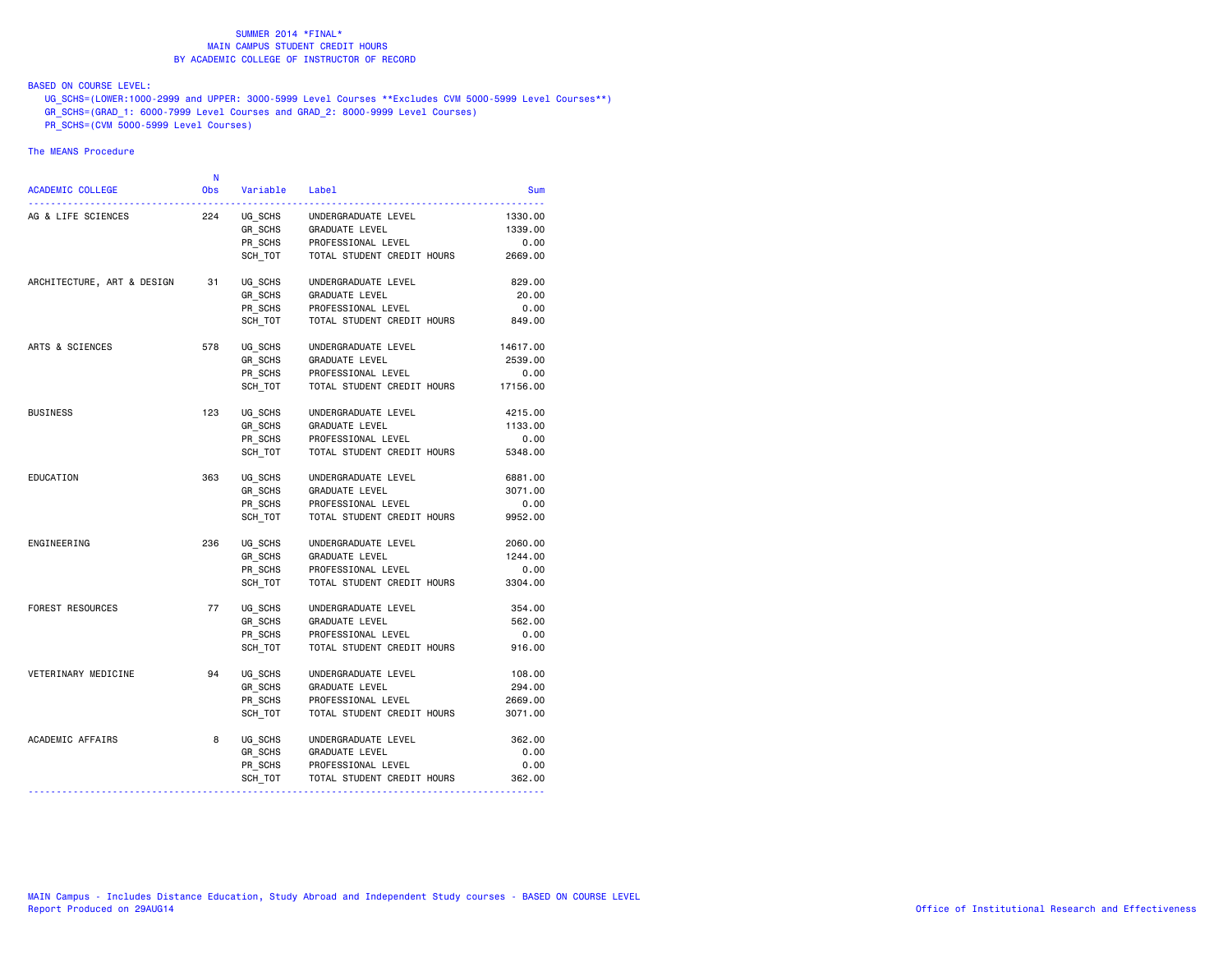SUMMER 2014 *FINAL*
MAIN CAMPUS STUDENT CREDIT HOURS
BY ACADEMIC COLLEGE OF INSTRUCTOR OF RECORD

BASED ON COURSE LEVEL:
UG_SCHS=(LOWER:1000-2999 and UPPER: 3000-5999 Level Courses **Excludes CVM 5000-5999 Level Courses**)
GR_SCHS=(GRAD_1: 6000-7999 Level Courses and GRAD_2: 8000-9999 Level Courses)
PR_SCHS=(CVM 5000-5999 Level Courses)

The MEANS Procedure

| ACADEMIC COLLEGE | N Obs | Variable | Label | Sum |
|---|---|---|---|---|
| AG & LIFE SCIENCES | 224 | UG_SCHS | UNDERGRADUATE LEVEL | 1330.00 |
| | | GR_SCHS | GRADUATE LEVEL | 1339.00 |
| | | PR_SCHS | PROFESSIONAL LEVEL | 0.00 |
| | | SCH_TOT | TOTAL STUDENT CREDIT HOURS | 2669.00 |
| ARCHITECTURE, ART & DESIGN | 31 | UG_SCHS | UNDERGRADUATE LEVEL | 829.00 |
| | | GR_SCHS | GRADUATE LEVEL | 20.00 |
| | | PR_SCHS | PROFESSIONAL LEVEL | 0.00 |
| | | SCH_TOT | TOTAL STUDENT CREDIT HOURS | 849.00 |
| ARTS & SCIENCES | 578 | UG_SCHS | UNDERGRADUATE LEVEL | 14617.00 |
| | | GR_SCHS | GRADUATE LEVEL | 2539.00 |
| | | PR_SCHS | PROFESSIONAL LEVEL | 0.00 |
| | | SCH_TOT | TOTAL STUDENT CREDIT HOURS | 17156.00 |
| BUSINESS | 123 | UG_SCHS | UNDERGRADUATE LEVEL | 4215.00 |
| | | GR_SCHS | GRADUATE LEVEL | 1133.00 |
| | | PR_SCHS | PROFESSIONAL LEVEL | 0.00 |
| | | SCH_TOT | TOTAL STUDENT CREDIT HOURS | 5348.00 |
| EDUCATION | 363 | UG_SCHS | UNDERGRADUATE LEVEL | 6881.00 |
| | | GR_SCHS | GRADUATE LEVEL | 3071.00 |
| | | PR_SCHS | PROFESSIONAL LEVEL | 0.00 |
| | | SCH_TOT | TOTAL STUDENT CREDIT HOURS | 9952.00 |
| ENGINEERING | 236 | UG_SCHS | UNDERGRADUATE LEVEL | 2060.00 |
| | | GR_SCHS | GRADUATE LEVEL | 1244.00 |
| | | PR_SCHS | PROFESSIONAL LEVEL | 0.00 |
| | | SCH_TOT | TOTAL STUDENT CREDIT HOURS | 3304.00 |
| FOREST RESOURCES | 77 | UG_SCHS | UNDERGRADUATE LEVEL | 354.00 |
| | | GR_SCHS | GRADUATE LEVEL | 562.00 |
| | | PR_SCHS | PROFESSIONAL LEVEL | 0.00 |
| | | SCH_TOT | TOTAL STUDENT CREDIT HOURS | 916.00 |
| VETERINARY MEDICINE | 94 | UG_SCHS | UNDERGRADUATE LEVEL | 108.00 |
| | | GR_SCHS | GRADUATE LEVEL | 294.00 |
| | | PR_SCHS | PROFESSIONAL LEVEL | 2669.00 |
| | | SCH_TOT | TOTAL STUDENT CREDIT HOURS | 3071.00 |
| ACADEMIC AFFAIRS | 8 | UG_SCHS | UNDERGRADUATE LEVEL | 362.00 |
| | | GR_SCHS | GRADUATE LEVEL | 0.00 |
| | | PR_SCHS | PROFESSIONAL LEVEL | 0.00 |
| | | SCH_TOT | TOTAL STUDENT CREDIT HOURS | 362.00 |

MAIN Campus - Includes Distance Education, Study Abroad and Independent Study courses - BASED ON COURSE LEVEL
Report Produced on 29AUG14

Office of Institutional Research and Effectiveness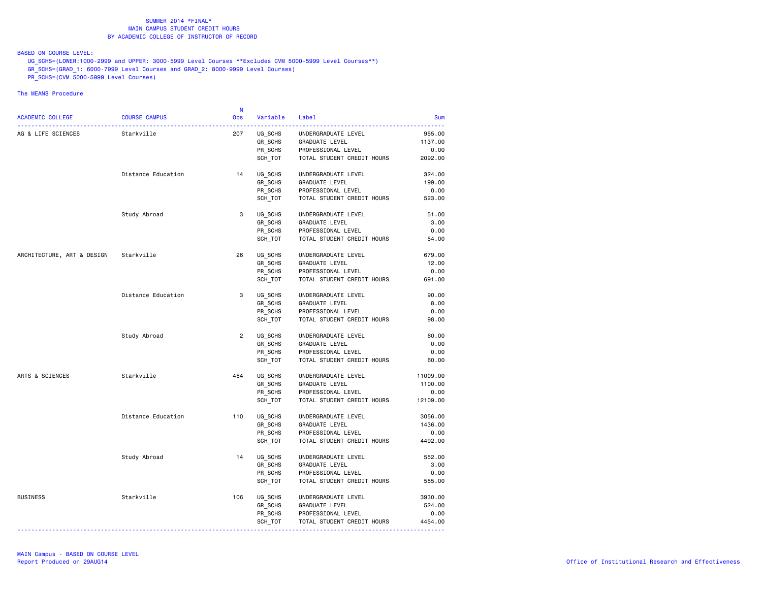SUMMER 2014 *FINAL*
MAIN CAMPUS STUDENT CREDIT HOURS
BY ACADEMIC COLLEGE OF INSTRUCTOR OF RECORD

BASED ON COURSE LEVEL:
UG_SCHS=(LOWER:1000-2999 and UPPER: 3000-5999 Level Courses **Excludes CVM 5000-5999 Level Courses**)
GR_SCHS=(GRAD_1: 6000-7999 Level Courses and GRAD_2: 8000-9999 Level Courses)
PR_SCHS=(CVM 5000-5999 Level Courses)

The MEANS Procedure

| ACADEMIC COLLEGE | COURSE CAMPUS | N Obs | Variable | Label | Sum |
|---|---|---|---|---|---|
| AG & LIFE SCIENCES | Starkville | 207 | UG_SCHS | UNDERGRADUATE LEVEL | 955.00 |
| | | | GR_SCHS | GRADUATE LEVEL | 1137.00 |
| | | | PR_SCHS | PROFESSIONAL LEVEL | 0.00 |
| | | | SCH_TOT | TOTAL STUDENT CREDIT HOURS | 2092.00 |
| | Distance Education | 14 | UG_SCHS | UNDERGRADUATE LEVEL | 324.00 |
| | | | GR_SCHS | GRADUATE LEVEL | 199.00 |
| | | | PR_SCHS | PROFESSIONAL LEVEL | 0.00 |
| | | | SCH_TOT | TOTAL STUDENT CREDIT HOURS | 523.00 |
| | Study Abroad | 3 | UG_SCHS | UNDERGRADUATE LEVEL | 51.00 |
| | | | GR_SCHS | GRADUATE LEVEL | 3.00 |
| | | | PR_SCHS | PROFESSIONAL LEVEL | 0.00 |
| | | | SCH_TOT | TOTAL STUDENT CREDIT HOURS | 54.00 |
| ARCHITECTURE, ART & DESIGN | Starkville | 26 | UG_SCHS | UNDERGRADUATE LEVEL | 679.00 |
| | | | GR_SCHS | GRADUATE LEVEL | 12.00 |
| | | | PR_SCHS | PROFESSIONAL LEVEL | 0.00 |
| | | | SCH_TOT | TOTAL STUDENT CREDIT HOURS | 691.00 |
| | Distance Education | 3 | UG_SCHS | UNDERGRADUATE LEVEL | 90.00 |
| | | | GR_SCHS | GRADUATE LEVEL | 8.00 |
| | | | PR_SCHS | PROFESSIONAL LEVEL | 0.00 |
| | | | SCH_TOT | TOTAL STUDENT CREDIT HOURS | 98.00 |
| | Study Abroad | 2 | UG_SCHS | UNDERGRADUATE LEVEL | 60.00 |
| | | | GR_SCHS | GRADUATE LEVEL | 0.00 |
| | | | PR_SCHS | PROFESSIONAL LEVEL | 0.00 |
| | | | SCH_TOT | TOTAL STUDENT CREDIT HOURS | 60.00 |
| ARTS & SCIENCES | Starkville | 454 | UG_SCHS | UNDERGRADUATE LEVEL | 11009.00 |
| | | | GR_SCHS | GRADUATE LEVEL | 1100.00 |
| | | | PR_SCHS | PROFESSIONAL LEVEL | 0.00 |
| | | | SCH_TOT | TOTAL STUDENT CREDIT HOURS | 12109.00 |
| | Distance Education | 110 | UG_SCHS | UNDERGRADUATE LEVEL | 3056.00 |
| | | | GR_SCHS | GRADUATE LEVEL | 1436.00 |
| | | | PR_SCHS | PROFESSIONAL LEVEL | 0.00 |
| | | | SCH_TOT | TOTAL STUDENT CREDIT HOURS | 4492.00 |
| | Study Abroad | 14 | UG_SCHS | UNDERGRADUATE LEVEL | 552.00 |
| | | | GR_SCHS | GRADUATE LEVEL | 3.00 |
| | | | PR_SCHS | PROFESSIONAL LEVEL | 0.00 |
| | | | SCH_TOT | TOTAL STUDENT CREDIT HOURS | 555.00 |
| BUSINESS | Starkville | 106 | UG_SCHS | UNDERGRADUATE LEVEL | 3930.00 |
| | | | GR_SCHS | GRADUATE LEVEL | 524.00 |
| | | | PR_SCHS | PROFESSIONAL LEVEL | 0.00 |
| | | | SCH_TOT | TOTAL STUDENT CREDIT HOURS | 4454.00 |

MAIN Campus - BASED ON COURSE LEVEL
Report Produced on 29AUG14

Office of Institutional Research and Effectiveness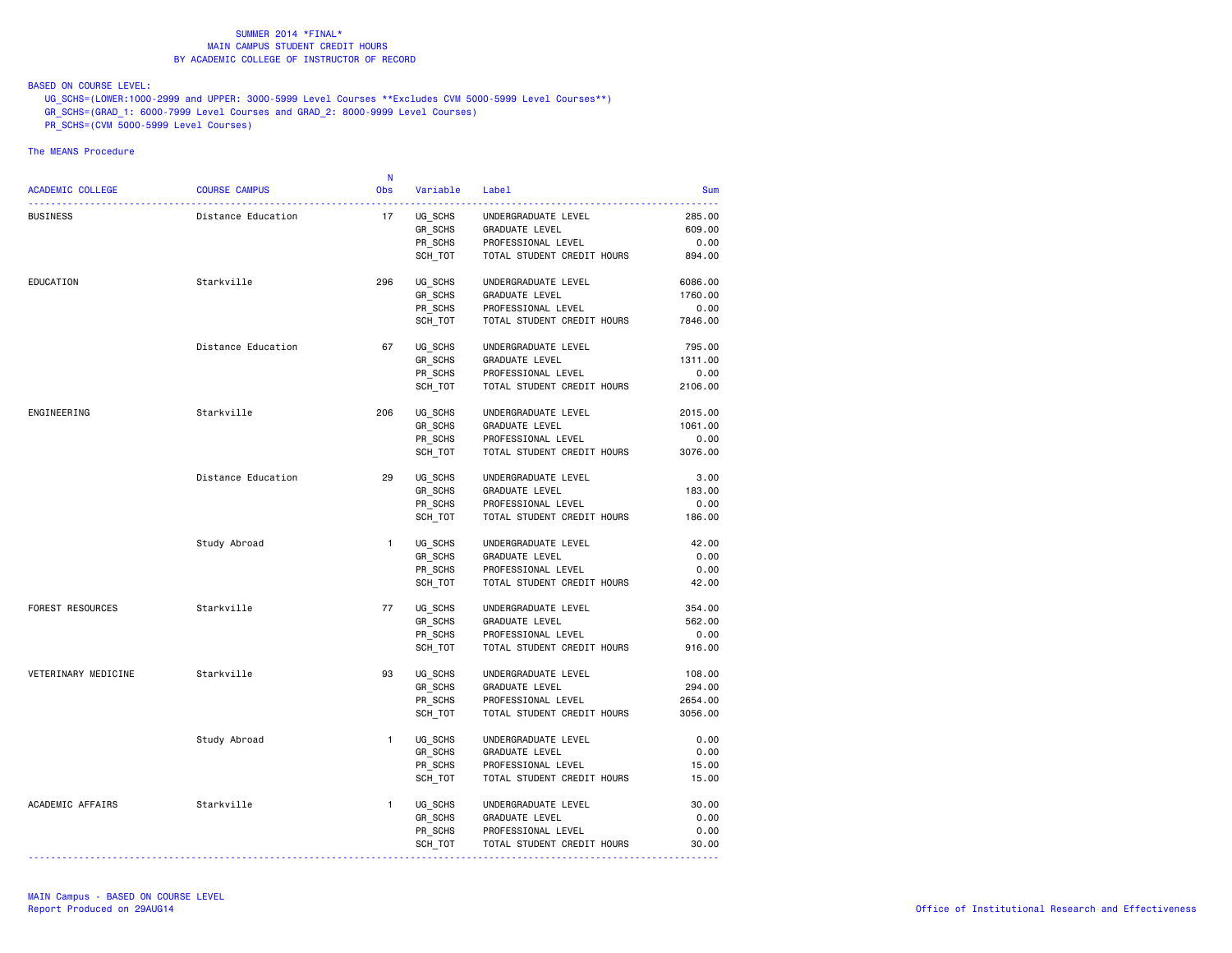SUMMER 2014 *FINAL*
MAIN CAMPUS STUDENT CREDIT HOURS
BY ACADEMIC COLLEGE OF INSTRUCTOR OF RECORD

BASED ON COURSE LEVEL:
UG_SCHS=(LOWER:1000-2999 and UPPER: 3000-5999 Level Courses **Excludes CVM 5000-5999 Level Courses**)
GR_SCHS=(GRAD_1: 6000-7999 Level Courses and GRAD_2: 8000-9999 Level Courses)
PR_SCHS=(CVM 5000-5999 Level Courses)

The MEANS Procedure

| ACADEMIC COLLEGE | COURSE CAMPUS | N Obs | Variable | Label | Sum |
|---|---|---|---|---|---|
| BUSINESS | Distance Education | 17 | UG_SCHS | UNDERGRADUATE LEVEL | 285.00 |
| | | | GR_SCHS | GRADUATE LEVEL | 609.00 |
| | | | PR_SCHS | PROFESSIONAL LEVEL | 0.00 |
| | | | SCH_TOT | TOTAL STUDENT CREDIT HOURS | 894.00 |
| EDUCATION | Starkville | 296 | UG_SCHS | UNDERGRADUATE LEVEL | 6086.00 |
| | | | GR_SCHS | GRADUATE LEVEL | 1760.00 |
| | | | PR_SCHS | PROFESSIONAL LEVEL | 0.00 |
| | | | SCH_TOT | TOTAL STUDENT CREDIT HOURS | 7846.00 |
| | Distance Education | 67 | UG_SCHS | UNDERGRADUATE LEVEL | 795.00 |
| | | | GR_SCHS | GRADUATE LEVEL | 1311.00 |
| | | | PR_SCHS | PROFESSIONAL LEVEL | 0.00 |
| | | | SCH_TOT | TOTAL STUDENT CREDIT HOURS | 2106.00 |
| ENGINEERING | Starkville | 206 | UG_SCHS | UNDERGRADUATE LEVEL | 2015.00 |
| | | | GR_SCHS | GRADUATE LEVEL | 1061.00 |
| | | | PR_SCHS | PROFESSIONAL LEVEL | 0.00 |
| | | | SCH_TOT | TOTAL STUDENT CREDIT HOURS | 3076.00 |
| | Distance Education | 29 | UG_SCHS | UNDERGRADUATE LEVEL | 3.00 |
| | | | GR_SCHS | GRADUATE LEVEL | 183.00 |
| | | | PR_SCHS | PROFESSIONAL LEVEL | 0.00 |
| | | | SCH_TOT | TOTAL STUDENT CREDIT HOURS | 186.00 |
| | Study Abroad | 1 | UG_SCHS | UNDERGRADUATE LEVEL | 42.00 |
| | | | GR_SCHS | GRADUATE LEVEL | 0.00 |
| | | | PR_SCHS | PROFESSIONAL LEVEL | 0.00 |
| | | | SCH_TOT | TOTAL STUDENT CREDIT HOURS | 42.00 |
| FOREST RESOURCES | Starkville | 77 | UG_SCHS | UNDERGRADUATE LEVEL | 354.00 |
| | | | GR_SCHS | GRADUATE LEVEL | 562.00 |
| | | | PR_SCHS | PROFESSIONAL LEVEL | 0.00 |
| | | | SCH_TOT | TOTAL STUDENT CREDIT HOURS | 916.00 |
| VETERINARY MEDICINE | Starkville | 93 | UG_SCHS | UNDERGRADUATE LEVEL | 108.00 |
| | | | GR_SCHS | GRADUATE LEVEL | 294.00 |
| | | | PR_SCHS | PROFESSIONAL LEVEL | 2654.00 |
| | | | SCH_TOT | TOTAL STUDENT CREDIT HOURS | 3056.00 |
| | Study Abroad | 1 | UG_SCHS | UNDERGRADUATE LEVEL | 0.00 |
| | | | GR_SCHS | GRADUATE LEVEL | 0.00 |
| | | | PR_SCHS | PROFESSIONAL LEVEL | 15.00 |
| | | | SCH_TOT | TOTAL STUDENT CREDIT HOURS | 15.00 |
| ACADEMIC AFFAIRS | Starkville | 1 | UG_SCHS | UNDERGRADUATE LEVEL | 30.00 |
| | | | GR_SCHS | GRADUATE LEVEL | 0.00 |
| | | | PR_SCHS | PROFESSIONAL LEVEL | 0.00 |
| | | | SCH_TOT | TOTAL STUDENT CREDIT HOURS | 30.00 |

MAIN Campus - BASED ON COURSE LEVEL
Report Produced on 29AUG14

Office of Institutional Research and Effectiveness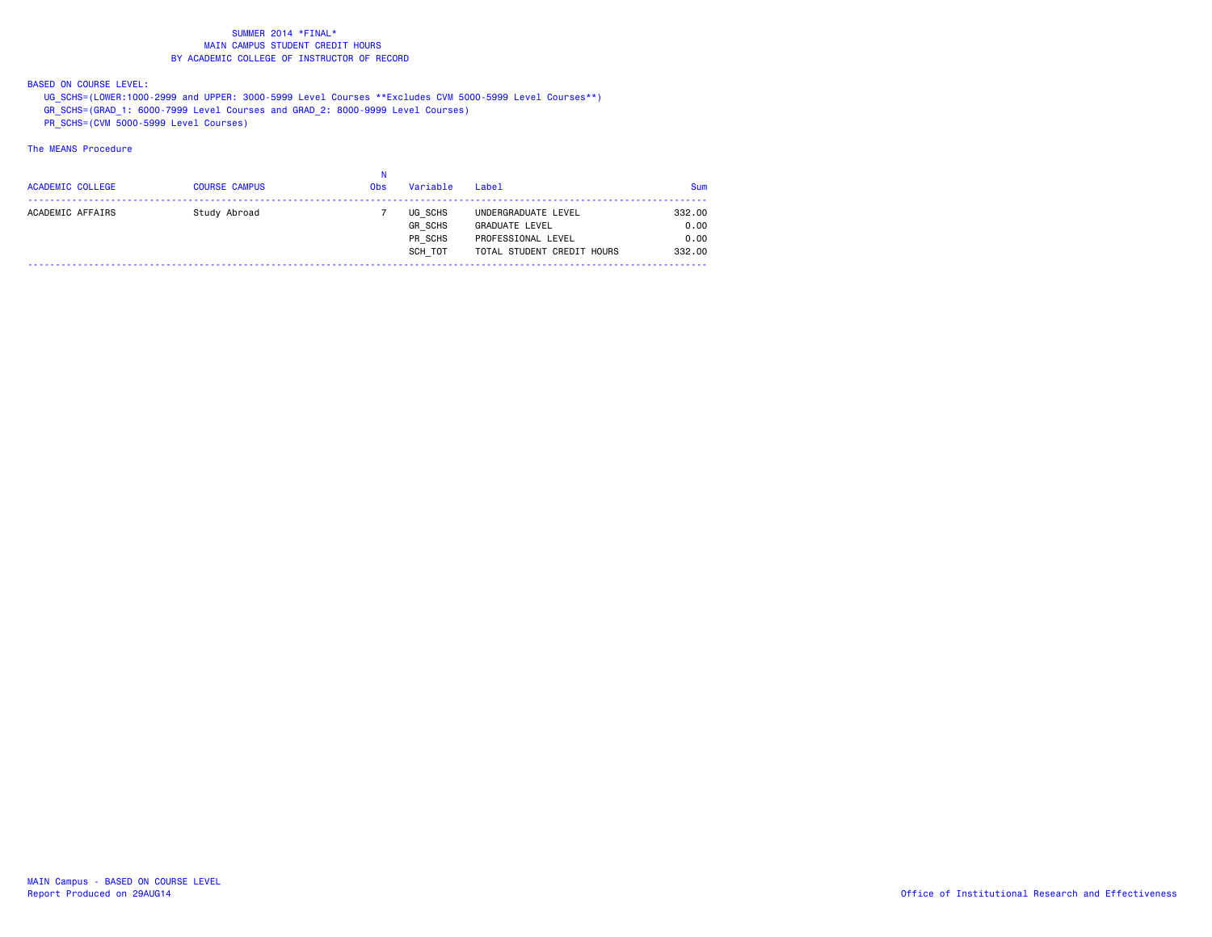SUMMER 2014 *FINAL*
MAIN CAMPUS STUDENT CREDIT HOURS
BY ACADEMIC COLLEGE OF INSTRUCTOR OF RECORD

BASED ON COURSE LEVEL:
UG_SCHS=(LOWER:1000-2999 and UPPER: 3000-5999 Level Courses **Excludes CVM 5000-5999 Level Courses**)
GR_SCHS=(GRAD_1: 6000-7999 Level Courses and GRAD_2: 8000-9999 Level Courses)
PR_SCHS=(CVM 5000-5999 Level Courses)

The MEANS Procedure

| ACADEMIC COLLEGE | COURSE CAMPUS | N Obs | Variable | Label | Sum |
|---|---|---|---|---|---|
| ACADEMIC AFFAIRS | Study Abroad | 7 | UG_SCHS | UNDERGRADUATE LEVEL | 332.00 |
| | | | GR_SCHS | GRADUATE LEVEL | 0.00 |
| | | | PR_SCHS | PROFESSIONAL LEVEL | 0.00 |
| | | | SCH_TOT | TOTAL STUDENT CREDIT HOURS | 332.00 |

MAIN Campus - BASED ON COURSE LEVEL
Report Produced on 29AUG14

Office of Institutional Research and Effectiveness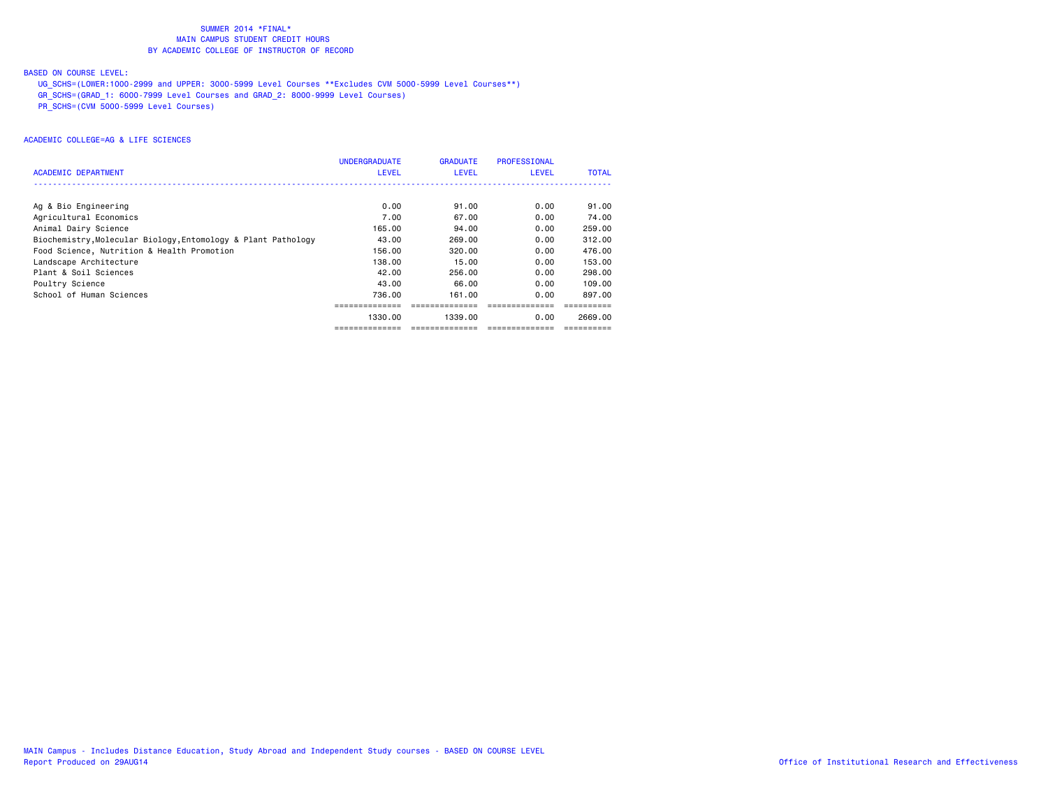SUMMER 2014 *FINAL*
MAIN CAMPUS STUDENT CREDIT HOURS
BY ACADEMIC COLLEGE OF INSTRUCTOR OF RECORD

BASED ON COURSE LEVEL:

UG_SCHS=(LOWER:1000-2999 and UPPER: 3000-5999 Level Courses **Excludes CVM 5000-5999 Level Courses**)
GR_SCHS=(GRAD_1: 6000-7999 Level Courses and GRAD_2: 8000-9999 Level Courses)
PR_SCHS=(CVM 5000-5999 Level Courses)

ACADEMIC COLLEGE=AG & LIFE SCIENCES

| ACADEMIC DEPARTMENT | UNDERGRADUATE LEVEL | GRADUATE LEVEL | PROFESSIONAL LEVEL | TOTAL |
|---|---|---|---|---|
| Ag & Bio Engineering | 0.00 | 91.00 | 0.00 | 91.00 |
| Agricultural Economics | 7.00 | 67.00 | 0.00 | 74.00 |
| Animal Dairy Science | 165.00 | 94.00 | 0.00 | 259.00 |
| Biochemistry,Molecular Biology,Entomology & Plant Pathology | 43.00 | 269.00 | 0.00 | 312.00 |
| Food Science, Nutrition & Health Promotion | 156.00 | 320.00 | 0.00 | 476.00 |
| Landscape Architecture | 138.00 | 15.00 | 0.00 | 153.00 |
| Plant & Soil Sciences | 42.00 | 256.00 | 0.00 | 298.00 |
| Poultry Science | 43.00 | 66.00 | 0.00 | 109.00 |
| School of Human Sciences | 736.00 | 161.00 | 0.00 | 897.00 |
| | 1330.00 | 1339.00 | 0.00 | 2669.00 |

MAIN Campus - Includes Distance Education, Study Abroad and Independent Study courses - BASED ON COURSE LEVEL
Report Produced on 29AUG14

Office of Institutional Research and Effectiveness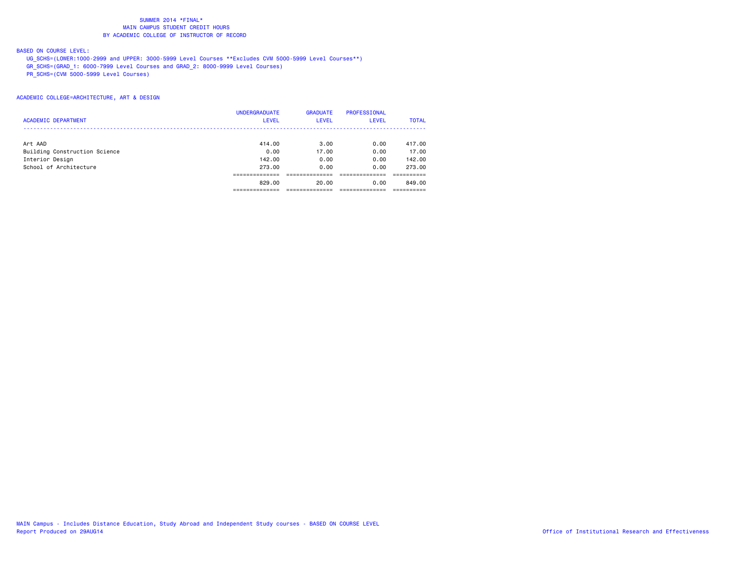SUMMER 2014 *FINAL*
MAIN CAMPUS STUDENT CREDIT HOURS
BY ACADEMIC COLLEGE OF INSTRUCTOR OF RECORD

BASED ON COURSE LEVEL:
UG_SCHS=(LOWER:1000-2999 and UPPER: 3000-5999 Level Courses **Excludes CVM 5000-5999 Level Courses**)
GR_SCHS=(GRAD_1: 6000-7999 Level Courses and GRAD_2: 8000-9999 Level Courses)
PR_SCHS=(CVM 5000-5999 Level Courses)

ACADEMIC COLLEGE=ARCHITECTURE, ART & DESIGN

| ACADEMIC DEPARTMENT | UNDERGRADUATE LEVEL | GRADUATE LEVEL | PROFESSIONAL LEVEL | TOTAL |
|---|---|---|---|---|
| Art AAD | 414.00 | 3.00 | 0.00 | 417.00 |
| Building Construction Science | 0.00 | 17.00 | 0.00 | 17.00 |
| Interior Design | 142.00 | 0.00 | 0.00 | 142.00 |
| School of Architecture | 273.00 | 0.00 | 0.00 | 273.00 |
| | 829.00 | 20.00 | 0.00 | 849.00 |

MAIN Campus - Includes Distance Education, Study Abroad and Independent Study courses - BASED ON COURSE LEVEL
Report Produced on 29AUG14
Office of Institutional Research and Effectiveness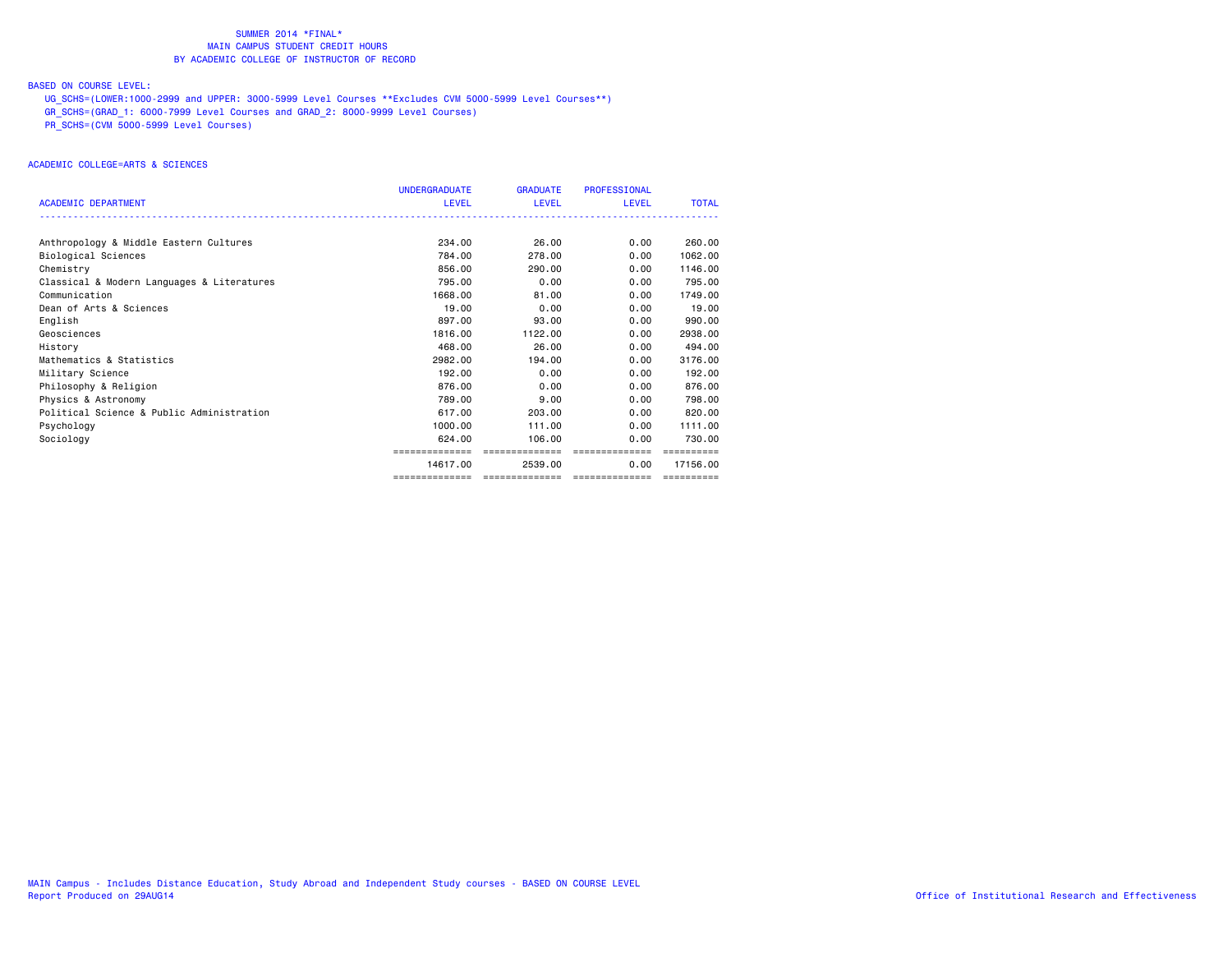SUMMER 2014 *FINAL*
MAIN CAMPUS STUDENT CREDIT HOURS
BY ACADEMIC COLLEGE OF INSTRUCTOR OF RECORD

BASED ON COURSE LEVEL:

UG_SCHS=(LOWER:1000-2999 and UPPER: 3000-5999 Level Courses **Excludes CVM 5000-5999 Level Courses**)
GR_SCHS=(GRAD_1: 6000-7999 Level Courses and GRAD_2: 8000-9999 Level Courses)
PR_SCHS=(CVM 5000-5999 Level Courses)

ACADEMIC COLLEGE=ARTS & SCIENCES

| ACADEMIC DEPARTMENT | UNDERGRADUATE LEVEL | GRADUATE LEVEL | PROFESSIONAL LEVEL | TOTAL |
|---|---|---|---|---|
| Anthropology & Middle Eastern Cultures | 234.00 | 26.00 | 0.00 | 260.00 |
| Biological Sciences | 784.00 | 278.00 | 0.00 | 1062.00 |
| Chemistry | 856.00 | 290.00 | 0.00 | 1146.00 |
| Classical & Modern Languages & Literatures | 795.00 | 0.00 | 0.00 | 795.00 |
| Communication | 1668.00 | 81.00 | 0.00 | 1749.00 |
| Dean of Arts & Sciences | 19.00 | 0.00 | 0.00 | 19.00 |
| English | 897.00 | 93.00 | 0.00 | 990.00 |
| Geosciences | 1816.00 | 1122.00 | 0.00 | 2938.00 |
| History | 468.00 | 26.00 | 0.00 | 494.00 |
| Mathematics & Statistics | 2982.00 | 194.00 | 0.00 | 3176.00 |
| Military Science | 192.00 | 0.00 | 0.00 | 192.00 |
| Philosophy & Religion | 876.00 | 0.00 | 0.00 | 876.00 |
| Physics & Astronomy | 789.00 | 9.00 | 0.00 | 798.00 |
| Political Science & Public Administration | 617.00 | 203.00 | 0.00 | 820.00 |
| Psychology | 1000.00 | 111.00 | 0.00 | 1111.00 |
| Sociology | 624.00 | 106.00 | 0.00 | 730.00 |
| | 14617.00 | 2539.00 | 0.00 | 17156.00 |

MAIN Campus - Includes Distance Education, Study Abroad and Independent Study courses - BASED ON COURSE LEVEL
Report Produced on 29AUG14

Office of Institutional Research and Effectiveness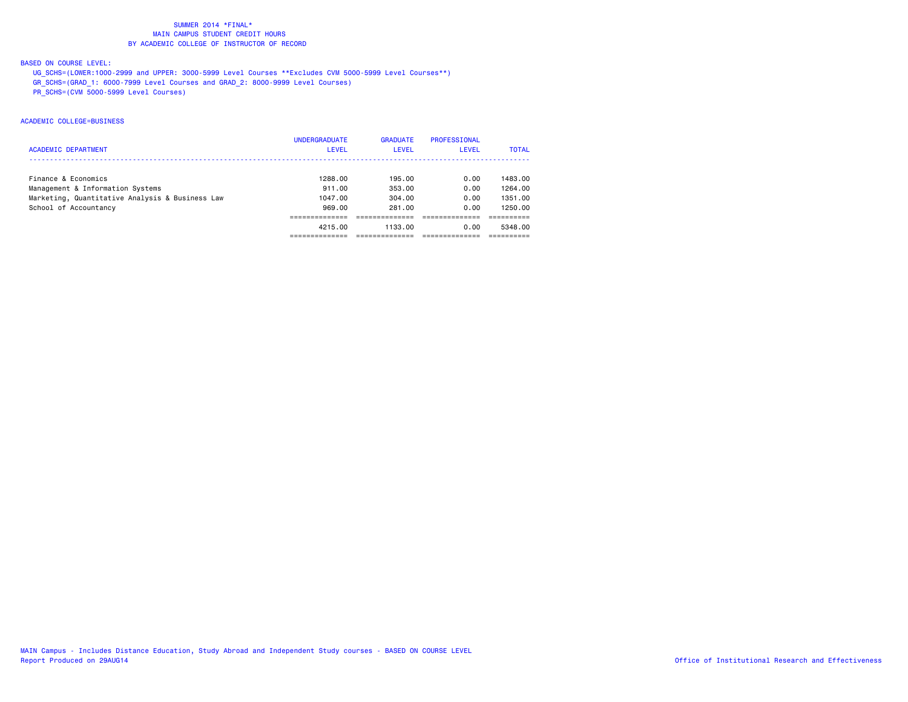SUMMER 2014 *FINAL*
MAIN CAMPUS STUDENT CREDIT HOURS
BY ACADEMIC COLLEGE OF INSTRUCTOR OF RECORD

BASED ON COURSE LEVEL:

UG_SCHS=(LOWER:1000-2999 and UPPER: 3000-5999 Level Courses **Excludes CVM 5000-5999 Level Courses**)
GR_SCHS=(GRAD_1: 6000-7999 Level Courses and GRAD_2: 8000-9999 Level Courses)
PR_SCHS=(CVM 5000-5999 Level Courses)

ACADEMIC COLLEGE=BUSINESS

| ACADEMIC DEPARTMENT | UNDERGRADUATE LEVEL | GRADUATE LEVEL | PROFESSIONAL LEVEL | TOTAL |
|---|---|---|---|---|
| Finance & Economics | 1288.00 | 195.00 | 0.00 | 1483.00 |
| Management & Information Systems | 911.00 | 353.00 | 0.00 | 1264.00 |
| Marketing, Quantitative Analysis & Business Law | 1047.00 | 304.00 | 0.00 | 1351.00 |
| School of Accountancy | 969.00 | 281.00 | 0.00 | 1250.00 |
| | 4215.00 | 1133.00 | 0.00 | 5348.00 |

MAIN Campus - Includes Distance Education, Study Abroad and Independent Study courses - BASED ON COURSE LEVEL
Report Produced on 29AUG14

Office of Institutional Research and Effectiveness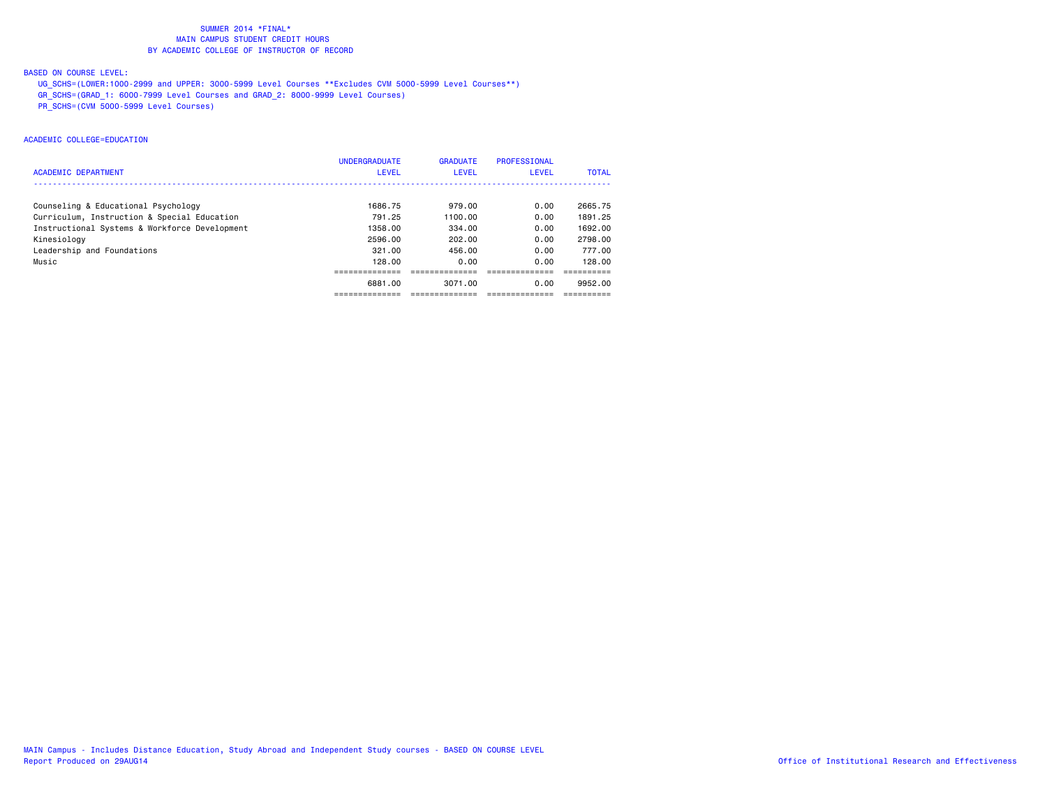SUMMER 2014 *FINAL*
MAIN CAMPUS STUDENT CREDIT HOURS
BY ACADEMIC COLLEGE OF INSTRUCTOR OF RECORD

BASED ON COURSE LEVEL:

UG_SCHS=(LOWER:1000-2999 and UPPER: 3000-5999 Level Courses **Excludes CVM 5000-5999 Level Courses**)
GR_SCHS=(GRAD_1: 6000-7999 Level Courses and GRAD_2: 8000-9999 Level Courses)
PR_SCHS=(CVM 5000-5999 Level Courses)

ACADEMIC COLLEGE=EDUCATION

| ACADEMIC DEPARTMENT | UNDERGRADUATE LEVEL | GRADUATE LEVEL | PROFESSIONAL LEVEL | TOTAL |
|---|---|---|---|---|
| Counseling & Educational Psychology | 1686.75 | 979.00 | 0.00 | 2665.75 |
| Curriculum, Instruction & Special Education | 791.25 | 1100.00 | 0.00 | 1891.25 |
| Instructional Systems & Workforce Development | 1358.00 | 334.00 | 0.00 | 1692.00 |
| Kinesiology | 2596.00 | 202.00 | 0.00 | 2798.00 |
| Leadership and Foundations | 321.00 | 456.00 | 0.00 | 777.00 |
| Music | 128.00 | 0.00 | 0.00 | 128.00 |
| | 6881.00 | 3071.00 | 0.00 | 9952.00 |

MAIN Campus - Includes Distance Education, Study Abroad and Independent Study courses - BASED ON COURSE LEVEL
Report Produced on 29AUG14

Office of Institutional Research and Effectiveness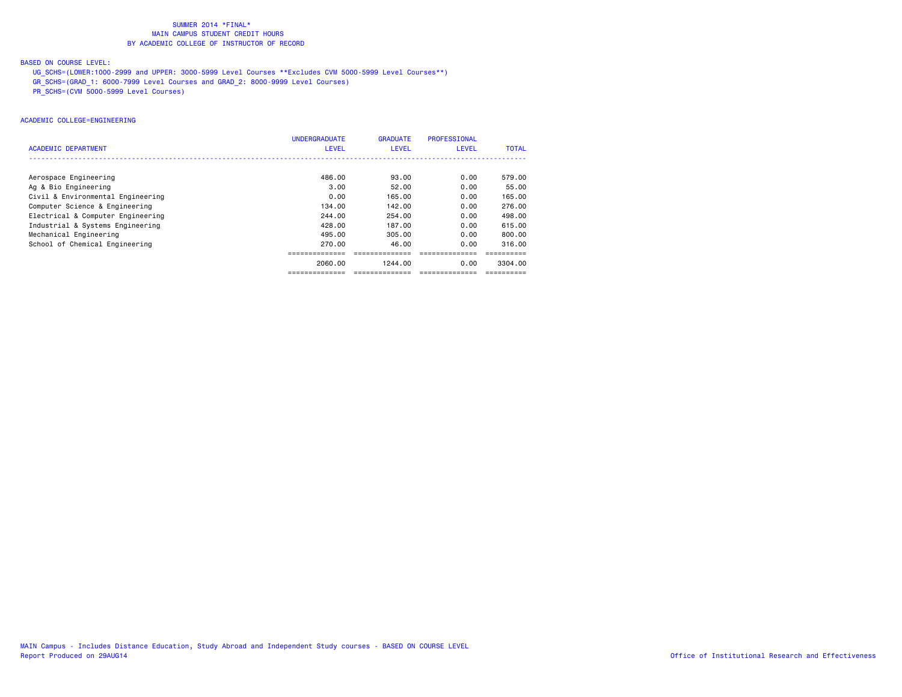SUMMER 2014 *FINAL*
MAIN CAMPUS STUDENT CREDIT HOURS
BY ACADEMIC COLLEGE OF INSTRUCTOR OF RECORD

BASED ON COURSE LEVEL:
UG_SCHS=(LOWER:1000-2999 and UPPER: 3000-5999 Level Courses **Excludes CVM 5000-5999 Level Courses**)
GR_SCHS=(GRAD_1: 6000-7999 Level Courses and GRAD_2: 8000-9999 Level Courses)
PR_SCHS=(CVM 5000-5999 Level Courses)

ACADEMIC COLLEGE=ENGINEERING

| ACADEMIC DEPARTMENT | UNDERGRADUATE LEVEL | GRADUATE LEVEL | PROFESSIONAL LEVEL | TOTAL |
|---|---|---|---|---|
| Aerospace Engineering | 486.00 | 93.00 | 0.00 | 579.00 |
| Ag & Bio Engineering | 3.00 | 52.00 | 0.00 | 55.00 |
| Civil & Environmental Engineering | 0.00 | 165.00 | 0.00 | 165.00 |
| Computer Science & Engineering | 134.00 | 142.00 | 0.00 | 276.00 |
| Electrical & Computer Engineering | 244.00 | 254.00 | 0.00 | 498.00 |
| Industrial & Systems Engineering | 428.00 | 187.00 | 0.00 | 615.00 |
| Mechanical Engineering | 495.00 | 305.00 | 0.00 | 800.00 |
| School of Chemical Engineering | 270.00 | 46.00 | 0.00 | 316.00 |
| | 2060.00 | 1244.00 | 0.00 | 3304.00 |

MAIN Campus - Includes Distance Education, Study Abroad and Independent Study courses - BASED ON COURSE LEVEL
Report Produced on 29AUG14

Office of Institutional Research and Effectiveness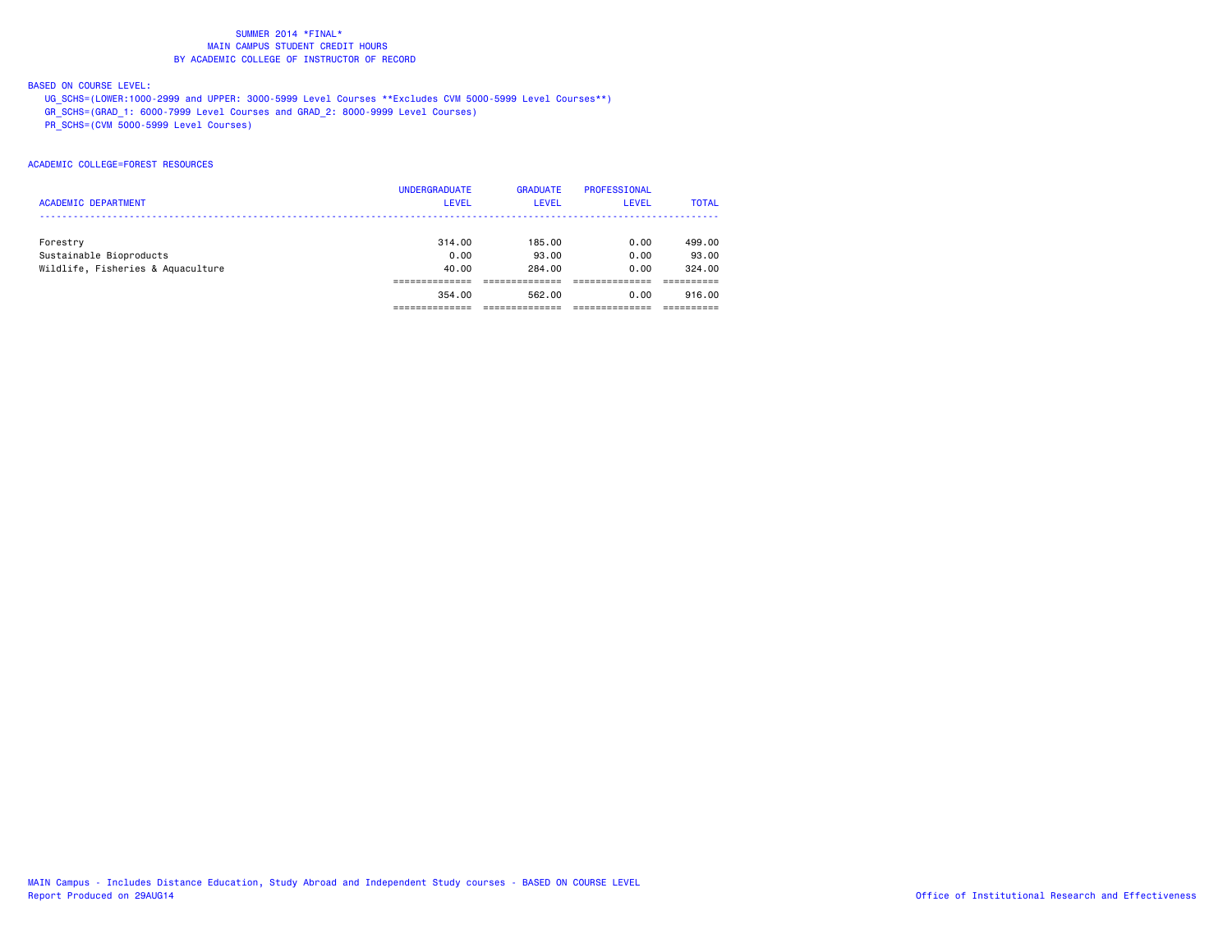SUMMER 2014 *FINAL*
MAIN CAMPUS STUDENT CREDIT HOURS
BY ACADEMIC COLLEGE OF INSTRUCTOR OF RECORD

BASED ON COURSE LEVEL:

UG_SCHS=(LOWER:1000-2999 and UPPER: 3000-5999 Level Courses **Excludes CVM 5000-5999 Level Courses**)
GR_SCHS=(GRAD_1: 6000-7999 Level Courses and GRAD_2: 8000-9999 Level Courses)
PR_SCHS=(CVM 5000-5999 Level Courses)

ACADEMIC COLLEGE=FOREST RESOURCES

| ACADEMIC DEPARTMENT | UNDERGRADUATE LEVEL | GRADUATE LEVEL | PROFESSIONAL LEVEL | TOTAL |
|---|---|---|---|---|
| Forestry | 314.00 | 185.00 | 0.00 | 499.00 |
| Sustainable Bioproducts | 0.00 | 93.00 | 0.00 | 93.00 |
| Wildlife, Fisheries & Aquaculture | 40.00 | 284.00 | 0.00 | 324.00 |
| | 354.00 | 562.00 | 0.00 | 916.00 |

MAIN Campus - Includes Distance Education, Study Abroad and Independent Study courses - BASED ON COURSE LEVEL
Report Produced on 29AUG14

Office of Institutional Research and Effectiveness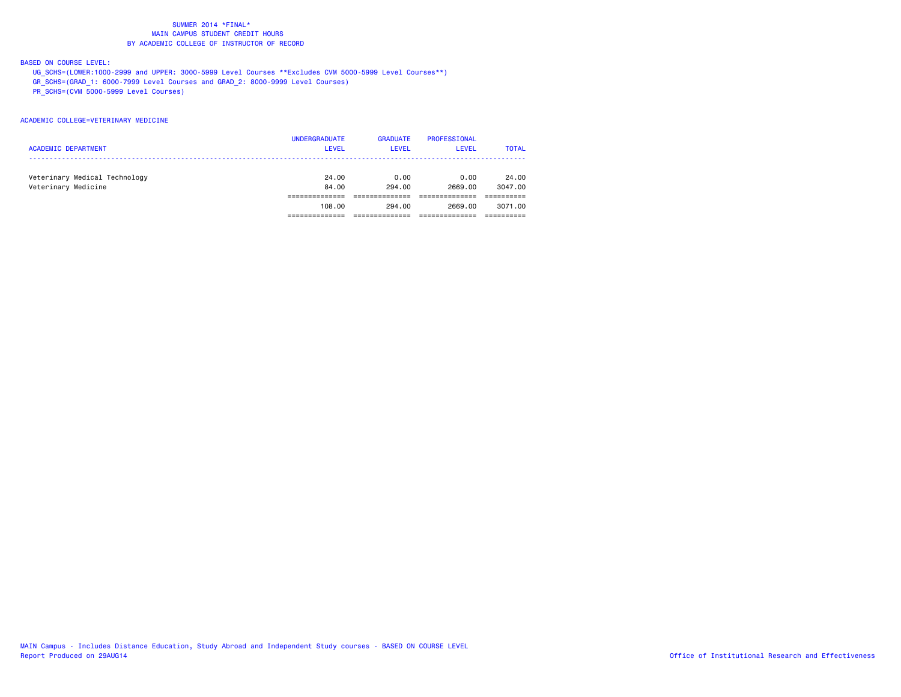SUMMER 2014 *FINAL*
MAIN CAMPUS STUDENT CREDIT HOURS
BY ACADEMIC COLLEGE OF INSTRUCTOR OF RECORD

BASED ON COURSE LEVEL:
UG_SCHS=(LOWER:1000-2999 and UPPER: 3000-5999 Level Courses **Excludes CVM 5000-5999 Level Courses**)
GR_SCHS=(GRAD_1: 6000-7999 Level Courses and GRAD_2: 8000-9999 Level Courses)
PR_SCHS=(CVM 5000-5999 Level Courses)

ACADEMIC COLLEGE=VETERINARY MEDICINE

| ACADEMIC DEPARTMENT | UNDERGRADUATE LEVEL | GRADUATE LEVEL | PROFESSIONAL LEVEL | TOTAL |
|---|---|---|---|---|
| Veterinary Medical Technology | 24.00 | 0.00 | 0.00 | 24.00 |
| Veterinary Medicine | 84.00 | 294.00 | 2669.00 | 3047.00 |
| | 108.00 | 294.00 | 2669.00 | 3071.00 |

MAIN Campus - Includes Distance Education, Study Abroad and Independent Study courses - BASED ON COURSE LEVEL
Report Produced on 29AUG14
Office of Institutional Research and Effectiveness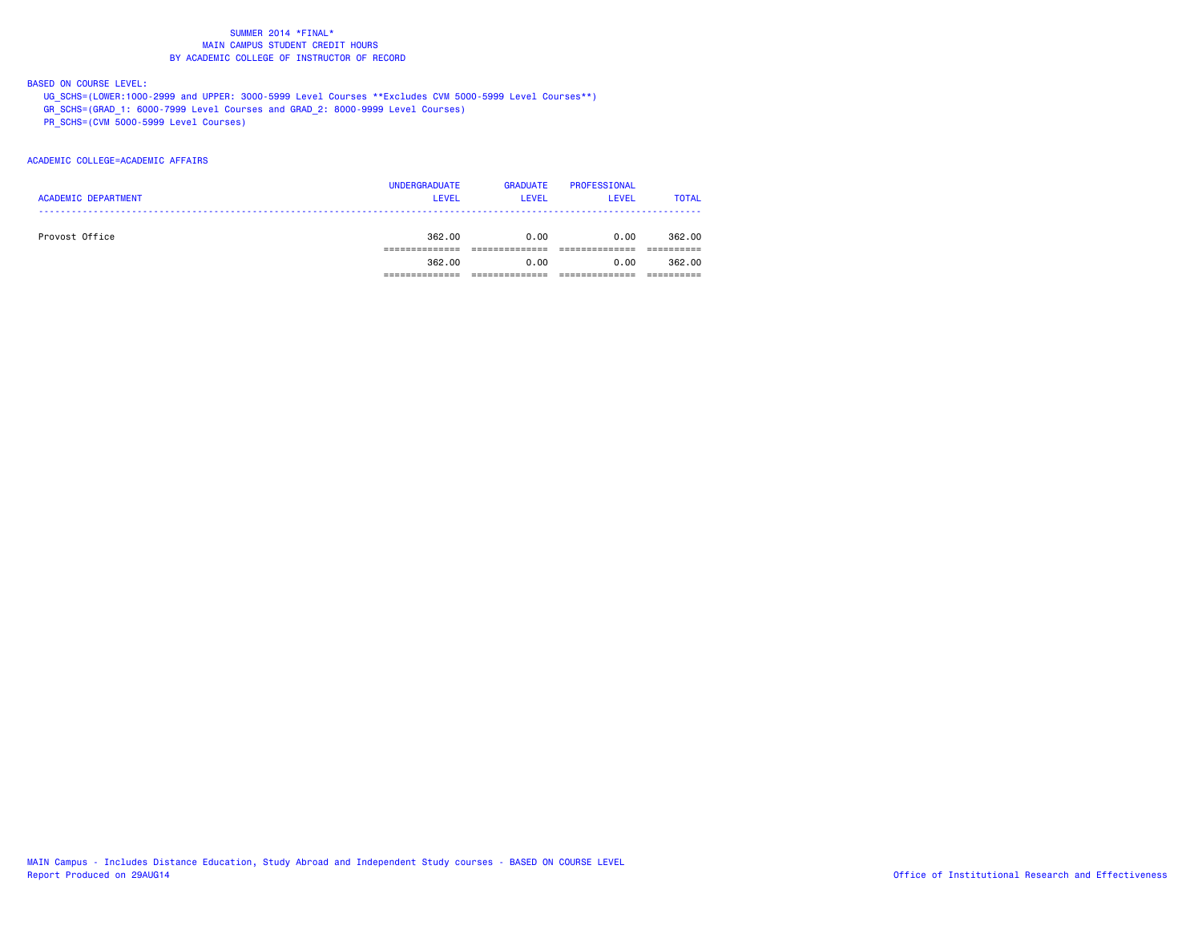SUMMER 2014 *FINAL*
MAIN CAMPUS STUDENT CREDIT HOURS
BY ACADEMIC COLLEGE OF INSTRUCTOR OF RECORD

BASED ON COURSE LEVEL:
UG_SCHS=(LOWER:1000-2999 and UPPER: 3000-5999 Level Courses **Excludes CVM 5000-5999 Level Courses**)
GR_SCHS=(GRAD_1: 6000-7999 Level Courses and GRAD_2: 8000-9999 Level Courses)
PR_SCHS=(CVM 5000-5999 Level Courses)

ACADEMIC COLLEGE=ACADEMIC AFFAIRS

| ACADEMIC DEPARTMENT | UNDERGRADUATE LEVEL | GRADUATE LEVEL | PROFESSIONAL LEVEL | TOTAL |
|---|---|---|---|---|
| Provost Office | 362.00 | 0.00 | 0.00 | 362.00 |
| | 362.00 | 0.00 | 0.00 | 362.00 |

MAIN Campus - Includes Distance Education, Study Abroad and Independent Study courses - BASED ON COURSE LEVEL
Report Produced on 29AUG14

Office of Institutional Research and Effectiveness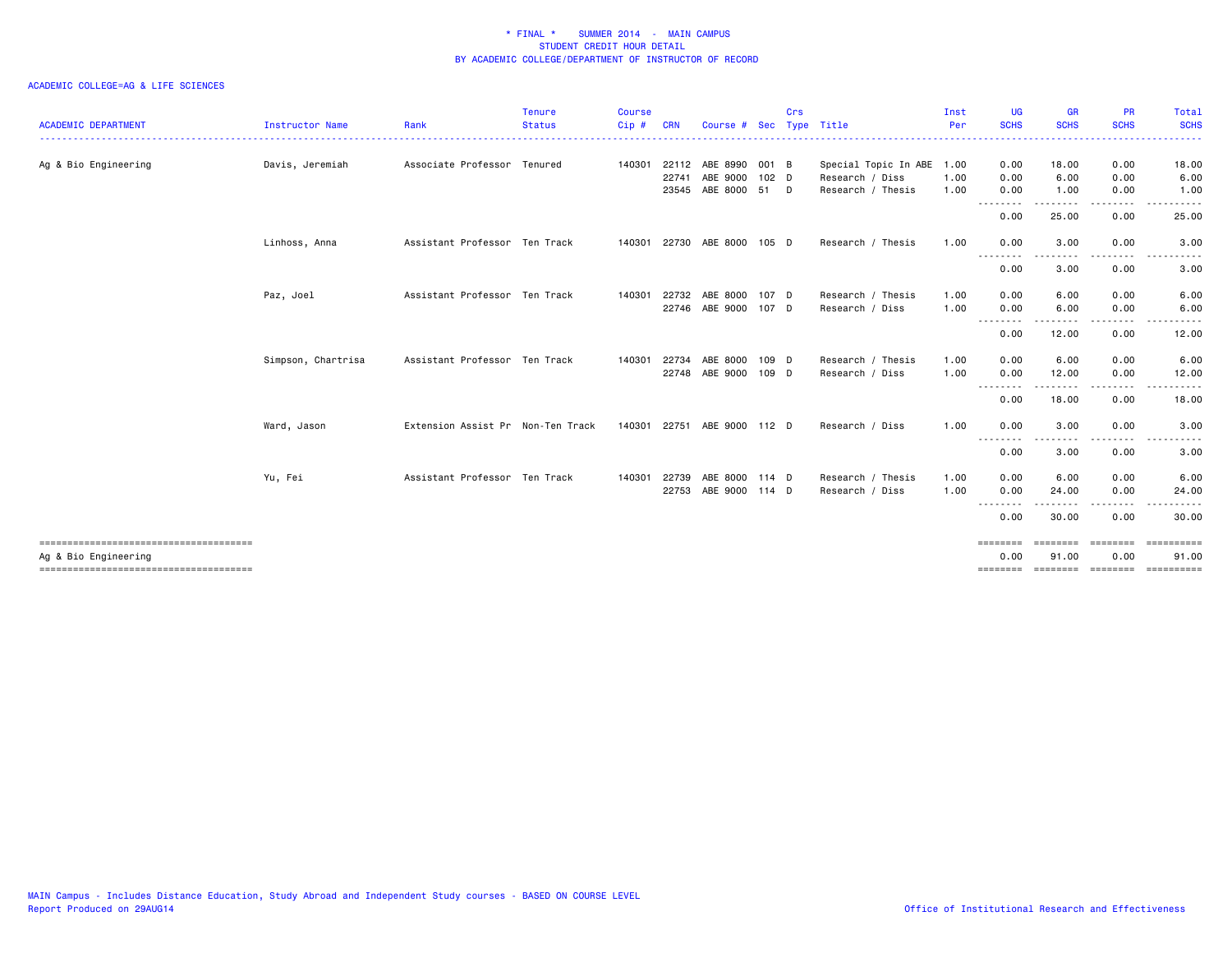\* FINAL \* SUMMER 2014 - MAIN CAMPUS
STUDENT CREDIT HOUR DETAIL
BY ACADEMIC COLLEGE/DEPARTMENT OF INSTRUCTOR OF RECORD

ACADEMIC COLLEGE=AG & LIFE SCIENCES

| ACADEMIC DEPARTMENT | Instructor Name | Rank | Tenure Status | Course Cip # | CRN | Course # | Sec | Crs Type | Title | Inst Per | UG SCHS | GR SCHS | PR SCHS | Total SCHS |
|---|---|---|---|---|---|---|---|---|---|---|---|---|---|---|
| Ag & Bio Engineering | Davis, Jeremiah | Associate Professor | Tenured | 140301 | 22112 | ABE 8990 | 001 | B | Special Topic In ABE | 1.00 | 0.00 | 18.00 | 0.00 | 18.00 |
| | | | | | 22741 | ABE 9000 | 102 | D | Research / Diss | 1.00 | 0.00 | 6.00 | 0.00 | 6.00 |
| | | | | | 23545 | ABE 8000 | 51 | D | Research / Thesis | 1.00 | 0.00 | 1.00 | 0.00 | 1.00 |
| | | | | | | | | | | | 0.00 | 25.00 | 0.00 | 25.00 |
| | Linhoss, Anna | Assistant Professor | Ten Track | 140301 | 22730 | ABE 8000 | 105 | D | Research / Thesis | 1.00 | 0.00 | 3.00 | 0.00 | 3.00 |
| | | | | | | | | | | | 0.00 | 3.00 | 0.00 | 3.00 |
| | Paz, Joel | Assistant Professor | Ten Track | 140301 | 22732 | ABE 8000 | 107 | D | Research / Thesis | 1.00 | 0.00 | 6.00 | 0.00 | 6.00 |
| | | | | | 22746 | ABE 9000 | 107 | D | Research / Diss | 1.00 | 0.00 | 6.00 | 0.00 | 6.00 |
| | | | | | | | | | | | 0.00 | 12.00 | 0.00 | 12.00 |
| | Simpson, Chartrisa | Assistant Professor | Ten Track | 140301 | 22734 | ABE 8000 | 109 | D | Research / Thesis | 1.00 | 0.00 | 6.00 | 0.00 | 6.00 |
| | | | | | 22748 | ABE 9000 | 109 | D | Research / Diss | 1.00 | 0.00 | 12.00 | 0.00 | 12.00 |
| | | | | | | | | | | | 0.00 | 18.00 | 0.00 | 18.00 |
| | Ward, Jason | Extension Assist Pr | Non-Ten Track | 140301 | 22751 | ABE 9000 | 112 | D | Research / Diss | 1.00 | 0.00 | 3.00 | 0.00 | 3.00 |
| | | | | | | | | | | | 0.00 | 3.00 | 0.00 | 3.00 |
| | Yu, Fei | Assistant Professor | Ten Track | 140301 | 22739 | ABE 8000 | 114 | D | Research / Thesis | 1.00 | 0.00 | 6.00 | 0.00 | 6.00 |
| | | | | | 22753 | ABE 9000 | 114 | D | Research / Diss | 1.00 | 0.00 | 24.00 | 0.00 | 24.00 |
| | | | | | | | | | | | 0.00 | 30.00 | 0.00 | 30.00 |
| Ag & Bio Engineering | | | | | | | | | | | 0.00 | 91.00 | 0.00 | 91.00 |

MAIN Campus - Includes Distance Education, Study Abroad and Independent Study courses - BASED ON COURSE LEVEL
Report Produced on 29AUG14

Office of Institutional Research and Effectiveness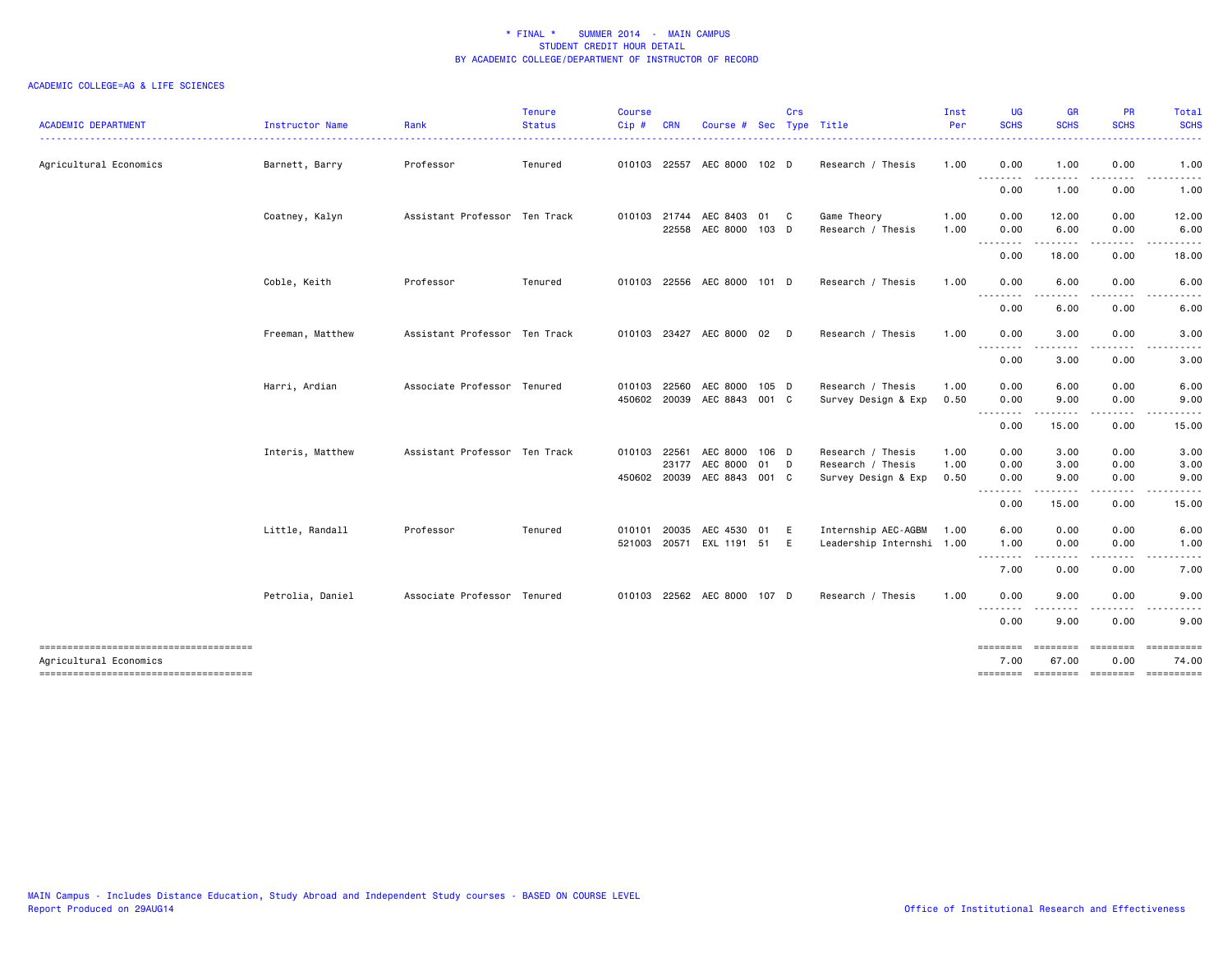\* FINAL \*    SUMMER 2014  -  MAIN CAMPUS
STUDENT CREDIT HOUR DETAIL
BY ACADEMIC COLLEGE/DEPARTMENT OF INSTRUCTOR OF RECORD

ACADEMIC COLLEGE=AG & LIFE SCIENCES

| ACADEMIC DEPARTMENT | Instructor Name | Rank | Tenure Status | Course Cip # | CRN | Course # | Sec | Crs Type | Title | Inst Per | UG SCHS | GR SCHS | PR SCHS | Total SCHS |
|---|---|---|---|---|---|---|---|---|---|---|---|---|---|---|
| Agricultural Economics | Barnett, Barry | Professor | Tenured | 010103 | 22557 | AEC 8000 | 102 | D | Research / Thesis | 1.00 | 0.00 | 1.00 | 0.00 | 1.00 |
| | | | | | | | | | | | 0.00 | 1.00 | 0.00 | 1.00 |
| | Coatney, Kalyn | Assistant Professor | Ten Track | 010103 | 21744 | AEC 8403 | 01 | C | Game Theory | 1.00 | 0.00 | 12.00 | 0.00 | 12.00 |
| | | | | | 22558 | AEC 8000 | 103 | D | Research / Thesis | 1.00 | 0.00 | 6.00 | 0.00 | 6.00 |
| | | | | | | | | | | | 0.00 | 18.00 | 0.00 | 18.00 |
| | Coble, Keith | Professor | Tenured | 010103 | 22556 | AEC 8000 | 101 | D | Research / Thesis | 1.00 | 0.00 | 6.00 | 0.00 | 6.00 |
| | | | | | | | | | | | 0.00 | 6.00 | 0.00 | 6.00 |
| | Freeman, Matthew | Assistant Professor | Ten Track | 010103 | 23427 | AEC 8000 | 02 | D | Research / Thesis | 1.00 | 0.00 | 3.00 | 0.00 | 3.00 |
| | | | | | | | | | | | 0.00 | 3.00 | 0.00 | 3.00 |
| | Harri, Ardian | Associate Professor | Tenured | 010103 | 22560 | AEC 8000 | 105 | D | Research / Thesis | 1.00 | 0.00 | 6.00 | 0.00 | 6.00 |
| | | | | 450602 | 20039 | AEC 8843 | 001 | C | Survey Design & Exp | 0.50 | 0.00 | 9.00 | 0.00 | 9.00 |
| | | | | | | | | | | | 0.00 | 15.00 | 0.00 | 15.00 |
| | Interis, Matthew | Assistant Professor | Ten Track | 010103 | 22561 | AEC 8000 | 106 | D | Research / Thesis | 1.00 | 0.00 | 3.00 | 0.00 | 3.00 |
| | | | | | 23177 | AEC 8000 | 01 | D | Research / Thesis | 1.00 | 0.00 | 3.00 | 0.00 | 3.00 |
| | | | | 450602 | 20039 | AEC 8843 | 001 | C | Survey Design & Exp | 0.50 | 0.00 | 9.00 | 0.00 | 9.00 |
| | | | | | | | | | | | 0.00 | 15.00 | 0.00 | 15.00 |
| | Little, Randall | Professor | Tenured | 010101 | 20035 | AEC 4530 | 01 | E | Internship AEC-AGBM | 1.00 | 6.00 | 0.00 | 0.00 | 6.00 |
| | | | | 521003 | 20571 | EXL 1191 | 51 | E | Leadership Internshi | 1.00 | 1.00 | 0.00 | 0.00 | 1.00 |
| | | | | | | | | | | | 7.00 | 0.00 | 0.00 | 7.00 |
| | Petrolia, Daniel | Associate Professor | Tenured | 010103 | 22562 | AEC 8000 | 107 | D | Research / Thesis | 1.00 | 0.00 | 9.00 | 0.00 | 9.00 |
| | | | | | | | | | | | 0.00 | 9.00 | 0.00 | 9.00 |
| Agricultural Economics | | | | | | | | | | | 7.00 | 67.00 | 0.00 | 74.00 |

MAIN Campus - Includes Distance Education, Study Abroad and Independent Study courses - BASED ON COURSE LEVEL
Report Produced on 29AUG14
Office of Institutional Research and Effectiveness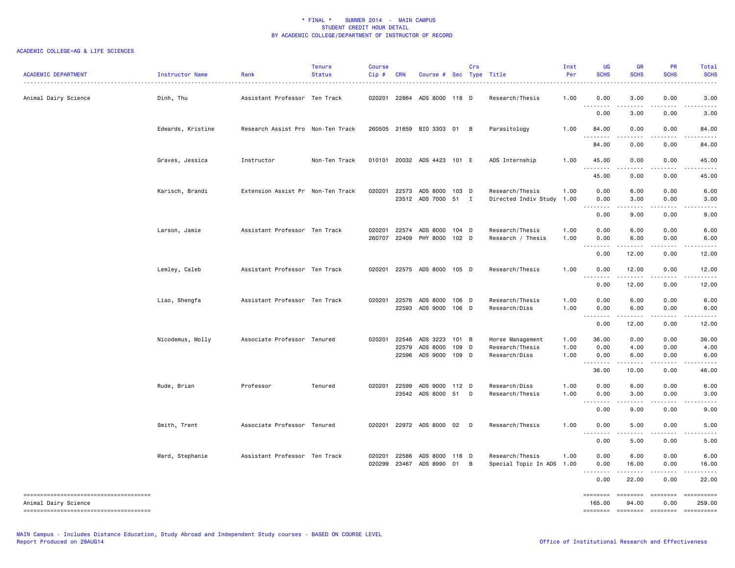\* FINAL \* SUMMER 2014 - MAIN CAMPUS
STUDENT CREDIT HOUR DETAIL
BY ACADEMIC COLLEGE/DEPARTMENT OF INSTRUCTOR OF RECORD

ACADEMIC COLLEGE=AG & LIFE SCIENCES

| ACADEMIC DEPARTMENT | Instructor Name | Rank | Tenure Status | Course Cip # | CRN | Course # | Sec | Crs Type | Title | Inst Per | UG SCHS | GR SCHS | PR SCHS | Total SCHS |
|---|---|---|---|---|---|---|---|---|---|---|---|---|---|---|
| Animal Dairy Science | Dinh, Thu | Assistant Professor | Ten Track | 020201 | 22864 | ADS 8000 | 118 | D | Research/Thesis | 1.00 | 0.00 | 3.00 | 0.00 | 3.00 |
| | | | | | | | | | | | 0.00 | 3.00 | 0.00 | 3.00 |
| | Edwards, Kristine | Research Assist Pro | Non-Ten Track | 260505 | 21659 | BIO 3303 | 01 | B | Parasitology | 1.00 | 84.00 | 0.00 | 0.00 | 84.00 |
| | | | | | | | | | | | 84.00 | 0.00 | 0.00 | 84.00 |
| | Graves, Jessica | Instructor | Non-Ten Track | 010101 | 20032 | ADS 4423 | 101 | E | ADS Internship | 1.00 | 45.00 | 0.00 | 0.00 | 45.00 |
| | | | | | | | | | | | 45.00 | 0.00 | 0.00 | 45.00 |
| | Karisch, Brandi | Extension Assist Pr | Non-Ten Track | 020201 | 22573 | ADS 8000 | 103 | D | Research/Thesis | 1.00 | 0.00 | 6.00 | 0.00 | 6.00 |
| | | | | | 23512 | ADS 7000 | 51 | I | Directed Indiv Study | 1.00 | 0.00 | 3.00 | 0.00 | 3.00 |
| | | | | | | | | | | | 0.00 | 9.00 | 0.00 | 9.00 |
| | Larson, Jamie | Assistant Professor | Ten Track | 020201 | 22574 | ADS 8000 | 104 | D | Research/Thesis | 1.00 | 0.00 | 6.00 | 0.00 | 6.00 |
| | | | | 260707 | 22409 | PHY 8000 | 102 | D | Research / Thesis | 1.00 | 0.00 | 6.00 | 0.00 | 6.00 |
| | | | | | | | | | | | 0.00 | 12.00 | 0.00 | 12.00 |
| | Lemley, Caleb | Assistant Professor | Ten Track | 020201 | 22575 | ADS 8000 | 105 | D | Research/Thesis | 1.00 | 0.00 | 12.00 | 0.00 | 12.00 |
| | | | | | | | | | | | 0.00 | 12.00 | 0.00 | 12.00 |
| | Liao, Shengfa | Assistant Professor | Ten Track | 020201 | 22576 | ADS 8000 | 106 | D | Research/Thesis | 1.00 | 0.00 | 6.00 | 0.00 | 6.00 |
| | | | | | 22593 | ADS 9000 | 106 | D | Research/Diss | 1.00 | 0.00 | 6.00 | 0.00 | 6.00 |
| | | | | | | | | | | | 0.00 | 12.00 | 0.00 | 12.00 |
| | Nicodemus, Molly | Associate Professor | Tenured | 020201 | 22546 | ADS 3223 | 101 | B | Horse Management | 1.00 | 36.00 | 0.00 | 0.00 | 36.00 |
| | | | | | 22579 | ADS 8000 | 109 | D | Research/Thesis | 1.00 | 0.00 | 4.00 | 0.00 | 4.00 |
| | | | | | 22596 | ADS 9000 | 109 | D | Research/Diss | 1.00 | 0.00 | 6.00 | 0.00 | 6.00 |
| | | | | | | | | | | | 36.00 | 10.00 | 0.00 | 46.00 |
| | Rude, Brian | Professor | Tenured | 020201 | 22599 | ADS 9000 | 112 | D | Research/Diss | 1.00 | 0.00 | 6.00 | 0.00 | 6.00 |
| | | | | | 23542 | ADS 8000 | 51 | D | Research/Thesis | 1.00 | 0.00 | 3.00 | 0.00 | 3.00 |
| | | | | | | | | | | | 0.00 | 9.00 | 0.00 | 9.00 |
| | Smith, Trent | Associate Professor | Tenured | 020201 | 22972 | ADS 8000 | 02 | D | Research/Thesis | 1.00 | 0.00 | 5.00 | 0.00 | 5.00 |
| | | | | | | | | | | | 0.00 | 5.00 | 0.00 | 5.00 |
| | Ward, Stephanie | Assistant Professor | Ten Track | 020201 | 22586 | ADS 8000 | 116 | D | Research/Thesis | 1.00 | 0.00 | 6.00 | 0.00 | 6.00 |
| | | | | 020299 | 23467 | ADS 8990 | 01 | B | Special Topic In ADS | 1.00 | 0.00 | 16.00 | 0.00 | 16.00 |
| | | | | | | | | | | | 0.00 | 22.00 | 0.00 | 22.00 |
| Animal Dairy Science | | | | | | | | | | | 165.00 | 94.00 | 0.00 | 259.00 |

MAIN Campus - Includes Distance Education, Study Abroad and Independent Study courses - BASED ON COURSE LEVEL
Report Produced on 29AUG14

Office of Institutional Research and Effectiveness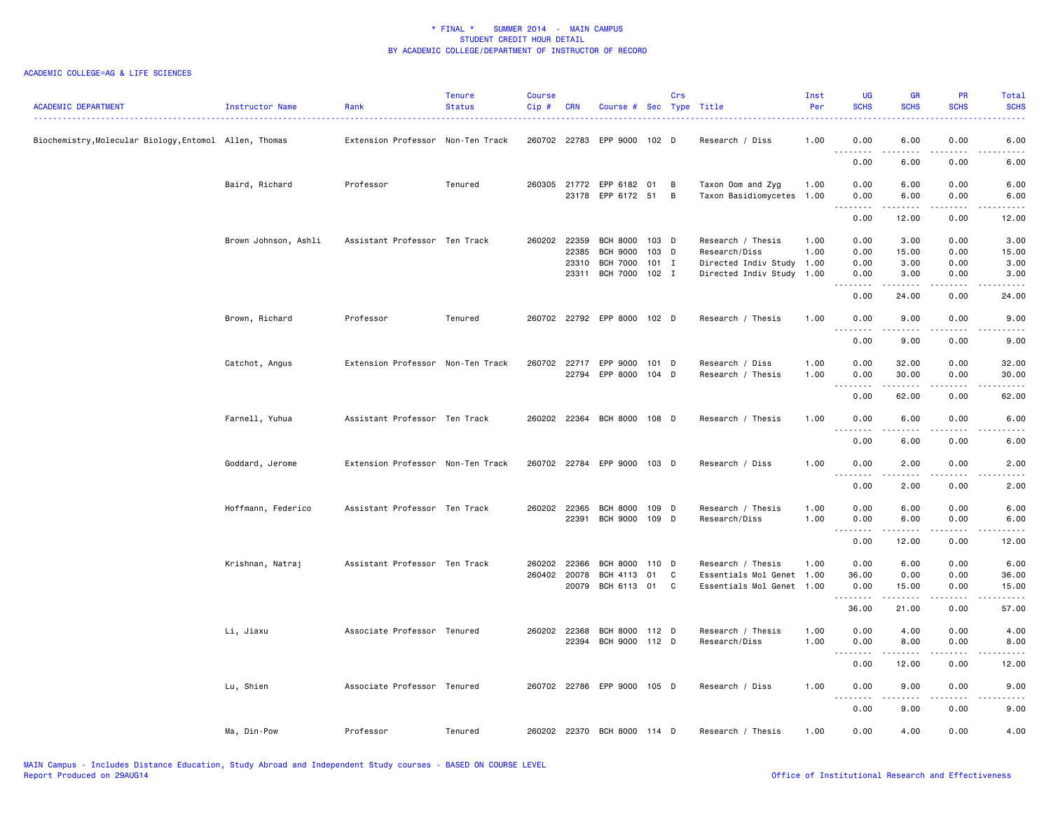\* FINAL \*    SUMMER 2014  -  MAIN CAMPUS
STUDENT CREDIT HOUR DETAIL
BY ACADEMIC COLLEGE/DEPARTMENT OF INSTRUCTOR OF RECORD

ACADEMIC COLLEGE=AG & LIFE SCIENCES

| ACADEMIC DEPARTMENT | Instructor Name | Rank | Tenure Status | Course Cip # | CRN | Course # | Sec | Crs Type | Title | Inst Per | UG SCHS | GR SCHS | PR SCHS | Total SCHS |
|---|---|---|---|---|---|---|---|---|---|---|---|---|---|---|
| Biochemistry,Molecular Biology,Entomol | Allen, Thomas | Extension Professor | Non-Ten Track | 260702 | 22783 | EPP 9000 | 102 | D | Research / Diss | 1.00 | 0.00 | 6.00 | 0.00 | 6.00 |
| | | | | | | | | | | | 0.00 | 6.00 | 0.00 | 6.00 |
| | Baird, Richard | Professor | Tenured | 260305 | 21772 | EPP 6182 | 01 | B | Taxon Oom and Zyg | 1.00 | 0.00 | 6.00 | 0.00 | 6.00 |
| | | | | | 23178 | EPP 6172 | 51 | B | Taxon Basidiomycetes | 1.00 | 0.00 | 6.00 | 0.00 | 6.00 |
| | | | | | | | | | | | 0.00 | 12.00 | 0.00 | 12.00 |
| | Brown Johnson, Ashli | Assistant Professor | Ten Track | 260202 | 22359 | BCH 8000 | 103 | D | Research / Thesis | 1.00 | 0.00 | 3.00 | 0.00 | 3.00 |
| | | | | | 22385 | BCH 9000 | 103 | D | Research/Diss | 1.00 | 0.00 | 15.00 | 0.00 | 15.00 |
| | | | | | 23310 | BCH 7000 | 101 | I | Directed Indiv Study | 1.00 | 0.00 | 3.00 | 0.00 | 3.00 |
| | | | | | 23311 | BCH 7000 | 102 | I | Directed Indiv Study | 1.00 | 0.00 | 3.00 | 0.00 | 3.00 |
| | | | | | | | | | | | 0.00 | 24.00 | 0.00 | 24.00 |
| | Brown, Richard | Professor | Tenured | 260702 | 22792 | EPP 8000 | 102 | D | Research / Thesis | 1.00 | 0.00 | 9.00 | 0.00 | 9.00 |
| | | | | | | | | | | | 0.00 | 9.00 | 0.00 | 9.00 |
| | Catchot, Angus | Extension Professor | Non-Ten Track | 260702 | 22717 | EPP 9000 | 101 | D | Research / Diss | 1.00 | 0.00 | 32.00 | 0.00 | 32.00 |
| | | | | | 22794 | EPP 8000 | 104 | D | Research / Thesis | 1.00 | 0.00 | 30.00 | 0.00 | 30.00 |
| | | | | | | | | | | | 0.00 | 62.00 | 0.00 | 62.00 |
| | Farnell, Yuhua | Assistant Professor | Ten Track | 260202 | 22364 | BCH 8000 | 108 | D | Research / Thesis | 1.00 | 0.00 | 6.00 | 0.00 | 6.00 |
| | | | | | | | | | | | 0.00 | 6.00 | 0.00 | 6.00 |
| | Goddard, Jerome | Extension Professor | Non-Ten Track | 260702 | 22784 | EPP 9000 | 103 | D | Research / Diss | 1.00 | 0.00 | 2.00 | 0.00 | 2.00 |
| | | | | | | | | | | | 0.00 | 2.00 | 0.00 | 2.00 |
| | Hoffmann, Federico | Assistant Professor | Ten Track | 260202 | 22365 | BCH 8000 | 109 | D | Research / Thesis | 1.00 | 0.00 | 6.00 | 0.00 | 6.00 |
| | | | | | 22391 | BCH 9000 | 109 | D | Research/Diss | 1.00 | 0.00 | 6.00 | 0.00 | 6.00 |
| | | | | | | | | | | | 0.00 | 12.00 | 0.00 | 12.00 |
| | Krishnan, Natraj | Assistant Professor | Ten Track | 260202 | 22366 | BCH 8000 | 110 | D | Research / Thesis | 1.00 | 0.00 | 6.00 | 0.00 | 6.00 |
| | | | | 260402 | 20078 | BCH 4113 | 01 | C | Essentials Mol Genet | 1.00 | 36.00 | 0.00 | 0.00 | 36.00 |
| | | | | | 20079 | BCH 6113 | 01 | C | Essentials Mol Genet | 1.00 | 0.00 | 15.00 | 0.00 | 15.00 |
| | | | | | | | | | | | 36.00 | 21.00 | 0.00 | 57.00 |
| | Li, Jiaxu | Associate Professor | Tenured | 260202 | 22368 | BCH 8000 | 112 | D | Research / Thesis | 1.00 | 0.00 | 4.00 | 0.00 | 4.00 |
| | | | | | 22394 | BCH 9000 | 112 | D | Research/Diss | 1.00 | 0.00 | 8.00 | 0.00 | 8.00 |
| | | | | | | | | | | | 0.00 | 12.00 | 0.00 | 12.00 |
| | Lu, Shien | Associate Professor | Tenured | 260702 | 22786 | EPP 9000 | 105 | D | Research / Diss | 1.00 | 0.00 | 9.00 | 0.00 | 9.00 |
| | | | | | | | | | | | 0.00 | 9.00 | 0.00 | 9.00 |
| | Ma, Din-Pow | Professor | Tenured | 260202 | 22370 | BCH 8000 | 114 | D | Research / Thesis | 1.00 | 0.00 | 4.00 | 0.00 | 4.00 |

MAIN Campus - Includes Distance Education, Study Abroad and Independent Study courses - BASED ON COURSE LEVEL
Report Produced on 29AUG14

Office of Institutional Research and Effectiveness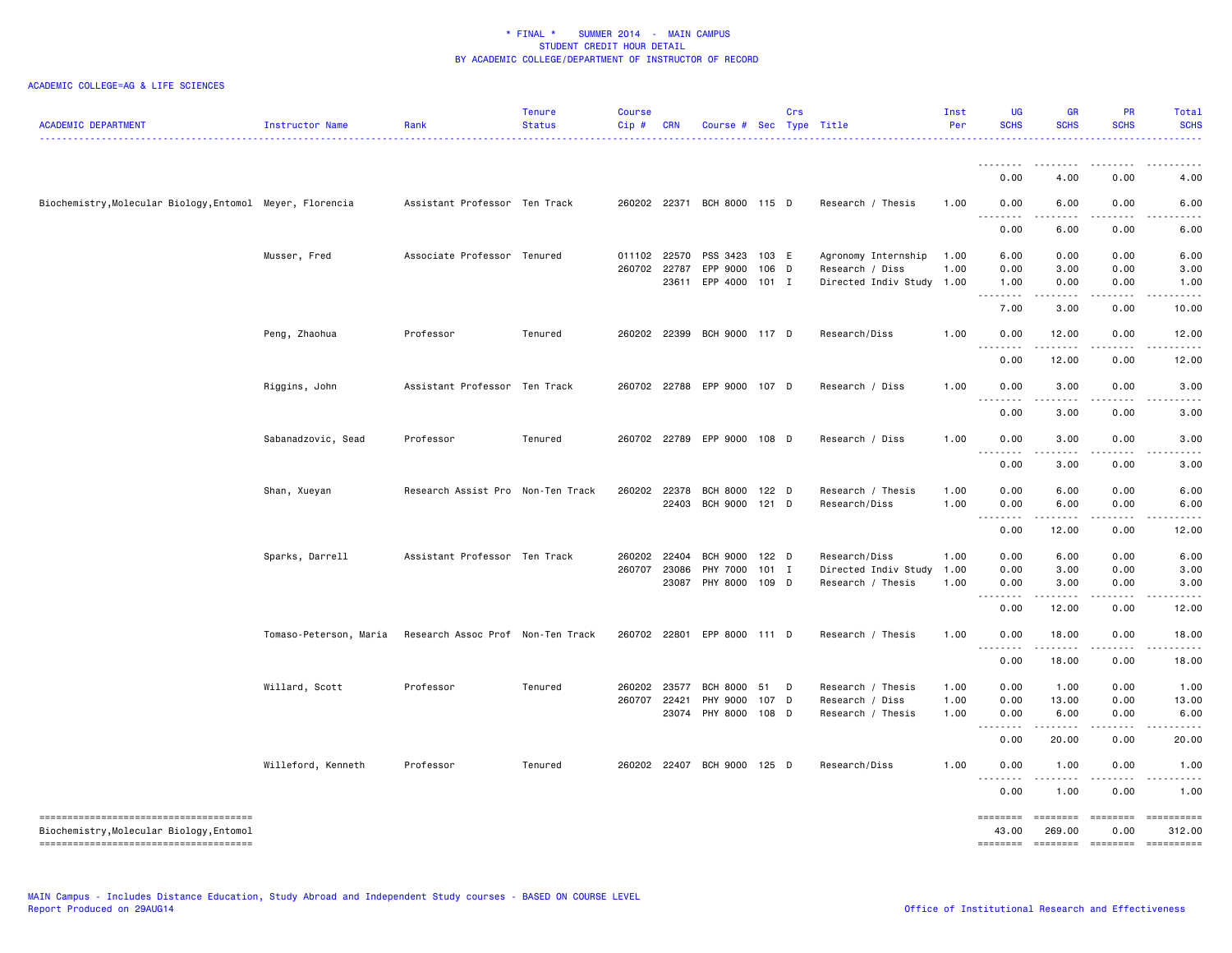* FINAL * SUMMER 2014 - MAIN CAMPUS
STUDENT CREDIT HOUR DETAIL
BY ACADEMIC COLLEGE/DEPARTMENT OF INSTRUCTOR OF RECORD

ACADEMIC COLLEGE=AG & LIFE SCIENCES

| ACADEMIC DEPARTMENT | Instructor Name | Rank | Tenure Status | Course Cip # | CRN | Course # | Sec | Crs Type | Title | Inst Per | UG SCHS | GR SCHS | PR SCHS | Total SCHS |
|---|---|---|---|---|---|---|---|---|---|---|---|---|---|---|
| | | | | | | | | | | | 0.00 | 4.00 | 0.00 | 4.00 |
| Biochemistry,Molecular Biology,Entomol | Meyer, Florencia | Assistant Professor | Ten Track | 260202 | 22371 | BCH 8000 | 115 | D | Research / Thesis | 1.00 | 0.00 | 6.00 | 0.00 | 6.00 |
| | | | | | | | | | | | 0.00 | 6.00 | 0.00 | 6.00 |
| | Musser, Fred | Associate Professor | Tenured | 011102 | 22570 | PSS 3423 | 103 | E | Agronomy Internship | 1.00 | 6.00 | 0.00 | 0.00 | 6.00 |
| | | | | 260702 | 22787 | EPP 9000 | 106 | D | Research / Diss | 1.00 | 0.00 | 3.00 | 0.00 | 3.00 |
| | | | | | 23611 | EPP 4000 | 101 | I | Directed Indiv Study | 1.00 | 1.00 | 0.00 | 0.00 | 1.00 |
| | | | | | | | | | | | 7.00 | 3.00 | 0.00 | 10.00 |
| | Peng, Zhaohua | Professor | Tenured | 260202 | 22399 | BCH 9000 | 117 | D | Research/Diss | 1.00 | 0.00 | 12.00 | 0.00 | 12.00 |
| | | | | | | | | | | | 0.00 | 12.00 | 0.00 | 12.00 |
| | Riggins, John | Assistant Professor | Ten Track | 260702 | 22788 | EPP 9000 | 107 | D | Research / Diss | 1.00 | 0.00 | 3.00 | 0.00 | 3.00 |
| | | | | | | | | | | | 0.00 | 3.00 | 0.00 | 3.00 |
| | Sabanadzovic, Sead | Professor | Tenured | 260702 | 22789 | EPP 9000 | 108 | D | Research / Diss | 1.00 | 0.00 | 3.00 | 0.00 | 3.00 |
| | | | | | | | | | | | 0.00 | 3.00 | 0.00 | 3.00 |
| | Shan, Xueyan | Research Assist Pro | Non-Ten Track | 260202 | 22378 | BCH 8000 | 122 | D | Research / Thesis | 1.00 | 0.00 | 6.00 | 0.00 | 6.00 |
| | | | | | 22403 | BCH 9000 | 121 | D | Research/Diss | 1.00 | 0.00 | 6.00 | 0.00 | 6.00 |
| | | | | | | | | | | | 0.00 | 12.00 | 0.00 | 12.00 |
| | Sparks, Darrell | Assistant Professor | Ten Track | 260202 | 22404 | BCH 9000 | 122 | D | Research/Diss | 1.00 | 0.00 | 6.00 | 0.00 | 6.00 |
| | | | | 260707 | 23086 | PHY 7000 | 101 | I | Directed Indiv Study | 1.00 | 0.00 | 3.00 | 0.00 | 3.00 |
| | | | | | 23087 | PHY 8000 | 109 | D | Research / Thesis | 1.00 | 0.00 | 3.00 | 0.00 | 3.00 |
| | | | | | | | | | | | 0.00 | 12.00 | 0.00 | 12.00 |
| | Tomaso-Peterson, Maria | Research Assoc Prof | Non-Ten Track | 260702 | 22801 | EPP 8000 | 111 | D | Research / Thesis | 1.00 | 0.00 | 18.00 | 0.00 | 18.00 |
| | | | | | | | | | | | 0.00 | 18.00 | 0.00 | 18.00 |
| | Willard, Scott | Professor | Tenured | 260202 | 23577 | BCH 8000 | 51 | D | Research / Thesis | 1.00 | 0.00 | 1.00 | 0.00 | 1.00 |
| | | | | 260707 | 22421 | PHY 9000 | 107 | D | Research / Diss | 1.00 | 0.00 | 13.00 | 0.00 | 13.00 |
| | | | | | 23074 | PHY 8000 | 108 | D | Research / Thesis | 1.00 | 0.00 | 6.00 | 0.00 | 6.00 |
| | | | | | | | | | | | 0.00 | 20.00 | 0.00 | 20.00 |
| | Willeford, Kenneth | Professor | Tenured | 260202 | 22407 | BCH 9000 | 125 | D | Research/Diss | 1.00 | 0.00 | 1.00 | 0.00 | 1.00 |
| | | | | | | | | | | | 0.00 | 1.00 | 0.00 | 1.00 |
| Biochemistry,Molecular Biology,Entomol | | | | | | | | | | | 43.00 | 269.00 | 0.00 | 312.00 |

MAIN Campus - Includes Distance Education, Study Abroad and Independent Study courses - BASED ON COURSE LEVEL
Report Produced on 29AUG14

Office of Institutional Research and Effectiveness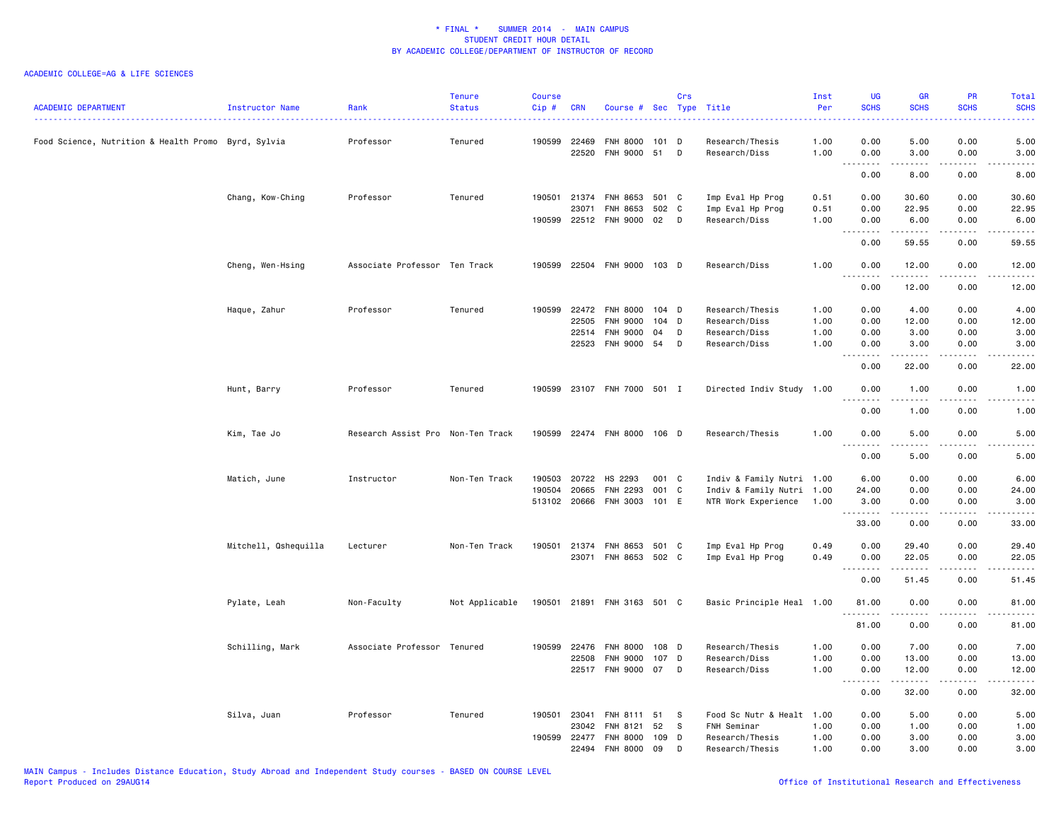\* FINAL \*    SUMMER 2014  -  MAIN CAMPUS
STUDENT CREDIT HOUR DETAIL
BY ACADEMIC COLLEGE/DEPARTMENT OF INSTRUCTOR OF RECORD

ACADEMIC COLLEGE=AG & LIFE SCIENCES

| ACADEMIC DEPARTMENT | Instructor Name | Rank | Tenure Status | Course Cip # | CRN | Course # | Sec | Crs Type | Title | Inst Per | UG SCHS | GR SCHS | PR SCHS | Total SCHS |
|---|---|---|---|---|---|---|---|---|---|---|---|---|---|---|
| Food Science, Nutrition & Health Promo | Byrd, Sylvia | Professor | Tenured | 190599 | 22469 | FNH 8000 | 101 | D | Research/Thesis | 1.00 | 0.00 | 5.00 | 0.00 | 5.00 |
| | | | | | 22520 | FNH 9000 | 51 | D | Research/Diss | 1.00 | 0.00 | 3.00 | 0.00 | 3.00 |
| | | | | | | | | | | | 0.00 | 8.00 | 0.00 | 8.00 |
| | Chang, Kow-Ching | Professor | Tenured | 190501 | 21374 | FNH 8653 | 501 | C | Imp Eval Hp Prog | 0.51 | 0.00 | 30.60 | 0.00 | 30.60 |
| | | | | | 23071 | FNH 8653 | 502 | C | Imp Eval Hp Prog | 0.51 | 0.00 | 22.95 | 0.00 | 22.95 |
| | | | | 190599 | 22512 | FNH 9000 | 02 | D | Research/Diss | 1.00 | 0.00 | 6.00 | 0.00 | 6.00 |
| | | | | | | | | | | | 0.00 | 59.55 | 0.00 | 59.55 |
| | Cheng, Wen-Hsing | Associate Professor | Ten Track | 190599 | 22504 | FNH 9000 | 103 | D | Research/Diss | 1.00 | 0.00 | 12.00 | 0.00 | 12.00 |
| | | | | | | | | | | | 0.00 | 12.00 | 0.00 | 12.00 |
| | Haque, Zahur | Professor | Tenured | 190599 | 22472 | FNH 8000 | 104 | D | Research/Thesis | 1.00 | 0.00 | 4.00 | 0.00 | 4.00 |
| | | | | | 22505 | FNH 9000 | 104 | D | Research/Diss | 1.00 | 0.00 | 12.00 | 0.00 | 12.00 |
| | | | | | 22514 | FNH 9000 | 04 | D | Research/Diss | 1.00 | 0.00 | 3.00 | 0.00 | 3.00 |
| | | | | | 22523 | FNH 9000 | 54 | D | Research/Diss | 1.00 | 0.00 | 3.00 | 0.00 | 3.00 |
| | | | | | | | | | | | 0.00 | 22.00 | 0.00 | 22.00 |
| | Hunt, Barry | Professor | Tenured | 190599 | 23107 | FNH 7000 | 501 | I | Directed Indiv Study | 1.00 | 0.00 | 1.00 | 0.00 | 1.00 |
| | | | | | | | | | | | 0.00 | 1.00 | 0.00 | 1.00 |
| | Kim, Tae Jo | Research Assist Pro | Non-Ten Track | 190599 | 22474 | FNH 8000 | 106 | D | Research/Thesis | 1.00 | 0.00 | 5.00 | 0.00 | 5.00 |
| | | | | | | | | | | | 0.00 | 5.00 | 0.00 | 5.00 |
| | Matich, June | Instructor | Non-Ten Track | 190503 | 20722 | HS 2293 | 001 | C | Indiv & Family Nutri | 1.00 | 6.00 | 0.00 | 0.00 | 6.00 |
| | | | | 190504 | 20665 | FNH 2293 | 001 | C | Indiv & Family Nutri | 1.00 | 24.00 | 0.00 | 0.00 | 24.00 |
| | | | | 513102 | 20666 | FNH 3003 | 101 | E | NTR Work Experience | 1.00 | 3.00 | 0.00 | 0.00 | 3.00 |
| | | | | | | | | | | | 33.00 | 0.00 | 0.00 | 33.00 |
| | Mitchell, Qshequilla | Lecturer | Non-Ten Track | 190501 | 21374 | FNH 8653 | 501 | C | Imp Eval Hp Prog | 0.49 | 0.00 | 29.40 | 0.00 | 29.40 |
| | | | | | 23071 | FNH 8653 | 502 | C | Imp Eval Hp Prog | 0.49 | 0.00 | 22.05 | 0.00 | 22.05 |
| | | | | | | | | | | | 0.00 | 51.45 | 0.00 | 51.45 |
| | Pylate, Leah | Non-Faculty | Not Applicable | 190501 | 21891 | FNH 3163 | 501 | C | Basic Principle Heal | 1.00 | 81.00 | 0.00 | 0.00 | 81.00 |
| | | | | | | | | | | | 81.00 | 0.00 | 0.00 | 81.00 |
| | Schilling, Mark | Associate Professor | Tenured | 190599 | 22476 | FNH 8000 | 108 | D | Research/Thesis | 1.00 | 0.00 | 7.00 | 0.00 | 7.00 |
| | | | | | 22508 | FNH 9000 | 107 | D | Research/Diss | 1.00 | 0.00 | 13.00 | 0.00 | 13.00 |
| | | | | | 22517 | FNH 9000 | 07 | D | Research/Diss | 1.00 | 0.00 | 12.00 | 0.00 | 12.00 |
| | | | | | | | | | | | 0.00 | 32.00 | 0.00 | 32.00 |
| | Silva, Juan | Professor | Tenured | 190501 | 23041 | FNH 8111 | 51 | S | Food Sc Nutr & Healt | 1.00 | 0.00 | 5.00 | 0.00 | 5.00 |
| | | | | | 23042 | FNH 8121 | 52 | S | FNH Seminar | 1.00 | 0.00 | 1.00 | 0.00 | 1.00 |
| | | | | 190599 | 22477 | FNH 8000 | 109 | D | Research/Thesis | 1.00 | 0.00 | 3.00 | 0.00 | 3.00 |
| | | | | | 22494 | FNH 8000 | 09 | D | Research/Thesis | 1.00 | 0.00 | 3.00 | 0.00 | 3.00 |

MAIN Campus - Includes Distance Education, Study Abroad and Independent Study courses - BASED ON COURSE LEVEL
Report Produced on 29AUG14
Office of Institutional Research and Effectiveness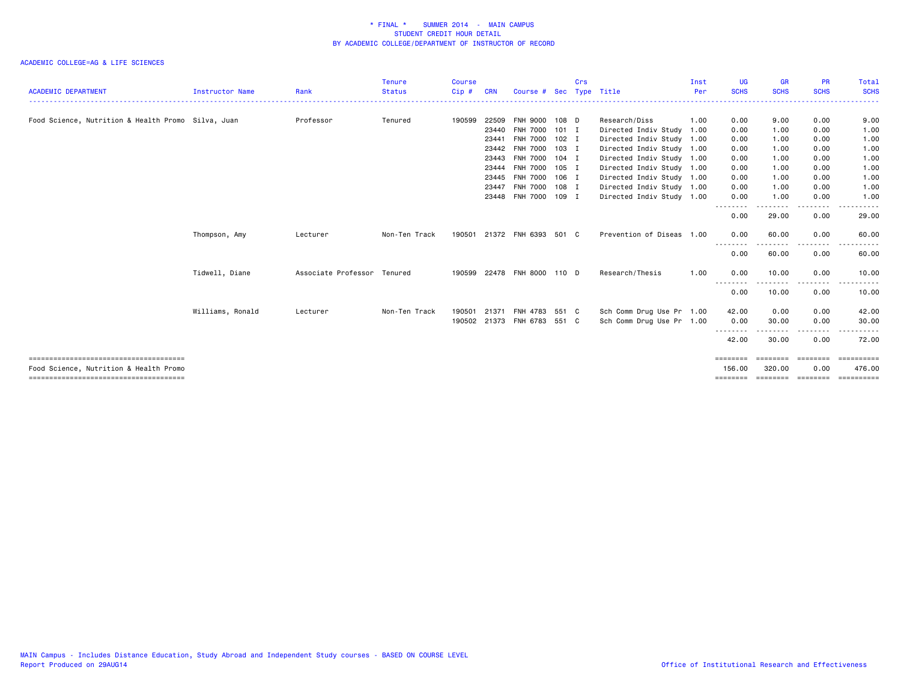\* FINAL \*    SUMMER 2014  -  MAIN CAMPUS
STUDENT CREDIT HOUR DETAIL
BY ACADEMIC COLLEGE/DEPARTMENT OF INSTRUCTOR OF RECORD

ACADEMIC COLLEGE=AG & LIFE SCIENCES

| ACADEMIC DEPARTMENT | Instructor Name | Rank | Tenure Status | Course Cip # | CRN | Course # | Sec | Crs Type | Title | Inst Per | UG SCHS | GR SCHS | PR SCHS | Total SCHS |
|---|---|---|---|---|---|---|---|---|---|---|---|---|---|---|
| Food Science, Nutrition & Health Promo | Silva, Juan | Professor | Tenured | 190599 | 22509 | FNH 9000 | 108 | D | Research/Diss | 1.00 | 0.00 | 9.00 | 0.00 | 9.00 |
| | | | | | 23440 | FNH 7000 | 101 | I | Directed Indiv Study | 1.00 | 0.00 | 1.00 | 0.00 | 1.00 |
| | | | | | 23441 | FNH 7000 | 102 | I | Directed Indiv Study | 1.00 | 0.00 | 1.00 | 0.00 | 1.00 |
| | | | | | 23442 | FNH 7000 | 103 | I | Directed Indiv Study | 1.00 | 0.00 | 1.00 | 0.00 | 1.00 |
| | | | | | 23443 | FNH 7000 | 104 | I | Directed Indiv Study | 1.00 | 0.00 | 1.00 | 0.00 | 1.00 |
| | | | | | 23444 | FNH 7000 | 105 | I | Directed Indiv Study | 1.00 | 0.00 | 1.00 | 0.00 | 1.00 |
| | | | | | 23445 | FNH 7000 | 106 | I | Directed Indiv Study | 1.00 | 0.00 | 1.00 | 0.00 | 1.00 |
| | | | | | 23447 | FNH 7000 | 108 | I | Directed Indiv Study | 1.00 | 0.00 | 1.00 | 0.00 | 1.00 |
| | | | | | 23448 | FNH 7000 | 109 | I | Directed Indiv Study | 1.00 | 0.00 | 1.00 | 0.00 | 1.00 |
| | | | | | | | | | | | 0.00 | 29.00 | 0.00 | 29.00 |
| | Thompson, Amy | Lecturer | Non-Ten Track | 190501 | 21372 | FNH 6393 | 501 | C | Prevention of Diseas | 1.00 | 0.00 | 60.00 | 0.00 | 60.00 |
| | | | | | | | | | | | 0.00 | 60.00 | 0.00 | 60.00 |
| | Tidwell, Diane | Associate Professor | Tenured | 190599 | 22478 | FNH 8000 | 110 | D | Research/Thesis | 1.00 | 0.00 | 10.00 | 0.00 | 10.00 |
| | | | | | | | | | | | 0.00 | 10.00 | 0.00 | 10.00 |
| | Williams, Ronald | Lecturer | Non-Ten Track | 190501 | 21371 | FNH 4783 | 551 | C | Sch Comm Drug Use Pr | 1.00 | 42.00 | 0.00 | 0.00 | 42.00 |
| | | | | 190502 | 21373 | FNH 6783 | 551 | C | Sch Comm Drug Use Pr | 1.00 | 0.00 | 30.00 | 0.00 | 30.00 |
| | | | | | | | | | | | 42.00 | 30.00 | 0.00 | 72.00 |
| Food Science, Nutrition & Health Promo | | | | | | | | | | | 156.00 | 320.00 | 0.00 | 476.00 |

MAIN Campus - Includes Distance Education, Study Abroad and Independent Study courses - BASED ON COURSE LEVEL
Report Produced on 29AUG14

Office of Institutional Research and Effectiveness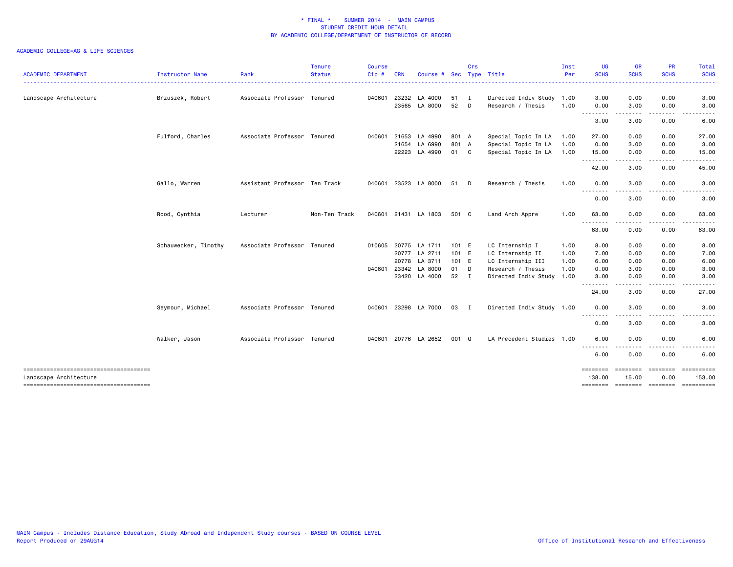\* FINAL \*    SUMMER 2014  -  MAIN CAMPUS
STUDENT CREDIT HOUR DETAIL
BY ACADEMIC COLLEGE/DEPARTMENT OF INSTRUCTOR OF RECORD

ACADEMIC COLLEGE=AG & LIFE SCIENCES

| ACADEMIC DEPARTMENT | Instructor Name | Rank | Tenure Status | Course Cip # | CRN | Course # | Sec | Crs Type | Title | Inst Per | UG SCHS | GR SCHS | PR SCHS | Total SCHS |
|---|---|---|---|---|---|---|---|---|---|---|---|---|---|---|
| Landscape Architecture | Brzuszek, Robert | Associate Professor | Tenured | 040601 | 23232 | LA 4000 | 51 | I | Directed Indiv Study | 1.00 | 3.00 | 0.00 | 0.00 | 3.00 |
| | | | | | 23565 | LA 8000 | 52 | D | Research / Thesis | 1.00 | 0.00 | 3.00 | 0.00 | 3.00 |
| | | | | | | | | | | | 3.00 | 3.00 | 0.00 | 6.00 |
| | Fulford, Charles | Associate Professor | Tenured | 040601 | 21653 | LA 4990 | 801 | A | Special Topic In LA | 1.00 | 27.00 | 0.00 | 0.00 | 27.00 |
| | | | | | 21654 | LA 6990 | 801 | A | Special Topic In LA | 1.00 | 0.00 | 3.00 | 0.00 | 3.00 |
| | | | | | 22223 | LA 4990 | 01 | C | Special Topic In LA | 1.00 | 15.00 | 0.00 | 0.00 | 15.00 |
| | | | | | | | | | | | 42.00 | 3.00 | 0.00 | 45.00 |
| | Gallo, Warren | Assistant Professor | Ten Track | 040601 | 23523 | LA 8000 | 51 | D | Research / Thesis | 1.00 | 0.00 | 3.00 | 0.00 | 3.00 |
| | | | | | | | | | | | 0.00 | 3.00 | 0.00 | 3.00 |
| | Rood, Cynthia | Lecturer | Non-Ten Track | 040601 | 21431 | LA 1803 | 501 | C | Land Arch Appre | 1.00 | 63.00 | 0.00 | 0.00 | 63.00 |
| | | | | | | | | | | | 63.00 | 0.00 | 0.00 | 63.00 |
| | Schauwecker, Timothy | Associate Professor | Tenured | 010605 | 20775 | LA 1711 | 101 | E | LC Internship I | 1.00 | 8.00 | 0.00 | 0.00 | 8.00 |
| | | | | | 20777 | LA 2711 | 101 | E | LC Internship II | 1.00 | 7.00 | 0.00 | 0.00 | 7.00 |
| | | | | | 20778 | LA 3711 | 101 | E | LC Internship III | 1.00 | 6.00 | 0.00 | 0.00 | 6.00 |
| | | | | 040601 | 23342 | LA 8000 | 01 | D | Research / Thesis | 1.00 | 0.00 | 3.00 | 0.00 | 3.00 |
| | | | | | 23420 | LA 4000 | 52 | I | Directed Indiv Study | 1.00 | 3.00 | 0.00 | 0.00 | 3.00 |
| | | | | | | | | | | | 24.00 | 3.00 | 0.00 | 27.00 |
| | Seymour, Michael | Associate Professor | Tenured | 040601 | 23298 | LA 7000 | 03 | I | Directed Indiv Study | 1.00 | 0.00 | 3.00 | 0.00 | 3.00 |
| | | | | | | | | | | | 0.00 | 3.00 | 0.00 | 3.00 |
| | Walker, Jason | Associate Professor | Tenured | 040601 | 20776 | LA 2652 | 001 | Q | LA Precedent Studies | 1.00 | 6.00 | 0.00 | 0.00 | 6.00 |
| | | | | | | | | | | | 6.00 | 0.00 | 0.00 | 6.00 |
| Landscape Architecture | | | | | | | | | | | 138.00 | 15.00 | 0.00 | 153.00 |

MAIN Campus - Includes Distance Education, Study Abroad and Independent Study courses - BASED ON COURSE LEVEL
Report Produced on 29AUG14

Office of Institutional Research and Effectiveness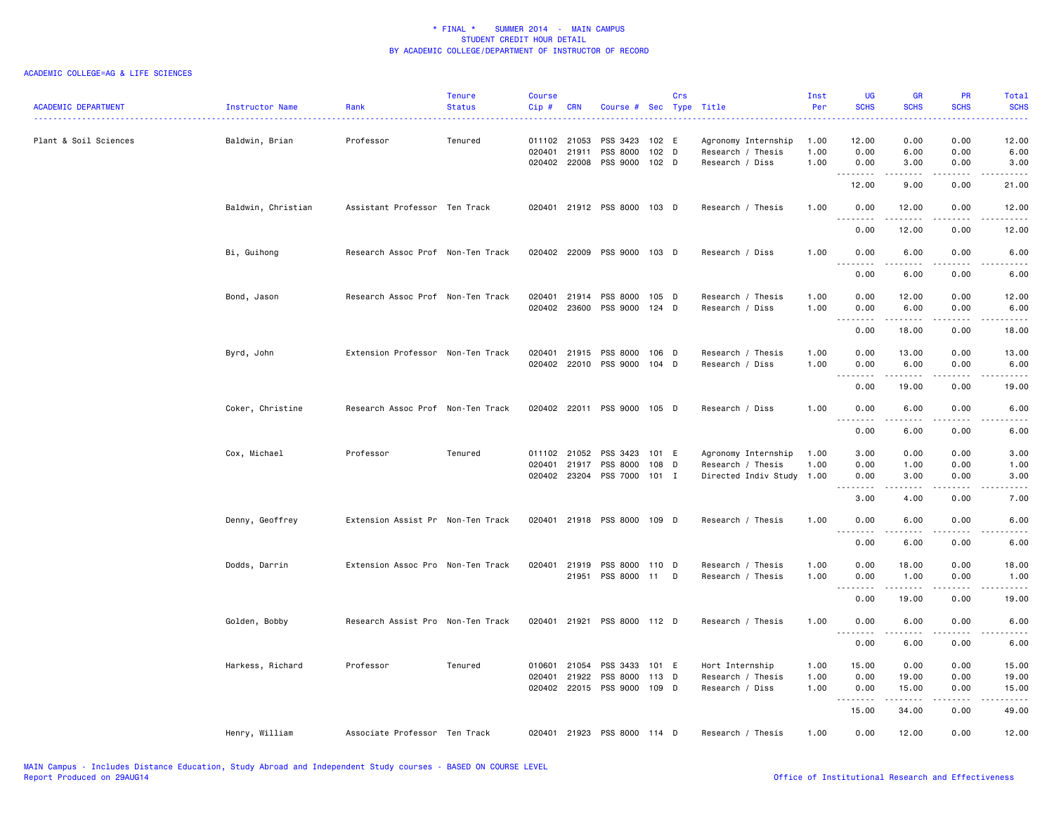\* FINAL \* SUMMER 2014 - MAIN CAMPUS
STUDENT CREDIT HOUR DETAIL
BY ACADEMIC COLLEGE/DEPARTMENT OF INSTRUCTOR OF RECORD

ACADEMIC COLLEGE=AG & LIFE SCIENCES

| ACADEMIC DEPARTMENT | Instructor Name | Rank | Tenure Status | Course Cip # | CRN | Course # | Sec | Crs Type | Title | Inst Per | UG SCHS | GR SCHS | PR SCHS | Total SCHS |
|---|---|---|---|---|---|---|---|---|---|---|---|---|---|---|
| Plant & Soil Sciences | Baldwin, Brian | Professor | Tenured | 011102 | 21053 | PSS 3423 | 102 | E | Agronomy Internship | 1.00 | 12.00 | 0.00 | 0.00 | 12.00 |
| | | | | 020401 | 21911 | PSS 8000 | 102 | D | Research / Thesis | 1.00 | 0.00 | 6.00 | 0.00 | 6.00 |
| | | | | 020402 | 22008 | PSS 9000 | 102 | D | Research / Diss | 1.00 | 0.00 | 3.00 | 0.00 | 3.00 |
| | | | | | | | | | | | 12.00 | 9.00 | 0.00 | 21.00 |
| | Baldwin, Christian | Assistant Professor | Ten Track | 020401 | 21912 | PSS 8000 | 103 | D | Research / Thesis | 1.00 | 0.00 | 12.00 | 0.00 | 12.00 |
| | | | | | | | | | | | 0.00 | 12.00 | 0.00 | 12.00 |
| | Bi, Guihong | Research Assoc Prof | Non-Ten Track | 020402 | 22009 | PSS 9000 | 103 | D | Research / Diss | 1.00 | 0.00 | 6.00 | 0.00 | 6.00 |
| | | | | | | | | | | | 0.00 | 6.00 | 0.00 | 6.00 |
| | Bond, Jason | Research Assoc Prof | Non-Ten Track | 020401 | 21914 | PSS 8000 | 105 | D | Research / Thesis | 1.00 | 0.00 | 12.00 | 0.00 | 12.00 |
| | | | | 020402 | 23600 | PSS 9000 | 124 | D | Research / Diss | 1.00 | 0.00 | 6.00 | 0.00 | 6.00 |
| | | | | | | | | | | | 0.00 | 18.00 | 0.00 | 18.00 |
| | Byrd, John | Extension Professor | Non-Ten Track | 020401 | 21915 | PSS 8000 | 106 | D | Research / Thesis | 1.00 | 0.00 | 13.00 | 0.00 | 13.00 |
| | | | | 020402 | 22010 | PSS 9000 | 104 | D | Research / Diss | 1.00 | 0.00 | 6.00 | 0.00 | 6.00 |
| | | | | | | | | | | | 0.00 | 19.00 | 0.00 | 19.00 |
| | Coker, Christine | Research Assoc Prof | Non-Ten Track | 020402 | 22011 | PSS 9000 | 105 | D | Research / Diss | 1.00 | 0.00 | 6.00 | 0.00 | 6.00 |
| | | | | | | | | | | | 0.00 | 6.00 | 0.00 | 6.00 |
| | Cox, Michael | Professor | Tenured | 011102 | 21052 | PSS 3423 | 101 | E | Agronomy Internship | 1.00 | 3.00 | 0.00 | 0.00 | 3.00 |
| | | | | 020401 | 21917 | PSS 8000 | 108 | D | Research / Thesis | 1.00 | 0.00 | 1.00 | 0.00 | 1.00 |
| | | | | 020402 | 23204 | PSS 7000 | 101 | I | Directed Indiv Study | 1.00 | 0.00 | 3.00 | 0.00 | 3.00 |
| | | | | | | | | | | | 3.00 | 4.00 | 0.00 | 7.00 |
| | Denny, Geoffrey | Extension Assist Pr | Non-Ten Track | 020401 | 21918 | PSS 8000 | 109 | D | Research / Thesis | 1.00 | 0.00 | 6.00 | 0.00 | 6.00 |
| | | | | | | | | | | | 0.00 | 6.00 | 0.00 | 6.00 |
| | Dodds, Darrin | Extension Assoc Pro | Non-Ten Track | 020401 | 21919 | PSS 8000 | 110 | D | Research / Thesis | 1.00 | 0.00 | 18.00 | 0.00 | 18.00 |
| | | | | | 21951 | PSS 8000 | 11 | D | Research / Thesis | 1.00 | 0.00 | 1.00 | 0.00 | 1.00 |
| | | | | | | | | | | | 0.00 | 19.00 | 0.00 | 19.00 |
| | Golden, Bobby | Research Assist Pro | Non-Ten Track | 020401 | 21921 | PSS 8000 | 112 | D | Research / Thesis | 1.00 | 0.00 | 6.00 | 0.00 | 6.00 |
| | | | | | | | | | | | 0.00 | 6.00 | 0.00 | 6.00 |
| | Harkess, Richard | Professor | Tenured | 010601 | 21054 | PSS 3433 | 101 | E | Hort Internship | 1.00 | 15.00 | 0.00 | 0.00 | 15.00 |
| | | | | 020401 | 21922 | PSS 8000 | 113 | D | Research / Thesis | 1.00 | 0.00 | 19.00 | 0.00 | 19.00 |
| | | | | 020402 | 22015 | PSS 9000 | 109 | D | Research / Diss | 1.00 | 0.00 | 15.00 | 0.00 | 15.00 |
| | | | | | | | | | | | 15.00 | 34.00 | 0.00 | 49.00 |
| | Henry, William | Associate Professor | Ten Track | 020401 | 21923 | PSS 8000 | 114 | D | Research / Thesis | 1.00 | 0.00 | 12.00 | 0.00 | 12.00 |

MAIN Campus - Includes Distance Education, Study Abroad and Independent Study courses - BASED ON COURSE LEVEL
Report Produced on 29AUG14
Office of Institutional Research and Effectiveness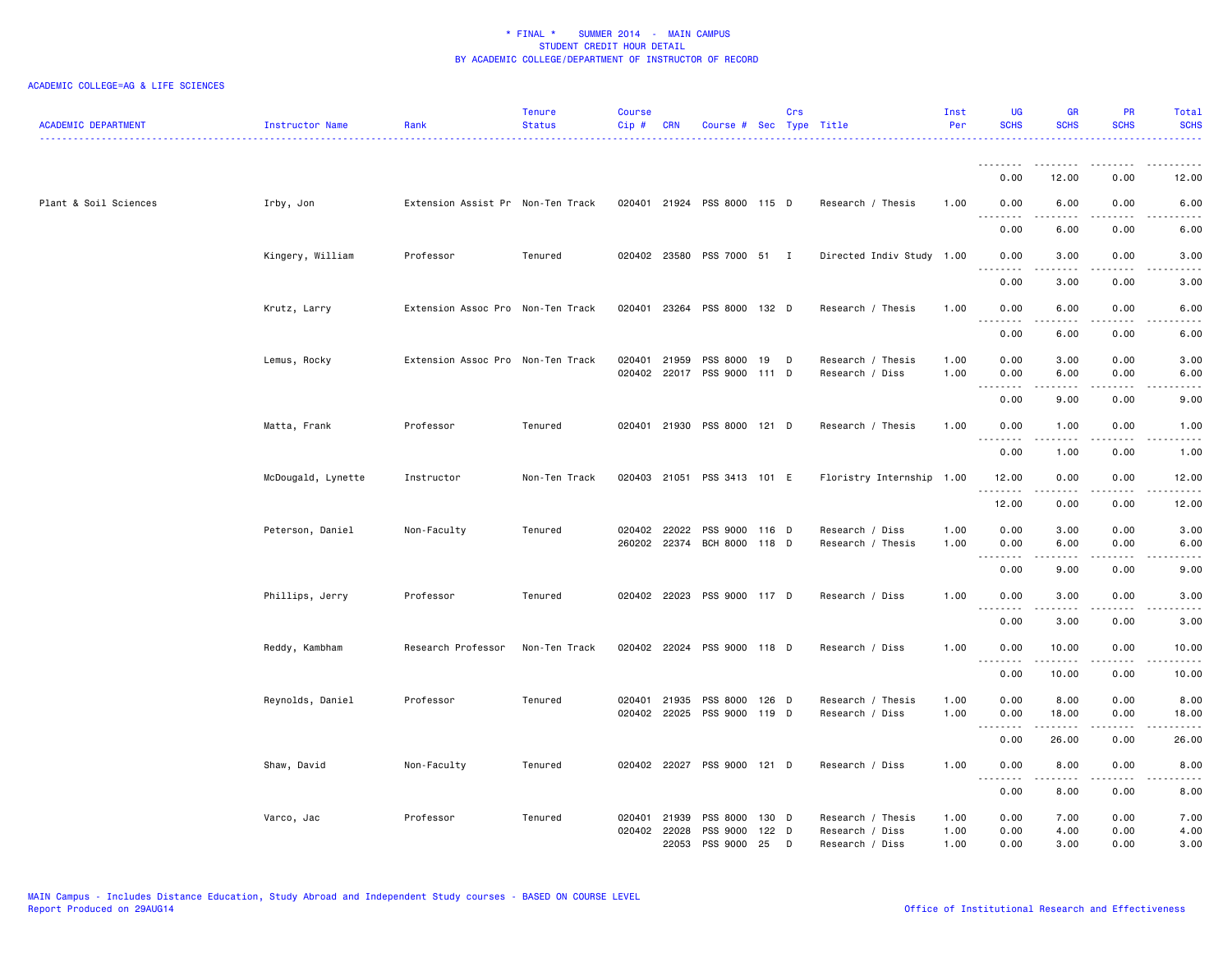\* FINAL \*    SUMMER 2014  -  MAIN CAMPUS
STUDENT CREDIT HOUR DETAIL
BY ACADEMIC COLLEGE/DEPARTMENT OF INSTRUCTOR OF RECORD

ACADEMIC COLLEGE=AG & LIFE SCIENCES

| ACADEMIC DEPARTMENT | Instructor Name | Rank | Tenure Status | Course Cip # | CRN | Course # | Sec | Crs Type | Title | Inst Per | UG SCHS | GR SCHS | PR SCHS | Total SCHS |
|---|---|---|---|---|---|---|---|---|---|---|---|---|---|---|
| | | | | | | | | | | | 0.00 | 12.00 | 0.00 | 12.00 |
| Plant & Soil Sciences | Irby, Jon | Extension Assist Pr | Non-Ten Track | 020401 | 21924 | PSS 8000 | 115 | D | Research / Thesis | 1.00 | 0.00 | 6.00 | 0.00 | 6.00 |
| | | | | | | | | | | | 0.00 | 6.00 | 0.00 | 6.00 |
| | Kingery, William | Professor | Tenured | 020402 | 23580 | PSS 7000 | 51 | I | Directed Indiv Study | 1.00 | 0.00 | 3.00 | 0.00 | 3.00 |
| | | | | | | | | | | | 0.00 | 3.00 | 0.00 | 3.00 |
| | Krutz, Larry | Extension Assoc Pro | Non-Ten Track | 020401 | 23264 | PSS 8000 | 132 | D | Research / Thesis | 1.00 | 0.00 | 6.00 | 0.00 | 6.00 |
| | | | | | | | | | | | 0.00 | 6.00 | 0.00 | 6.00 |
| | Lemus, Rocky | Extension Assoc Pro | Non-Ten Track | 020401 | 21959 | PSS 8000 | 19 | D | Research / Thesis | 1.00 | 0.00 | 3.00 | 0.00 | 3.00 |
| | | | | 020402 | 22017 | PSS 9000 | 111 | D | Research / Diss | 1.00 | 0.00 | 6.00 | 0.00 | 6.00 |
| | | | | | | | | | | | 0.00 | 9.00 | 0.00 | 9.00 |
| | Matta, Frank | Professor | Tenured | 020401 | 21930 | PSS 8000 | 121 | D | Research / Thesis | 1.00 | 0.00 | 1.00 | 0.00 | 1.00 |
| | | | | | | | | | | | 0.00 | 1.00 | 0.00 | 1.00 |
| | McDougald, Lynette | Instructor | Non-Ten Track | 020403 | 21051 | PSS 3413 | 101 | E | Floristry Internship | 1.00 | 12.00 | 0.00 | 0.00 | 12.00 |
| | | | | | | | | | | | 12.00 | 0.00 | 0.00 | 12.00 |
| | Peterson, Daniel | Non-Faculty | Tenured | 020402 | 22022 | PSS 9000 | 116 | D | Research / Diss | 1.00 | 0.00 | 3.00 | 0.00 | 3.00 |
| | | | | 260202 | 22374 | BCH 8000 | 118 | D | Research / Thesis | 1.00 | 0.00 | 6.00 | 0.00 | 6.00 |
| | | | | | | | | | | | 0.00 | 9.00 | 0.00 | 9.00 |
| | Phillips, Jerry | Professor | Tenured | 020402 | 22023 | PSS 9000 | 117 | D | Research / Diss | 1.00 | 0.00 | 3.00 | 0.00 | 3.00 |
| | | | | | | | | | | | 0.00 | 3.00 | 0.00 | 3.00 |
| | Reddy, Kambham | Research Professor | Non-Ten Track | 020402 | 22024 | PSS 9000 | 118 | D | Research / Diss | 1.00 | 0.00 | 10.00 | 0.00 | 10.00 |
| | | | | | | | | | | | 0.00 | 10.00 | 0.00 | 10.00 |
| | Reynolds, Daniel | Professor | Tenured | 020401 | 21935 | PSS 8000 | 126 | D | Research / Thesis | 1.00 | 0.00 | 8.00 | 0.00 | 8.00 |
| | | | | 020402 | 22025 | PSS 9000 | 119 | D | Research / Diss | 1.00 | 0.00 | 18.00 | 0.00 | 18.00 |
| | | | | | | | | | | | 0.00 | 26.00 | 0.00 | 26.00 |
| | Shaw, David | Non-Faculty | Tenured | 020402 | 22027 | PSS 9000 | 121 | D | Research / Diss | 1.00 | 0.00 | 8.00 | 0.00 | 8.00 |
| | | | | | | | | | | | 0.00 | 8.00 | 0.00 | 8.00 |
| | Varco, Jac | Professor | Tenured | 020401 | 21939 | PSS 8000 | 130 | D | Research / Thesis | 1.00 | 0.00 | 7.00 | 0.00 | 7.00 |
| | | | | 020402 | 22028 | PSS 9000 | 122 | D | Research / Diss | 1.00 | 0.00 | 4.00 | 0.00 | 4.00 |
| | | | | | 22053 | PSS 9000 | 25 | D | Research / Diss | 1.00 | 0.00 | 3.00 | 0.00 | 3.00 |

MAIN Campus - Includes Distance Education, Study Abroad and Independent Study courses - BASED ON COURSE LEVEL
Report Produced on 29AUG14
Office of Institutional Research and Effectiveness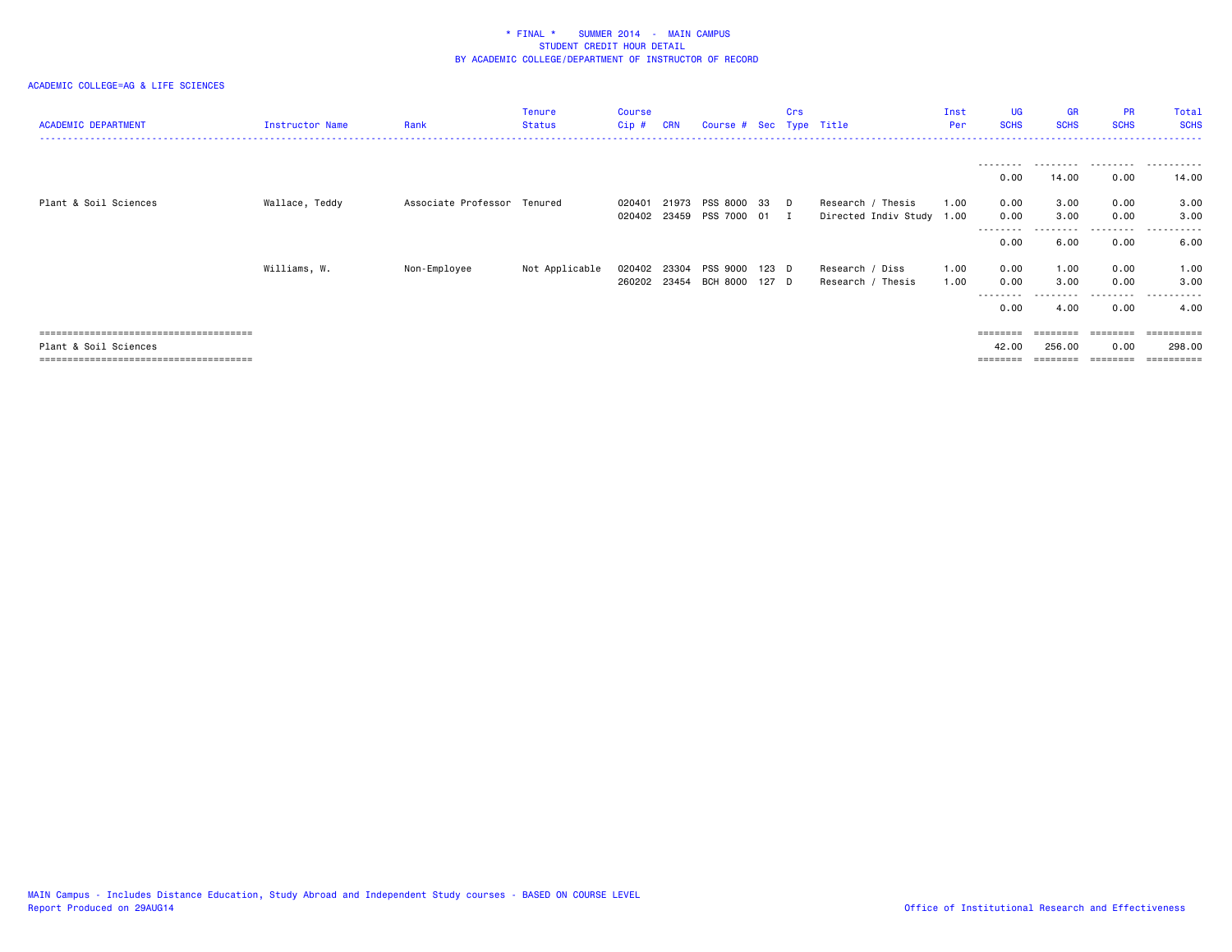* FINAL * SUMMER 2014 - MAIN CAMPUS
STUDENT CREDIT HOUR DETAIL
BY ACADEMIC COLLEGE/DEPARTMENT OF INSTRUCTOR OF RECORD

ACADEMIC COLLEGE=AG & LIFE SCIENCES

| ACADEMIC DEPARTMENT | Instructor Name | Rank | Tenure Status | Course Cip # | CRN | Course # | Sec | Crs Type | Title | Inst Per | UG SCHS | GR SCHS | PR SCHS | Total SCHS |
|---|---|---|---|---|---|---|---|---|---|---|---|---|---|---|
| | | | | | | | | | | | 0.00 | 14.00 | 0.00 | 14.00 |
| Plant & Soil Sciences | Wallace, Teddy | Associate Professor | Tenured | 020401 | 21973 | PSS 8000 | 33 | D | Research / Thesis | 1.00 | 0.00 | 3.00 | 0.00 | 3.00 |
| | | | | 020402 | 23459 | PSS 7000 | 01 | I | Directed Indiv Study | 1.00 | 0.00 | 3.00 | 0.00 | 3.00 |
| | | | | | | | | | | | 0.00 | 6.00 | 0.00 | 6.00 |
| | Williams, W. | Non-Employee | Not Applicable | 020402 | 23304 | PSS 9000 | 123 | D | Research / Diss | 1.00 | 0.00 | 1.00 | 0.00 | 1.00 |
| | | | | 260202 | 23454 | BCH 8000 | 127 | D | Research / Thesis | 1.00 | 0.00 | 3.00 | 0.00 | 3.00 |
| | | | | | | | | | | | 0.00 | 4.00 | 0.00 | 4.00 |
| Plant & Soil Sciences | | | | | | | | | | | 42.00 | 256.00 | 0.00 | 298.00 |

MAIN Campus - Includes Distance Education, Study Abroad and Independent Study courses - BASED ON COURSE LEVEL
Report Produced on 29AUG14

Office of Institutional Research and Effectiveness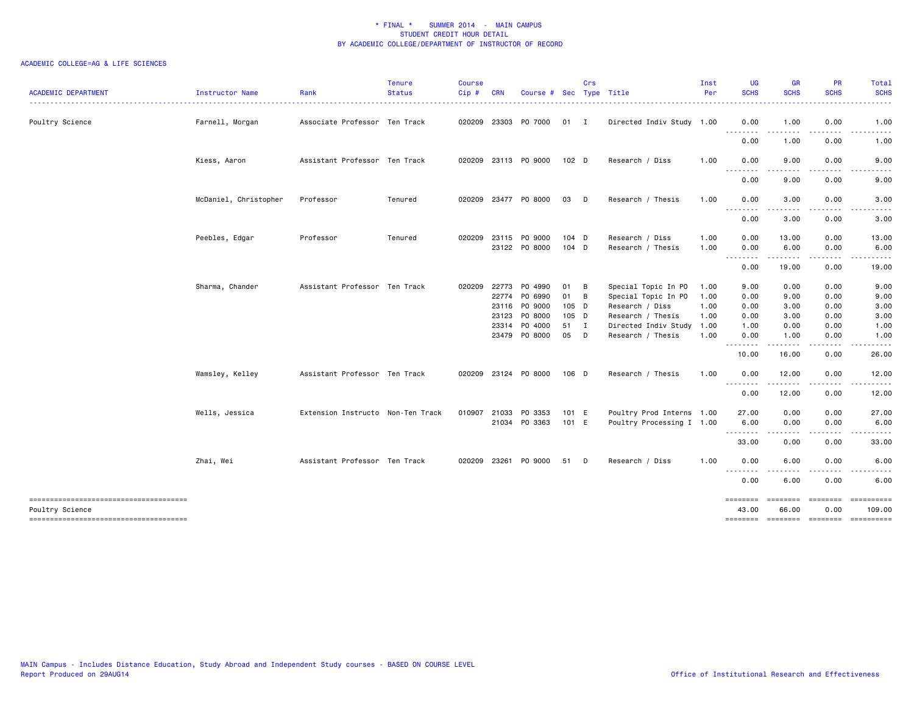\* FINAL \*    SUMMER 2014  -  MAIN CAMPUS
STUDENT CREDIT HOUR DETAIL
BY ACADEMIC COLLEGE/DEPARTMENT OF INSTRUCTOR OF RECORD

ACADEMIC COLLEGE=AG & LIFE SCIENCES

| ACADEMIC DEPARTMENT | Instructor Name | Rank | Tenure Status | Course Cip # | CRN | Course # | Sec | Crs Type | Title | Inst Per | UG SCHS | GR SCHS | PR SCHS | Total SCHS |
|---|---|---|---|---|---|---|---|---|---|---|---|---|---|---|
| Poultry Science | Farnell, Morgan | Associate Professor | Ten Track | 020209 | 23303 | PO 7000 | 01 | I | Directed Indiv Study | 1.00 | 0.00 | 1.00 | 0.00 | 1.00 |
| | | | | | | | | | | | 0.00 | 1.00 | 0.00 | 1.00 |
| | Kiess, Aaron | Assistant Professor | Ten Track | 020209 | 23113 | PO 9000 | 102 | D | Research / Diss | 1.00 | 0.00 | 9.00 | 0.00 | 9.00 |
| | | | | | | | | | | | 0.00 | 9.00 | 0.00 | 9.00 |
| | McDaniel, Christopher | Professor | Tenured | 020209 | 23477 | PO 8000 | 03 | D | Research / Thesis | 1.00 | 0.00 | 3.00 | 0.00 | 3.00 |
| | | | | | | | | | | | 0.00 | 3.00 | 0.00 | 3.00 |
| | Peebles, Edgar | Professor | Tenured | 020209 | 23115 | PO 9000 | 104 | D | Research / Diss | 1.00 | 0.00 | 13.00 | 0.00 | 13.00 |
| | | | | | 23122 | PO 8000 | 104 | D | Research / Thesis | 1.00 | 0.00 | 6.00 | 0.00 | 6.00 |
| | | | | | | | | | | | 0.00 | 19.00 | 0.00 | 19.00 |
| | Sharma, Chander | Assistant Professor | Ten Track | 020209 | 22773 | PO 4990 | 01 | B | Special Topic In PO | 1.00 | 9.00 | 0.00 | 0.00 | 9.00 |
| | | | | | 22774 | PO 6990 | 01 | B | Special Topic In PO | 1.00 | 0.00 | 9.00 | 0.00 | 9.00 |
| | | | | | 23116 | PO 9000 | 105 | D | Research / Diss | 1.00 | 0.00 | 3.00 | 0.00 | 3.00 |
| | | | | | 23123 | PO 8000 | 105 | D | Research / Thesis | 1.00 | 0.00 | 3.00 | 0.00 | 3.00 |
| | | | | | 23314 | PO 4000 | 51 | I | Directed Indiv Study | 1.00 | 1.00 | 0.00 | 0.00 | 1.00 |
| | | | | | 23479 | PO 8000 | 05 | D | Research / Thesis | 1.00 | 0.00 | 1.00 | 0.00 | 1.00 |
| | | | | | | | | | | | 10.00 | 16.00 | 0.00 | 26.00 |
| | Wamsley, Kelley | Assistant Professor | Ten Track | 020209 | 23124 | PO 8000 | 106 | D | Research / Thesis | 1.00 | 0.00 | 12.00 | 0.00 | 12.00 |
| | | | | | | | | | | | 0.00 | 12.00 | 0.00 | 12.00 |
| | Wells, Jessica | Extension Instructo | Non-Ten Track | 010907 | 21033 | PO 3353 | 101 | E | Poultry Prod Interns | 1.00 | 27.00 | 0.00 | 0.00 | 27.00 |
| | | | | | 21034 | PO 3363 | 101 | E | Poultry Processing I | 1.00 | 6.00 | 0.00 | 0.00 | 6.00 |
| | | | | | | | | | | | 33.00 | 0.00 | 0.00 | 33.00 |
| | Zhai, Wei | Assistant Professor | Ten Track | 020209 | 23261 | PO 9000 | 51 | D | Research / Diss | 1.00 | 0.00 | 6.00 | 0.00 | 6.00 |
| | | | | | | | | | | | 0.00 | 6.00 | 0.00 | 6.00 |
| Poultry Science | | | | | | | | | | | 43.00 | 66.00 | 0.00 | 109.00 |

MAIN Campus - Includes Distance Education, Study Abroad and Independent Study courses - BASED ON COURSE LEVEL
Report Produced on 29AUG14

Office of Institutional Research and Effectiveness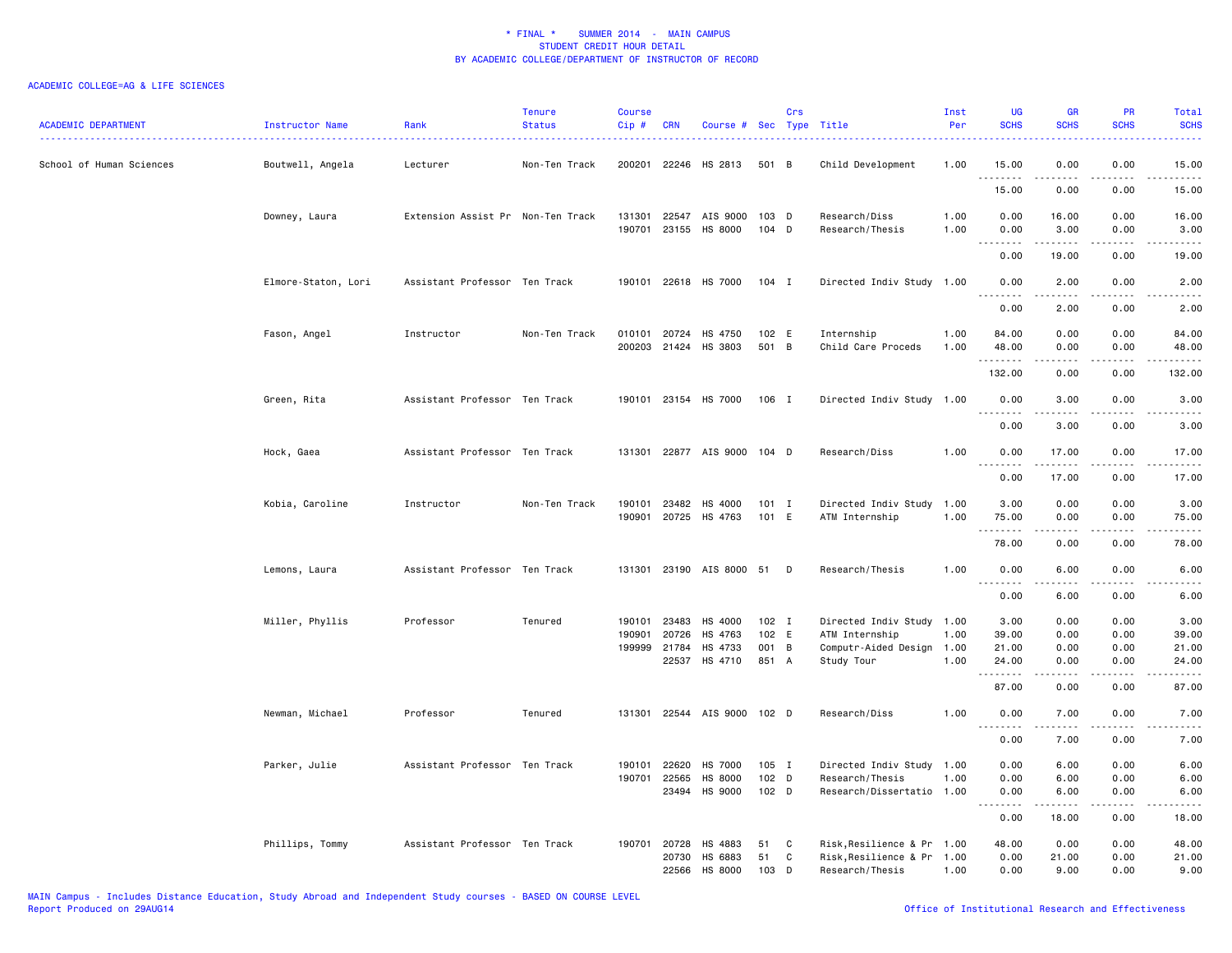\* FINAL \* SUMMER 2014 - MAIN CAMPUS
STUDENT CREDIT HOUR DETAIL
BY ACADEMIC COLLEGE/DEPARTMENT OF INSTRUCTOR OF RECORD

ACADEMIC COLLEGE=AG & LIFE SCIENCES

| ACADEMIC DEPARTMENT | Instructor Name | Rank | Tenure Status | Course Cip # | CRN | Course # | Sec | Crs Type | Title | Inst Per | UG SCHS | GR SCHS | PR SCHS | Total SCHS |
|---|---|---|---|---|---|---|---|---|---|---|---|---|---|---|
| School of Human Sciences | Boutwell, Angela | Lecturer | Non-Ten Track | 200201 | 22246 | HS 2813 | 501 | B | Child Development | 1.00 | 15.00 | 0.00 | 0.00 | 15.00 |
| | | | | | | | | | | | 15.00 | 0.00 | 0.00 | 15.00 |
| | Downey, Laura | Extension Assist Pr | Non-Ten Track | 131301 | 22547 | AIS 9000 | 103 | D | Research/Diss | 1.00 | 0.00 | 16.00 | 0.00 | 16.00 |
| | | | | 190701 | 23155 | HS 8000 | 104 | D | Research/Thesis | 1.00 | 0.00 | 3.00 | 0.00 | 3.00 |
| | | | | | | | | | | | 0.00 | 19.00 | 0.00 | 19.00 |
| | Elmore-Staton, Lori | Assistant Professor | Ten Track | 190101 | 22618 | HS 7000 | 104 | I | Directed Indiv Study | 1.00 | 0.00 | 2.00 | 0.00 | 2.00 |
| | | | | | | | | | | | 0.00 | 2.00 | 0.00 | 2.00 |
| | Fason, Angel | Instructor | Non-Ten Track | 010101 | 20724 | HS 4750 | 102 | E | Internship | 1.00 | 84.00 | 0.00 | 0.00 | 84.00 |
| | | | | 200203 | 21424 | HS 3803 | 501 | B | Child Care Proceds | 1.00 | 48.00 | 0.00 | 0.00 | 48.00 |
| | | | | | | | | | | | 132.00 | 0.00 | 0.00 | 132.00 |
| | Green, Rita | Assistant Professor | Ten Track | 190101 | 23154 | HS 7000 | 106 | I | Directed Indiv Study | 1.00 | 0.00 | 3.00 | 0.00 | 3.00 |
| | | | | | | | | | | | 0.00 | 3.00 | 0.00 | 3.00 |
| | Hock, Gaea | Assistant Professor | Ten Track | 131301 | 22877 | AIS 9000 | 104 | D | Research/Diss | 1.00 | 0.00 | 17.00 | 0.00 | 17.00 |
| | | | | | | | | | | | 0.00 | 17.00 | 0.00 | 17.00 |
| | Kobia, Caroline | Instructor | Non-Ten Track | 190101 | 23482 | HS 4000 | 101 | I | Directed Indiv Study | 1.00 | 3.00 | 0.00 | 0.00 | 3.00 |
| | | | | 190901 | 20725 | HS 4763 | 101 | E | ATM Internship | 1.00 | 75.00 | 0.00 | 0.00 | 75.00 |
| | | | | | | | | | | | 78.00 | 0.00 | 0.00 | 78.00 |
| | Lemons, Laura | Assistant Professor | Ten Track | 131301 | 23190 | AIS 8000 | 51 | D | Research/Thesis | 1.00 | 0.00 | 6.00 | 0.00 | 6.00 |
| | | | | | | | | | | | 0.00 | 6.00 | 0.00 | 6.00 |
| | Miller, Phyllis | Professor | Tenured | 190101 | 23483 | HS 4000 | 102 | I | Directed Indiv Study | 1.00 | 3.00 | 0.00 | 0.00 | 3.00 |
| | | | | 190901 | 20726 | HS 4763 | 102 | E | ATM Internship | 1.00 | 39.00 | 0.00 | 0.00 | 39.00 |
| | | | | 199999 | 21784 | HS 4733 | 001 | B | Computr-Aided Design | 1.00 | 21.00 | 0.00 | 0.00 | 21.00 |
| | | | | | 22537 | HS 4710 | 851 | A | Study Tour | 1.00 | 24.00 | 0.00 | 0.00 | 24.00 |
| | | | | | | | | | | | 87.00 | 0.00 | 0.00 | 87.00 |
| | Newman, Michael | Professor | Tenured | 131301 | 22544 | AIS 9000 | 102 | D | Research/Diss | 1.00 | 0.00 | 7.00 | 0.00 | 7.00 |
| | | | | | | | | | | | 0.00 | 7.00 | 0.00 | 7.00 |
| | Parker, Julie | Assistant Professor | Ten Track | 190101 | 22620 | HS 7000 | 105 | I | Directed Indiv Study | 1.00 | 0.00 | 6.00 | 0.00 | 6.00 |
| | | | | 190701 | 22565 | HS 8000 | 102 | D | Research/Thesis | 1.00 | 0.00 | 6.00 | 0.00 | 6.00 |
| | | | | | 23494 | HS 9000 | 102 | D | Research/Dissertatio | 1.00 | 0.00 | 6.00 | 0.00 | 6.00 |
| | | | | | | | | | | | 0.00 | 18.00 | 0.00 | 18.00 |
| | Phillips, Tommy | Assistant Professor | Ten Track | 190701 | 20728 | HS 4883 | 51 | C | Risk,Resilience & Pr | 1.00 | 48.00 | 0.00 | 0.00 | 48.00 |
| | | | | | 20730 | HS 6883 | 51 | C | Risk,Resilience & Pr | 1.00 | 0.00 | 21.00 | 0.00 | 21.00 |
| | | | | | 22566 | HS 8000 | 103 | D | Research/Thesis | 1.00 | 0.00 | 9.00 | 0.00 | 9.00 |

MAIN Campus - Includes Distance Education, Study Abroad and Independent Study courses - BASED ON COURSE LEVEL
Report Produced on 29AUG14

Office of Institutional Research and Effectiveness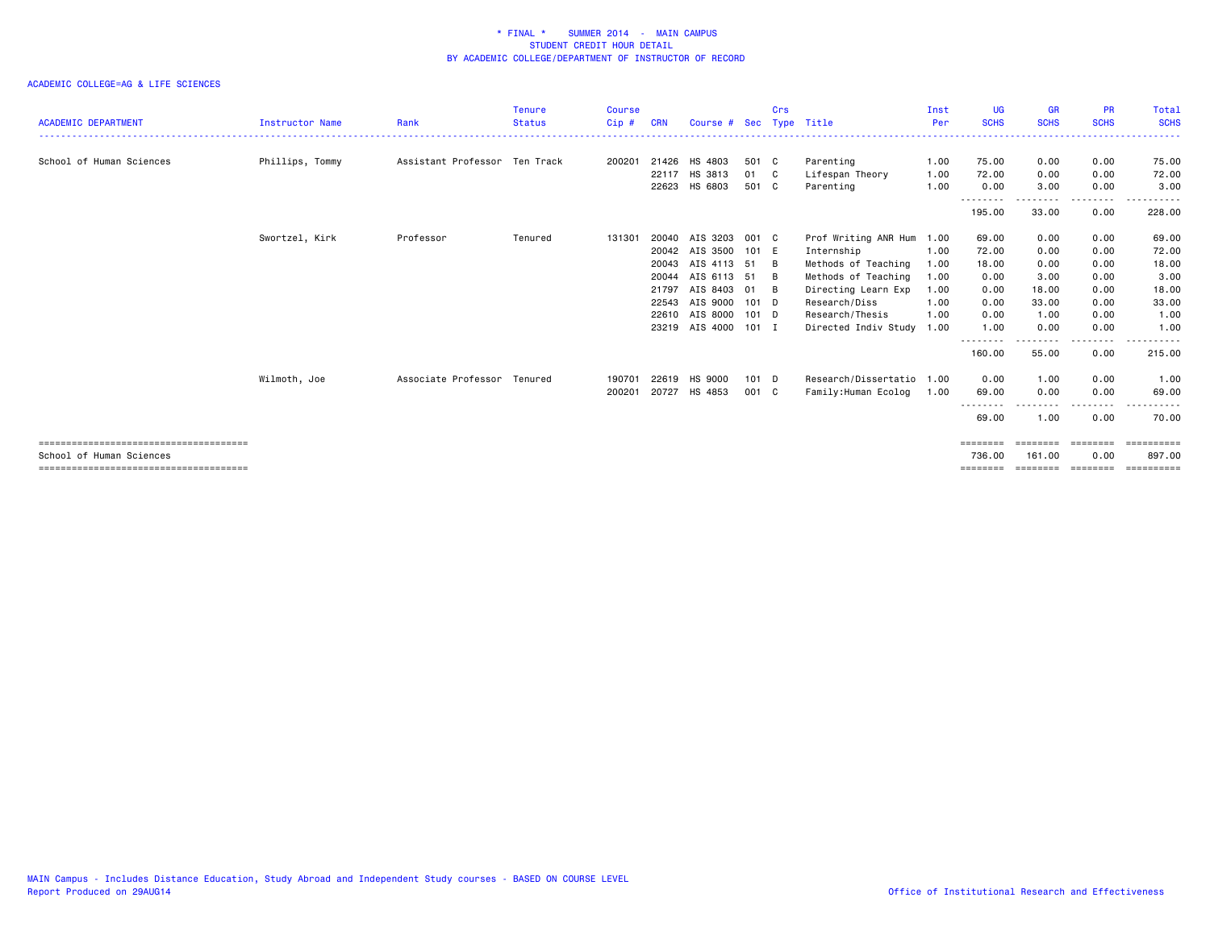\* FINAL \*    SUMMER 2014  -  MAIN CAMPUS
STUDENT CREDIT HOUR DETAIL
BY ACADEMIC COLLEGE/DEPARTMENT OF INSTRUCTOR OF RECORD

ACADEMIC COLLEGE=AG & LIFE SCIENCES

| ACADEMIC DEPARTMENT | Instructor Name | Rank | Tenure Status | Course Cip # | CRN | Course # | Sec | Crs Type | Title | Inst Per | UG SCHS | GR SCHS | PR SCHS | Total SCHS |
|---|---|---|---|---|---|---|---|---|---|---|---|---|---|---|
| School of Human Sciences | Phillips, Tommy | Assistant Professor | Ten Track | 200201 | 21426 | HS 4803 | 501 | C | Parenting | 1.00 | 75.00 | 0.00 | 0.00 | 75.00 |
| | | | | | 22117 | HS 3813 | 01 | C | Lifespan Theory | 1.00 | 72.00 | 0.00 | 0.00 | 72.00 |
| | | | | | 22623 | HS 6803 | 501 | C | Parenting | 1.00 | 0.00 | 3.00 | 0.00 | 3.00 |
| | | | | | | | | | | | 195.00 | 33.00 | 0.00 | 228.00 |
| | Swortzel, Kirk | Professor | Tenured | 131301 | 20040 | AIS 3203 | 001 | C | Prof Writing ANR Hum | 1.00 | 69.00 | 0.00 | 0.00 | 69.00 |
| | | | | | 20042 | AIS 3500 | 101 | E | Internship | 1.00 | 72.00 | 0.00 | 0.00 | 72.00 |
| | | | | | 20043 | AIS 4113 | 51 | B | Methods of Teaching | 1.00 | 18.00 | 0.00 | 0.00 | 18.00 |
| | | | | | 20044 | AIS 6113 | 51 | B | Methods of Teaching | 1.00 | 0.00 | 3.00 | 0.00 | 3.00 |
| | | | | | 21797 | AIS 8403 | 01 | B | Directing Learn Exp | 1.00 | 0.00 | 18.00 | 0.00 | 18.00 |
| | | | | | 22543 | AIS 9000 | 101 | D | Research/Diss | 1.00 | 0.00 | 33.00 | 0.00 | 33.00 |
| | | | | | 22610 | AIS 8000 | 101 | D | Research/Thesis | 1.00 | 0.00 | 1.00 | 0.00 | 1.00 |
| | | | | | 23219 | AIS 4000 | 101 | I | Directed Indiv Study | 1.00 | 1.00 | 0.00 | 0.00 | 1.00 |
| | | | | | | | | | | | 160.00 | 55.00 | 0.00 | 215.00 |
| | Wilmoth, Joe | Associate Professor | Tenured | 190701 | 22619 | HS 9000 | 101 | D | Research/Dissertatio | 1.00 | 0.00 | 1.00 | 0.00 | 1.00 |
| | | | | 200201 | 20727 | HS 4853 | 001 | C | Family:Human Ecolog | 1.00 | 69.00 | 0.00 | 0.00 | 69.00 |
| | | | | | | | | | | | 69.00 | 1.00 | 0.00 | 70.00 |
| School of Human Sciences | | | | | | | | | | | 736.00 | 161.00 | 0.00 | 897.00 |

MAIN Campus - Includes Distance Education, Study Abroad and Independent Study courses - BASED ON COURSE LEVEL
Report Produced on 29AUG14

Office of Institutional Research and Effectiveness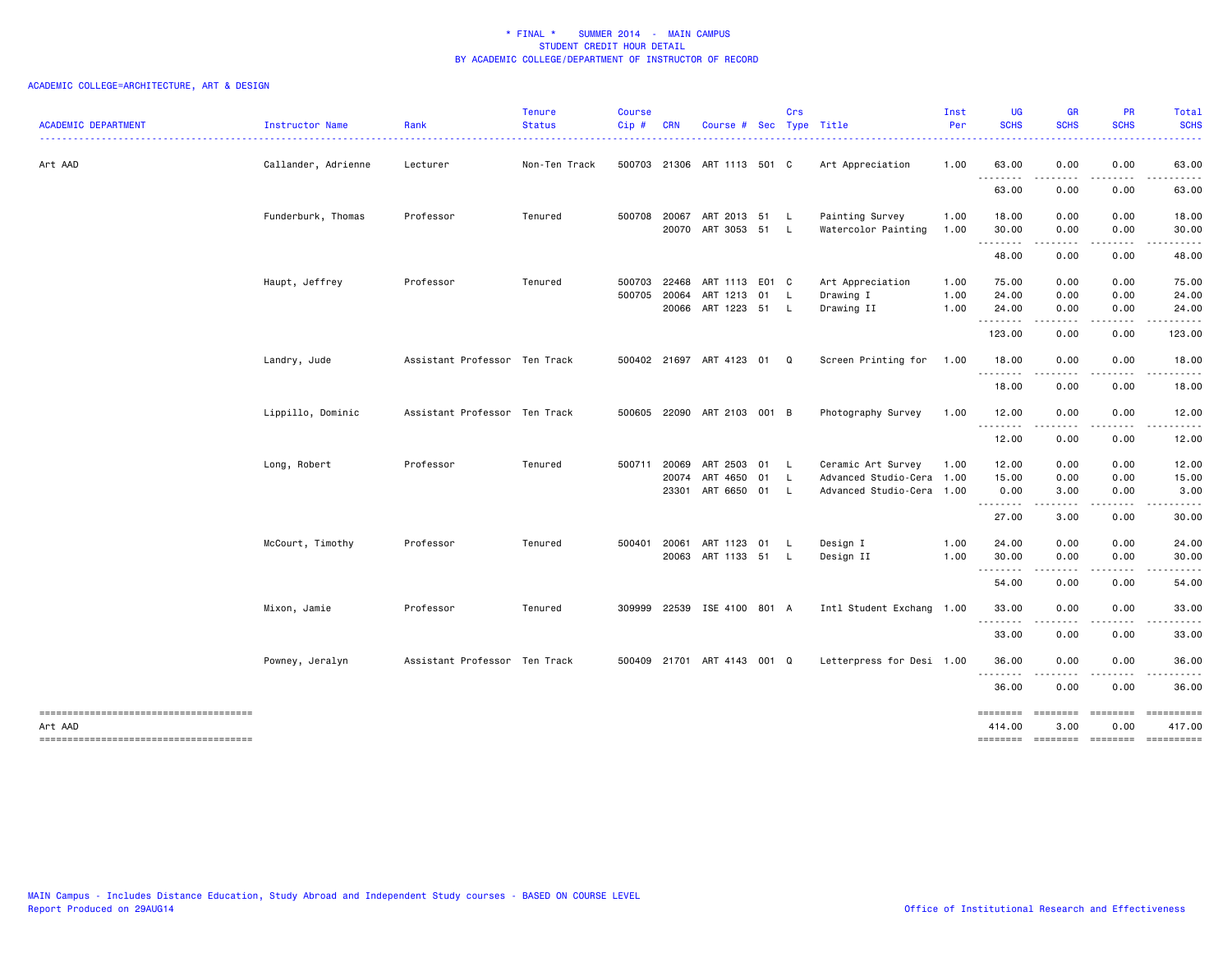\* FINAL \*    SUMMER 2014  -  MAIN CAMPUS
STUDENT CREDIT HOUR DETAIL
BY ACADEMIC COLLEGE/DEPARTMENT OF INSTRUCTOR OF RECORD

ACADEMIC COLLEGE=ARCHITECTURE, ART & DESIGN

| ACADEMIC DEPARTMENT | Instructor Name | Rank | Tenure Status | Course Cip # | CRN | Course # | Sec | Crs Type | Title | Inst Per | UG SCHS | GR SCHS | PR SCHS | Total SCHS |
|---|---|---|---|---|---|---|---|---|---|---|---|---|---|---|
| Art AAD | Callander, Adrienne | Lecturer | Non-Ten Track | 500703 | 21306 | ART 1113 | 501 | C | Art Appreciation | 1.00 | 63.00 | 0.00 | 0.00 | 63.00 |
| | | | | | | | | | | | 63.00 | 0.00 | 0.00 | 63.00 |
| | Funderburk, Thomas | Professor | Tenured | 500708 | 20067 | ART 2013 | 51 | L | Painting Survey | 1.00 | 18.00 | 0.00 | 0.00 | 18.00 |
| | | | | | 20070 | ART 3053 | 51 | L | Watercolor Painting | 1.00 | 30.00 | 0.00 | 0.00 | 30.00 |
| | | | | | | | | | | | 48.00 | 0.00 | 0.00 | 48.00 |
| | Haupt, Jeffrey | Professor | Tenured | 500703 | 22468 | ART 1113 | E01 | C | Art Appreciation | 1.00 | 75.00 | 0.00 | 0.00 | 75.00 |
| | | | | 500705 | 20064 | ART 1213 | 01 | L | Drawing I | 1.00 | 24.00 | 0.00 | 0.00 | 24.00 |
| | | | | | 20066 | ART 1223 | 51 | L | Drawing II | 1.00 | 24.00 | 0.00 | 0.00 | 24.00 |
| | | | | | | | | | | | 123.00 | 0.00 | 0.00 | 123.00 |
| | Landry, Jude | Assistant Professor | Ten Track | 500402 | 21697 | ART 4123 | 01 | Q | Screen Printing for | 1.00 | 18.00 | 0.00 | 0.00 | 18.00 |
| | | | | | | | | | | | 18.00 | 0.00 | 0.00 | 18.00 |
| | Lippillo, Dominic | Assistant Professor | Ten Track | 500605 | 22090 | ART 2103 | 001 | B | Photography Survey | 1.00 | 12.00 | 0.00 | 0.00 | 12.00 |
| | | | | | | | | | | | 12.00 | 0.00 | 0.00 | 12.00 |
| | Long, Robert | Professor | Tenured | 500711 | 20069 | ART 2503 | 01 | L | Ceramic Art Survey | 1.00 | 12.00 | 0.00 | 0.00 | 12.00 |
| | | | | | 20074 | ART 4650 | 01 | L | Advanced Studio-Cera | 1.00 | 15.00 | 0.00 | 0.00 | 15.00 |
| | | | | | 23301 | ART 6650 | 01 | L | Advanced Studio-Cera | 1.00 | 0.00 | 3.00 | 0.00 | 3.00 |
| | | | | | | | | | | | 27.00 | 3.00 | 0.00 | 30.00 |
| | McCourt, Timothy | Professor | Tenured | 500401 | 20061 | ART 1123 | 01 | L | Design I | 1.00 | 24.00 | 0.00 | 0.00 | 24.00 |
| | | | | | 20063 | ART 1133 | 51 | L | Design II | 1.00 | 30.00 | 0.00 | 0.00 | 30.00 |
| | | | | | | | | | | | 54.00 | 0.00 | 0.00 | 54.00 |
| | Mixon, Jamie | Professor | Tenured | 309999 | 22539 | ISE 4100 | 801 | A | Intl Student Exchang | 1.00 | 33.00 | 0.00 | 0.00 | 33.00 |
| | | | | | | | | | | | 33.00 | 0.00 | 0.00 | 33.00 |
| | Powney, Jeralyn | Assistant Professor | Ten Track | 500409 | 21701 | ART 4143 | 001 | Q | Letterpress for Desi | 1.00 | 36.00 | 0.00 | 0.00 | 36.00 |
| | | | | | | | | | | | 36.00 | 0.00 | 0.00 | 36.00 |
| Art AAD | | | | | | | | | | | 414.00 | 3.00 | 0.00 | 417.00 |

MAIN Campus - Includes Distance Education, Study Abroad and Independent Study courses - BASED ON COURSE LEVEL
Report Produced on 29AUG14

Office of Institutional Research and Effectiveness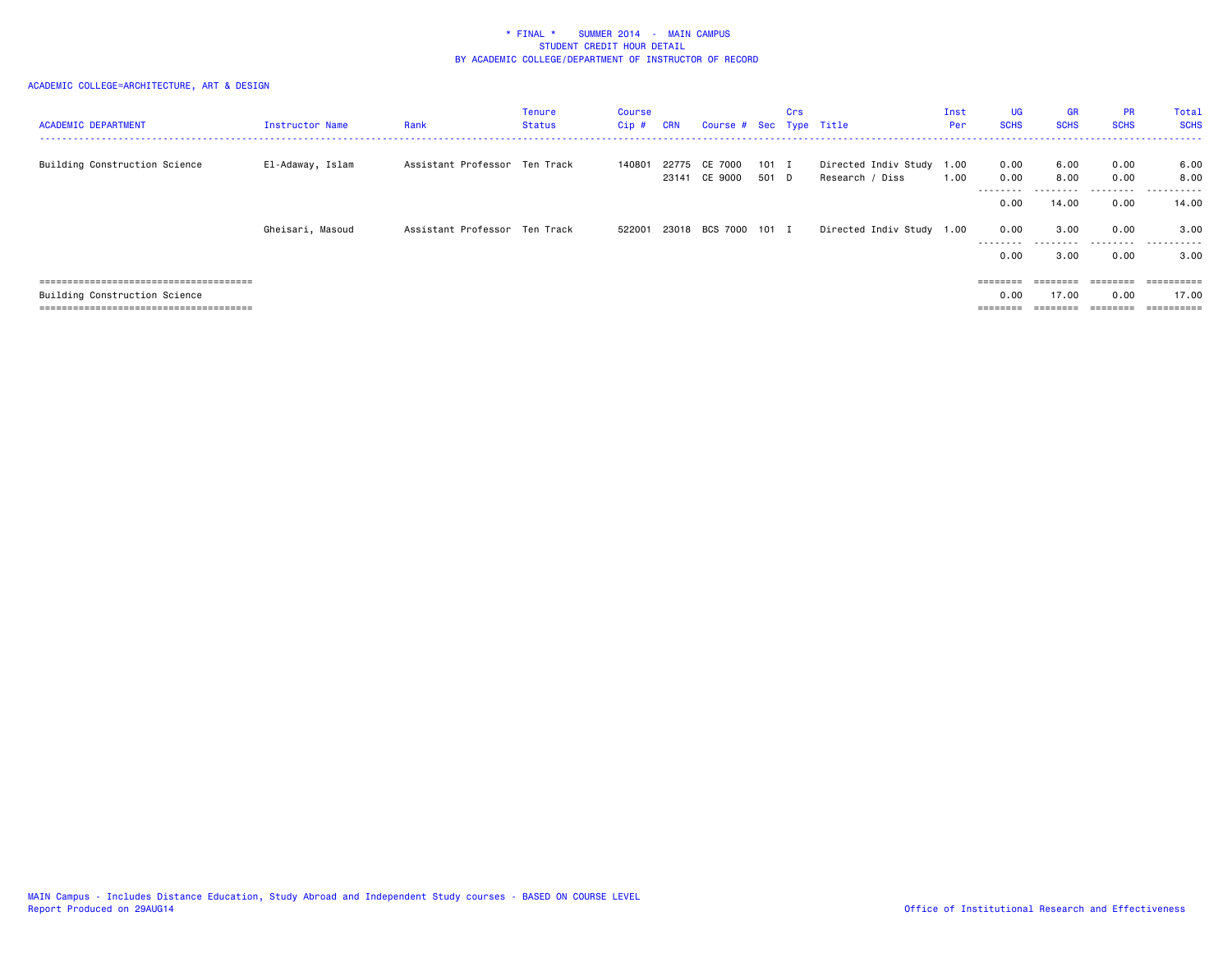\* FINAL \* SUMMER 2014 - MAIN CAMPUS
STUDENT CREDIT HOUR DETAIL
BY ACADEMIC COLLEGE/DEPARTMENT OF INSTRUCTOR OF RECORD

ACADEMIC COLLEGE=ARCHITECTURE, ART & DESIGN

| ACADEMIC DEPARTMENT | Instructor Name | Rank | Tenure Status | Course Cip # | CRN | Course # | Sec | Crs Type | Title | Inst Per | UG SCHS | GR SCHS | PR SCHS | Total SCHS |
|---|---|---|---|---|---|---|---|---|---|---|---|---|---|---|
| Building Construction Science | El-Adaway, Islam | Assistant Professor | Ten Track | 140801 | 22775 | CE 7000 | 101 | I | Directed Indiv Study | 1.00 | 0.00 | 6.00 | 0.00 | 6.00 |
| | | | | | 23141 | CE 9000 | 501 | D | Research / Diss | 1.00 | 0.00 | 8.00 | 0.00 | 8.00 |
| | | | | | | | | | | | 0.00 | 14.00 | 0.00 | 14.00 |
| | Gheisari, Masoud | Assistant Professor | Ten Track | 522001 | 23018 | BCS 7000 | 101 | I | Directed Indiv Study | 1.00 | 0.00 | 3.00 | 0.00 | 3.00 |
| | | | | | | | | | | | 0.00 | 3.00 | 0.00 | 3.00 |
| Building Construction Science | | | | | | | | | | | 0.00 | 17.00 | 0.00 | 17.00 |

MAIN Campus - Includes Distance Education, Study Abroad and Independent Study courses - BASED ON COURSE LEVEL
Report Produced on 29AUG14

Office of Institutional Research and Effectiveness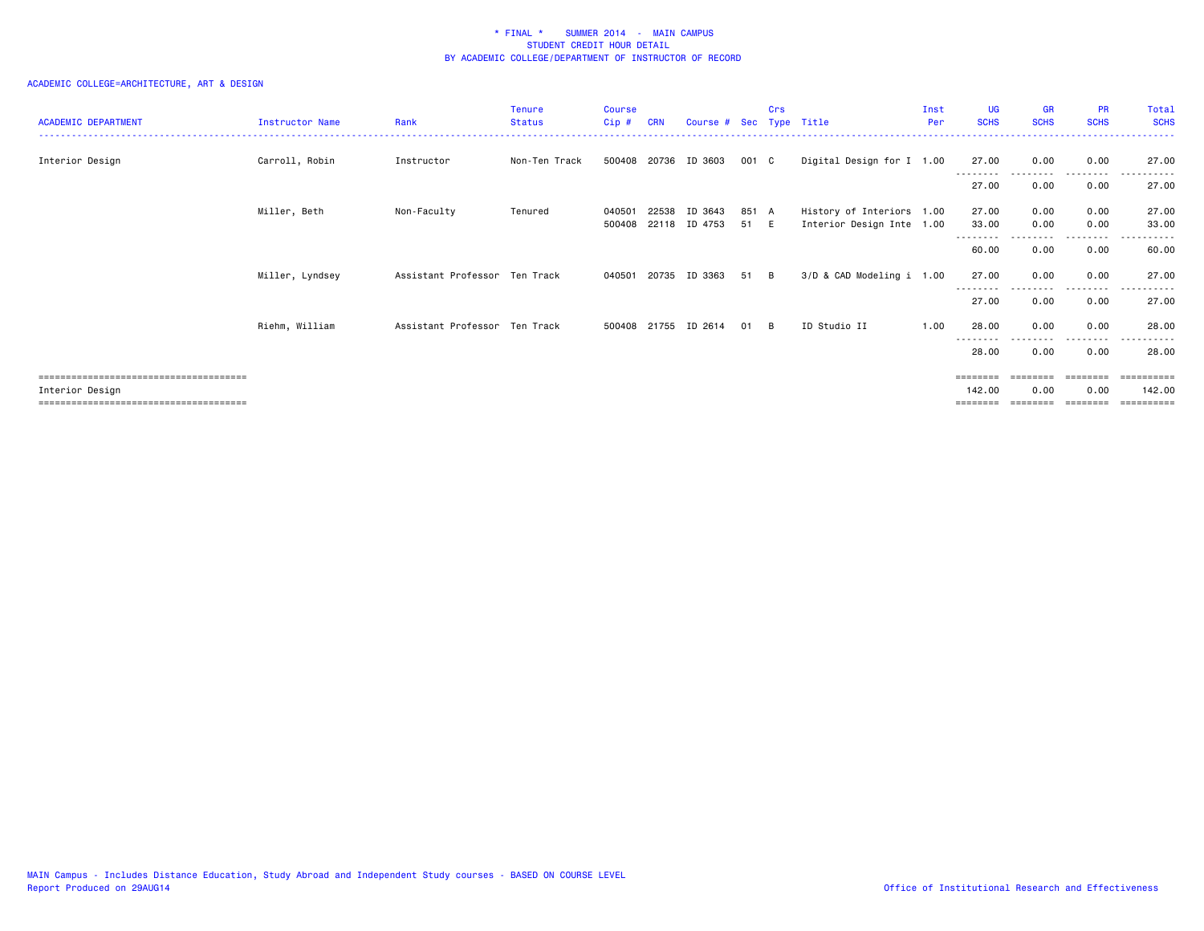\* FINAL \* SUMMER 2014 - MAIN CAMPUS
STUDENT CREDIT HOUR DETAIL
BY ACADEMIC COLLEGE/DEPARTMENT OF INSTRUCTOR OF RECORD

ACADEMIC COLLEGE=ARCHITECTURE, ART & DESIGN

| ACADEMIC DEPARTMENT | Instructor Name | Rank | Tenure Status | Course Cip # | CRN | Course # | Sec | Crs Type | Title | Inst Per | UG SCHS | GR SCHS | PR SCHS | Total SCHS |
|---|---|---|---|---|---|---|---|---|---|---|---|---|---|---|
| Interior Design | Carroll, Robin | Instructor | Non-Ten Track | 500408 | 20736 | ID 3603 | 001 | C | Digital Design for I | 1.00 | 27.00 | 0.00 | 0.00 | 27.00 |
| | | | | | | | | | | | 27.00 | 0.00 | 0.00 | 27.00 |
| | Miller, Beth | Non-Faculty | Tenured | 040501 | 22538 | ID 3643 | 851 | A | History of Interiors | 1.00 | 27.00 | 0.00 | 0.00 | 27.00 |
| | | | | 500408 | 22118 | ID 4753 | 51 | E | Interior Design Inte | 1.00 | 33.00 | 0.00 | 0.00 | 33.00 |
| | | | | | | | | | | | 60.00 | 0.00 | 0.00 | 60.00 |
| | Miller, Lyndsey | Assistant Professor | Ten Track | 040501 | 20735 | ID 3363 | 51 | B | 3/D & CAD Modeling i | 1.00 | 27.00 | 0.00 | 0.00 | 27.00 |
| | | | | | | | | | | | 27.00 | 0.00 | 0.00 | 27.00 |
| | Riehm, William | Assistant Professor | Ten Track | 500408 | 21755 | ID 2614 | 01 | B | ID Studio II | 1.00 | 28.00 | 0.00 | 0.00 | 28.00 |
| | | | | | | | | | | | 28.00 | 0.00 | 0.00 | 28.00 |
| Interior Design | | | | | | | | | | | 142.00 | 0.00 | 0.00 | 142.00 |

MAIN Campus - Includes Distance Education, Study Abroad and Independent Study courses - BASED ON COURSE LEVEL
Report Produced on 29AUG14

Office of Institutional Research and Effectiveness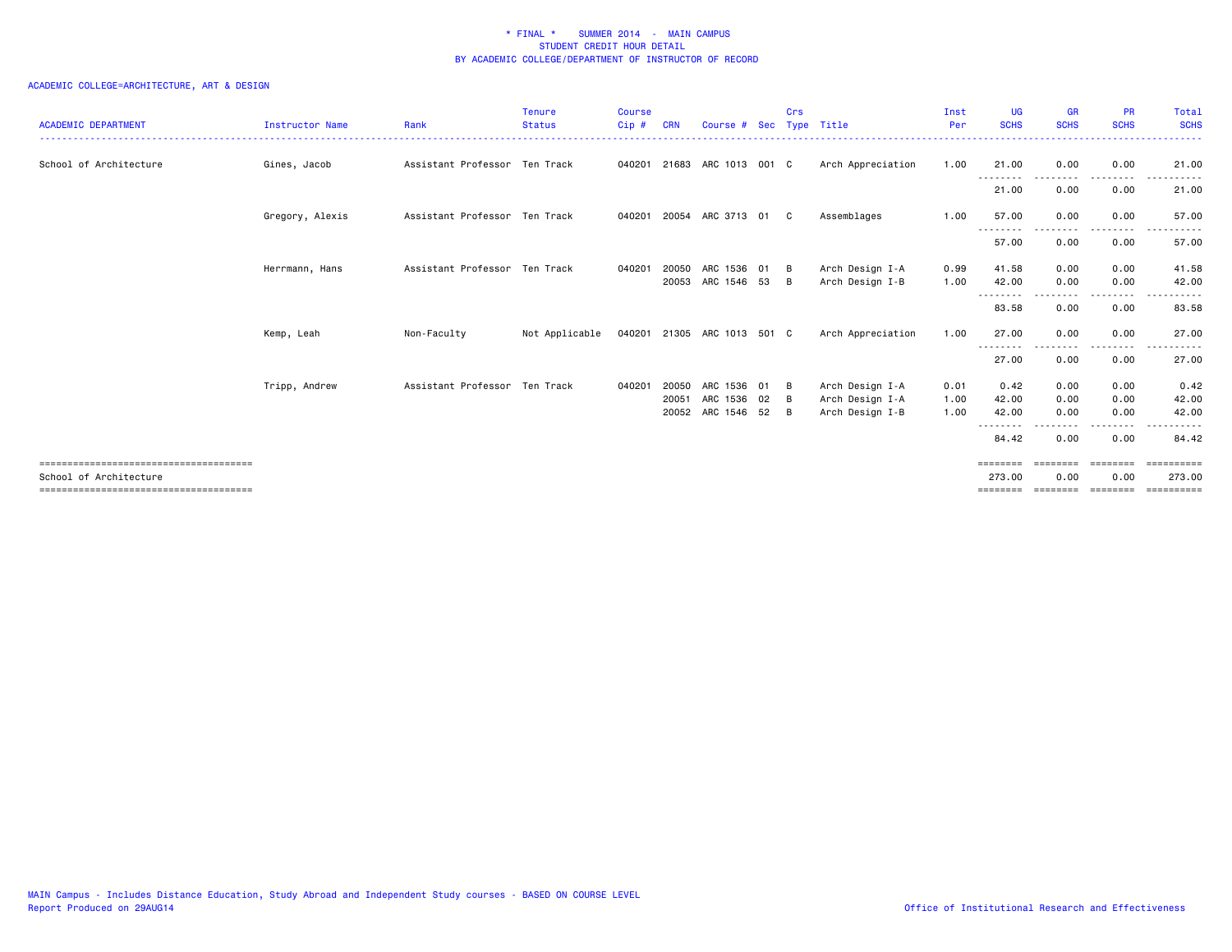\* FINAL \* SUMMER 2014 - MAIN CAMPUS
STUDENT CREDIT HOUR DETAIL
BY ACADEMIC COLLEGE/DEPARTMENT OF INSTRUCTOR OF RECORD

ACADEMIC COLLEGE=ARCHITECTURE, ART & DESIGN

| ACADEMIC DEPARTMENT | Instructor Name | Rank | Tenure Status | Course Cip # | CRN | Course # | Sec | Crs Type | Title | Inst Per | UG SCHS | GR SCHS | PR SCHS | Total SCHS |
|---|---|---|---|---|---|---|---|---|---|---|---|---|---|---|
| School of Architecture | Gines, Jacob | Assistant Professor | Ten Track | 040201 | 21683 | ARC 1013 | 001 | C | Arch Appreciation | 1.00 | 21.00 | 0.00 | 0.00 | 21.00 |
| | | | | | | | | | | | 21.00 | 0.00 | 0.00 | 21.00 |
| | Gregory, Alexis | Assistant Professor | Ten Track | 040201 | 20054 | ARC 3713 | 01 | C | Assemblages | 1.00 | 57.00 | 0.00 | 0.00 | 57.00 |
| | | | | | | | | | | | 57.00 | 0.00 | 0.00 | 57.00 |
| | Herrmann, Hans | Assistant Professor | Ten Track | 040201 | 20050 | ARC 1536 | 01 | B | Arch Design I-A | 0.99 | 41.58 | 0.00 | 0.00 | 41.58 |
| | | | | | 20053 | ARC 1546 | 53 | B | Arch Design I-B | 1.00 | 42.00 | 0.00 | 0.00 | 42.00 |
| | | | | | | | | | | | 83.58 | 0.00 | 0.00 | 83.58 |
| | Kemp, Leah | Non-Faculty | Not Applicable | 040201 | 21305 | ARC 1013 | 501 | C | Arch Appreciation | 1.00 | 27.00 | 0.00 | 0.00 | 27.00 |
| | | | | | | | | | | | 27.00 | 0.00 | 0.00 | 27.00 |
| | Tripp, Andrew | Assistant Professor | Ten Track | 040201 | 20050 | ARC 1536 | 01 | B | Arch Design I-A | 0.01 | 0.42 | 0.00 | 0.00 | 0.42 |
| | | | | | 20051 | ARC 1536 | 02 | B | Arch Design I-A | 1.00 | 42.00 | 0.00 | 0.00 | 42.00 |
| | | | | | 20052 | ARC 1546 | 52 | B | Arch Design I-B | 1.00 | 42.00 | 0.00 | 0.00 | 42.00 |
| | | | | | | | | | | | 84.42 | 0.00 | 0.00 | 84.42 |
| School of Architecture | | | | | | | | | | | 273.00 | 0.00 | 0.00 | 273.00 |

MAIN Campus - Includes Distance Education, Study Abroad and Independent Study courses - BASED ON COURSE LEVEL
Report Produced on 29AUG14

Office of Institutional Research and Effectiveness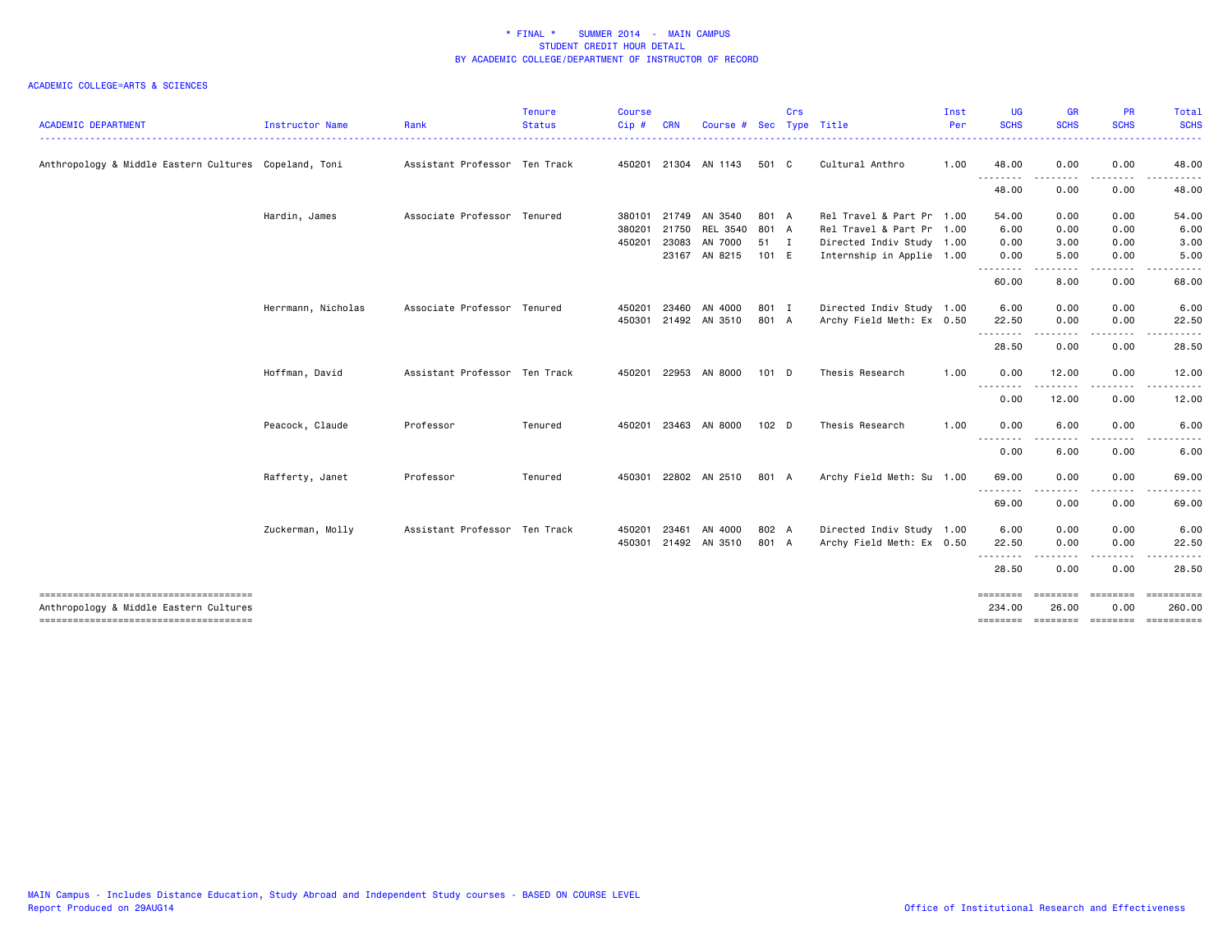\* FINAL \* SUMMER 2014 - MAIN CAMPUS
STUDENT CREDIT HOUR DETAIL
BY ACADEMIC COLLEGE/DEPARTMENT OF INSTRUCTOR OF RECORD

ACADEMIC COLLEGE=ARTS & SCIENCES

| ACADEMIC DEPARTMENT | Instructor Name | Rank | Tenure Status | Course Cip # | CRN | Course # | Sec | Crs Type | Title | Inst Per | UG SCHS | GR SCHS | PR SCHS | Total SCHS |
|---|---|---|---|---|---|---|---|---|---|---|---|---|---|---|
| Anthropology & Middle Eastern Cultures | Copeland, Toni | Assistant Professor | Ten Track | 450201 | 21304 | AN 1143 | 501 | C | Cultural Anthro | 1.00 | 48.00 | 0.00 | 0.00 | 48.00 |
| | | | | | | | | | | | 48.00 | 0.00 | 0.00 | 48.00 |
| | Hardin, James | Associate Professor | Tenured | 380101 | 21749 | AN 3540 | 801 | A | Rel Travel & Part Pr | 1.00 | 54.00 | 0.00 | 0.00 | 54.00 |
| | | | | 380201 | 21750 | REL 3540 | 801 | A | Rel Travel & Part Pr | 1.00 | 6.00 | 0.00 | 0.00 | 6.00 |
| | | | | 450201 | 23083 | AN 7000 | 51 | I | Directed Indiv Study | 1.00 | 0.00 | 3.00 | 0.00 | 3.00 |
| | | | | | 23167 | AN 8215 | 101 | E | Internship in Applie | 1.00 | 0.00 | 5.00 | 0.00 | 5.00 |
| | | | | | | | | | | | 60.00 | 8.00 | 0.00 | 68.00 |
| | Herrmann, Nicholas | Associate Professor | Tenured | 450201 | 23460 | AN 4000 | 801 | I | Directed Indiv Study | 1.00 | 6.00 | 0.00 | 0.00 | 6.00 |
| | | | | 450301 | 21492 | AN 3510 | 801 | A | Archy Field Meth: Ex | 0.50 | 22.50 | 0.00 | 0.00 | 22.50 |
| | | | | | | | | | | | 28.50 | 0.00 | 0.00 | 28.50 |
| | Hoffman, David | Assistant Professor | Ten Track | 450201 | 22953 | AN 8000 | 101 | D | Thesis Research | 1.00 | 0.00 | 12.00 | 0.00 | 12.00 |
| | | | | | | | | | | | 0.00 | 12.00 | 0.00 | 12.00 |
| | Peacock, Claude | Professor | Tenured | 450201 | 23463 | AN 8000 | 102 | D | Thesis Research | 1.00 | 0.00 | 6.00 | 0.00 | 6.00 |
| | | | | | | | | | | | 0.00 | 6.00 | 0.00 | 6.00 |
| | Rafferty, Janet | Professor | Tenured | 450301 | 22802 | AN 2510 | 801 | A | Archy Field Meth: Su | 1.00 | 69.00 | 0.00 | 0.00 | 69.00 |
| | | | | | | | | | | | 69.00 | 0.00 | 0.00 | 69.00 |
| | Zuckerman, Molly | Assistant Professor | Ten Track | 450201 | 23461 | AN 4000 | 802 | A | Directed Indiv Study | 1.00 | 6.00 | 0.00 | 0.00 | 6.00 |
| | | | | 450301 | 21492 | AN 3510 | 801 | A | Archy Field Meth: Ex | 0.50 | 22.50 | 0.00 | 0.00 | 22.50 |
| | | | | | | | | | | | 28.50 | 0.00 | 0.00 | 28.50 |
| Anthropology & Middle Eastern Cultures | | | | | | | | | | | 234.00 | 26.00 | 0.00 | 260.00 |

MAIN Campus - Includes Distance Education, Study Abroad and Independent Study courses - BASED ON COURSE LEVEL
Report Produced on 29AUG14

Office of Institutional Research and Effectiveness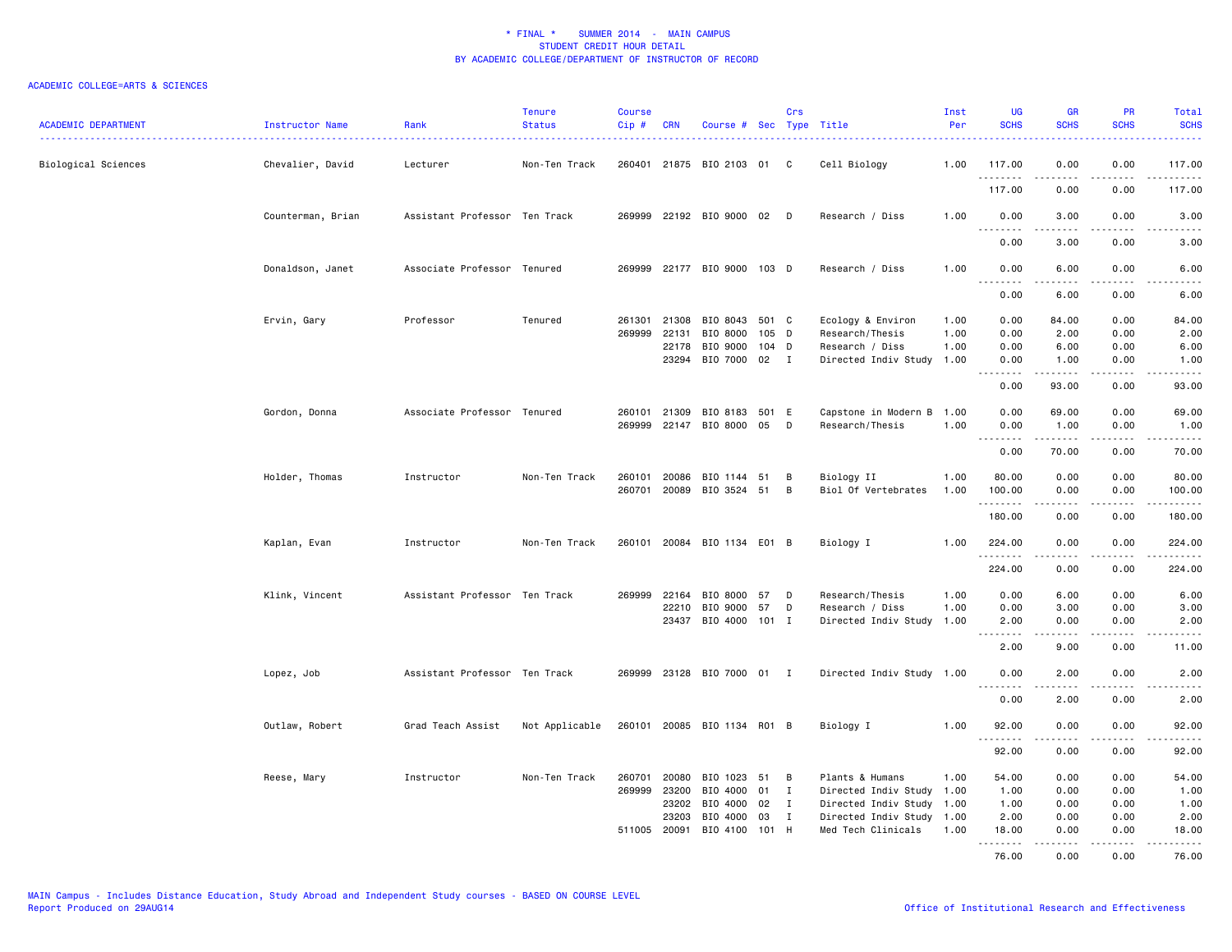\* FINAL \*    SUMMER 2014  -  MAIN CAMPUS
STUDENT CREDIT HOUR DETAIL
BY ACADEMIC COLLEGE/DEPARTMENT OF INSTRUCTOR OF RECORD

ACADEMIC COLLEGE=ARTS & SCIENCES

| ACADEMIC DEPARTMENT | Instructor Name | Rank | Tenure Status | Course Cip # | CRN | Course # | Sec | Crs Type | Title | Inst Per | UG SCHS | GR SCHS | PR SCHS | Total SCHS |
|---|---|---|---|---|---|---|---|---|---|---|---|---|---|---|
| Biological Sciences | Chevalier, David | Lecturer | Non-Ten Track | 260401 | 21875 | BIO 2103 | 01 | C | Cell Biology | 1.00 | 117.00 | 0.00 | 0.00 | 117.00 |
| | | | | | | | | | | | 117.00 | 0.00 | 0.00 | 117.00 |
| | Counterman, Brian | Assistant Professor | Ten Track | 269999 | 22192 | BIO 9000 | 02 | D | Research / Diss | 1.00 | 0.00 | 3.00 | 0.00 | 3.00 |
| | | | | | | | | | | | 0.00 | 3.00 | 0.00 | 3.00 |
| | Donaldson, Janet | Associate Professor | Tenured | 269999 | 22177 | BIO 9000 | 103 | D | Research / Diss | 1.00 | 0.00 | 6.00 | 0.00 | 6.00 |
| | | | | | | | | | | | 0.00 | 6.00 | 0.00 | 6.00 |
| | Ervin, Gary | Professor | Tenured | 261301 | 21308 | BIO 8043 | 501 | C | Ecology & Environ | 1.00 | 0.00 | 84.00 | 0.00 | 84.00 |
| | | | | 269999 | 22131 | BIO 8000 | 105 | D | Research/Thesis | 1.00 | 0.00 | 2.00 | 0.00 | 2.00 |
| | | | | | 22178 | BIO 9000 | 104 | D | Research / Diss | 1.00 | 0.00 | 6.00 | 0.00 | 6.00 |
| | | | | | 23294 | BIO 7000 | 02 | I | Directed Indiv Study | 1.00 | 0.00 | 1.00 | 0.00 | 1.00 |
| | | | | | | | | | | | 0.00 | 93.00 | 0.00 | 93.00 |
| | Gordon, Donna | Associate Professor | Tenured | 260101 | 21309 | BIO 8183 | 501 | E | Capstone in Modern B | 1.00 | 0.00 | 69.00 | 0.00 | 69.00 |
| | | | | 269999 | 22147 | BIO 8000 | 05 | D | Research/Thesis | 1.00 | 0.00 | 1.00 | 0.00 | 1.00 |
| | | | | | | | | | | | 0.00 | 70.00 | 0.00 | 70.00 |
| | Holder, Thomas | Instructor | Non-Ten Track | 260101 | 20086 | BIO 1144 | 51 | B | Biology II | 1.00 | 80.00 | 0.00 | 0.00 | 80.00 |
| | | | | 260701 | 20089 | BIO 3524 | 51 | B | Biol Of Vertebrates | 1.00 | 100.00 | 0.00 | 0.00 | 100.00 |
| | | | | | | | | | | | 180.00 | 0.00 | 0.00 | 180.00 |
| | Kaplan, Evan | Instructor | Non-Ten Track | 260101 | 20084 | BIO 1134 | E01 | B | Biology I | 1.00 | 224.00 | 0.00 | 0.00 | 224.00 |
| | | | | | | | | | | | 224.00 | 0.00 | 0.00 | 224.00 |
| | Klink, Vincent | Assistant Professor | Ten Track | 269999 | 22164 | BIO 8000 | 57 | D | Research/Thesis | 1.00 | 0.00 | 6.00 | 0.00 | 6.00 |
| | | | | | 22210 | BIO 9000 | 57 | D | Research / Diss | 1.00 | 0.00 | 3.00 | 0.00 | 3.00 |
| | | | | | 23437 | BIO 4000 | 101 | I | Directed Indiv Study | 1.00 | 2.00 | 0.00 | 0.00 | 2.00 |
| | | | | | | | | | | | 2.00 | 9.00 | 0.00 | 11.00 |
| | Lopez, Job | Assistant Professor | Ten Track | 269999 | 23128 | BIO 7000 | 01 | I | Directed Indiv Study | 1.00 | 0.00 | 2.00 | 0.00 | 2.00 |
| | | | | | | | | | | | 0.00 | 2.00 | 0.00 | 2.00 |
| | Outlaw, Robert | Grad Teach Assist | Not Applicable | 260101 | 20085 | BIO 1134 | R01 | B | Biology I | 1.00 | 92.00 | 0.00 | 0.00 | 92.00 |
| | | | | | | | | | | | 92.00 | 0.00 | 0.00 | 92.00 |
| | Reese, Mary | Instructor | Non-Ten Track | 260701 | 20080 | BIO 1023 | 51 | B | Plants & Humans | 1.00 | 54.00 | 0.00 | 0.00 | 54.00 |
| | | | | 269999 | 23200 | BIO 4000 | 01 | I | Directed Indiv Study | 1.00 | 1.00 | 0.00 | 0.00 | 1.00 |
| | | | | | 23202 | BIO 4000 | 02 | I | Directed Indiv Study | 1.00 | 1.00 | 0.00 | 0.00 | 1.00 |
| | | | | | 23203 | BIO 4000 | 03 | I | Directed Indiv Study | 1.00 | 2.00 | 0.00 | 0.00 | 2.00 |
| | | | | 511005 | 20091 | BIO 4100 | 101 | H | Med Tech Clinicals | 1.00 | 18.00 | 0.00 | 0.00 | 18.00 |
| | | | | | | | | | | | 76.00 | 0.00 | 0.00 | 76.00 |

MAIN Campus - Includes Distance Education, Study Abroad and Independent Study courses - BASED ON COURSE LEVEL
Report Produced on 29AUG14
Office of Institutional Research and Effectiveness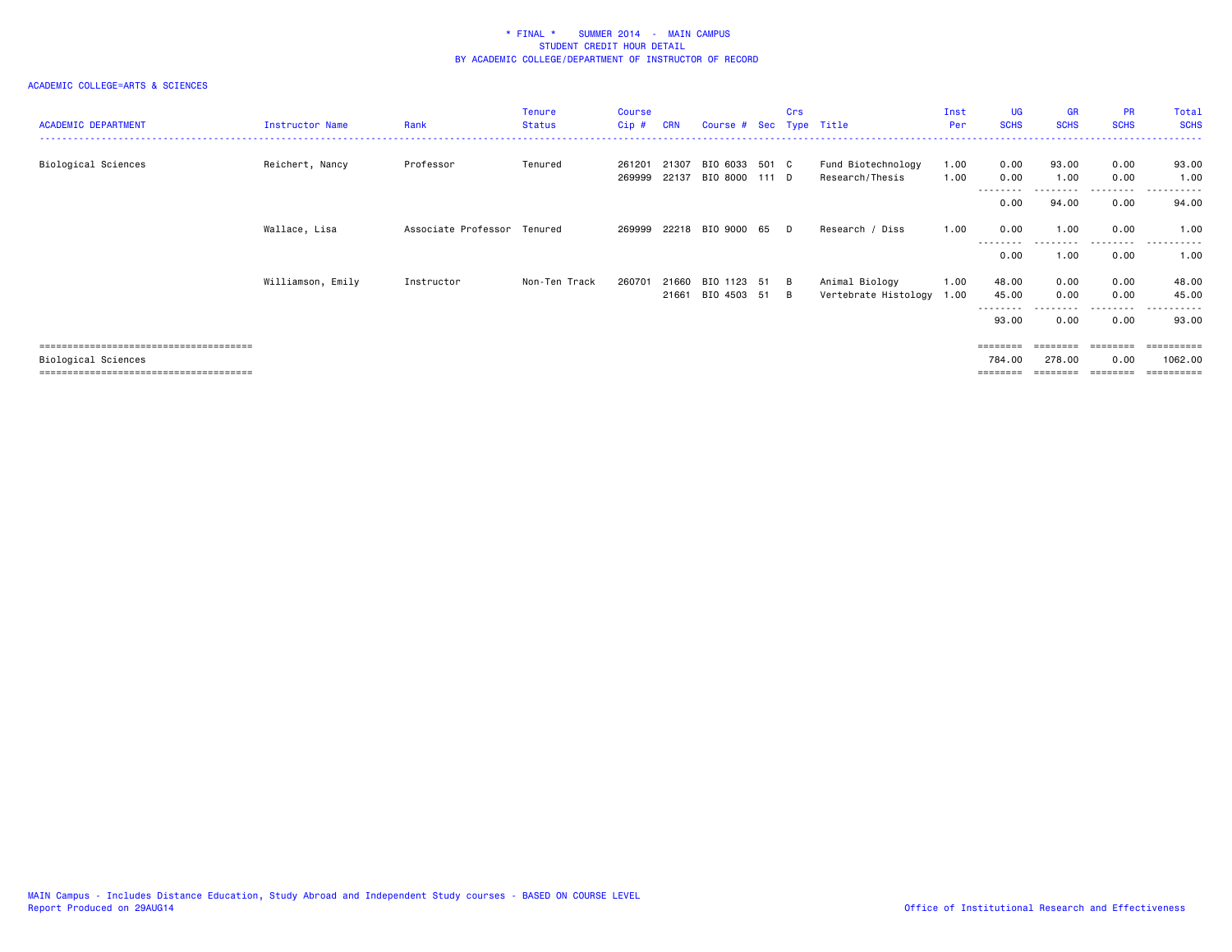\* FINAL \* SUMMER 2014 - MAIN CAMPUS
STUDENT CREDIT HOUR DETAIL
BY ACADEMIC COLLEGE/DEPARTMENT OF INSTRUCTOR OF RECORD

ACADEMIC COLLEGE=ARTS & SCIENCES

| ACADEMIC DEPARTMENT | Instructor Name | Rank | Tenure Status | Course Cip # | CRN | Course # | Sec | Crs Type | Title | Inst Per | UG SCHS | GR SCHS | PR SCHS | Total SCHS |
|---|---|---|---|---|---|---|---|---|---|---|---|---|---|---|
| Biological Sciences | Reichert, Nancy | Professor | Tenured | 261201 | 21307 | BIO 6033 | 501 | C | Fund Biotechnology | 1.00 | 0.00 | 93.00 | 0.00 | 93.00 |
| | | | | 269999 | 22137 | BIO 8000 | 111 | D | Research/Thesis | 1.00 | 0.00 | 1.00 | 0.00 | 1.00 |
| | | | | | | | | | | | 0.00 | 94.00 | 0.00 | 94.00 |
| | Wallace, Lisa | Associate Professor | Tenured | 269999 | 22218 | BIO 9000 | 65 | D | Research / Diss | 1.00 | 0.00 | 1.00 | 0.00 | 1.00 |
| | | | | | | | | | | | 0.00 | 1.00 | 0.00 | 1.00 |
| | Williamson, Emily | Instructor | Non-Ten Track | 260701 | 21660 | BIO 1123 | 51 | B | Animal Biology | 1.00 | 48.00 | 0.00 | 0.00 | 48.00 |
| | | | | | 21661 | BIO 4503 | 51 | B | Vertebrate Histology | 1.00 | 45.00 | 0.00 | 0.00 | 45.00 |
| | | | | | | | | | | | 93.00 | 0.00 | 0.00 | 93.00 |
| Biological Sciences | | | | | | | | | | | 784.00 | 278.00 | 0.00 | 1062.00 |

MAIN Campus - Includes Distance Education, Study Abroad and Independent Study courses - BASED ON COURSE LEVEL
Report Produced on 29AUG14

Office of Institutional Research and Effectiveness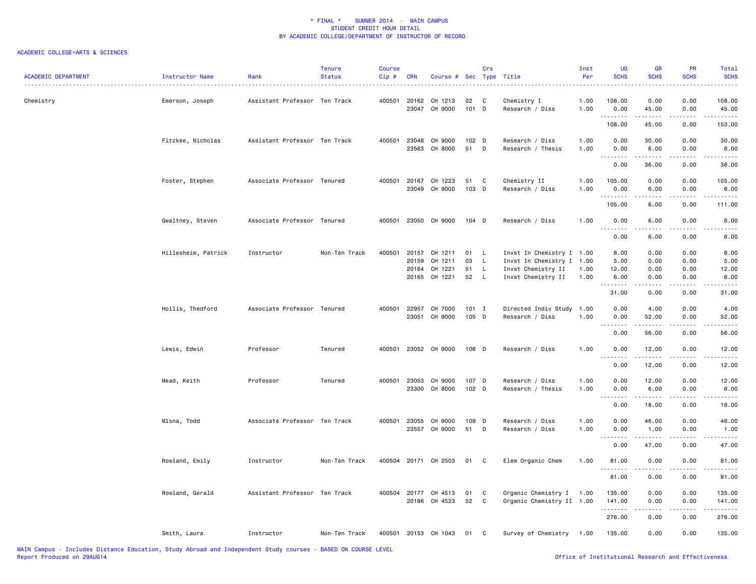\* FINAL \* SUMMER 2014 - MAIN CAMPUS
STUDENT CREDIT HOUR DETAIL
BY ACADEMIC COLLEGE/DEPARTMENT OF INSTRUCTOR OF RECORD

ACADEMIC COLLEGE=ARTS & SCIENCES

| ACADEMIC DEPARTMENT | Instructor Name | Rank | Tenure Status | Course Cip # | CRN | Course # | Sec | Crs Type | Title | Inst Per | UG SCHS | GR SCHS | PR SCHS | Total SCHS |
|---|---|---|---|---|---|---|---|---|---|---|---|---|---|---|
| Chemistry | Emerson, Joseph | Assistant Professor | Ten Track | 400501 | 20162 | CH 1213 | 02 | C | Chemistry I | 1.00 | 108.00 | 0.00 | 0.00 | 108.00 |
| | | | | | 23047 | CH 9000 | 101 | D | Research / Diss | 1.00 | 0.00 | 45.00 | 0.00 | 45.00 |
| | | | | | | | | | | | 108.00 | 45.00 | 0.00 | 153.00 |
| | Fitzkee, Nicholas | Assistant Professor | Ten Track | 400501 | 23048 | CH 9000 | 102 | D | Research / Diss | 1.00 | 0.00 | 30.00 | 0.00 | 30.00 |
| | | | | | 23563 | CH 8000 | 51 | D | Research / Thesis | 1.00 | 0.00 | 6.00 | 0.00 | 6.00 |
| | | | | | | | | | | | 0.00 | 36.00 | 0.00 | 36.00 |
| | Foster, Stephen | Associate Professor | Tenured | 400501 | 20167 | CH 1223 | 51 | C | Chemistry II | 1.00 | 105.00 | 0.00 | 0.00 | 105.00 |
| | | | | | 23049 | CH 9000 | 103 | D | Research / Diss | 1.00 | 0.00 | 6.00 | 0.00 | 6.00 |
| | | | | | | | | | | | 105.00 | 6.00 | 0.00 | 111.00 |
| | Gwaltney, Steven | Associate Professor | Tenured | 400501 | 23050 | CH 9000 | 104 | D | Research / Diss | 1.00 | 0.00 | 6.00 | 0.00 | 6.00 |
| | | | | | | | | | | | 0.00 | 6.00 | 0.00 | 6.00 |
| | Hillesheim, Patrick | Instructor | Non-Ten Track | 400501 | 20157 | CH 1211 | 01 | L | Invst In Chemistry I | 1.00 | 8.00 | 0.00 | 0.00 | 8.00 |
| | | | | | 20159 | CH 1211 | 03 | L | Invst In Chemistry I | 1.00 | 5.00 | 0.00 | 0.00 | 5.00 |
| | | | | | 20164 | CH 1221 | 51 | L | Invst Chemistry II | 1.00 | 12.00 | 0.00 | 0.00 | 12.00 |
| | | | | | 20165 | CH 1221 | 52 | L | Invst Chemistry II | 1.00 | 6.00 | 0.00 | 0.00 | 6.00 |
| | | | | | | | | | | | 31.00 | 0.00 | 0.00 | 31.00 |
| | Hollis, Thedford | Associate Professor | Tenured | 400501 | 22957 | CH 7000 | 101 | I | Directed Indiv Study | 1.00 | 0.00 | 4.00 | 0.00 | 4.00 |
| | | | | | 23051 | CH 9000 | 105 | D | Research / Diss | 1.00 | 0.00 | 52.00 | 0.00 | 52.00 |
| | | | | | | | | | | | 0.00 | 56.00 | 0.00 | 56.00 |
| | Lewis, Edwin | Professor | Tenured | 400501 | 23052 | CH 9000 | 106 | D | Research / Diss | 1.00 | 0.00 | 12.00 | 0.00 | 12.00 |
| | | | | | | | | | | | 0.00 | 12.00 | 0.00 | 12.00 |
| | Mead, Keith | Professor | Tenured | 400501 | 23053 | CH 9000 | 107 | D | Research / Diss | 1.00 | 0.00 | 12.00 | 0.00 | 12.00 |
| | | | | | 23300 | CH 8000 | 102 | D | Research / Thesis | 1.00 | 0.00 | 6.00 | 0.00 | 6.00 |
| | | | | | | | | | | | 0.00 | 18.00 | 0.00 | 18.00 |
| | Mlsna, Todd | Associate Professor | Ten Track | 400501 | 23055 | CH 9000 | 109 | D | Research / Diss | 1.00 | 0.00 | 46.00 | 0.00 | 46.00 |
| | | | | | 23557 | CH 9000 | 51 | D | Research / Diss | 1.00 | 0.00 | 1.00 | 0.00 | 1.00 |
| | | | | | | | | | | | 0.00 | 47.00 | 0.00 | 47.00 |
| | Rowland, Emily | Instructor | Non-Ten Track | 400504 | 20171 | CH 2503 | 01 | C | Elem Organic Chem | 1.00 | 81.00 | 0.00 | 0.00 | 81.00 |
| | | | | | | | | | | | 81.00 | 0.00 | 0.00 | 81.00 |
| | Rowland, Gerald | Assistant Professor | Ten Track | 400504 | 20177 | CH 4513 | 01 | C | Organic Chemistry I | 1.00 | 135.00 | 0.00 | 0.00 | 135.00 |
| | | | | | 20186 | CH 4523 | 52 | C | Organic Chemistry II | 1.00 | 141.00 | 0.00 | 0.00 | 141.00 |
| | | | | | | | | | | | 276.00 | 0.00 | 0.00 | 276.00 |
| | Smith, Laura | Instructor | Non-Ten Track | 400501 | 20153 | CH 1043 | 01 | C | Survey of Chemistry | 1.00 | 135.00 | 0.00 | 0.00 | 135.00 |

MAIN Campus - Includes Distance Education, Study Abroad and Independent Study courses - BASED ON COURSE LEVEL
Report Produced on 29AUG14
Office of Institutional Research and Effectiveness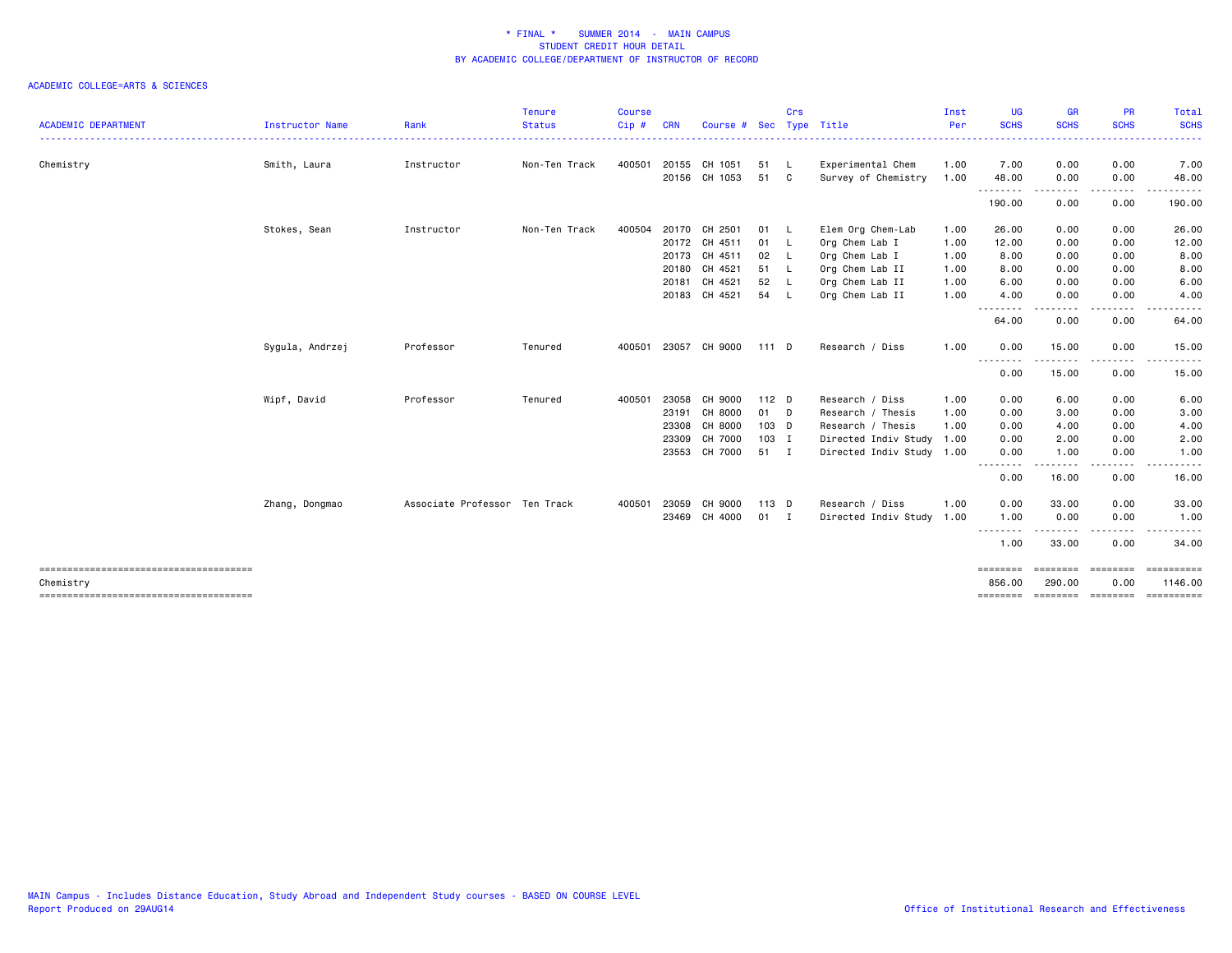\* FINAL \* SUMMER 2014 - MAIN CAMPUS
STUDENT CREDIT HOUR DETAIL
BY ACADEMIC COLLEGE/DEPARTMENT OF INSTRUCTOR OF RECORD

ACADEMIC COLLEGE=ARTS & SCIENCES

| ACADEMIC DEPARTMENT | Instructor Name | Rank | Tenure Status | Course Cip # | CRN | Course # | Sec | Crs Type | Title | Inst Per | UG SCHS | GR SCHS | PR SCHS | Total SCHS |
|---|---|---|---|---|---|---|---|---|---|---|---|---|---|---|
| Chemistry | Smith, Laura | Instructor | Non-Ten Track | 400501 | 20155 | CH 1051 | 51 | L | Experimental Chem | 1.00 | 7.00 | 0.00 | 0.00 | 7.00 |
| | | | | | 20156 | CH 1053 | 51 | C | Survey of Chemistry | 1.00 | 48.00 | 0.00 | 0.00 | 48.00 |
| | | | | | | | | | | | 190.00 | 0.00 | 0.00 | 190.00 |
| | Stokes, Sean | Instructor | Non-Ten Track | 400504 | 20170 | CH 2501 | 01 | L | Elem Org Chem-Lab | 1.00 | 26.00 | 0.00 | 0.00 | 26.00 |
| | | | | | 20172 | CH 4511 | 01 | L | Org Chem Lab I | 1.00 | 12.00 | 0.00 | 0.00 | 12.00 |
| | | | | | 20173 | CH 4511 | 02 | L | Org Chem Lab I | 1.00 | 8.00 | 0.00 | 0.00 | 8.00 |
| | | | | | 20180 | CH 4521 | 51 | L | Org Chem Lab II | 1.00 | 8.00 | 0.00 | 0.00 | 8.00 |
| | | | | | 20181 | CH 4521 | 52 | L | Org Chem Lab II | 1.00 | 6.00 | 0.00 | 0.00 | 6.00 |
| | | | | | 20183 | CH 4521 | 54 | L | Org Chem Lab II | 1.00 | 4.00 | 0.00 | 0.00 | 4.00 |
| | | | | | | | | | | | 64.00 | 0.00 | 0.00 | 64.00 |
| | Sygula, Andrzej | Professor | Tenured | 400501 | 23057 | CH 9000 | 111 | D | Research / Diss | 1.00 | 0.00 | 15.00 | 0.00 | 15.00 |
| | | | | | | | | | | | 0.00 | 15.00 | 0.00 | 15.00 |
| | Wipf, David | Professor | Tenured | 400501 | 23058 | CH 9000 | 112 | D | Research / Diss | 1.00 | 0.00 | 6.00 | 0.00 | 6.00 |
| | | | | | 23191 | CH 8000 | 01 | D | Research / Thesis | 1.00 | 0.00 | 3.00 | 0.00 | 3.00 |
| | | | | | 23308 | CH 8000 | 103 | D | Research / Thesis | 1.00 | 0.00 | 4.00 | 0.00 | 4.00 |
| | | | | | 23309 | CH 7000 | 103 | I | Directed Indiv Study | 1.00 | 0.00 | 2.00 | 0.00 | 2.00 |
| | | | | | 23553 | CH 7000 | 51 | I | Directed Indiv Study | 1.00 | 0.00 | 1.00 | 0.00 | 1.00 |
| | | | | | | | | | | | 0.00 | 16.00 | 0.00 | 16.00 |
| | Zhang, Dongmao | Associate Professor | Ten Track | 400501 | 23059 | CH 9000 | 113 | D | Research / Diss | 1.00 | 0.00 | 33.00 | 0.00 | 33.00 |
| | | | | | 23469 | CH 4000 | 01 | I | Directed Indiv Study | 1.00 | 1.00 | 0.00 | 0.00 | 1.00 |
| | | | | | | | | | | | 1.00 | 33.00 | 0.00 | 34.00 |
| Chemistry | | | | | | | | | | | 856.00 | 290.00 | 0.00 | 1146.00 |

MAIN Campus - Includes Distance Education, Study Abroad and Independent Study courses - BASED ON COURSE LEVEL
Report Produced on 29AUG14

Office of Institutional Research and Effectiveness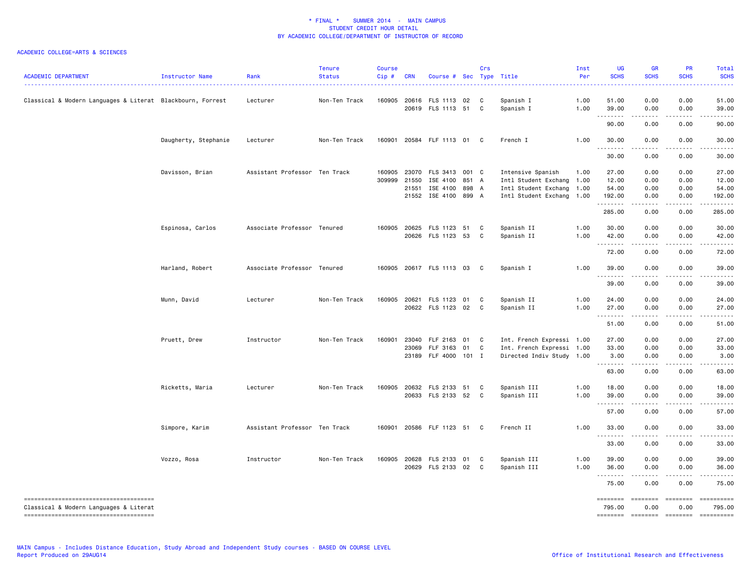\* FINAL \* SUMMER 2014 - MAIN CAMPUS
STUDENT CREDIT HOUR DETAIL
BY ACADEMIC COLLEGE/DEPARTMENT OF INSTRUCTOR OF RECORD

ACADEMIC COLLEGE=ARTS & SCIENCES

| ACADEMIC DEPARTMENT | Instructor Name | Rank | Tenure Status | Course Cip # | CRN | Course # | Sec | Crs Type | Title | Inst Per | UG SCHS | GR SCHS | PR SCHS | Total SCHS |
|---|---|---|---|---|---|---|---|---|---|---|---|---|---|---|
| Classical & Modern Languages & Literat | Blackbourn, Forrest | Lecturer | Non-Ten Track | 160905 | 20616 | FLS 1113 | 02 | C | Spanish I | 1.00 | 51.00 | 0.00 | 0.00 | 51.00 |
| | | | | | 20619 | FLS 1113 | 51 | C | Spanish I | 1.00 | 39.00 | 0.00 | 0.00 | 39.00 |
| | | | | | | | | | | | 90.00 | 0.00 | 0.00 | 90.00 |
| | Daugherty, Stephanie | Lecturer | Non-Ten Track | 160901 | 20584 | FLF 1113 | 01 | C | French I | 1.00 | 30.00 | 0.00 | 0.00 | 30.00 |
| | | | | | | | | | | | 30.00 | 0.00 | 0.00 | 30.00 |
| | Davisson, Brian | Assistant Professor | Ten Track | 160905 | 23070 | FLS 3413 | 001 | C | Intensive Spanish | 1.00 | 27.00 | 0.00 | 0.00 | 27.00 |
| | | | | 309999 | 21550 | ISE 4100 | 851 | A | Intl Student Exchang | 1.00 | 12.00 | 0.00 | 0.00 | 12.00 |
| | | | | | 21551 | ISE 4100 | 898 | A | Intl Student Exchang | 1.00 | 54.00 | 0.00 | 0.00 | 54.00 |
| | | | | | 21552 | ISE 4100 | 899 | A | Intl Student Exchang | 1.00 | 192.00 | 0.00 | 0.00 | 192.00 |
| | | | | | | | | | | | 285.00 | 0.00 | 0.00 | 285.00 |
| | Espinosa, Carlos | Associate Professor | Tenured | 160905 | 20625 | FLS 1123 | 51 | C | Spanish II | 1.00 | 30.00 | 0.00 | 0.00 | 30.00 |
| | | | | | 20626 | FLS 1123 | 53 | C | Spanish II | 1.00 | 42.00 | 0.00 | 0.00 | 42.00 |
| | | | | | | | | | | | 72.00 | 0.00 | 0.00 | 72.00 |
| | Harland, Robert | Associate Professor | Tenured | 160905 | 20617 | FLS 1113 | 03 | C | Spanish I | 1.00 | 39.00 | 0.00 | 0.00 | 39.00 |
| | | | | | | | | | | | 39.00 | 0.00 | 0.00 | 39.00 |
| | Munn, David | Lecturer | Non-Ten Track | 160905 | 20621 | FLS 1123 | 01 | C | Spanish II | 1.00 | 24.00 | 0.00 | 0.00 | 24.00 |
| | | | | | 20622 | FLS 1123 | 02 | C | Spanish II | 1.00 | 27.00 | 0.00 | 0.00 | 27.00 |
| | | | | | | | | | | | 51.00 | 0.00 | 0.00 | 51.00 |
| | Pruett, Drew | Instructor | Non-Ten Track | 160901 | 23040 | FLF 2163 | 01 | C | Int. French Expressi | 1.00 | 27.00 | 0.00 | 0.00 | 27.00 |
| | | | | | 23069 | FLF 3163 | 01 | C | Int. French Expressi | 1.00 | 33.00 | 0.00 | 0.00 | 33.00 |
| | | | | | 23189 | FLF 4000 | 101 | I | Directed Indiv Study | 1.00 | 3.00 | 0.00 | 0.00 | 3.00 |
| | | | | | | | | | | | 63.00 | 0.00 | 0.00 | 63.00 |
| | Ricketts, Maria | Lecturer | Non-Ten Track | 160905 | 20632 | FLS 2133 | 51 | C | Spanish III | 1.00 | 18.00 | 0.00 | 0.00 | 18.00 |
| | | | | | 20633 | FLS 2133 | 52 | C | Spanish III | 1.00 | 39.00 | 0.00 | 0.00 | 39.00 |
| | | | | | | | | | | | 57.00 | 0.00 | 0.00 | 57.00 |
| | Simpore, Karim | Assistant Professor | Ten Track | 160901 | 20586 | FLF 1123 | 51 | C | French II | 1.00 | 33.00 | 0.00 | 0.00 | 33.00 |
| | | | | | | | | | | | 33.00 | 0.00 | 0.00 | 33.00 |
| | Vozzo, Rosa | Instructor | Non-Ten Track | 160905 | 20628 | FLS 2133 | 01 | C | Spanish III | 1.00 | 39.00 | 0.00 | 0.00 | 39.00 |
| | | | | | 20629 | FLS 2133 | 02 | C | Spanish III | 1.00 | 36.00 | 0.00 | 0.00 | 36.00 |
| | | | | | | | | | | | 75.00 | 0.00 | 0.00 | 75.00 |
| Classical & Modern Languages & Literat | | | | | | | | | | | 795.00 | 0.00 | 0.00 | 795.00 |

MAIN Campus - Includes Distance Education, Study Abroad and Independent Study courses - BASED ON COURSE LEVEL
Report Produced on 29AUG14

Office of Institutional Research and Effectiveness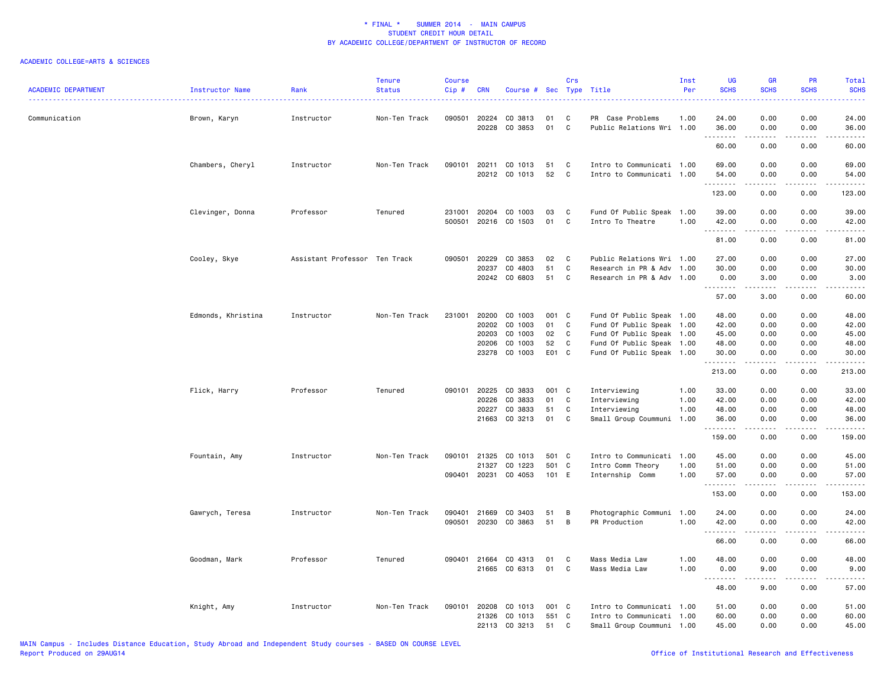\* FINAL \* SUMMER 2014 - MAIN CAMPUS
STUDENT CREDIT HOUR DETAIL
BY ACADEMIC COLLEGE/DEPARTMENT OF INSTRUCTOR OF RECORD

ACADEMIC COLLEGE=ARTS & SCIENCES

| ACADEMIC DEPARTMENT | Instructor Name | Rank | Tenure Status | Course Cip # | CRN | Course # | Sec | Crs Type | Title | Inst Per | UG SCHS | GR SCHS | PR SCHS | Total SCHS |
|---|---|---|---|---|---|---|---|---|---|---|---|---|---|---|
| Communication | Brown, Karyn | Instructor | Non-Ten Track | 090501 | 20224 | CO 3813 | 01 | C | PR Case Problems | 1.00 | 24.00 | 0.00 | 0.00 | 24.00 |
| | | | | | 20228 | CO 3853 | 01 | C | Public Relations Wri | 1.00 | 36.00 | 0.00 | 0.00 | 36.00 |
| | | | | | | | | | | | 60.00 | 0.00 | 0.00 | 60.00 |
| | Chambers, Cheryl | Instructor | Non-Ten Track | 090101 | 20211 | CO 1013 | 51 | C | Intro to Communicati | 1.00 | 69.00 | 0.00 | 0.00 | 69.00 |
| | | | | | 20212 | CO 1013 | 52 | C | Intro to Communicati | 1.00 | 54.00 | 0.00 | 0.00 | 54.00 |
| | | | | | | | | | | | 123.00 | 0.00 | 0.00 | 123.00 |
| | Clevinger, Donna | Professor | Tenured | 231001 | 20204 | CO 1003 | 03 | C | Fund Of Public Speak | 1.00 | 39.00 | 0.00 | 0.00 | 39.00 |
| | | | | 500501 | 20216 | CO 1503 | 01 | C | Intro To Theatre | 1.00 | 42.00 | 0.00 | 0.00 | 42.00 |
| | | | | | | | | | | | 81.00 | 0.00 | 0.00 | 81.00 |
| | Cooley, Skye | Assistant Professor | Ten Track | 090501 | 20229 | CO 3853 | 02 | C | Public Relations Wri | 1.00 | 27.00 | 0.00 | 0.00 | 27.00 |
| | | | | | 20237 | CO 4803 | 51 | C | Research in PR & Adv | 1.00 | 30.00 | 0.00 | 0.00 | 30.00 |
| | | | | | 20242 | CO 6803 | 51 | C | Research in PR & Adv | 1.00 | 0.00 | 3.00 | 0.00 | 3.00 |
| | | | | | | | | | | | 57.00 | 3.00 | 0.00 | 60.00 |
| | Edmonds, Khristina | Instructor | Non-Ten Track | 231001 | 20200 | CO 1003 | 001 | C | Fund Of Public Speak | 1.00 | 48.00 | 0.00 | 0.00 | 48.00 |
| | | | | | 20202 | CO 1003 | 01 | C | Fund Of Public Speak | 1.00 | 42.00 | 0.00 | 0.00 | 42.00 |
| | | | | | 20203 | CO 1003 | 02 | C | Fund Of Public Speak | 1.00 | 45.00 | 0.00 | 0.00 | 45.00 |
| | | | | | 20206 | CO 1003 | 52 | C | Fund Of Public Speak | 1.00 | 48.00 | 0.00 | 0.00 | 48.00 |
| | | | | | 23278 | CO 1003 | E01 | C | Fund Of Public Speak | 1.00 | 30.00 | 0.00 | 0.00 | 30.00 |
| | | | | | | | | | | | 213.00 | 0.00 | 0.00 | 213.00 |
| | Flick, Harry | Professor | Tenured | 090101 | 20225 | CO 3833 | 001 | C | Interviewing | 1.00 | 33.00 | 0.00 | 0.00 | 33.00 |
| | | | | | 20226 | CO 3833 | 01 | C | Interviewing | 1.00 | 42.00 | 0.00 | 0.00 | 42.00 |
| | | | | | 20227 | CO 3833 | 51 | C | Interviewing | 1.00 | 48.00 | 0.00 | 0.00 | 48.00 |
| | | | | | 21663 | CO 3213 | 01 | C | Small Group Coummuni | 1.00 | 36.00 | 0.00 | 0.00 | 36.00 |
| | | | | | | | | | | | 159.00 | 0.00 | 0.00 | 159.00 |
| | Fountain, Amy | Instructor | Non-Ten Track | 090101 | 21325 | CO 1013 | 501 | C | Intro to Communicati | 1.00 | 45.00 | 0.00 | 0.00 | 45.00 |
| | | | | | 21327 | CO 1223 | 501 | C | Intro Comm Theory | 1.00 | 51.00 | 0.00 | 0.00 | 51.00 |
| | | | | 090401 | 20231 | CO 4053 | 101 | E | Internship Comm | 1.00 | 57.00 | 0.00 | 0.00 | 57.00 |
| | | | | | | | | | | | 153.00 | 0.00 | 0.00 | 153.00 |
| | Gawrych, Teresa | Instructor | Non-Ten Track | 090401 | 21669 | CO 3403 | 51 | B | Photographic Communi | 1.00 | 24.00 | 0.00 | 0.00 | 24.00 |
| | | | | 090501 | 20230 | CO 3863 | 51 | B | PR Production | 1.00 | 42.00 | 0.00 | 0.00 | 42.00 |
| | | | | | | | | | | | 66.00 | 0.00 | 0.00 | 66.00 |
| | Goodman, Mark | Professor | Tenured | 090401 | 21664 | CO 4313 | 01 | C | Mass Media Law | 1.00 | 48.00 | 0.00 | 0.00 | 48.00 |
| | | | | | 21665 | CO 6313 | 01 | C | Mass Media Law | 1.00 | 0.00 | 9.00 | 0.00 | 9.00 |
| | | | | | | | | | | | 48.00 | 9.00 | 0.00 | 57.00 |
| | Knight, Amy | Instructor | Non-Ten Track | 090101 | 20208 | CO 1013 | 001 | C | Intro to Communicati | 1.00 | 51.00 | 0.00 | 0.00 | 51.00 |
| | | | | | 21326 | CO 1013 | 551 | C | Intro to Communicati | 1.00 | 60.00 | 0.00 | 0.00 | 60.00 |
| | | | | | 22113 | CO 3213 | 51 | C | Small Group Coummuni | 1.00 | 45.00 | 0.00 | 0.00 | 45.00 |

MAIN Campus - Includes Distance Education, Study Abroad and Independent Study courses - BASED ON COURSE LEVEL
Report Produced on 29AUG14

Office of Institutional Research and Effectiveness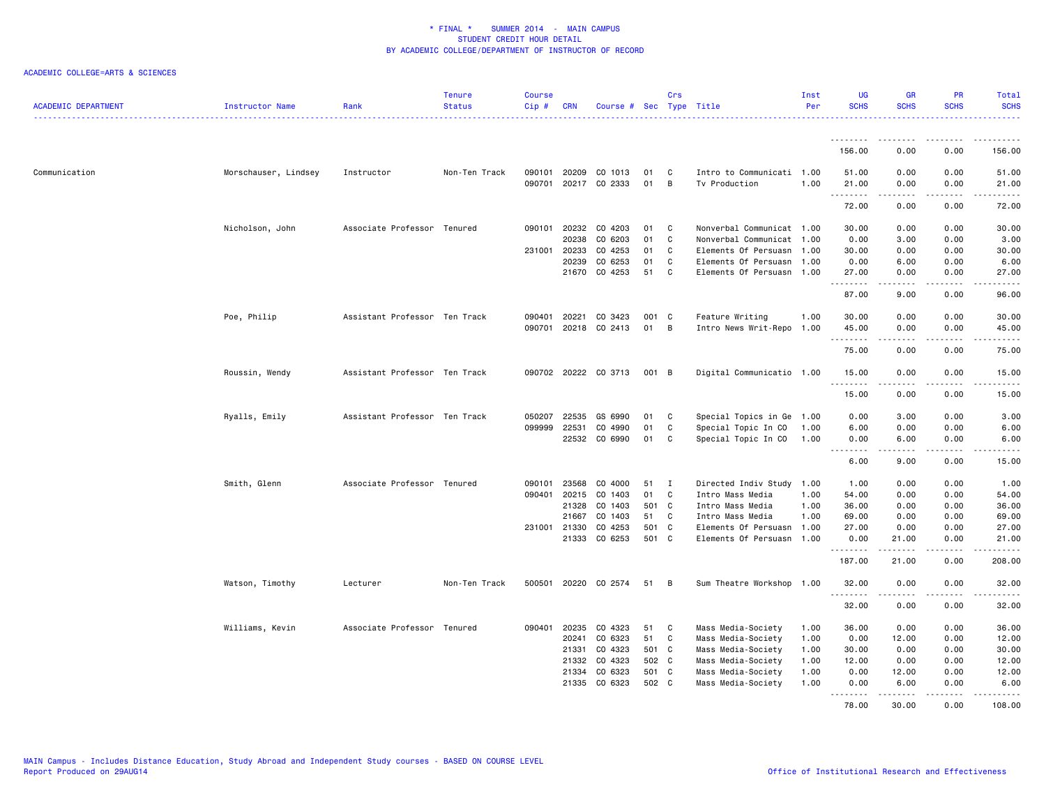\* FINAL \*    SUMMER 2014  -  MAIN CAMPUS
STUDENT CREDIT HOUR DETAIL
BY ACADEMIC COLLEGE/DEPARTMENT OF INSTRUCTOR OF RECORD

ACADEMIC COLLEGE=ARTS & SCIENCES

| ACADEMIC DEPARTMENT | Instructor Name | Rank | Tenure Status | Course Cip # | CRN | Course # | Sec | Crs Type | Title | Inst Per | UG SCHS | GR SCHS | PR SCHS | Total SCHS |
|---|---|---|---|---|---|---|---|---|---|---|---|---|---|---|
| | | | | | | | | | | | 156.00 | 0.00 | 0.00 | 156.00 |
| Communication | Morschauser, Lindsey | Instructor | Non-Ten Track | 090101 | 20209 | CO 1013 | 01 | C | Intro to Communicati | 1.00 | 51.00 | 0.00 | 0.00 | 51.00 |
| | | | | 090701 | 20217 | CO 2333 | 01 | B | Tv Production | 1.00 | 21.00 | 0.00 | 0.00 | 21.00 |
| | | | | | | | | | | | 72.00 | 0.00 | 0.00 | 72.00 |
| | Nicholson, John | Associate Professor | Tenured | 090101 | 20232 | CO 4203 | 01 | C | Nonverbal Communicat | 1.00 | 30.00 | 0.00 | 0.00 | 30.00 |
| | | | | | 20238 | CO 6203 | 01 | C | Nonverbal Communicat | 1.00 | 0.00 | 3.00 | 0.00 | 3.00 |
| | | | | 231001 | 20233 | CO 4253 | 01 | C | Elements Of Persuasn | 1.00 | 30.00 | 0.00 | 0.00 | 30.00 |
| | | | | | 20239 | CO 6253 | 01 | C | Elements Of Persuasn | 1.00 | 0.00 | 6.00 | 0.00 | 6.00 |
| | | | | | 21670 | CO 4253 | 51 | C | Elements Of Persuasn | 1.00 | 27.00 | 0.00 | 0.00 | 27.00 |
| | | | | | | | | | | | 87.00 | 9.00 | 0.00 | 96.00 |
| | Poe, Philip | Assistant Professor | Ten Track | 090401 | 20221 | CO 3423 | 001 | C | Feature Writing | 1.00 | 30.00 | 0.00 | 0.00 | 30.00 |
| | | | | 090701 | 20218 | CO 2413 | 01 | B | Intro News Writ-Repo | 1.00 | 45.00 | 0.00 | 0.00 | 45.00 |
| | | | | | | | | | | | 75.00 | 0.00 | 0.00 | 75.00 |
| | Roussin, Wendy | Assistant Professor | Ten Track | 090702 | 20222 | CO 3713 | 001 | B | Digital Communicatio | 1.00 | 15.00 | 0.00 | 0.00 | 15.00 |
| | | | | | | | | | | | 15.00 | 0.00 | 0.00 | 15.00 |
| | Ryalls, Emily | Assistant Professor | Ten Track | 050207 | 22535 | GS 6990 | 01 | C | Special Topics in Ge | 1.00 | 0.00 | 3.00 | 0.00 | 3.00 |
| | | | | 099999 | 22531 | CO 4990 | 01 | C | Special Topic In CO | 1.00 | 6.00 | 0.00 | 0.00 | 6.00 |
| | | | | | 22532 | CO 6990 | 01 | C | Special Topic In CO | 1.00 | 0.00 | 6.00 | 0.00 | 6.00 |
| | | | | | | | | | | | 6.00 | 9.00 | 0.00 | 15.00 |
| | Smith, Glenn | Associate Professor | Tenured | 090101 | 23568 | CO 4000 | 51 | I | Directed Indiv Study | 1.00 | 1.00 | 0.00 | 0.00 | 1.00 |
| | | | | 090401 | 20215 | CO 1403 | 01 | C | Intro Mass Media | 1.00 | 54.00 | 0.00 | 0.00 | 54.00 |
| | | | | | 21328 | CO 1403 | 501 | C | Intro Mass Media | 1.00 | 36.00 | 0.00 | 0.00 | 36.00 |
| | | | | | 21667 | CO 1403 | 51 | C | Intro Mass Media | 1.00 | 69.00 | 0.00 | 0.00 | 69.00 |
| | | | | 231001 | 21330 | CO 4253 | 501 | C | Elements Of Persuasn | 1.00 | 27.00 | 0.00 | 0.00 | 27.00 |
| | | | | | 21333 | CO 6253 | 501 | C | Elements Of Persuasn | 1.00 | 0.00 | 21.00 | 0.00 | 21.00 |
| | | | | | | | | | | | 187.00 | 21.00 | 0.00 | 208.00 |
| | Watson, Timothy | Lecturer | Non-Ten Track | 500501 | 20220 | CO 2574 | 51 | B | Sum Theatre Workshop | 1.00 | 32.00 | 0.00 | 0.00 | 32.00 |
| | | | | | | | | | | | 32.00 | 0.00 | 0.00 | 32.00 |
| | Williams, Kevin | Associate Professor | Tenured | 090401 | 20235 | CO 4323 | 51 | C | Mass Media-Society | 1.00 | 36.00 | 0.00 | 0.00 | 36.00 |
| | | | | | 20241 | CO 6323 | 51 | C | Mass Media-Society | 1.00 | 0.00 | 12.00 | 0.00 | 12.00 |
| | | | | | 21331 | CO 4323 | 501 | C | Mass Media-Society | 1.00 | 30.00 | 0.00 | 0.00 | 30.00 |
| | | | | | 21332 | CO 4323 | 502 | C | Mass Media-Society | 1.00 | 12.00 | 0.00 | 0.00 | 12.00 |
| | | | | | 21334 | CO 6323 | 501 | C | Mass Media-Society | 1.00 | 0.00 | 12.00 | 0.00 | 12.00 |
| | | | | | 21335 | CO 6323 | 502 | C | Mass Media-Society | 1.00 | 0.00 | 6.00 | 0.00 | 6.00 |
| | | | | | | | | | | | 78.00 | 30.00 | 0.00 | 108.00 |

MAIN Campus - Includes Distance Education, Study Abroad and Independent Study courses - BASED ON COURSE LEVEL
Report Produced on 29AUG14
Office of Institutional Research and Effectiveness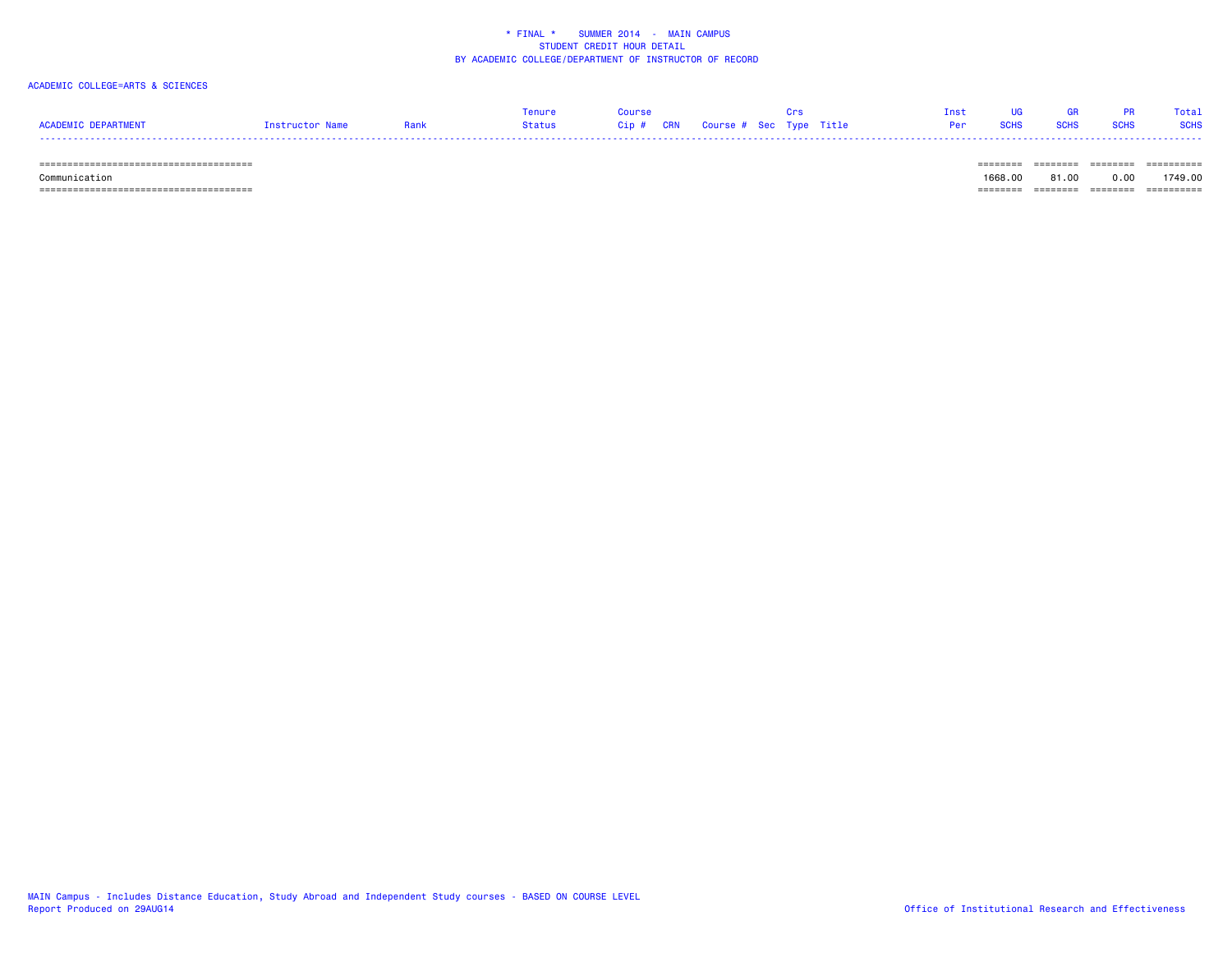ACADEMIC COLLEGE=ARTS & SCIENCES

| ACADEMIC DEPARTMENT | Instructor Name | Rank | Tenure Status | Course Cip # | CRN | Course # | Sec | Crs Type | Title | Inst Per | UG SCHS | GR SCHS | PR SCHS | Total SCHS |
|---|---|---|---|---|---|---|---|---|---|---|---|---|---|---|
| Communication | | | | | | | | | | | 1668.00 | 81.00 | 0.00 | 1749.00 |

MAIN Campus - Includes Distance Education, Study Abroad and Independent Study courses - BASED ON COURSE LEVEL
Report Produced on 29AUG14

Office of Institutional Research and Effectiveness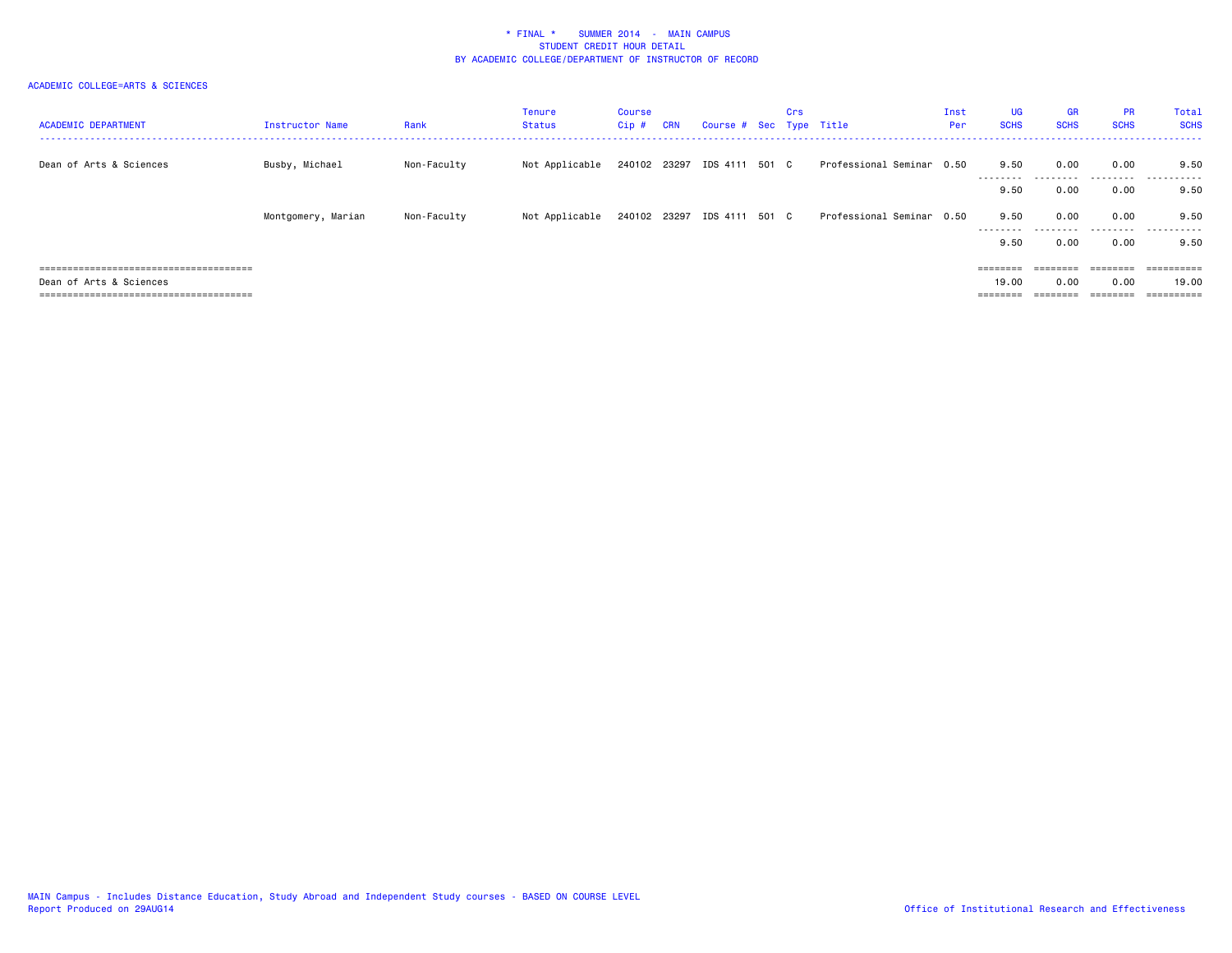\* FINAL \* SUMMER 2014 - MAIN CAMPUS
STUDENT CREDIT HOUR DETAIL
BY ACADEMIC COLLEGE/DEPARTMENT OF INSTRUCTOR OF RECORD

ACADEMIC COLLEGE=ARTS & SCIENCES

| ACADEMIC DEPARTMENT | Instructor Name | Rank | Tenure Status | Course Cip # | CRN | Course # | Sec | Crs Type | Title | Inst Per | UG SCHS | GR SCHS | PR SCHS | Total SCHS |
|---|---|---|---|---|---|---|---|---|---|---|---|---|---|---|
| Dean of Arts & Sciences | Busby, Michael | Non-Faculty | Not Applicable | 240102 | 23297 | IDS 4111 | 501 | C | Professional Seminar | 0.50 | 9.50 | 0.00 | 0.00 | 9.50 |
| | | | | | | | | | | | 9.50 | 0.00 | 0.00 | 9.50 |
| | Montgomery, Marian | Non-Faculty | Not Applicable | 240102 | 23297 | IDS 4111 | 501 | C | Professional Seminar | 0.50 | 9.50 | 0.00 | 0.00 | 9.50 |
| | | | | | | | | | | | 9.50 | 0.00 | 0.00 | 9.50 |
| Dean of Arts & Sciences | | | | | | | | | | | 19.00 | 0.00 | 0.00 | 19.00 |

MAIN Campus - Includes Distance Education, Study Abroad and Independent Study courses - BASED ON COURSE LEVEL
Report Produced on 29AUG14

Office of Institutional Research and Effectiveness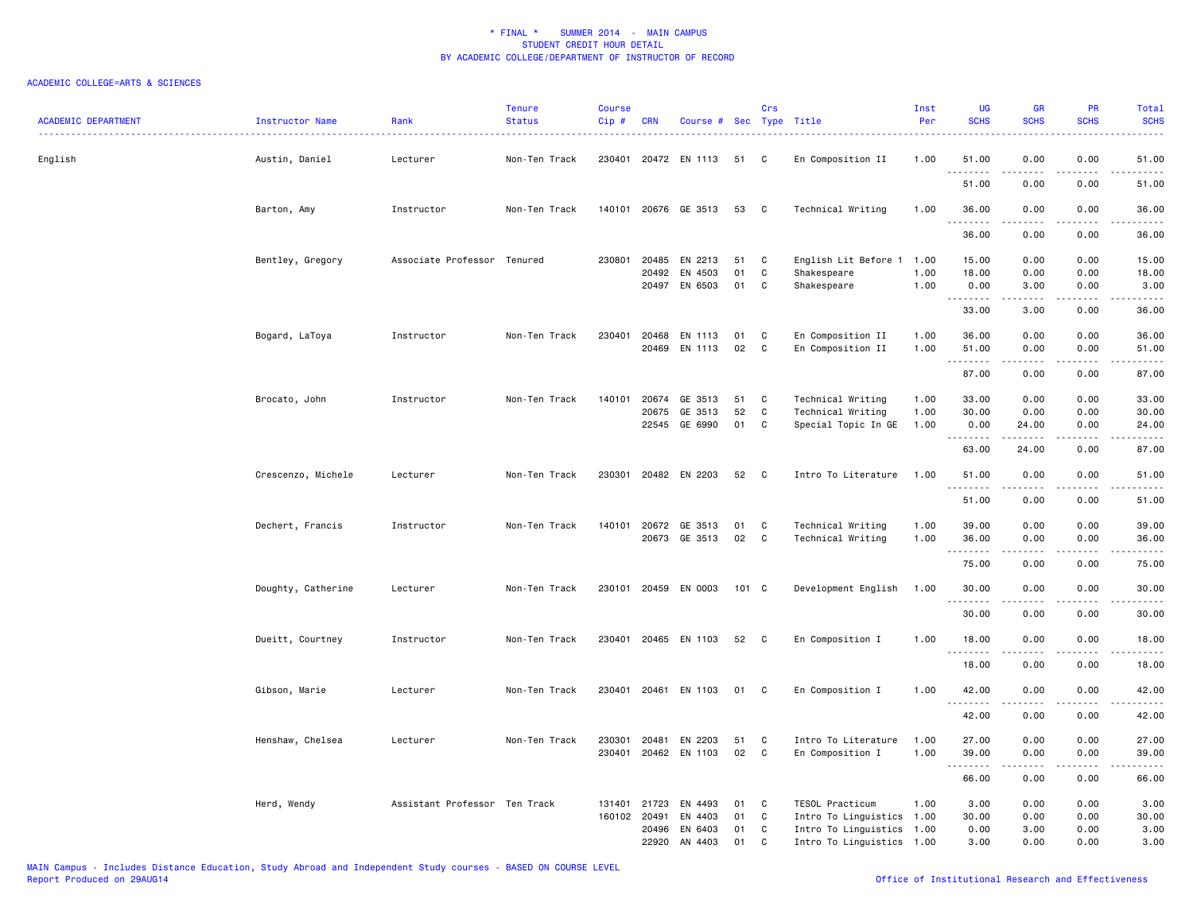\* FINAL \* SUMMER 2014 - MAIN CAMPUS
STUDENT CREDIT HOUR DETAIL
BY ACADEMIC COLLEGE/DEPARTMENT OF INSTRUCTOR OF RECORD

ACADEMIC COLLEGE=ARTS & SCIENCES

| ACADEMIC DEPARTMENT | Instructor Name | Rank | Tenure Status | Course Cip # | CRN | Course # | Sec | Crs Type | Title | Inst Per | UG SCHS | GR SCHS | PR SCHS | Total SCHS |
|---|---|---|---|---|---|---|---|---|---|---|---|---|---|---|
| English | Austin, Daniel | Lecturer | Non-Ten Track | 230401 | 20472 | EN 1113 | 51 | C | En Composition II | 1.00 | 51.00 | 0.00 | 0.00 | 51.00 |
| | | | | | | | | | | | 51.00 | 0.00 | 0.00 | 51.00 |
| | Barton, Amy | Instructor | Non-Ten Track | 140101 | 20676 | GE 3513 | 53 | C | Technical Writing | 1.00 | 36.00 | 0.00 | 0.00 | 36.00 |
| | | | | | | | | | | | 36.00 | 0.00 | 0.00 | 36.00 |
| | Bentley, Gregory | Associate Professor | Tenured | 230801 | 20485 | EN 2213 | 51 | C | English Lit Before 1 | 1.00 | 15.00 | 0.00 | 0.00 | 15.00 |
| | | | | | 20492 | EN 4503 | 01 | C | Shakespeare | 1.00 | 18.00 | 0.00 | 0.00 | 18.00 |
| | | | | | 20497 | EN 6503 | 01 | C | Shakespeare | 1.00 | 0.00 | 3.00 | 0.00 | 3.00 |
| | | | | | | | | | | | 33.00 | 3.00 | 0.00 | 36.00 |
| | Bogard, LaToya | Instructor | Non-Ten Track | 230401 | 20468 | EN 1113 | 01 | C | En Composition II | 1.00 | 36.00 | 0.00 | 0.00 | 36.00 |
| | | | | | 20469 | EN 1113 | 02 | C | En Composition II | 1.00 | 51.00 | 0.00 | 0.00 | 51.00 |
| | | | | | | | | | | | 87.00 | 0.00 | 0.00 | 87.00 |
| | Brocato, John | Instructor | Non-Ten Track | 140101 | 20674 | GE 3513 | 51 | C | Technical Writing | 1.00 | 33.00 | 0.00 | 0.00 | 33.00 |
| | | | | | 20675 | GE 3513 | 52 | C | Technical Writing | 1.00 | 30.00 | 0.00 | 0.00 | 30.00 |
| | | | | | 22545 | GE 6990 | 01 | C | Special Topic In GE | 1.00 | 0.00 | 24.00 | 0.00 | 24.00 |
| | | | | | | | | | | | 63.00 | 24.00 | 0.00 | 87.00 |
| | Crescenzo, Michele | Lecturer | Non-Ten Track | 230301 | 20482 | EN 2203 | 52 | C | Intro To Literature | 1.00 | 51.00 | 0.00 | 0.00 | 51.00 |
| | | | | | | | | | | | 51.00 | 0.00 | 0.00 | 51.00 |
| | Dechert, Francis | Instructor | Non-Ten Track | 140101 | 20672 | GE 3513 | 01 | C | Technical Writing | 1.00 | 39.00 | 0.00 | 0.00 | 39.00 |
| | | | | | 20673 | GE 3513 | 02 | C | Technical Writing | 1.00 | 36.00 | 0.00 | 0.00 | 36.00 |
| | | | | | | | | | | | 75.00 | 0.00 | 0.00 | 75.00 |
| | Doughty, Catherine | Lecturer | Non-Ten Track | 230101 | 20459 | EN 0003 | 101 | C | Development English | 1.00 | 30.00 | 0.00 | 0.00 | 30.00 |
| | | | | | | | | | | | 30.00 | 0.00 | 0.00 | 30.00 |
| | Dueitt, Courtney | Instructor | Non-Ten Track | 230401 | 20465 | EN 1103 | 52 | C | En Composition I | 1.00 | 18.00 | 0.00 | 0.00 | 18.00 |
| | | | | | | | | | | | 18.00 | 0.00 | 0.00 | 18.00 |
| | Gibson, Marie | Lecturer | Non-Ten Track | 230401 | 20461 | EN 1103 | 01 | C | En Composition I | 1.00 | 42.00 | 0.00 | 0.00 | 42.00 |
| | | | | | | | | | | | 42.00 | 0.00 | 0.00 | 42.00 |
| | Henshaw, Chelsea | Lecturer | Non-Ten Track | 230301 | 20481 | EN 2203 | 51 | C | Intro To Literature | 1.00 | 27.00 | 0.00 | 0.00 | 27.00 |
| | | | | 230401 | 20462 | EN 1103 | 02 | C | En Composition I | 1.00 | 39.00 | 0.00 | 0.00 | 39.00 |
| | | | | | | | | | | | 66.00 | 0.00 | 0.00 | 66.00 |
| | Herd, Wendy | Assistant Professor | Ten Track | 131401 | 21723 | EN 4493 | 01 | C | TESOL Practicum | 1.00 | 3.00 | 0.00 | 0.00 | 3.00 |
| | | | | 160102 | 20491 | EN 4403 | 01 | C | Intro To Linguistics | 1.00 | 30.00 | 0.00 | 0.00 | 30.00 |
| | | | | | 20496 | EN 6403 | 01 | C | Intro To Linguistics | 1.00 | 0.00 | 3.00 | 0.00 | 3.00 |
| | | | | | 22920 | AN 4403 | 01 | C | Intro To Linguistics | 1.00 | 3.00 | 0.00 | 0.00 | 3.00 |

MAIN Campus - Includes Distance Education, Study Abroad and Independent Study courses - BASED ON COURSE LEVEL
Report Produced on 29AUG14 Office of Institutional Research and Effectiveness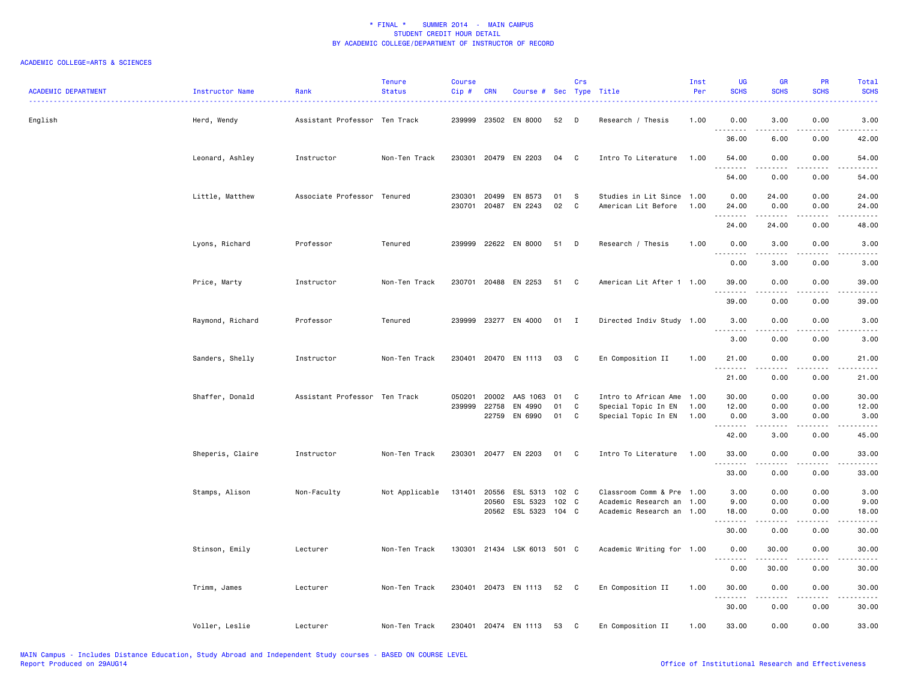\* FINAL \* SUMMER 2014 - MAIN CAMPUS
STUDENT CREDIT HOUR DETAIL
BY ACADEMIC COLLEGE/DEPARTMENT OF INSTRUCTOR OF RECORD

ACADEMIC COLLEGE=ARTS & SCIENCES

| ACADEMIC DEPARTMENT | Instructor Name | Rank | Tenure Status | Course Cip # | CRN | Course # | Sec | Crs Type | Title | Inst Per | UG SCHS | GR SCHS | PR SCHS | Total SCHS |
|---|---|---|---|---|---|---|---|---|---|---|---|---|---|---|
| English | Herd, Wendy | Assistant Professor | Ten Track | 239999 | 23502 | EN 8000 | 52 | D | Research / Thesis | 1.00 | 0.00 | 3.00 | 0.00 | 3.00 |
| | | | | | | | | | | | 36.00 | 6.00 | 0.00 | 42.00 |
| | Leonard, Ashley | Instructor | Non-Ten Track | 230301 | 20479 | EN 2203 | 04 | C | Intro To Literature | 1.00 | 54.00 | 0.00 | 0.00 | 54.00 |
| | | | | | | | | | | | 54.00 | 0.00 | 0.00 | 54.00 |
| | Little, Matthew | Associate Professor | Tenured | 230301 | 20499 | EN 8573 | 01 | S | Studies in Lit Since | 1.00 | 0.00 | 24.00 | 0.00 | 24.00 |
| | | | | 230701 | 20487 | EN 2243 | 02 | C | American Lit Before | 1.00 | 24.00 | 0.00 | 0.00 | 24.00 |
| | | | | | | | | | | | 24.00 | 24.00 | 0.00 | 48.00 |
| | Lyons, Richard | Professor | Tenured | 239999 | 22622 | EN 8000 | 51 | D | Research / Thesis | 1.00 | 0.00 | 3.00 | 0.00 | 3.00 |
| | | | | | | | | | | | 0.00 | 3.00 | 0.00 | 3.00 |
| | Price, Marty | Instructor | Non-Ten Track | 230701 | 20488 | EN 2253 | 51 | C | American Lit After 1 | 1.00 | 39.00 | 0.00 | 0.00 | 39.00 |
| | | | | | | | | | | | 39.00 | 0.00 | 0.00 | 39.00 |
| | Raymond, Richard | Professor | Tenured | 239999 | 23277 | EN 4000 | 01 | I | Directed Indiv Study | 1.00 | 3.00 | 0.00 | 0.00 | 3.00 |
| | | | | | | | | | | | 3.00 | 0.00 | 0.00 | 3.00 |
| | Sanders, Shelly | Instructor | Non-Ten Track | 230401 | 20470 | EN 1113 | 03 | C | En Composition II | 1.00 | 21.00 | 0.00 | 0.00 | 21.00 |
| | | | | | | | | | | | 21.00 | 0.00 | 0.00 | 21.00 |
| | Shaffer, Donald | Assistant Professor | Ten Track | 050201 | 20002 | AAS 1063 | 01 | C | Intro to African Ame | 1.00 | 30.00 | 0.00 | 0.00 | 30.00 |
| | | | | 239999 | 22758 | EN 4990 | 01 | C | Special Topic In EN | 1.00 | 12.00 | 0.00 | 0.00 | 12.00 |
| | | | | | 22759 | EN 6990 | 01 | C | Special Topic In EN | 1.00 | 0.00 | 3.00 | 0.00 | 3.00 |
| | | | | | | | | | | | 42.00 | 3.00 | 0.00 | 45.00 |
| | Sheperis, Claire | Instructor | Non-Ten Track | 230301 | 20477 | EN 2203 | 01 | C | Intro To Literature | 1.00 | 33.00 | 0.00 | 0.00 | 33.00 |
| | | | | | | | | | | | 33.00 | 0.00 | 0.00 | 33.00 |
| | Stamps, Alison | Non-Faculty | Not Applicable | 131401 | 20556 | ESL 5313 | 102 | C | Classroom Comm & Pre | 1.00 | 3.00 | 0.00 | 0.00 | 3.00 |
| | | | | | 20560 | ESL 5323 | 102 | C | Academic Research an | 1.00 | 9.00 | 0.00 | 0.00 | 9.00 |
| | | | | | 20562 | ESL 5323 | 104 | C | Academic Research an | 1.00 | 18.00 | 0.00 | 0.00 | 18.00 |
| | | | | | | | | | | | 30.00 | 0.00 | 0.00 | 30.00 |
| | Stinson, Emily | Lecturer | Non-Ten Track | 130301 | 21434 | LSK 6013 | 501 | C | Academic Writing for | 1.00 | 0.00 | 30.00 | 0.00 | 30.00 |
| | | | | | | | | | | | 0.00 | 30.00 | 0.00 | 30.00 |
| | Trimm, James | Lecturer | Non-Ten Track | 230401 | 20473 | EN 1113 | 52 | C | En Composition II | 1.00 | 30.00 | 0.00 | 0.00 | 30.00 |
| | | | | | | | | | | | 30.00 | 0.00 | 0.00 | 30.00 |
| | Voller, Leslie | Lecturer | Non-Ten Track | 230401 | 20474 | EN 1113 | 53 | C | En Composition II | 1.00 | 33.00 | 0.00 | 0.00 | 33.00 |

MAIN Campus - Includes Distance Education, Study Abroad and Independent Study courses - BASED ON COURSE LEVEL
Report Produced on 29AUG14

Office of Institutional Research and Effectiveness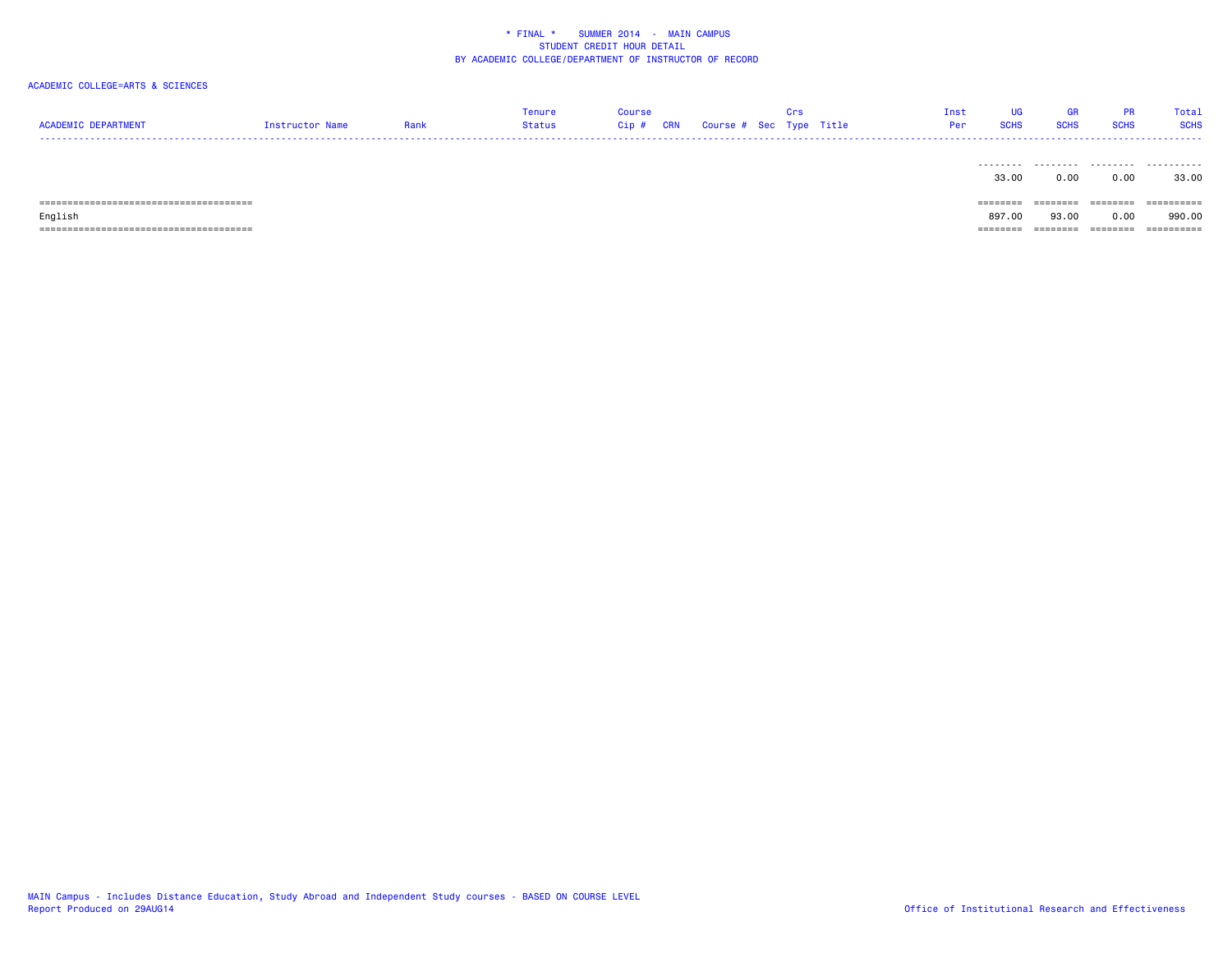\* FINAL \*    SUMMER 2014  -  MAIN CAMPUS
STUDENT CREDIT HOUR DETAIL
BY ACADEMIC COLLEGE/DEPARTMENT OF INSTRUCTOR OF RECORD

ACADEMIC COLLEGE=ARTS & SCIENCES

| ACADEMIC DEPARTMENT | Instructor Name | Rank | Tenure Status | Course Cip # | CRN | Course # | Sec | Crs Type | Title | Inst Per | UG SCHS | GR SCHS | PR SCHS | Total SCHS |
|---|---|---|---|---|---|---|---|---|---|---|---|---|---|---|
| | | | | | | | | | | | 33.00 | 0.00 | 0.00 | 33.00 |
| English | | | | | | | | | | | 897.00 | 93.00 | 0.00 | 990.00 |

MAIN Campus - Includes Distance Education, Study Abroad and Independent Study courses - BASED ON COURSE LEVEL
Report Produced on 29AUG14

Office of Institutional Research and Effectiveness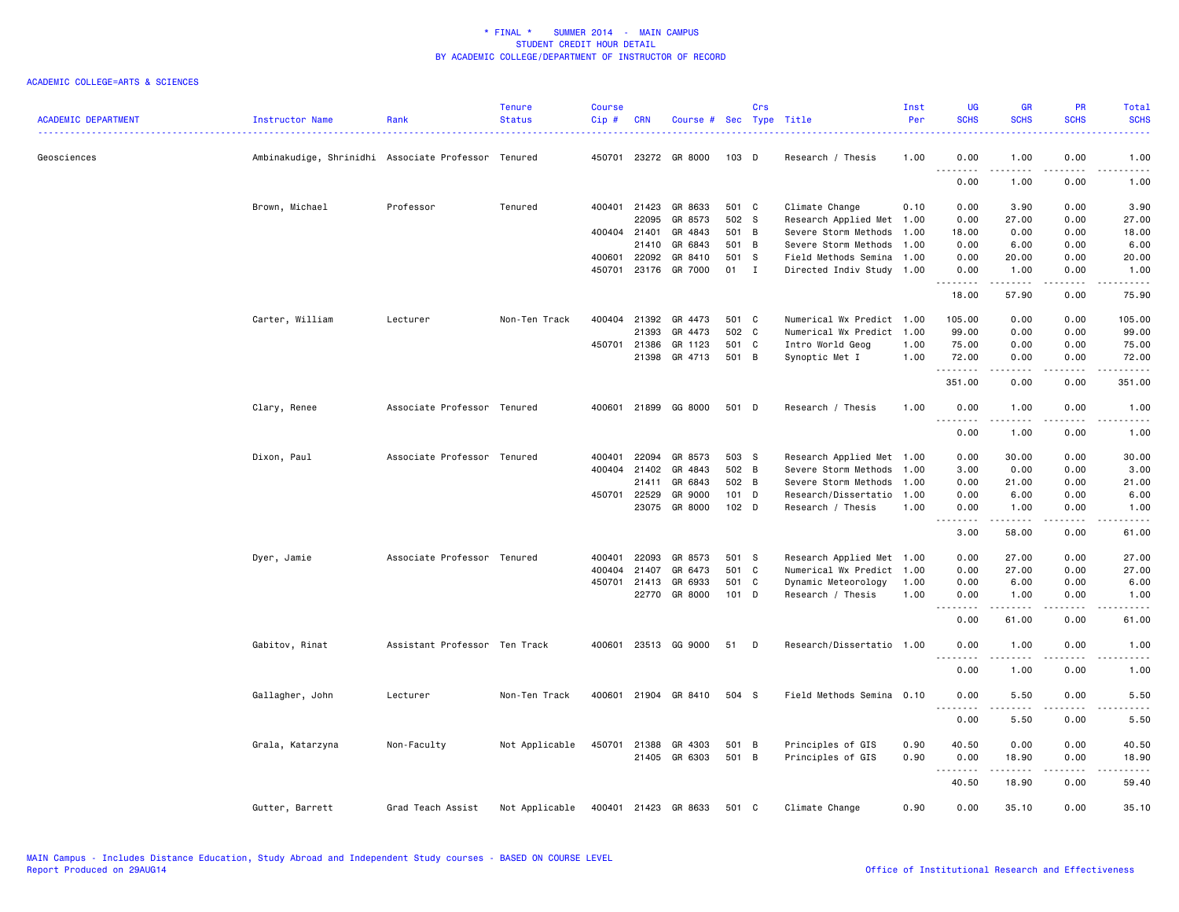\* FINAL \* SUMMER 2014 - MAIN CAMPUS
STUDENT CREDIT HOUR DETAIL
BY ACADEMIC COLLEGE/DEPARTMENT OF INSTRUCTOR OF RECORD

ACADEMIC COLLEGE=ARTS & SCIENCES

| ACADEMIC DEPARTMENT | Instructor Name | Rank | Tenure Status | Course Cip # | CRN | Course # | Sec | Crs Type | Title | Inst Per | UG SCHS | GR SCHS | PR SCHS | Total SCHS |
|---|---|---|---|---|---|---|---|---|---|---|---|---|---|---|
| Geosciences | Ambinakudige, Shrinidhi | Associate Professor | Tenured | 450701 | 23272 | GR 8000 | 103 | D | Research / Thesis | 1.00 | 0.00 | 1.00 | 0.00 | 1.00 |
| | | | | | | | | | | | 0.00 | 1.00 | 0.00 | 1.00 |
| | Brown, Michael | Professor | Tenured | 400401 | 21423 | GR 8633 | 501 | C | Climate Change | 0.10 | 0.00 | 3.90 | 0.00 | 3.90 |
| | | | | | 22095 | GR 8573 | 502 | S | Research Applied Met | 1.00 | 0.00 | 27.00 | 0.00 | 27.00 |
| | | | | 400404 | 21401 | GR 4843 | 501 | B | Severe Storm Methods | 1.00 | 18.00 | 0.00 | 0.00 | 18.00 |
| | | | | | 21410 | GR 6843 | 501 | B | Severe Storm Methods | 1.00 | 0.00 | 6.00 | 0.00 | 6.00 |
| | | | | 400601 | 22092 | GR 8410 | 501 | S | Field Methods Semina | 1.00 | 0.00 | 20.00 | 0.00 | 20.00 |
| | | | | 450701 | 23176 | GR 7000 | 01 | I | Directed Indiv Study | 1.00 | 0.00 | 1.00 | 0.00 | 1.00 |
| | | | | | | | | | | | 18.00 | 57.90 | 0.00 | 75.90 |
| | Carter, William | Lecturer | Non-Ten Track | 400404 | 21392 | GR 4473 | 501 | C | Numerical Wx Predict | 1.00 | 105.00 | 0.00 | 0.00 | 105.00 |
| | | | | | 21393 | GR 4473 | 502 | C | Numerical Wx Predict | 1.00 | 99.00 | 0.00 | 0.00 | 99.00 |
| | | | | 450701 | 21386 | GR 1123 | 501 | C | Intro World Geog | 1.00 | 75.00 | 0.00 | 0.00 | 75.00 |
| | | | | | 21398 | GR 4713 | 501 | B | Synoptic Met I | 1.00 | 72.00 | 0.00 | 0.00 | 72.00 |
| | | | | | | | | | | | 351.00 | 0.00 | 0.00 | 351.00 |
| | Clary, Renee | Associate Professor | Tenured | 400601 | 21899 | GG 8000 | 501 | D | Research / Thesis | 1.00 | 0.00 | 1.00 | 0.00 | 1.00 |
| | | | | | | | | | | | 0.00 | 1.00 | 0.00 | 1.00 |
| | Dixon, Paul | Associate Professor | Tenured | 400401 | 22094 | GR 8573 | 503 | S | Research Applied Met | 1.00 | 0.00 | 30.00 | 0.00 | 30.00 |
| | | | | 400404 | 21402 | GR 4843 | 502 | B | Severe Storm Methods | 1.00 | 3.00 | 0.00 | 0.00 | 3.00 |
| | | | | | 21411 | GR 6843 | 502 | B | Severe Storm Methods | 1.00 | 0.00 | 21.00 | 0.00 | 21.00 |
| | | | | 450701 | 22529 | GR 9000 | 101 | D | Research/Dissertatio | 1.00 | 0.00 | 6.00 | 0.00 | 6.00 |
| | | | | | 23075 | GR 8000 | 102 | D | Research / Thesis | 1.00 | 0.00 | 1.00 | 0.00 | 1.00 |
| | | | | | | | | | | | 3.00 | 58.00 | 0.00 | 61.00 |
| | Dyer, Jamie | Associate Professor | Tenured | 400401 | 22093 | GR 8573 | 501 | S | Research Applied Met | 1.00 | 0.00 | 27.00 | 0.00 | 27.00 |
| | | | | 400404 | 21407 | GR 6473 | 501 | C | Numerical Wx Predict | 1.00 | 0.00 | 27.00 | 0.00 | 27.00 |
| | | | | 450701 | 21413 | GR 6933 | 501 | C | Dynamic Meteorology | 1.00 | 0.00 | 6.00 | 0.00 | 6.00 |
| | | | | | 22770 | GR 8000 | 101 | D | Research / Thesis | 1.00 | 0.00 | 1.00 | 0.00 | 1.00 |
| | | | | | | | | | | | 0.00 | 61.00 | 0.00 | 61.00 |
| | Gabitov, Rinat | Assistant Professor | Ten Track | 400601 | 23513 | GG 9000 | 51 | D | Research/Dissertatio | 1.00 | 0.00 | 1.00 | 0.00 | 1.00 |
| | | | | | | | | | | | 0.00 | 1.00 | 0.00 | 1.00 |
| | Gallagher, John | Lecturer | Non-Ten Track | 400601 | 21904 | GR 8410 | 504 | S | Field Methods Semina | 0.10 | 0.00 | 5.50 | 0.00 | 5.50 |
| | | | | | | | | | | | 0.00 | 5.50 | 0.00 | 5.50 |
| | Grala, Katarzyna | Non-Faculty | Not Applicable | 450701 | 21388 | GR 4303 | 501 | B | Principles of GIS | 0.90 | 40.50 | 0.00 | 0.00 | 40.50 |
| | | | | | 21405 | GR 6303 | 501 | B | Principles of GIS | 0.90 | 0.00 | 18.90 | 0.00 | 18.90 |
| | | | | | | | | | | | 40.50 | 18.90 | 0.00 | 59.40 |
| | Gutter, Barrett | Grad Teach Assist | Not Applicable | 400401 | 21423 | GR 8633 | 501 | C | Climate Change | 0.90 | 0.00 | 35.10 | 0.00 | 35.10 |

MAIN Campus - Includes Distance Education, Study Abroad and Independent Study courses - BASED ON COURSE LEVEL
Report Produced on 29AUG14

Office of Institutional Research and Effectiveness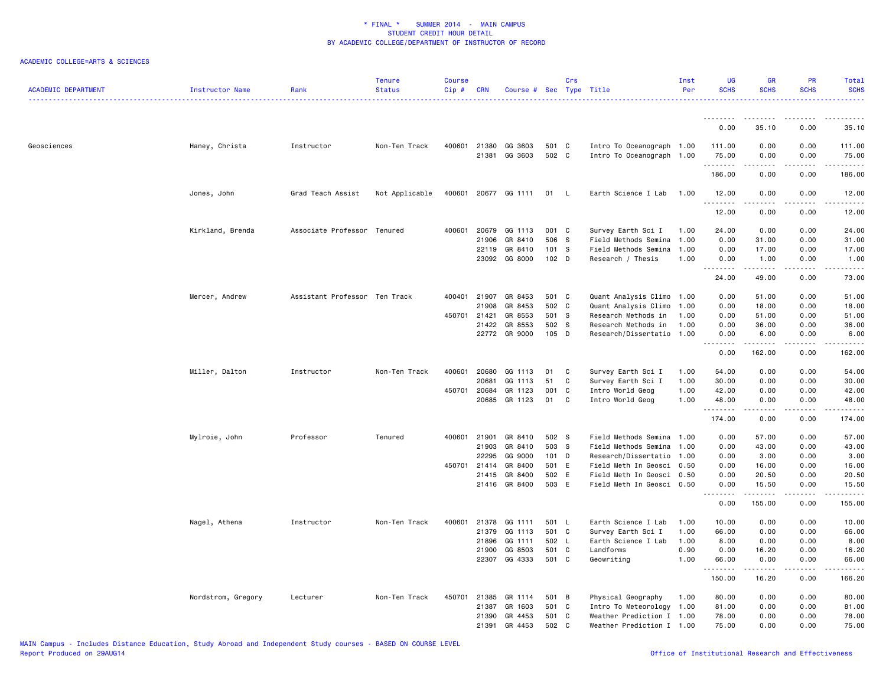* FINAL * SUMMER 2014 - MAIN CAMPUS
STUDENT CREDIT HOUR DETAIL
BY ACADEMIC COLLEGE/DEPARTMENT OF INSTRUCTOR OF RECORD

ACADEMIC COLLEGE=ARTS & SCIENCES

| ACADEMIC DEPARTMENT | Instructor Name | Rank | Tenure Status | Course Cip # | CRN | Course # | Sec | Crs Type | Title | Inst Per | UG SCHS | GR SCHS | PR SCHS | Total SCHS |
|---|---|---|---|---|---|---|---|---|---|---|---|---|---|---|
| | | | | | | | | | | | 0.00 | 35.10 | 0.00 | 35.10 |
| Geosciences | Haney, Christa | Instructor | Non-Ten Track | 400601 | 21380 | GG 3603 | 501 | C | Intro To Oceanograph | 1.00 | 111.00 | 0.00 | 0.00 | 111.00 |
| | | | | | 21381 | GG 3603 | 502 | C | Intro To Oceanograph | 1.00 | 75.00 | 0.00 | 0.00 | 75.00 |
| | | | | | | | | | | | 186.00 | 0.00 | 0.00 | 186.00 |
| | Jones, John | Grad Teach Assist | Not Applicable | 400601 | 20677 | GG 1111 | 01 | L | Earth Science I Lab | 1.00 | 12.00 | 0.00 | 0.00 | 12.00 |
| | | | | | | | | | | | 12.00 | 0.00 | 0.00 | 12.00 |
| | Kirkland, Brenda | Associate Professor | Tenured | 400601 | 20679 | GG 1113 | 001 | C | Survey Earth Sci I | 1.00 | 24.00 | 0.00 | 0.00 | 24.00 |
| | | | | | 21906 | GR 8410 | 506 | S | Field Methods Semina | 1.00 | 0.00 | 31.00 | 0.00 | 31.00 |
| | | | | | 22119 | GR 8410 | 101 | S | Field Methods Semina | 1.00 | 0.00 | 17.00 | 0.00 | 17.00 |
| | | | | | 23092 | GG 8000 | 102 | D | Research / Thesis | 1.00 | 0.00 | 1.00 | 0.00 | 1.00 |
| | | | | | | | | | | | 24.00 | 49.00 | 0.00 | 73.00 |
| | Mercer, Andrew | Assistant Professor | Ten Track | 400401 | 21907 | GR 8453 | 501 | C | Quant Analysis Climo | 1.00 | 0.00 | 51.00 | 0.00 | 51.00 |
| | | | | | 21908 | GR 8453 | 502 | C | Quant Analysis Climo | 1.00 | 0.00 | 18.00 | 0.00 | 18.00 |
| | | | | 450701 | 21421 | GR 8553 | 501 | S | Research Methods in | 1.00 | 0.00 | 51.00 | 0.00 | 51.00 |
| | | | | | 21422 | GR 8553 | 502 | S | Research Methods in | 1.00 | 0.00 | 36.00 | 0.00 | 36.00 |
| | | | | | 22772 | GR 9000 | 105 | D | Research/Dissertatio | 1.00 | 0.00 | 6.00 | 0.00 | 6.00 |
| | | | | | | | | | | | 0.00 | 162.00 | 0.00 | 162.00 |
| | Miller, Dalton | Instructor | Non-Ten Track | 400601 | 20680 | GG 1113 | 01 | C | Survey Earth Sci I | 1.00 | 54.00 | 0.00 | 0.00 | 54.00 |
| | | | | | 20681 | GG 1113 | 51 | C | Survey Earth Sci I | 1.00 | 30.00 | 0.00 | 0.00 | 30.00 |
| | | | | 450701 | 20684 | GR 1123 | 001 | C | Intro World Geog | 1.00 | 42.00 | 0.00 | 0.00 | 42.00 |
| | | | | | 20685 | GR 1123 | 01 | C | Intro World Geog | 1.00 | 48.00 | 0.00 | 0.00 | 48.00 |
| | | | | | | | | | | | 174.00 | 0.00 | 0.00 | 174.00 |
| | Mylroie, John | Professor | Tenured | 400601 | 21901 | GR 8410 | 502 | S | Field Methods Semina | 1.00 | 0.00 | 57.00 | 0.00 | 57.00 |
| | | | | | 21903 | GR 8410 | 503 | S | Field Methods Semina | 1.00 | 0.00 | 43.00 | 0.00 | 43.00 |
| | | | | | 22295 | GG 9000 | 101 | D | Research/Dissertatio | 1.00 | 0.00 | 3.00 | 0.00 | 3.00 |
| | | | | 450701 | 21414 | GR 8400 | 501 | E | Field Meth In Geosci | 0.50 | 0.00 | 16.00 | 0.00 | 16.00 |
| | | | | | 21415 | GR 8400 | 502 | E | Field Meth In Geosci | 0.50 | 0.00 | 20.50 | 0.00 | 20.50 |
| | | | | | 21416 | GR 8400 | 503 | E | Field Meth In Geosci | 0.50 | 0.00 | 15.50 | 0.00 | 15.50 |
| | | | | | | | | | | | 0.00 | 155.00 | 0.00 | 155.00 |
| | Nagel, Athena | Instructor | Non-Ten Track | 400601 | 21378 | GG 1111 | 501 | L | Earth Science I Lab | 1.00 | 10.00 | 0.00 | 0.00 | 10.00 |
| | | | | | 21379 | GG 1113 | 501 | C | Survey Earth Sci I | 1.00 | 66.00 | 0.00 | 0.00 | 66.00 |
| | | | | | 21896 | GG 1111 | 502 | L | Earth Science I Lab | 1.00 | 8.00 | 0.00 | 0.00 | 8.00 |
| | | | | | 21900 | GG 8503 | 501 | C | Landforms | 0.90 | 0.00 | 16.20 | 0.00 | 16.20 |
| | | | | | 22307 | GG 4333 | 501 | C | Geowriting | 1.00 | 66.00 | 0.00 | 0.00 | 66.00 |
| | | | | | | | | | | | 150.00 | 16.20 | 0.00 | 166.20 |
| | Nordstrom, Gregory | Lecturer | Non-Ten Track | 450701 | 21385 | GR 1114 | 501 | B | Physical Geography | 1.00 | 80.00 | 0.00 | 0.00 | 80.00 |
| | | | | | 21387 | GR 1603 | 501 | C | Intro To Meteorology | 1.00 | 81.00 | 0.00 | 0.00 | 81.00 |
| | | | | | 21390 | GR 4453 | 501 | C | Weather Prediction I | 1.00 | 78.00 | 0.00 | 0.00 | 78.00 |
| | | | | | 21391 | GR 4453 | 502 | C | Weather Prediction I | 1.00 | 75.00 | 0.00 | 0.00 | 75.00 |

MAIN Campus - Includes Distance Education, Study Abroad and Independent Study courses - BASED ON COURSE LEVEL
Report Produced on 29AUG14
Office of Institutional Research and Effectiveness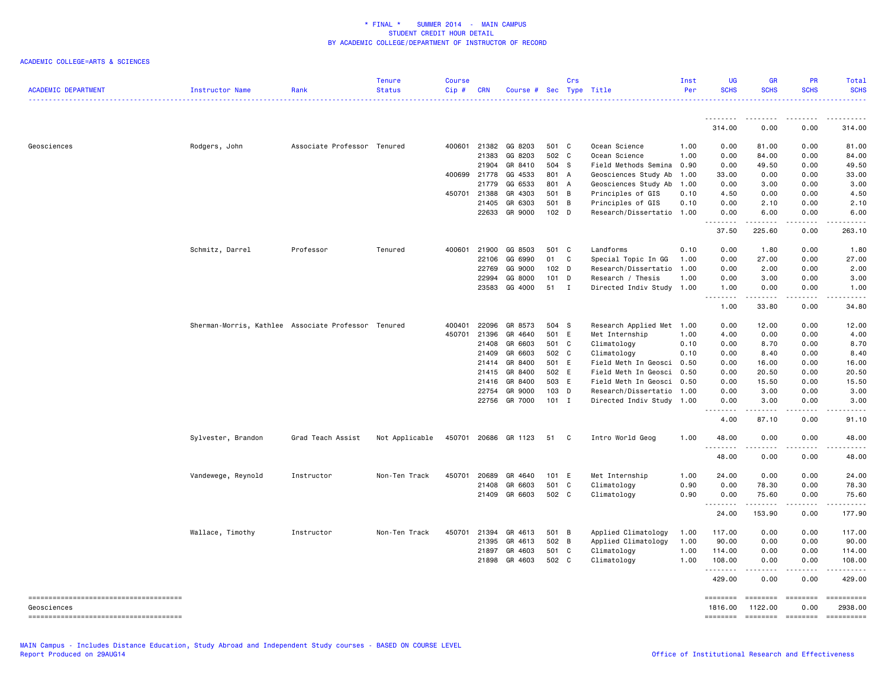\* FINAL \*    SUMMER 2014  -  MAIN CAMPUS
STUDENT CREDIT HOUR DETAIL
BY ACADEMIC COLLEGE/DEPARTMENT OF INSTRUCTOR OF RECORD

ACADEMIC COLLEGE=ARTS & SCIENCES

| ACADEMIC DEPARTMENT | Instructor Name | Rank | Tenure Status | Course Cip # | CRN | Course # | Sec | Crs Type | Title | Inst Per | UG SCHS | GR SCHS | PR SCHS | Total SCHS |
|---|---|---|---|---|---|---|---|---|---|---|---|---|---|---|
| | | | | | | | | | | | 314.00 | 0.00 | 0.00 | 314.00 |
| Geosciences | Rodgers, John | Associate Professor | Tenured | 400601 | 21382 | GG 8203 | 501 | C | Ocean Science | 1.00 | 0.00 | 81.00 | 0.00 | 81.00 |
| | | | | | 21383 | GG 8203 | 502 | C | Ocean Science | 1.00 | 0.00 | 84.00 | 0.00 | 84.00 |
| | | | | | 21904 | GR 8410 | 504 | S | Field Methods Semina | 0.90 | 0.00 | 49.50 | 0.00 | 49.50 |
| | | | | 400699 | 21778 | GG 4533 | 801 | A | Geosciences Study Ab | 1.00 | 33.00 | 0.00 | 0.00 | 33.00 |
| | | | | | 21779 | GG 6533 | 801 | A | Geosciences Study Ab | 1.00 | 0.00 | 3.00 | 0.00 | 3.00 |
| | | | | 450701 | 21388 | GR 4303 | 501 | B | Principles of GIS | 0.10 | 4.50 | 0.00 | 0.00 | 4.50 |
| | | | | | 21405 | GR 6303 | 501 | B | Principles of GIS | 0.10 | 0.00 | 2.10 | 0.00 | 2.10 |
| | | | | | 22633 | GR 9000 | 102 | D | Research/Dissertatio | 1.00 | 0.00 | 6.00 | 0.00 | 6.00 |
| | | | | | | | | | | | 37.50 | 225.60 | 0.00 | 263.10 |
| | Schmitz, Darrel | Professor | Tenured | 400601 | 21900 | GG 8503 | 501 | C | Landforms | 0.10 | 0.00 | 1.80 | 0.00 | 1.80 |
| | | | | | 22106 | GG 6990 | 01 | C | Special Topic In GG | 1.00 | 0.00 | 27.00 | 0.00 | 27.00 |
| | | | | | 22769 | GG 9000 | 102 | D | Research/Dissertatio | 1.00 | 0.00 | 2.00 | 0.00 | 2.00 |
| | | | | | 22994 | GG 8000 | 101 | D | Research / Thesis | 1.00 | 0.00 | 3.00 | 0.00 | 3.00 |
| | | | | | 23583 | GG 4000 | 51 | I | Directed Indiv Study | 1.00 | 1.00 | 0.00 | 0.00 | 1.00 |
| | | | | | | | | | | | 1.00 | 33.80 | 0.00 | 34.80 |
| | Sherman-Morris, Kathlee | Associate Professor | Tenured | 400401 | 22096 | GR 8573 | 504 | S | Research Applied Met | 1.00 | 0.00 | 12.00 | 0.00 | 12.00 |
| | | | | 450701 | 21396 | GR 4640 | 501 | E | Met Internship | 1.00 | 4.00 | 0.00 | 0.00 | 4.00 |
| | | | | | 21408 | GR 6603 | 501 | C | Climatology | 0.10 | 0.00 | 8.70 | 0.00 | 8.70 |
| | | | | | 21409 | GR 6603 | 502 | C | Climatology | 0.10 | 0.00 | 8.40 | 0.00 | 8.40 |
| | | | | | 21414 | GR 8400 | 501 | E | Field Meth In Geosci | 0.50 | 0.00 | 16.00 | 0.00 | 16.00 |
| | | | | | 21415 | GR 8400 | 502 | E | Field Meth In Geosci | 0.50 | 0.00 | 20.50 | 0.00 | 20.50 |
| | | | | | 21416 | GR 8400 | 503 | E | Field Meth In Geosci | 0.50 | 0.00 | 15.50 | 0.00 | 15.50 |
| | | | | | 22754 | GR 9000 | 103 | D | Research/Dissertatio | 1.00 | 0.00 | 3.00 | 0.00 | 3.00 |
| | | | | | 22756 | GR 7000 | 101 | I | Directed Indiv Study | 1.00 | 0.00 | 3.00 | 0.00 | 3.00 |
| | | | | | | | | | | | 4.00 | 87.10 | 0.00 | 91.10 |
| | Sylvester, Brandon | Grad Teach Assist | Not Applicable | 450701 | 20686 | GR 1123 | 51 | C | Intro World Geog | 1.00 | 48.00 | 0.00 | 0.00 | 48.00 |
| | | | | | | | | | | | 48.00 | 0.00 | 0.00 | 48.00 |
| | Vandewege, Reynold | Instructor | Non-Ten Track | 450701 | 20689 | GR 4640 | 101 | E | Met Internship | 1.00 | 24.00 | 0.00 | 0.00 | 24.00 |
| | | | | | 21408 | GR 6603 | 501 | C | Climatology | 0.90 | 0.00 | 78.30 | 0.00 | 78.30 |
| | | | | | 21409 | GR 6603 | 502 | C | Climatology | 0.90 | 0.00 | 75.60 | 0.00 | 75.60 |
| | | | | | | | | | | | 24.00 | 153.90 | 0.00 | 177.90 |
| | Wallace, Timothy | Instructor | Non-Ten Track | 450701 | 21394 | GR 4613 | 501 | B | Applied Climatology | 1.00 | 117.00 | 0.00 | 0.00 | 117.00 |
| | | | | | 21395 | GR 4613 | 502 | B | Applied Climatology | 1.00 | 90.00 | 0.00 | 0.00 | 90.00 |
| | | | | | 21897 | GR 4603 | 501 | C | Climatology | 1.00 | 114.00 | 0.00 | 0.00 | 114.00 |
| | | | | | 21898 | GR 4603 | 502 | C | Climatology | 1.00 | 108.00 | 0.00 | 0.00 | 108.00 |
| | | | | | | | | | | | 429.00 | 0.00 | 0.00 | 429.00 |
| Geosciences | | | | | | | | | | | 1816.00 | 1122.00 | 0.00 | 2938.00 |

MAIN Campus - Includes Distance Education, Study Abroad and Independent Study courses - BASED ON COURSE LEVEL
Report Produced on 29AUG14

Office of Institutional Research and Effectiveness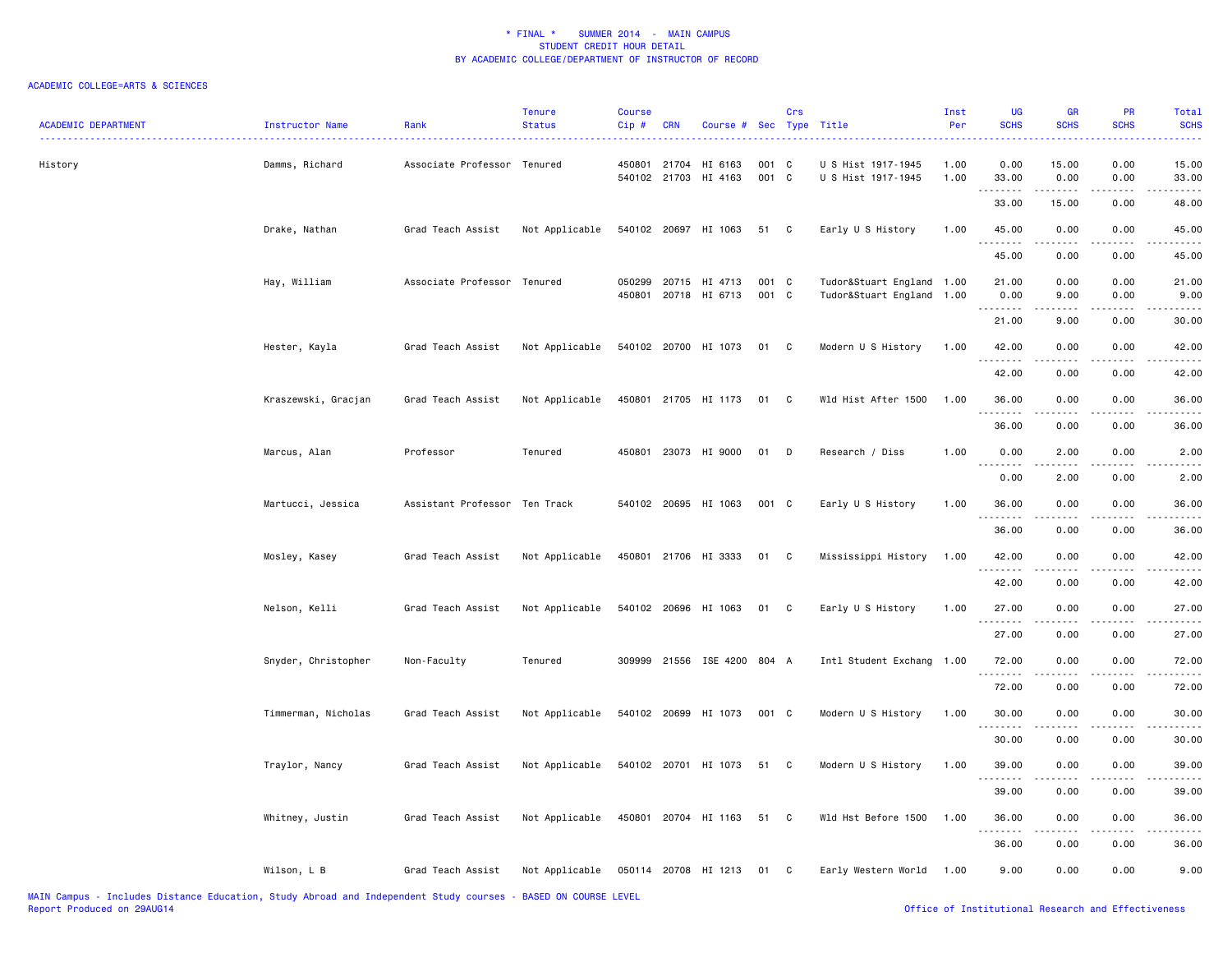\* FINAL \*    SUMMER 2014  -  MAIN CAMPUS
STUDENT CREDIT HOUR DETAIL
BY ACADEMIC COLLEGE/DEPARTMENT OF INSTRUCTOR OF RECORD

ACADEMIC COLLEGE=ARTS & SCIENCES

| ACADEMIC DEPARTMENT | Instructor Name | Rank | Tenure Status | Course Cip # | CRN | Course # | Sec | Crs Type | Title | Inst Per | UG SCHS | GR SCHS | PR SCHS | Total SCHS |
|---|---|---|---|---|---|---|---|---|---|---|---|---|---|---|
| History | Damms, Richard | Associate Professor | Tenured | 450801 | 21704 | HI 6163 | 001 | C | U S Hist 1917-1945 | 1.00 | 0.00 | 15.00 | 0.00 | 15.00 |
| | | | | 540102 | 21703 | HI 4163 | 001 | C | U S Hist 1917-1945 | 1.00 | 33.00 | 0.00 | 0.00 | 33.00 |
| | | | | | | | | | | | 33.00 | 15.00 | 0.00 | 48.00 |
| | Drake, Nathan | Grad Teach Assist | Not Applicable | 540102 | 20697 | HI 1063 | 51 | C | Early U S History | 1.00 | 45.00 | 0.00 | 0.00 | 45.00 |
| | | | | | | | | | | | 45.00 | 0.00 | 0.00 | 45.00 |
| | Hay, William | Associate Professor | Tenured | 050299 | 20715 | HI 4713 | 001 | C | Tudor&Stuart England | 1.00 | 21.00 | 0.00 | 0.00 | 21.00 |
| | | | | 450801 | 20718 | HI 6713 | 001 | C | Tudor&Stuart England | 1.00 | 0.00 | 9.00 | 0.00 | 9.00 |
| | | | | | | | | | | | 21.00 | 9.00 | 0.00 | 30.00 |
| | Hester, Kayla | Grad Teach Assist | Not Applicable | 540102 | 20700 | HI 1073 | 01 | C | Modern U S History | 1.00 | 42.00 | 0.00 | 0.00 | 42.00 |
| | | | | | | | | | | | 42.00 | 0.00 | 0.00 | 42.00 |
| | Kraszewski, Gracjan | Grad Teach Assist | Not Applicable | 450801 | 21705 | HI 1173 | 01 | C | Wld Hist After 1500 | 1.00 | 36.00 | 0.00 | 0.00 | 36.00 |
| | | | | | | | | | | | 36.00 | 0.00 | 0.00 | 36.00 |
| | Marcus, Alan | Professor | Tenured | 450801 | 23073 | HI 9000 | 01 | D | Research / Diss | 1.00 | 0.00 | 2.00 | 0.00 | 2.00 |
| | | | | | | | | | | | 0.00 | 2.00 | 0.00 | 2.00 |
| | Martucci, Jessica | Assistant Professor | Ten Track | 540102 | 20695 | HI 1063 | 001 | C | Early U S History | 1.00 | 36.00 | 0.00 | 0.00 | 36.00 |
| | | | | | | | | | | | 36.00 | 0.00 | 0.00 | 36.00 |
| | Mosley, Kasey | Grad Teach Assist | Not Applicable | 450801 | 21706 | HI 3333 | 01 | C | Mississippi History | 1.00 | 42.00 | 0.00 | 0.00 | 42.00 |
| | | | | | | | | | | | 42.00 | 0.00 | 0.00 | 42.00 |
| | Nelson, Kelli | Grad Teach Assist | Not Applicable | 540102 | 20696 | HI 1063 | 01 | C | Early U S History | 1.00 | 27.00 | 0.00 | 0.00 | 27.00 |
| | | | | | | | | | | | 27.00 | 0.00 | 0.00 | 27.00 |
| | Snyder, Christopher | Non-Faculty | Tenured | 309999 | 21556 | ISE 4200 | 804 | A | Intl Student Exchang | 1.00 | 72.00 | 0.00 | 0.00 | 72.00 |
| | | | | | | | | | | | 72.00 | 0.00 | 0.00 | 72.00 |
| | Timmerman, Nicholas | Grad Teach Assist | Not Applicable | 540102 | 20699 | HI 1073 | 001 | C | Modern U S History | 1.00 | 30.00 | 0.00 | 0.00 | 30.00 |
| | | | | | | | | | | | 30.00 | 0.00 | 0.00 | 30.00 |
| | Traylor, Nancy | Grad Teach Assist | Not Applicable | 540102 | 20701 | HI 1073 | 51 | C | Modern U S History | 1.00 | 39.00 | 0.00 | 0.00 | 39.00 |
| | | | | | | | | | | | 39.00 | 0.00 | 0.00 | 39.00 |
| | Whitney, Justin | Grad Teach Assist | Not Applicable | 450801 | 20704 | HI 1163 | 51 | C | Wld Hst Before 1500 | 1.00 | 36.00 | 0.00 | 0.00 | 36.00 |
| | | | | | | | | | | | 36.00 | 0.00 | 0.00 | 36.00 |
| | Wilson, L B | Grad Teach Assist | Not Applicable | 050114 | 20708 | HI 1213 | 01 | C | Early Western World | 1.00 | 9.00 | 0.00 | 0.00 | 9.00 |

MAIN Campus - Includes Distance Education, Study Abroad and Independent Study courses - BASED ON COURSE LEVEL
Report Produced on 29AUG14

Office of Institutional Research and Effectiveness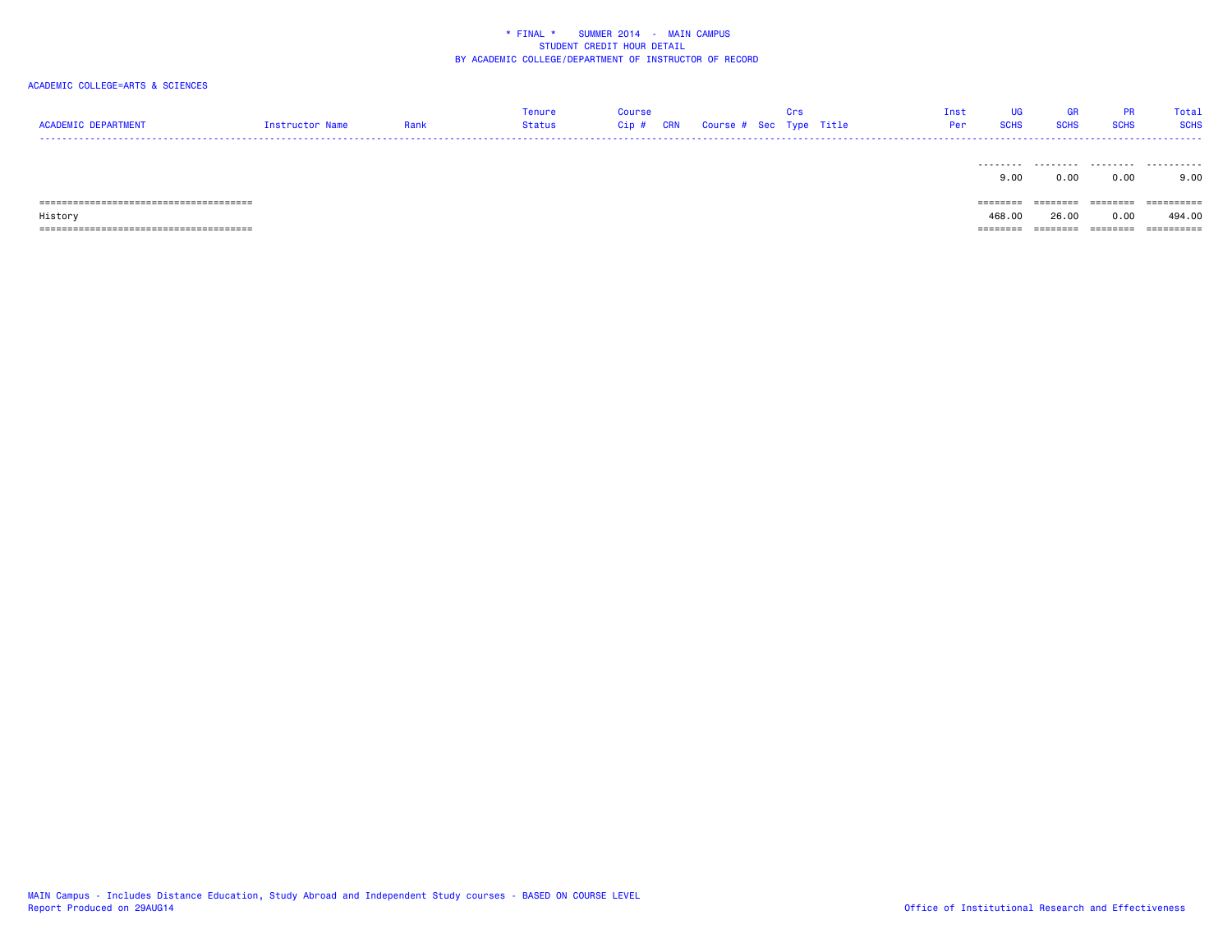\* FINAL \*    SUMMER 2014  -  MAIN CAMPUS
STUDENT CREDIT HOUR DETAIL
BY ACADEMIC COLLEGE/DEPARTMENT OF INSTRUCTOR OF RECORD

ACADEMIC COLLEGE=ARTS & SCIENCES

| ACADEMIC DEPARTMENT | Instructor Name | Rank | Tenure Status | Course Cip # | CRN | Course # | Sec | Crs Type | Title | Inst Per | UG SCHS | GR SCHS | PR SCHS | Total SCHS |
|---|---|---|---|---|---|---|---|---|---|---|---|---|---|---|
| | | | | | | | | | | | 9.00 | 0.00 | 0.00 | 9.00 |
| History | | | | | | | | | | | 468.00 | 26.00 | 0.00 | 494.00 |

MAIN Campus - Includes Distance Education, Study Abroad and Independent Study courses - BASED ON COURSE LEVEL
Report Produced on 29AUG14

Office of Institutional Research and Effectiveness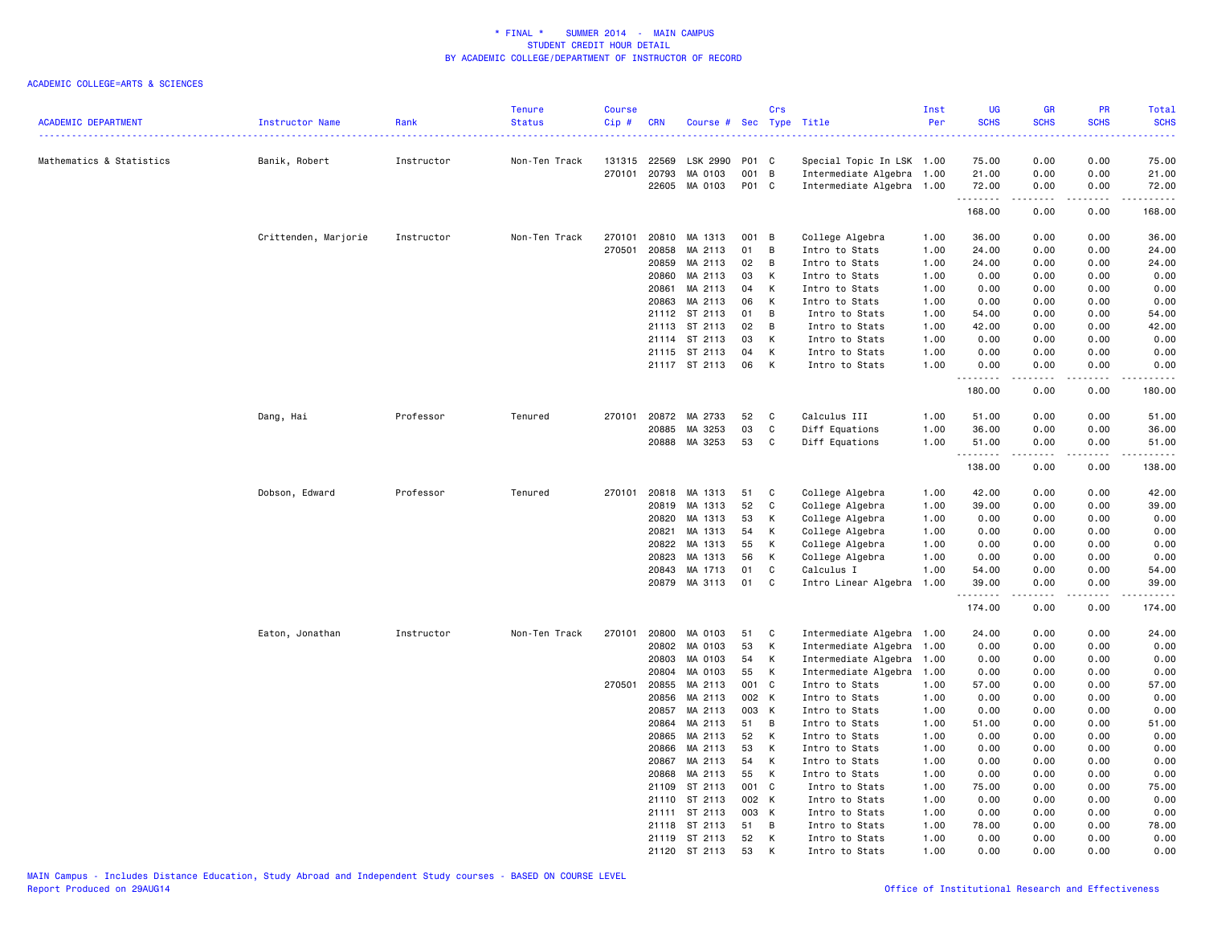\* FINAL \* SUMMER 2014 - MAIN CAMPUS
STUDENT CREDIT HOUR DETAIL
BY ACADEMIC COLLEGE/DEPARTMENT OF INSTRUCTOR OF RECORD

ACADEMIC COLLEGE=ARTS & SCIENCES

| ACADEMIC DEPARTMENT | Instructor Name | Rank | Tenure Status | Course Cip # | CRN | Course # | Sec | Crs Type | Title | Inst Per | UG SCHS | GR SCHS | PR SCHS | Total SCHS |
|---|---|---|---|---|---|---|---|---|---|---|---|---|---|---|
| Mathematics & Statistics | Banik, Robert | Instructor | Non-Ten Track | 131315 | 22569 | LSK 2990 | P01 | C | Special Topic In LSK | 1.00 | 75.00 | 0.00 | 0.00 | 75.00 |
| | | | | 270101 | 20793 | MA 0103 | 001 | B | Intermediate Algebra | 1.00 | 21.00 | 0.00 | 0.00 | 21.00 |
| | | | | | 22605 | MA 0103 | P01 | C | Intermediate Algebra | 1.00 | 72.00 | 0.00 | 0.00 | 72.00 |
| | | | | | | | | | | | 168.00 | 0.00 | 0.00 | 168.00 |
| | Crittenden, Marjorie | Instructor | Non-Ten Track | 270101 | 20810 | MA 1313 | 001 | B | College Algebra | 1.00 | 36.00 | 0.00 | 0.00 | 36.00 |
| | | | | 270501 | 20858 | MA 2113 | 01 | B | Intro to Stats | 1.00 | 24.00 | 0.00 | 0.00 | 24.00 |
| | | | | | 20859 | MA 2113 | 02 | B | Intro to Stats | 1.00 | 24.00 | 0.00 | 0.00 | 24.00 |
| | | | | | 20860 | MA 2113 | 03 | K | Intro to Stats | 1.00 | 0.00 | 0.00 | 0.00 | 0.00 |
| | | | | | 20861 | MA 2113 | 04 | K | Intro to Stats | 1.00 | 0.00 | 0.00 | 0.00 | 0.00 |
| | | | | | 20863 | MA 2113 | 06 | K | Intro to Stats | 1.00 | 0.00 | 0.00 | 0.00 | 0.00 |
| | | | | | 21112 | ST 2113 | 01 | B | Intro to Stats | 1.00 | 54.00 | 0.00 | 0.00 | 54.00 |
| | | | | | 21113 | ST 2113 | 02 | B | Intro to Stats | 1.00 | 42.00 | 0.00 | 0.00 | 42.00 |
| | | | | | 21114 | ST 2113 | 03 | K | Intro to Stats | 1.00 | 0.00 | 0.00 | 0.00 | 0.00 |
| | | | | | 21115 | ST 2113 | 04 | K | Intro to Stats | 1.00 | 0.00 | 0.00 | 0.00 | 0.00 |
| | | | | | 21117 | ST 2113 | 06 | K | Intro to Stats | 1.00 | 0.00 | 0.00 | 0.00 | 0.00 |
| | | | | | | | | | | | 180.00 | 0.00 | 0.00 | 180.00 |
| | Dang, Hai | Professor | Tenured | 270101 | 20872 | MA 2733 | 52 | C | Calculus III | 1.00 | 51.00 | 0.00 | 0.00 | 51.00 |
| | | | | | 20885 | MA 3253 | 03 | C | Diff Equations | 1.00 | 36.00 | 0.00 | 0.00 | 36.00 |
| | | | | | 20888 | MA 3253 | 53 | C | Diff Equations | 1.00 | 51.00 | 0.00 | 0.00 | 51.00 |
| | | | | | | | | | | | 138.00 | 0.00 | 0.00 | 138.00 |
| | Dobson, Edward | Professor | Tenured | 270101 | 20818 | MA 1313 | 51 | C | College Algebra | 1.00 | 42.00 | 0.00 | 0.00 | 42.00 |
| | | | | | 20819 | MA 1313 | 52 | C | College Algebra | 1.00 | 39.00 | 0.00 | 0.00 | 39.00 |
| | | | | | 20820 | MA 1313 | 53 | K | College Algebra | 1.00 | 0.00 | 0.00 | 0.00 | 0.00 |
| | | | | | 20821 | MA 1313 | 54 | K | College Algebra | 1.00 | 0.00 | 0.00 | 0.00 | 0.00 |
| | | | | | 20822 | MA 1313 | 55 | K | College Algebra | 1.00 | 0.00 | 0.00 | 0.00 | 0.00 |
| | | | | | 20823 | MA 1313 | 56 | K | College Algebra | 1.00 | 0.00 | 0.00 | 0.00 | 0.00 |
| | | | | | 20843 | MA 1713 | 01 | C | Calculus I | 1.00 | 54.00 | 0.00 | 0.00 | 54.00 |
| | | | | | 20879 | MA 3113 | 01 | C | Intro Linear Algebra | 1.00 | 39.00 | 0.00 | 0.00 | 39.00 |
| | | | | | | | | | | | 174.00 | 0.00 | 0.00 | 174.00 |
| | Eaton, Jonathan | Instructor | Non-Ten Track | 270101 | 20800 | MA 0103 | 51 | C | Intermediate Algebra | 1.00 | 24.00 | 0.00 | 0.00 | 24.00 |
| | | | | | 20802 | MA 0103 | 53 | K | Intermediate Algebra | 1.00 | 0.00 | 0.00 | 0.00 | 0.00 |
| | | | | | 20803 | MA 0103 | 54 | K | Intermediate Algebra | 1.00 | 0.00 | 0.00 | 0.00 | 0.00 |
| | | | | | 20804 | MA 0103 | 55 | K | Intermediate Algebra | 1.00 | 0.00 | 0.00 | 0.00 | 0.00 |
| | | | | 270501 | 20855 | MA 2113 | 001 | C | Intro to Stats | 1.00 | 57.00 | 0.00 | 0.00 | 57.00 |
| | | | | | 20856 | MA 2113 | 002 | K | Intro to Stats | 1.00 | 0.00 | 0.00 | 0.00 | 0.00 |
| | | | | | 20857 | MA 2113 | 003 | K | Intro to Stats | 1.00 | 0.00 | 0.00 | 0.00 | 0.00 |
| | | | | | 20864 | MA 2113 | 51 | B | Intro to Stats | 1.00 | 51.00 | 0.00 | 0.00 | 51.00 |
| | | | | | 20865 | MA 2113 | 52 | K | Intro to Stats | 1.00 | 0.00 | 0.00 | 0.00 | 0.00 |
| | | | | | 20866 | MA 2113 | 53 | K | Intro to Stats | 1.00 | 0.00 | 0.00 | 0.00 | 0.00 |
| | | | | | 20867 | MA 2113 | 54 | K | Intro to Stats | 1.00 | 0.00 | 0.00 | 0.00 | 0.00 |
| | | | | | 20868 | MA 2113 | 55 | K | Intro to Stats | 1.00 | 0.00 | 0.00 | 0.00 | 0.00 |
| | | | | | 21109 | ST 2113 | 001 | C | Intro to Stats | 1.00 | 75.00 | 0.00 | 0.00 | 75.00 |
| | | | | | 21110 | ST 2113 | 002 | K | Intro to Stats | 1.00 | 0.00 | 0.00 | 0.00 | 0.00 |
| | | | | | 21111 | ST 2113 | 003 | K | Intro to Stats | 1.00 | 0.00 | 0.00 | 0.00 | 0.00 |
| | | | | | 21118 | ST 2113 | 51 | B | Intro to Stats | 1.00 | 78.00 | 0.00 | 0.00 | 78.00 |
| | | | | | 21119 | ST 2113 | 52 | K | Intro to Stats | 1.00 | 0.00 | 0.00 | 0.00 | 0.00 |
| | | | | | 21120 | ST 2113 | 53 | K | Intro to Stats | 1.00 | 0.00 | 0.00 | 0.00 | 0.00 |

MAIN Campus - Includes Distance Education, Study Abroad and Independent Study courses - BASED ON COURSE LEVEL
Report Produced on 29AUG14

Office of Institutional Research and Effectiveness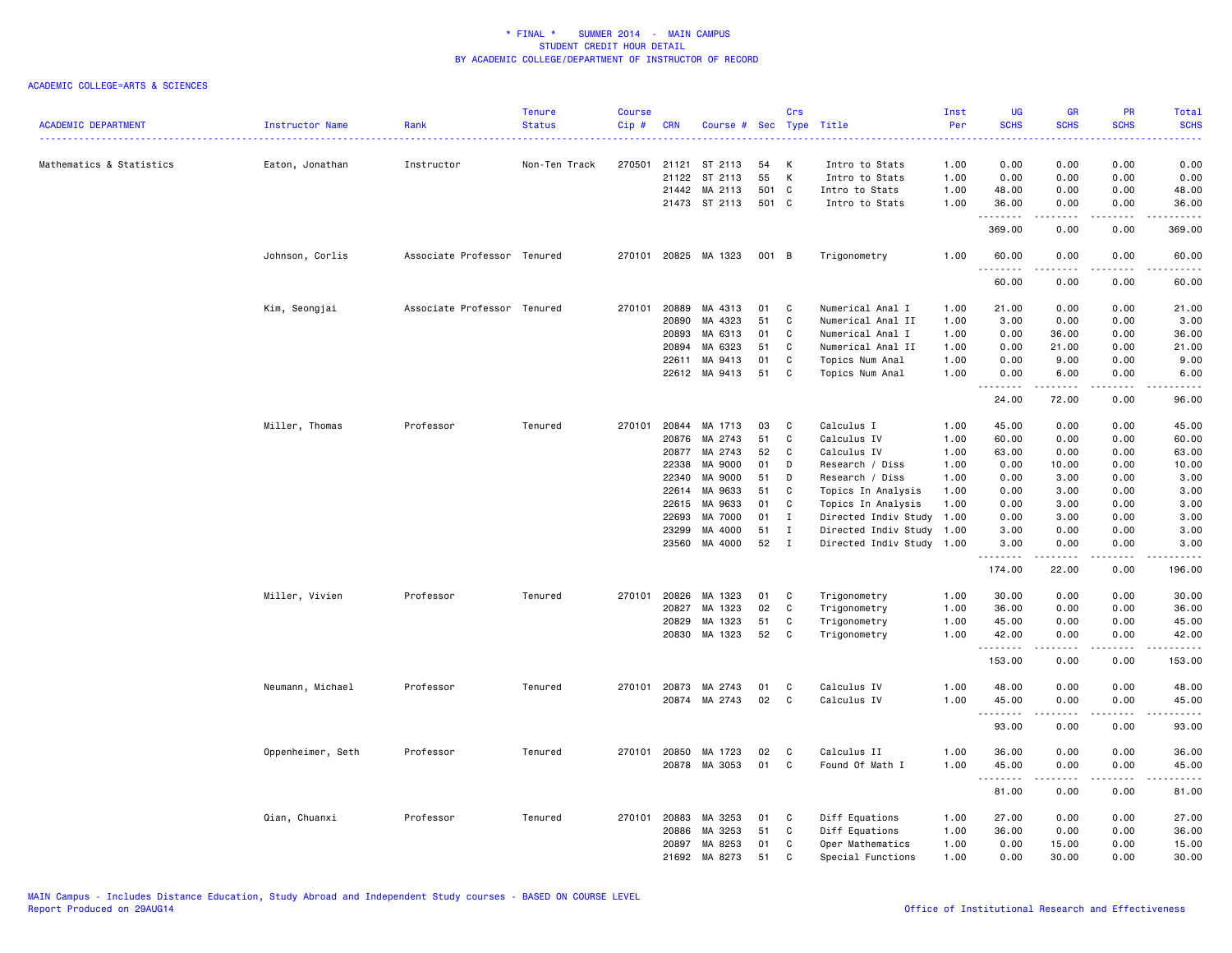\* FINAL \*    SUMMER 2014  -  MAIN CAMPUS
STUDENT CREDIT HOUR DETAIL
BY ACADEMIC COLLEGE/DEPARTMENT OF INSTRUCTOR OF RECORD

ACADEMIC COLLEGE=ARTS & SCIENCES

| ACADEMIC DEPARTMENT | Instructor Name | Rank | Tenure Status | Course Cip # | CRN | Course # | Sec | Crs Type | Title | Inst Per | UG SCHS | GR SCHS | PR SCHS | Total SCHS |
|---|---|---|---|---|---|---|---|---|---|---|---|---|---|---|
| Mathematics & Statistics | Eaton, Jonathan | Instructor | Non-Ten Track | 270501 | 21121 | ST 2113 | 54 | K | Intro to Stats | 1.00 | 0.00 | 0.00 | 0.00 | 0.00 |
| | | | | | 21122 | ST 2113 | 55 | K | Intro to Stats | 1.00 | 0.00 | 0.00 | 0.00 | 0.00 |
| | | | | | 21442 | MA 2113 | 501 | C | Intro to Stats | 1.00 | 48.00 | 0.00 | 0.00 | 48.00 |
| | | | | | 21473 | ST 2113 | 501 | C | Intro to Stats | 1.00 | 36.00 | 0.00 | 0.00 | 36.00 |
| | | | | | | | | | | | 369.00 | 0.00 | 0.00 | 369.00 |
| | Johnson, Corlis | Associate Professor | Tenured | 270101 | 20825 | MA 1323 | 001 | B | Trigonometry | 1.00 | 60.00 | 0.00 | 0.00 | 60.00 |
| | | | | | | | | | | | 60.00 | 0.00 | 0.00 | 60.00 |
| | Kim, Seongjai | Associate Professor | Tenured | 270101 | 20889 | MA 4313 | 01 | C | Numerical Anal I | 1.00 | 21.00 | 0.00 | 0.00 | 21.00 |
| | | | | | 20890 | MA 4323 | 51 | C | Numerical Anal II | 1.00 | 3.00 | 0.00 | 0.00 | 3.00 |
| | | | | | 20893 | MA 6313 | 01 | C | Numerical Anal I | 1.00 | 0.00 | 36.00 | 0.00 | 36.00 |
| | | | | | 20894 | MA 6323 | 51 | C | Numerical Anal II | 1.00 | 0.00 | 21.00 | 0.00 | 21.00 |
| | | | | | 22611 | MA 9413 | 01 | C | Topics Num Anal | 1.00 | 0.00 | 9.00 | 0.00 | 9.00 |
| | | | | | 22612 | MA 9413 | 51 | C | Topics Num Anal | 1.00 | 0.00 | 6.00 | 0.00 | 6.00 |
| | | | | | | | | | | | 24.00 | 72.00 | 0.00 | 96.00 |
| | Miller, Thomas | Professor | Tenured | 270101 | 20844 | MA 1713 | 03 | C | Calculus I | 1.00 | 45.00 | 0.00 | 0.00 | 45.00 |
| | | | | | 20876 | MA 2743 | 51 | C | Calculus IV | 1.00 | 60.00 | 0.00 | 0.00 | 60.00 |
| | | | | | 20877 | MA 2743 | 52 | C | Calculus IV | 1.00 | 63.00 | 0.00 | 0.00 | 63.00 |
| | | | | | 22338 | MA 9000 | 01 | D | Research / Diss | 1.00 | 0.00 | 10.00 | 0.00 | 10.00 |
| | | | | | 22340 | MA 9000 | 51 | D | Research / Diss | 1.00 | 0.00 | 3.00 | 0.00 | 3.00 |
| | | | | | 22614 | MA 9633 | 51 | C | Topics In Analysis | 1.00 | 0.00 | 3.00 | 0.00 | 3.00 |
| | | | | | 22615 | MA 9633 | 01 | C | Topics In Analysis | 1.00 | 0.00 | 3.00 | 0.00 | 3.00 |
| | | | | | 22693 | MA 7000 | 01 | I | Directed Indiv Study | 1.00 | 0.00 | 3.00 | 0.00 | 3.00 |
| | | | | | 23299 | MA 4000 | 51 | I | Directed Indiv Study | 1.00 | 3.00 | 0.00 | 0.00 | 3.00 |
| | | | | | 23560 | MA 4000 | 52 | I | Directed Indiv Study | 1.00 | 3.00 | 0.00 | 0.00 | 3.00 |
| | | | | | | | | | | | 174.00 | 22.00 | 0.00 | 196.00 |
| | Miller, Vivien | Professor | Tenured | 270101 | 20826 | MA 1323 | 01 | C | Trigonometry | 1.00 | 30.00 | 0.00 | 0.00 | 30.00 |
| | | | | | 20827 | MA 1323 | 02 | C | Trigonometry | 1.00 | 36.00 | 0.00 | 0.00 | 36.00 |
| | | | | | 20829 | MA 1323 | 51 | C | Trigonometry | 1.00 | 45.00 | 0.00 | 0.00 | 45.00 |
| | | | | | 20830 | MA 1323 | 52 | C | Trigonometry | 1.00 | 42.00 | 0.00 | 0.00 | 42.00 |
| | | | | | | | | | | | 153.00 | 0.00 | 0.00 | 153.00 |
| | Neumann, Michael | Professor | Tenured | 270101 | 20873 | MA 2743 | 01 | C | Calculus IV | 1.00 | 48.00 | 0.00 | 0.00 | 48.00 |
| | | | | | 20874 | MA 2743 | 02 | C | Calculus IV | 1.00 | 45.00 | 0.00 | 0.00 | 45.00 |
| | | | | | | | | | | | 93.00 | 0.00 | 0.00 | 93.00 |
| | Oppenheimer, Seth | Professor | Tenured | 270101 | 20850 | MA 1723 | 02 | C | Calculus II | 1.00 | 36.00 | 0.00 | 0.00 | 36.00 |
| | | | | | 20878 | MA 3053 | 01 | C | Found Of Math I | 1.00 | 45.00 | 0.00 | 0.00 | 45.00 |
| | | | | | | | | | | | 81.00 | 0.00 | 0.00 | 81.00 |
| | Qian, Chuanxi | Professor | Tenured | 270101 | 20883 | MA 3253 | 01 | C | Diff Equations | 1.00 | 27.00 | 0.00 | 0.00 | 27.00 |
| | | | | | 20886 | MA 3253 | 51 | C | Diff Equations | 1.00 | 36.00 | 0.00 | 0.00 | 36.00 |
| | | | | | 20897 | MA 8253 | 01 | C | Oper Mathematics | 1.00 | 0.00 | 15.00 | 0.00 | 15.00 |
| | | | | | 21692 | MA 8273 | 51 | C | Special Functions | 1.00 | 0.00 | 30.00 | 0.00 | 30.00 |

MAIN Campus - Includes Distance Education, Study Abroad and Independent Study courses - BASED ON COURSE LEVEL
Report Produced on 29AUG14
Office of Institutional Research and Effectiveness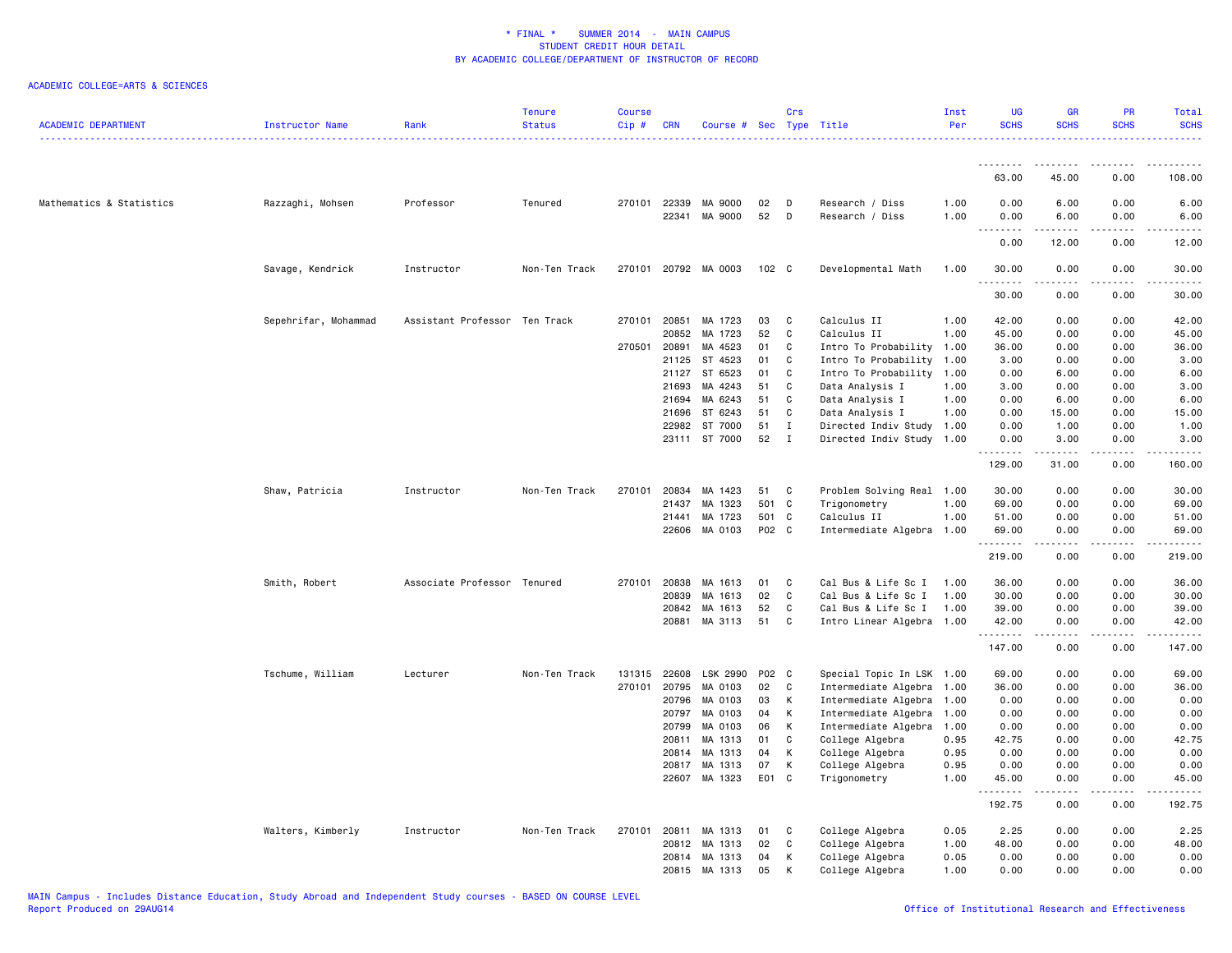\* FINAL \*    SUMMER 2014  -  MAIN CAMPUS
STUDENT CREDIT HOUR DETAIL
BY ACADEMIC COLLEGE/DEPARTMENT OF INSTRUCTOR OF RECORD

ACADEMIC COLLEGE=ARTS & SCIENCES

| ACADEMIC DEPARTMENT | Instructor Name | Rank | Tenure Status | Course Cip # | CRN | Course # | Sec | Crs Type | Title | Inst Per | UG SCHS | GR SCHS | PR SCHS | Total SCHS |
|---|---|---|---|---|---|---|---|---|---|---|---|---|---|---|
| | | | | | | | | | | | 63.00 | 45.00 | 0.00 | 108.00 |
| Mathematics & Statistics | Razzaghi, Mohsen | Professor | Tenured | 270101 | 22339 | MA 9000 | 02 | D | Research / Diss | 1.00 | 0.00 | 6.00 | 0.00 | 6.00 |
| | | | | | 22341 | MA 9000 | 52 | D | Research / Diss | 1.00 | 0.00 | 6.00 | 0.00 | 6.00 |
| | | | | | | | | | | | 0.00 | 12.00 | 0.00 | 12.00 |
| | Savage, Kendrick | Instructor | Non-Ten Track | 270101 | 20792 | MA 0003 | 102 | C | Developmental Math | 1.00 | 30.00 | 0.00 | 0.00 | 30.00 |
| | | | | | | | | | | | 30.00 | 0.00 | 0.00 | 30.00 |
| | Sepehrifar, Mohammad | Assistant Professor | Ten Track | 270101 | 20851 | MA 1723 | 03 | C | Calculus II | 1.00 | 42.00 | 0.00 | 0.00 | 42.00 |
| | | | | | 20852 | MA 1723 | 52 | C | Calculus II | 1.00 | 45.00 | 0.00 | 0.00 | 45.00 |
| | | | | 270501 | 20891 | MA 4523 | 01 | C | Intro To Probability | 1.00 | 36.00 | 0.00 | 0.00 | 36.00 |
| | | | | | 21125 | ST 4523 | 01 | C | Intro To Probability | 1.00 | 3.00 | 0.00 | 0.00 | 3.00 |
| | | | | | 21127 | ST 6523 | 01 | C | Intro To Probability | 1.00 | 0.00 | 6.00 | 0.00 | 6.00 |
| | | | | | 21693 | MA 4243 | 51 | C | Data Analysis I | 1.00 | 3.00 | 0.00 | 0.00 | 3.00 |
| | | | | | 21694 | MA 6243 | 51 | C | Data Analysis I | 1.00 | 0.00 | 6.00 | 0.00 | 6.00 |
| | | | | | 21696 | ST 6243 | 51 | C | Data Analysis I | 1.00 | 0.00 | 15.00 | 0.00 | 15.00 |
| | | | | | 22982 | ST 7000 | 51 | I | Directed Indiv Study | 1.00 | 0.00 | 1.00 | 0.00 | 1.00 |
| | | | | | 23111 | ST 7000 | 52 | I | Directed Indiv Study | 1.00 | 0.00 | 3.00 | 0.00 | 3.00 |
| | | | | | | | | | | | 129.00 | 31.00 | 0.00 | 160.00 |
| | Shaw, Patricia | Instructor | Non-Ten Track | 270101 | 20834 | MA 1423 | 51 | C | Problem Solving Real | 1.00 | 30.00 | 0.00 | 0.00 | 30.00 |
| | | | | | 21437 | MA 1323 | 501 | C | Trigonometry | 1.00 | 69.00 | 0.00 | 0.00 | 69.00 |
| | | | | | 21441 | MA 1723 | 501 | C | Calculus II | 1.00 | 51.00 | 0.00 | 0.00 | 51.00 |
| | | | | | 22606 | MA 0103 | P02 | C | Intermediate Algebra | 1.00 | 69.00 | 0.00 | 0.00 | 69.00 |
| | | | | | | | | | | | 219.00 | 0.00 | 0.00 | 219.00 |
| | Smith, Robert | Associate Professor | Tenured | 270101 | 20838 | MA 1613 | 01 | C | Cal Bus & Life Sc I | 1.00 | 36.00 | 0.00 | 0.00 | 36.00 |
| | | | | | 20839 | MA 1613 | 02 | C | Cal Bus & Life Sc I | 1.00 | 30.00 | 0.00 | 0.00 | 30.00 |
| | | | | | 20842 | MA 1613 | 52 | C | Cal Bus & Life Sc I | 1.00 | 39.00 | 0.00 | 0.00 | 39.00 |
| | | | | | 20881 | MA 3113 | 51 | C | Intro Linear Algebra | 1.00 | 42.00 | 0.00 | 0.00 | 42.00 |
| | | | | | | | | | | | 147.00 | 0.00 | 0.00 | 147.00 |
| | Tschume, William | Lecturer | Non-Ten Track | 131315 | 22608 | LSK 2990 | P02 | C | Special Topic In LSK | 1.00 | 69.00 | 0.00 | 0.00 | 69.00 |
| | | | | 270101 | 20795 | MA 0103 | 02 | C | Intermediate Algebra | 1.00 | 36.00 | 0.00 | 0.00 | 36.00 |
| | | | | | 20796 | MA 0103 | 03 | K | Intermediate Algebra | 1.00 | 0.00 | 0.00 | 0.00 | 0.00 |
| | | | | | 20797 | MA 0103 | 04 | K | Intermediate Algebra | 1.00 | 0.00 | 0.00 | 0.00 | 0.00 |
| | | | | | 20799 | MA 0103 | 06 | K | Intermediate Algebra | 1.00 | 0.00 | 0.00 | 0.00 | 0.00 |
| | | | | | 20811 | MA 1313 | 01 | C | College Algebra | 0.95 | 42.75 | 0.00 | 0.00 | 42.75 |
| | | | | | 20814 | MA 1313 | 04 | K | College Algebra | 0.95 | 0.00 | 0.00 | 0.00 | 0.00 |
| | | | | | 20817 | MA 1313 | 07 | K | College Algebra | 0.95 | 0.00 | 0.00 | 0.00 | 0.00 |
| | | | | | 22607 | MA 1323 | E01 | C | Trigonometry | 1.00 | 45.00 | 0.00 | 0.00 | 45.00 |
| | | | | | | | | | | | 192.75 | 0.00 | 0.00 | 192.75 |
| | Walters, Kimberly | Instructor | Non-Ten Track | 270101 | 20811 | MA 1313 | 01 | C | College Algebra | 0.05 | 2.25 | 0.00 | 0.00 | 2.25 |
| | | | | | 20812 | MA 1313 | 02 | C | College Algebra | 1.00 | 48.00 | 0.00 | 0.00 | 48.00 |
| | | | | | 20814 | MA 1313 | 04 | K | College Algebra | 0.05 | 0.00 | 0.00 | 0.00 | 0.00 |
| | | | | | 20815 | MA 1313 | 05 | K | College Algebra | 1.00 | 0.00 | 0.00 | 0.00 | 0.00 |

MAIN Campus - Includes Distance Education, Study Abroad and Independent Study courses - BASED ON COURSE LEVEL
Report Produced on 29AUG14

Office of Institutional Research and Effectiveness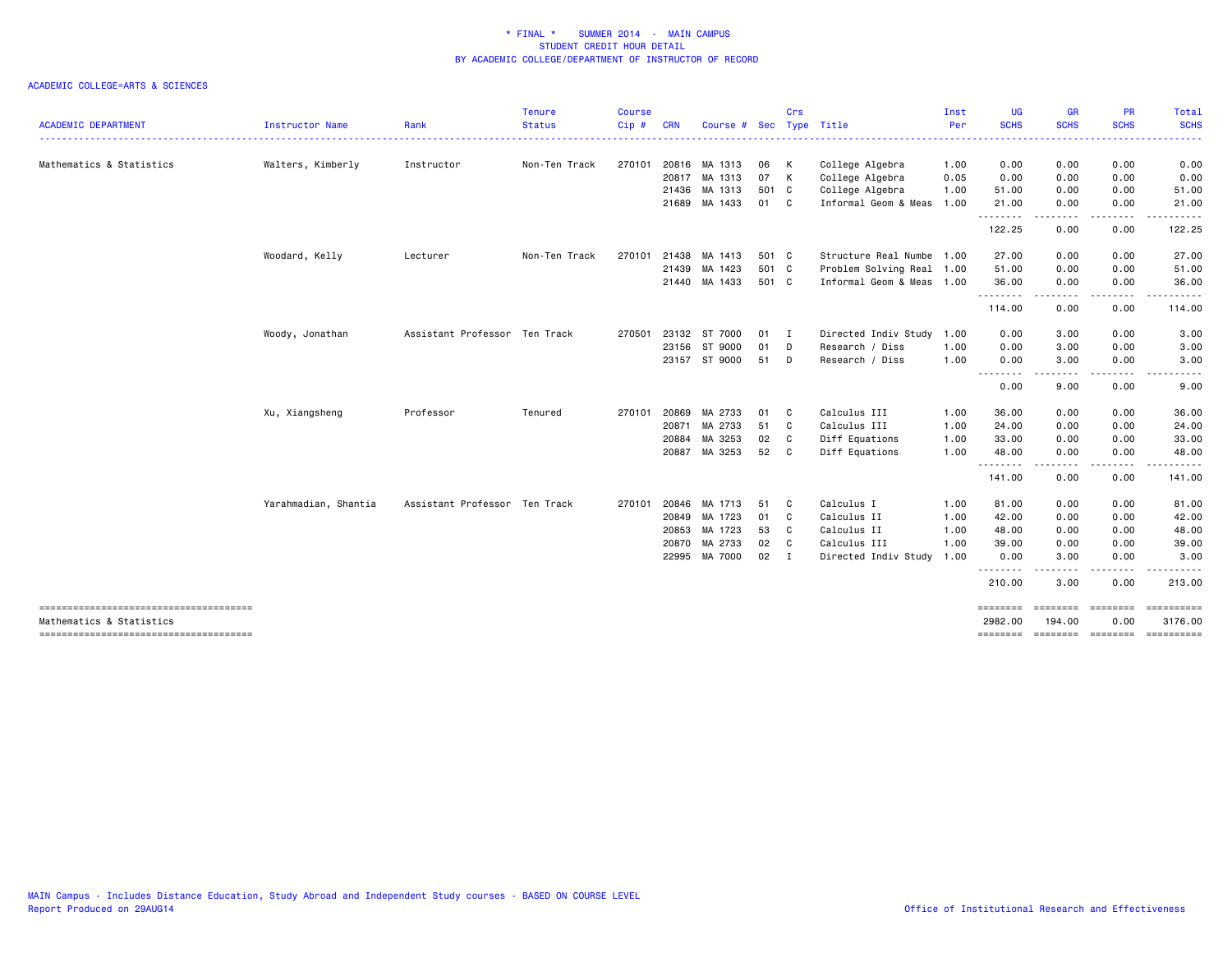\* FINAL \* SUMMER 2014 - MAIN CAMPUS
STUDENT CREDIT HOUR DETAIL
BY ACADEMIC COLLEGE/DEPARTMENT OF INSTRUCTOR OF RECORD

ACADEMIC COLLEGE=ARTS & SCIENCES

| ACADEMIC DEPARTMENT | Instructor Name | Rank | Tenure Status | Course Cip # | CRN | Course # | Sec | Crs Type | Title | Inst Per | UG SCHS | GR SCHS | PR SCHS | Total SCHS |
|---|---|---|---|---|---|---|---|---|---|---|---|---|---|---|
| Mathematics & Statistics | Walters, Kimberly | Instructor | Non-Ten Track | 270101 | 20816 | MA 1313 | 06 | K | College Algebra | 1.00 | 0.00 | 0.00 | 0.00 | 0.00 |
| | | | | | 20817 | MA 1313 | 07 | K | College Algebra | 0.05 | 0.00 | 0.00 | 0.00 | 0.00 |
| | | | | | 21436 | MA 1313 | 501 | C | College Algebra | 1.00 | 51.00 | 0.00 | 0.00 | 51.00 |
| | | | | | 21689 | MA 1433 | 01 | C | Informal Geom & Meas | 1.00 | 21.00 | 0.00 | 0.00 | 21.00 |
| | | | | | | | | | | | 122.25 | 0.00 | 0.00 | 122.25 |
| | Woodard, Kelly | Lecturer | Non-Ten Track | 270101 | 21438 | MA 1413 | 501 | C | Structure Real Numbe | 1.00 | 27.00 | 0.00 | 0.00 | 27.00 |
| | | | | | 21439 | MA 1423 | 501 | C | Problem Solving Real | 1.00 | 51.00 | 0.00 | 0.00 | 51.00 |
| | | | | | 21440 | MA 1433 | 501 | C | Informal Geom & Meas | 1.00 | 36.00 | 0.00 | 0.00 | 36.00 |
| | | | | | | | | | | | 114.00 | 0.00 | 0.00 | 114.00 |
| | Woody, Jonathan | Assistant Professor | Ten Track | 270501 | 23132 | ST 7000 | 01 | I | Directed Indiv Study | 1.00 | 0.00 | 3.00 | 0.00 | 3.00 |
| | | | | | 23156 | ST 9000 | 01 | D | Research / Diss | 1.00 | 0.00 | 3.00 | 0.00 | 3.00 |
| | | | | | 23157 | ST 9000 | 51 | D | Research / Diss | 1.00 | 0.00 | 3.00 | 0.00 | 3.00 |
| | | | | | | | | | | | 0.00 | 9.00 | 0.00 | 9.00 |
| | Xu, Xiangsheng | Professor | Tenured | 270101 | 20869 | MA 2733 | 01 | C | Calculus III | 1.00 | 36.00 | 0.00 | 0.00 | 36.00 |
| | | | | | 20871 | MA 2733 | 51 | C | Calculus III | 1.00 | 24.00 | 0.00 | 0.00 | 24.00 |
| | | | | | 20884 | MA 3253 | 02 | C | Diff Equations | 1.00 | 33.00 | 0.00 | 0.00 | 33.00 |
| | | | | | 20887 | MA 3253 | 52 | C | Diff Equations | 1.00 | 48.00 | 0.00 | 0.00 | 48.00 |
| | | | | | | | | | | | 141.00 | 0.00 | 0.00 | 141.00 |
| | Yarahmadian, Shantia | Assistant Professor | Ten Track | 270101 | 20846 | MA 1713 | 51 | C | Calculus I | 1.00 | 81.00 | 0.00 | 0.00 | 81.00 |
| | | | | | 20849 | MA 1723 | 01 | C | Calculus II | 1.00 | 42.00 | 0.00 | 0.00 | 42.00 |
| | | | | | 20853 | MA 1723 | 53 | C | Calculus II | 1.00 | 48.00 | 0.00 | 0.00 | 48.00 |
| | | | | | 20870 | MA 2733 | 02 | C | Calculus III | 1.00 | 39.00 | 0.00 | 0.00 | 39.00 |
| | | | | | 22995 | MA 7000 | 02 | I | Directed Indiv Study | 1.00 | 0.00 | 3.00 | 0.00 | 3.00 |
| | | | | | | | | | | | 210.00 | 3.00 | 0.00 | 213.00 |
| Mathematics & Statistics | | | | | | | | | | | 2982.00 | 194.00 | 0.00 | 3176.00 |

MAIN Campus - Includes Distance Education, Study Abroad and Independent Study courses - BASED ON COURSE LEVEL
Report Produced on 29AUG14

Office of Institutional Research and Effectiveness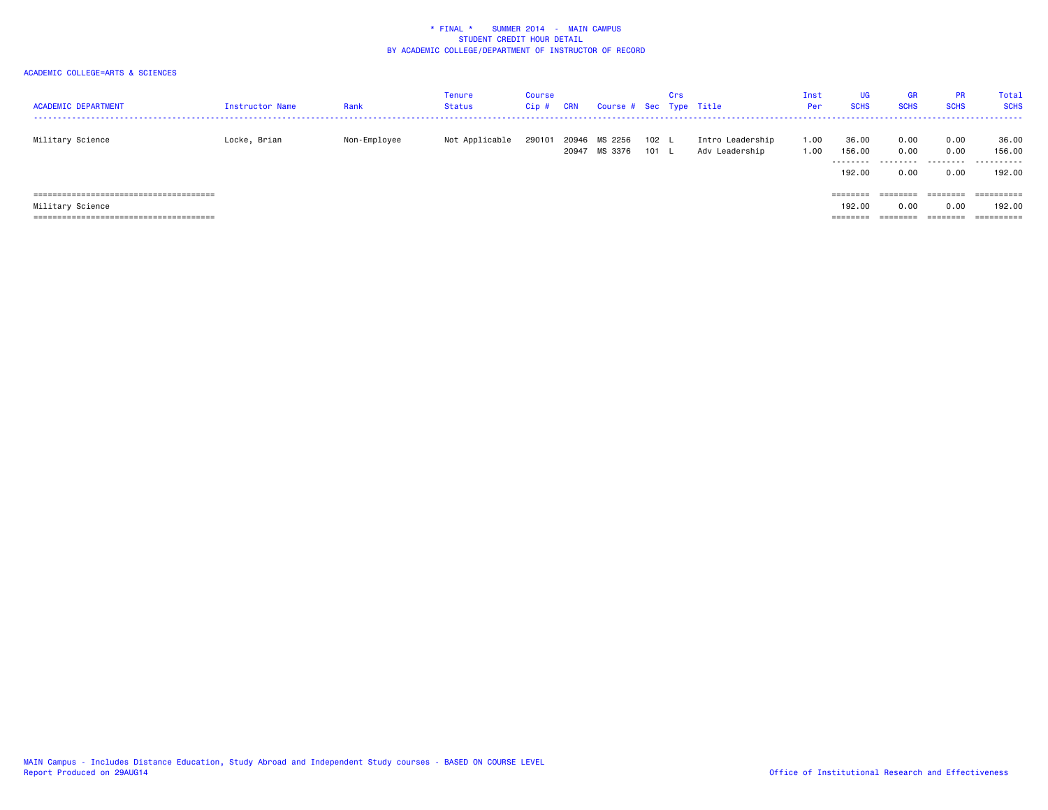\* FINAL \*    SUMMER 2014  -  MAIN CAMPUS
STUDENT CREDIT HOUR DETAIL
BY ACADEMIC COLLEGE/DEPARTMENT OF INSTRUCTOR OF RECORD

ACADEMIC COLLEGE=ARTS & SCIENCES

| ACADEMIC DEPARTMENT | Instructor Name | Rank | Tenure Status | Course Cip # | CRN | Course # | Sec | Crs Type | Title | Inst Per | UG SCHS | GR SCHS | PR SCHS | Total SCHS |
|---|---|---|---|---|---|---|---|---|---|---|---|---|---|---|
| Military Science | Locke, Brian | Non-Employee | Not Applicable | 290101 | 20946 | MS 2256 | 102 | L | Intro Leadership | 1.00 | 36.00 | 0.00 | 0.00 | 36.00 |
| | | | | | 20947 | MS 3376 | 101 | L | Adv Leadership | 1.00 | 156.00 | 0.00 | 0.00 | 156.00 |
| | | | | | | | | | | | 192.00 | 0.00 | 0.00 | 192.00 |
| Military Science | | | | | | | | | | | 192.00 | 0.00 | 0.00 | 192.00 |

MAIN Campus - Includes Distance Education, Study Abroad and Independent Study courses - BASED ON COURSE LEVEL
Report Produced on 29AUG14

Office of Institutional Research and Effectiveness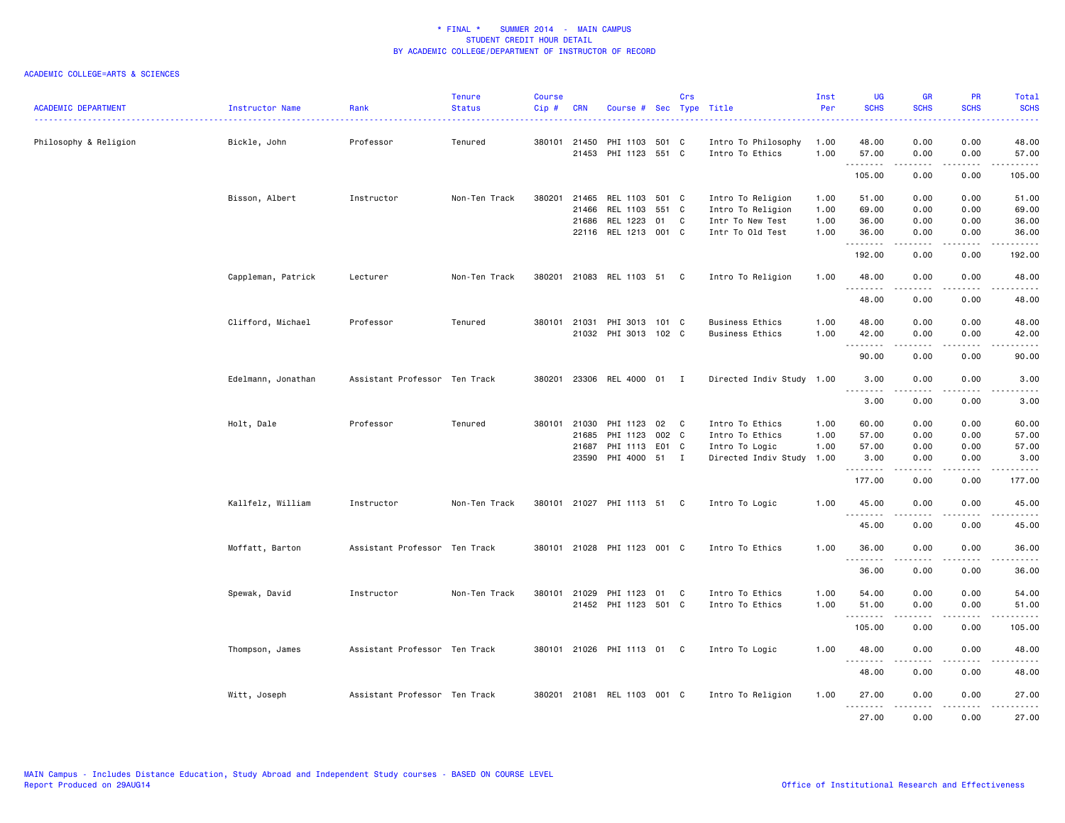\* FINAL \*    SUMMER 2014  -  MAIN CAMPUS
STUDENT CREDIT HOUR DETAIL
BY ACADEMIC COLLEGE/DEPARTMENT OF INSTRUCTOR OF RECORD

ACADEMIC COLLEGE=ARTS & SCIENCES

| ACADEMIC DEPARTMENT | Instructor Name | Rank | Tenure Status | Course Cip # | CRN | Course # | Sec | Crs Type | Title | Inst Per | UG SCHS | GR SCHS | PR SCHS | Total SCHS |
|---|---|---|---|---|---|---|---|---|---|---|---|---|---|---|
| Philosophy & Religion | Bickle, John | Professor | Tenured | 380101 | 21450 | PHI 1103 | 501 | C | Intro To Philosophy | 1.00 | 48.00 | 0.00 | 0.00 | 48.00 |
| | | | | | 21453 | PHI 1123 | 551 | C | Intro To Ethics | 1.00 | 57.00 | 0.00 | 0.00 | 57.00 |
| | | | | | | | | | | | 105.00 | 0.00 | 0.00 | 105.00 |
| | Bisson, Albert | Instructor | Non-Ten Track | 380201 | 21465 | REL 1103 | 501 | C | Intro To Religion | 1.00 | 51.00 | 0.00 | 0.00 | 51.00 |
| | | | | | 21466 | REL 1103 | 551 | C | Intro To Religion | 1.00 | 69.00 | 0.00 | 0.00 | 69.00 |
| | | | | | 21686 | REL 1223 | 01 | C | Intr To New Test | 1.00 | 36.00 | 0.00 | 0.00 | 36.00 |
| | | | | | 22116 | REL 1213 | 001 | C | Intr To Old Test | 1.00 | 36.00 | 0.00 | 0.00 | 36.00 |
| | | | | | | | | | | | 192.00 | 0.00 | 0.00 | 192.00 |
| | Cappleman, Patrick | Lecturer | Non-Ten Track | 380201 | 21083 | REL 1103 | 51 | C | Intro To Religion | 1.00 | 48.00 | 0.00 | 0.00 | 48.00 |
| | | | | | | | | | | | 48.00 | 0.00 | 0.00 | 48.00 |
| | Clifford, Michael | Professor | Tenured | 380101 | 21031 | PHI 3013 | 101 | C | Business Ethics | 1.00 | 48.00 | 0.00 | 0.00 | 48.00 |
| | | | | | 21032 | PHI 3013 | 102 | C | Business Ethics | 1.00 | 42.00 | 0.00 | 0.00 | 42.00 |
| | | | | | | | | | | | 90.00 | 0.00 | 0.00 | 90.00 |
| | Edelmann, Jonathan | Assistant Professor | Ten Track | 380201 | 23306 | REL 4000 | 01 | I | Directed Indiv Study | 1.00 | 3.00 | 0.00 | 0.00 | 3.00 |
| | | | | | | | | | | | 3.00 | 0.00 | 0.00 | 3.00 |
| | Holt, Dale | Professor | Tenured | 380101 | 21030 | PHI 1123 | 02 | C | Intro To Ethics | 1.00 | 60.00 | 0.00 | 0.00 | 60.00 |
| | | | | | 21685 | PHI 1123 | 002 | C | Intro To Ethics | 1.00 | 57.00 | 0.00 | 0.00 | 57.00 |
| | | | | | 21687 | PHI 1113 | E01 | C | Intro To Logic | 1.00 | 57.00 | 0.00 | 0.00 | 57.00 |
| | | | | | 23590 | PHI 4000 | 51 | I | Directed Indiv Study | 1.00 | 3.00 | 0.00 | 0.00 | 3.00 |
| | | | | | | | | | | | 177.00 | 0.00 | 0.00 | 177.00 |
| | Kallfelz, William | Instructor | Non-Ten Track | 380101 | 21027 | PHI 1113 | 51 | C | Intro To Logic | 1.00 | 45.00 | 0.00 | 0.00 | 45.00 |
| | | | | | | | | | | | 45.00 | 0.00 | 0.00 | 45.00 |
| | Moffatt, Barton | Assistant Professor | Ten Track | 380101 | 21028 | PHI 1123 | 001 | C | Intro To Ethics | 1.00 | 36.00 | 0.00 | 0.00 | 36.00 |
| | | | | | | | | | | | 36.00 | 0.00 | 0.00 | 36.00 |
| | Spewak, David | Instructor | Non-Ten Track | 380101 | 21029 | PHI 1123 | 01 | C | Intro To Ethics | 1.00 | 54.00 | 0.00 | 0.00 | 54.00 |
| | | | | | 21452 | PHI 1123 | 501 | C | Intro To Ethics | 1.00 | 51.00 | 0.00 | 0.00 | 51.00 |
| | | | | | | | | | | | 105.00 | 0.00 | 0.00 | 105.00 |
| | Thompson, James | Assistant Professor | Ten Track | 380101 | 21026 | PHI 1113 | 01 | C | Intro To Logic | 1.00 | 48.00 | 0.00 | 0.00 | 48.00 |
| | | | | | | | | | | | 48.00 | 0.00 | 0.00 | 48.00 |
| | Witt, Joseph | Assistant Professor | Ten Track | 380201 | 21081 | REL 1103 | 001 | C | Intro To Religion | 1.00 | 27.00 | 0.00 | 0.00 | 27.00 |
| | | | | | | | | | | | 27.00 | 0.00 | 0.00 | 27.00 |

MAIN Campus - Includes Distance Education, Study Abroad and Independent Study courses - BASED ON COURSE LEVEL
Report Produced on 29AUG14

Office of Institutional Research and Effectiveness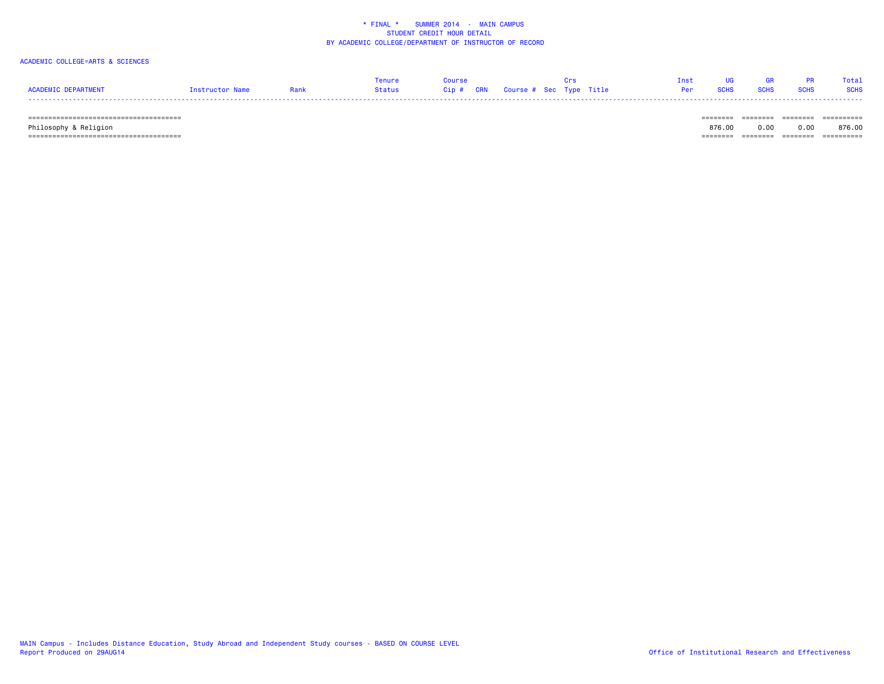\* FINAL \*    SUMMER 2014  -  MAIN CAMPUS
STUDENT CREDIT HOUR DETAIL
BY ACADEMIC COLLEGE/DEPARTMENT OF INSTRUCTOR OF RECORD

ACADEMIC COLLEGE=ARTS & SCIENCES

| ACADEMIC DEPARTMENT | Instructor Name | Rank | Tenure Status | Course Cip # | CRN | Course # | Sec | Crs Type | Title | Inst Per | UG SCHS | GR SCHS | PR SCHS | Total SCHS |
|---|---|---|---|---|---|---|---|---|---|---|---|---|---|---|
| Philosophy & Religion | | | | | | | | | | | 876.00 | 0.00 | 0.00 | 876.00 |

MAIN Campus - Includes Distance Education, Study Abroad and Independent Study courses - BASED ON COURSE LEVEL
Report Produced on 29AUG14

Office of Institutional Research and Effectiveness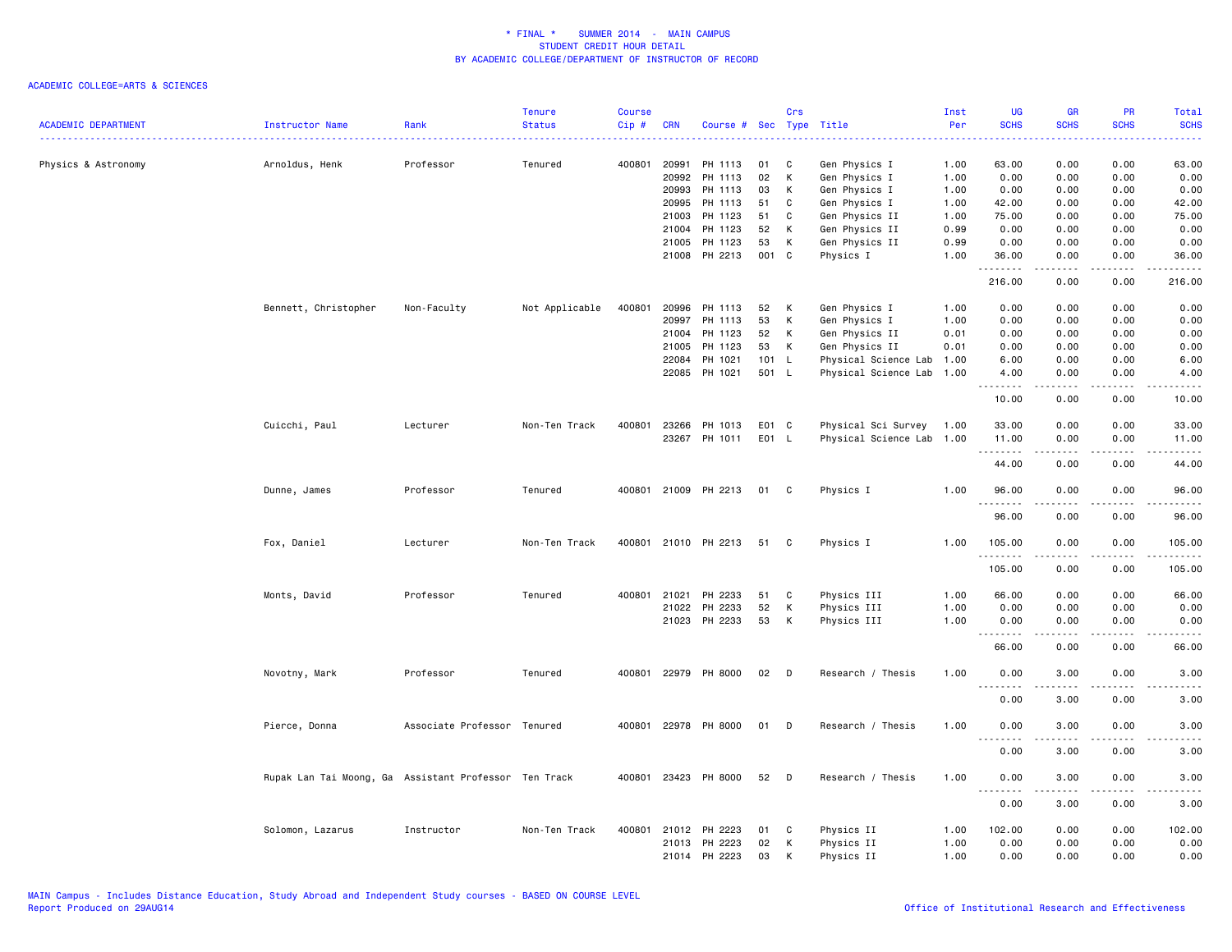\* FINAL \*    SUMMER 2014  -  MAIN CAMPUS
STUDENT CREDIT HOUR DETAIL
BY ACADEMIC COLLEGE/DEPARTMENT OF INSTRUCTOR OF RECORD

ACADEMIC COLLEGE=ARTS & SCIENCES

| ACADEMIC DEPARTMENT | Instructor Name | Rank | Tenure Status | Course Cip # | CRN | Course # | Sec | Crs Type | Title | Inst Per | UG SCHS | GR SCHS | PR SCHS | Total SCHS |
|---|---|---|---|---|---|---|---|---|---|---|---|---|---|---|
| Physics & Astronomy | Arnoldus, Henk | Professor | Tenured | 400801 | 20991 | PH 1113 | 01 | C | Gen Physics I | 1.00 | 63.00 | 0.00 | 0.00 | 63.00 |
| | | | | | 20992 | PH 1113 | 02 | K | Gen Physics I | 1.00 | 0.00 | 0.00 | 0.00 | 0.00 |
| | | | | | 20993 | PH 1113 | 03 | K | Gen Physics I | 1.00 | 0.00 | 0.00 | 0.00 | 0.00 |
| | | | | | 20995 | PH 1113 | 51 | C | Gen Physics I | 1.00 | 42.00 | 0.00 | 0.00 | 42.00 |
| | | | | | 21003 | PH 1123 | 51 | C | Gen Physics II | 1.00 | 75.00 | 0.00 | 0.00 | 75.00 |
| | | | | | 21004 | PH 1123 | 52 | K | Gen Physics II | 0.99 | 0.00 | 0.00 | 0.00 | 0.00 |
| | | | | | 21005 | PH 1123 | 53 | K | Gen Physics II | 0.99 | 0.00 | 0.00 | 0.00 | 0.00 |
| | | | | | 21008 | PH 2213 | 001 | C | Physics I | 1.00 | 36.00 | 0.00 | 0.00 | 36.00 |
| | | | | | | | | | | | 216.00 | 0.00 | 0.00 | 216.00 |
| | Bennett, Christopher | Non-Faculty | Not Applicable | 400801 | 20996 | PH 1113 | 52 | K | Gen Physics I | 1.00 | 0.00 | 0.00 | 0.00 | 0.00 |
| | | | | | 20997 | PH 1113 | 53 | K | Gen Physics I | 1.00 | 0.00 | 0.00 | 0.00 | 0.00 |
| | | | | | 21004 | PH 1123 | 52 | K | Gen Physics II | 0.01 | 0.00 | 0.00 | 0.00 | 0.00 |
| | | | | | 21005 | PH 1123 | 53 | K | Gen Physics II | 0.01 | 0.00 | 0.00 | 0.00 | 0.00 |
| | | | | | 22084 | PH 1021 | 101 | L | Physical Science Lab | 1.00 | 6.00 | 0.00 | 0.00 | 6.00 |
| | | | | | 22085 | PH 1021 | 501 | L | Physical Science Lab | 1.00 | 4.00 | 0.00 | 0.00 | 4.00 |
| | | | | | | | | | | | 10.00 | 0.00 | 0.00 | 10.00 |
| | Cuicchi, Paul | Lecturer | Non-Ten Track | 400801 | 23266 | PH 1013 | E01 | C | Physical Sci Survey | 1.00 | 33.00 | 0.00 | 0.00 | 33.00 |
| | | | | | 23267 | PH 1011 | E01 | L | Physical Science Lab | 1.00 | 11.00 | 0.00 | 0.00 | 11.00 |
| | | | | | | | | | | | 44.00 | 0.00 | 0.00 | 44.00 |
| | Dunne, James | Professor | Tenured | 400801 | 21009 | PH 2213 | 01 | C | Physics I | 1.00 | 96.00 | 0.00 | 0.00 | 96.00 |
| | | | | | | | | | | | 96.00 | 0.00 | 0.00 | 96.00 |
| | Fox, Daniel | Lecturer | Non-Ten Track | 400801 | 21010 | PH 2213 | 51 | C | Physics I | 1.00 | 105.00 | 0.00 | 0.00 | 105.00 |
| | | | | | | | | | | | 105.00 | 0.00 | 0.00 | 105.00 |
| | Monts, David | Professor | Tenured | 400801 | 21021 | PH 2233 | 51 | C | Physics III | 1.00 | 66.00 | 0.00 | 0.00 | 66.00 |
| | | | | | 21022 | PH 2233 | 52 | K | Physics III | 1.00 | 0.00 | 0.00 | 0.00 | 0.00 |
| | | | | | 21023 | PH 2233 | 53 | K | Physics III | 1.00 | 0.00 | 0.00 | 0.00 | 0.00 |
| | | | | | | | | | | | 66.00 | 0.00 | 0.00 | 66.00 |
| | Novotny, Mark | Professor | Tenured | 400801 | 22979 | PH 8000 | 02 | D | Research / Thesis | 1.00 | 0.00 | 3.00 | 0.00 | 3.00 |
| | | | | | | | | | | | 0.00 | 3.00 | 0.00 | 3.00 |
| | Pierce, Donna | Associate Professor | Tenured | 400801 | 22978 | PH 8000 | 01 | D | Research / Thesis | 1.00 | 0.00 | 3.00 | 0.00 | 3.00 |
| | | | | | | | | | | | 0.00 | 3.00 | 0.00 | 3.00 |
| | Rupak Lan Tai Moong, Ga | Assistant Professor | Ten Track | 400801 | 23423 | PH 8000 | 52 | D | Research / Thesis | 1.00 | 0.00 | 3.00 | 0.00 | 3.00 |
| | | | | | | | | | | | 0.00 | 3.00 | 0.00 | 3.00 |
| | Solomon, Lazarus | Instructor | Non-Ten Track | 400801 | 21012 | PH 2223 | 01 | C | Physics II | 1.00 | 102.00 | 0.00 | 0.00 | 102.00 |
| | | | | | 21013 | PH 2223 | 02 | K | Physics II | 1.00 | 0.00 | 0.00 | 0.00 | 0.00 |
| | | | | | 21014 | PH 2223 | 03 | K | Physics II | 1.00 | 0.00 | 0.00 | 0.00 | 0.00 |

MAIN Campus - Includes Distance Education, Study Abroad and Independent Study courses - BASED ON COURSE LEVEL
Report Produced on 29AUG14

Office of Institutional Research and Effectiveness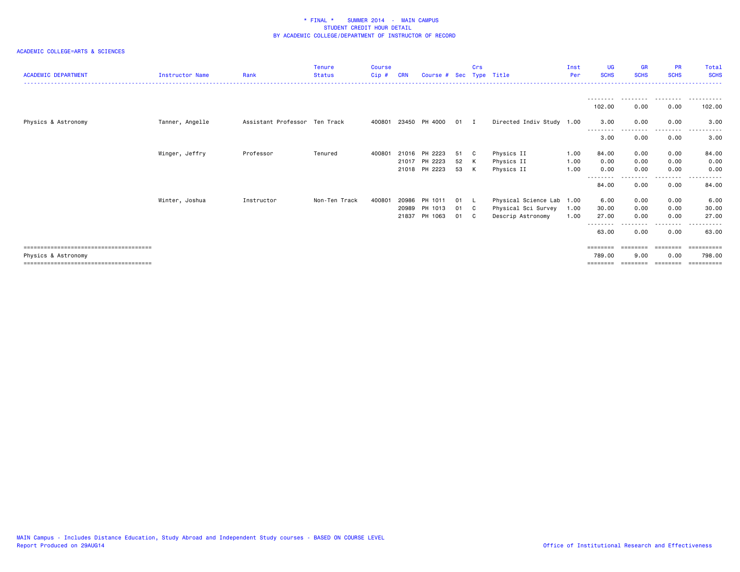\* FINAL \*    SUMMER 2014  -  MAIN CAMPUS
STUDENT CREDIT HOUR DETAIL
BY ACADEMIC COLLEGE/DEPARTMENT OF INSTRUCTOR OF RECORD

ACADEMIC COLLEGE=ARTS & SCIENCES

| ACADEMIC DEPARTMENT | Instructor Name | Rank | Tenure Status | Course Cip # | CRN | Course # | Sec | Crs Type | Title | Inst Per | UG SCHS | GR SCHS | PR SCHS | Total SCHS |
|---|---|---|---|---|---|---|---|---|---|---|---|---|---|---|
| | | | | | | | | | | | 102.00 | 0.00 | 0.00 | 102.00 |
| Physics & Astronomy | Tanner, Angelle | Assistant Professor | Ten Track | 400801 | 23450 | PH 4000 | 01 | I | Directed Indiv Study | 1.00 | 3.00 | 0.00 | 0.00 | 3.00 |
| | | | | | | | | | | | 3.00 | 0.00 | 0.00 | 3.00 |
| | Winger, Jeffry | Professor | Tenured | 400801 | 21016 | PH 2223 | 51 | C | Physics II | 1.00 | 84.00 | 0.00 | 0.00 | 84.00 |
| | | | | | 21017 | PH 2223 | 52 | K | Physics II | 1.00 | 0.00 | 0.00 | 0.00 | 0.00 |
| | | | | | 21018 | PH 2223 | 53 | K | Physics II | 1.00 | 0.00 | 0.00 | 0.00 | 0.00 |
| | | | | | | | | | | | 84.00 | 0.00 | 0.00 | 84.00 |
| | Winter, Joshua | Instructor | Non-Ten Track | 400801 | 20986 | PH 1011 | 01 | L | Physical Science Lab | 1.00 | 6.00 | 0.00 | 0.00 | 6.00 |
| | | | | | 20989 | PH 1013 | 01 | C | Physical Sci Survey | 1.00 | 30.00 | 0.00 | 0.00 | 30.00 |
| | | | | | 21837 | PH 1063 | 01 | C | Descrip Astronomy | 1.00 | 27.00 | 0.00 | 0.00 | 27.00 |
| | | | | | | | | | | | 63.00 | 0.00 | 0.00 | 63.00 |
| Physics & Astronomy | | | | | | | | | | | 789.00 | 9.00 | 0.00 | 798.00 |

MAIN Campus - Includes Distance Education, Study Abroad and Independent Study courses - BASED ON COURSE LEVEL
Report Produced on 29AUG14

Office of Institutional Research and Effectiveness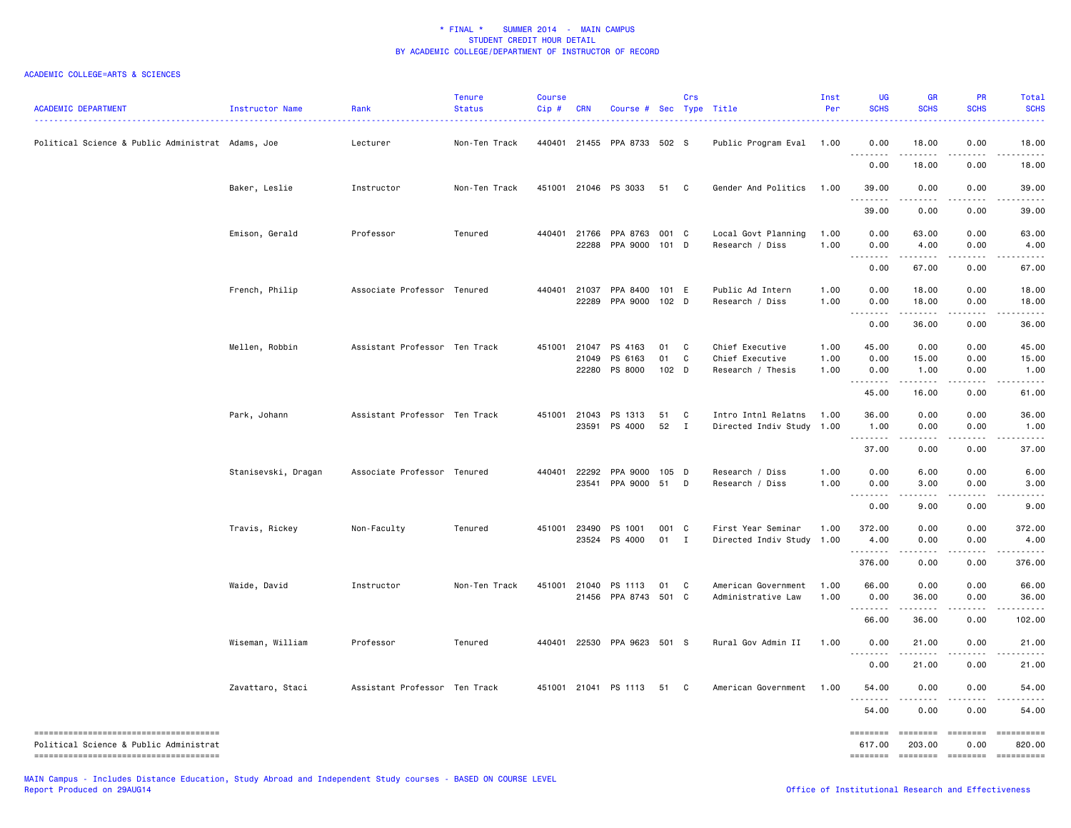\* FINAL \* SUMMER 2014 - MAIN CAMPUS
STUDENT CREDIT HOUR DETAIL
BY ACADEMIC COLLEGE/DEPARTMENT OF INSTRUCTOR OF RECORD

ACADEMIC COLLEGE=ARTS & SCIENCES

| ACADEMIC DEPARTMENT | Instructor Name | Rank | Tenure Status | Course Cip # | CRN | Course # | Sec | Crs Type | Title | Inst Per | UG SCHS | GR SCHS | PR SCHS | Total SCHS |
|---|---|---|---|---|---|---|---|---|---|---|---|---|---|---|
| Political Science & Public Administrat | Adams, Joe | Lecturer | Non-Ten Track | 440401 | 21455 | PPA 8733 | 502 | S | Public Program Eval | 1.00 | 0.00 | 18.00 | 0.00 | 18.00 |
| | | | | | | | | | | | 0.00 | 18.00 | 0.00 | 18.00 |
| | Baker, Leslie | Instructor | Non-Ten Track | 451001 | 21046 | PS 3033 | 51 | C | Gender And Politics | 1.00 | 39.00 | 0.00 | 0.00 | 39.00 |
| | | | | | | | | | | | 39.00 | 0.00 | 0.00 | 39.00 |
| | Emison, Gerald | Professor | Tenured | 440401 | 21766 | PPA 8763 | 001 | C | Local Govt Planning | 1.00 | 0.00 | 63.00 | 0.00 | 63.00 |
| | | | | | 22288 | PPA 9000 | 101 | D | Research / Diss | 1.00 | 0.00 | 4.00 | 0.00 | 4.00 |
| | | | | | | | | | | | 0.00 | 67.00 | 0.00 | 67.00 |
| | French, Philip | Associate Professor | Tenured | 440401 | 21037 | PPA 8400 | 101 | E | Public Ad Intern | 1.00 | 0.00 | 18.00 | 0.00 | 18.00 |
| | | | | | 22289 | PPA 9000 | 102 | D | Research / Diss | 1.00 | 0.00 | 18.00 | 0.00 | 18.00 |
| | | | | | | | | | | | 0.00 | 36.00 | 0.00 | 36.00 |
| | Mellen, Robbin | Assistant Professor | Ten Track | 451001 | 21047 | PS 4163 | 01 | C | Chief Executive | 1.00 | 45.00 | 0.00 | 0.00 | 45.00 |
| | | | | | 21049 | PS 6163 | 01 | C | Chief Executive | 1.00 | 0.00 | 15.00 | 0.00 | 15.00 |
| | | | | | 22280 | PS 8000 | 102 | D | Research / Thesis | 1.00 | 0.00 | 1.00 | 0.00 | 1.00 |
| | | | | | | | | | | | 45.00 | 16.00 | 0.00 | 61.00 |
| | Park, Johann | Assistant Professor | Ten Track | 451001 | 21043 | PS 1313 | 51 | C | Intro Intnl Relatns | 1.00 | 36.00 | 0.00 | 0.00 | 36.00 |
| | | | | | 23591 | PS 4000 | 52 | I | Directed Indiv Study | 1.00 | 1.00 | 0.00 | 0.00 | 1.00 |
| | | | | | | | | | | | 37.00 | 0.00 | 0.00 | 37.00 |
| | Stanisevski, Dragan | Associate Professor | Tenured | 440401 | 22292 | PPA 9000 | 105 | D | Research / Diss | 1.00 | 0.00 | 6.00 | 0.00 | 6.00 |
| | | | | | 23541 | PPA 9000 | 51 | D | Research / Diss | 1.00 | 0.00 | 3.00 | 0.00 | 3.00 |
| | | | | | | | | | | | 0.00 | 9.00 | 0.00 | 9.00 |
| | Travis, Rickey | Non-Faculty | Tenured | 451001 | 23490 | PS 1001 | 001 | C | First Year Seminar | 1.00 | 372.00 | 0.00 | 0.00 | 372.00 |
| | | | | | 23524 | PS 4000 | 01 | I | Directed Indiv Study | 1.00 | 4.00 | 0.00 | 0.00 | 4.00 |
| | | | | | | | | | | | 376.00 | 0.00 | 0.00 | 376.00 |
| | Waide, David | Instructor | Non-Ten Track | 451001 | 21040 | PS 1113 | 01 | C | American Government | 1.00 | 66.00 | 0.00 | 0.00 | 66.00 |
| | | | | | 21456 | PPA 8743 | 501 | C | Administrative Law | 1.00 | 0.00 | 36.00 | 0.00 | 36.00 |
| | | | | | | | | | | | 66.00 | 36.00 | 0.00 | 102.00 |
| | Wiseman, William | Professor | Tenured | 440401 | 22530 | PPA 9623 | 501 | S | Rural Gov Admin II | 1.00 | 0.00 | 21.00 | 0.00 | 21.00 |
| | | | | | | | | | | | 0.00 | 21.00 | 0.00 | 21.00 |
| | Zavattaro, Staci | Assistant Professor | Ten Track | 451001 | 21041 | PS 1113 | 51 | C | American Government | 1.00 | 54.00 | 0.00 | 0.00 | 54.00 |
| | | | | | | | | | | | 54.00 | 0.00 | 0.00 | 54.00 |
| Political Science & Public Administrat | | | | | | | | | | | 617.00 | 203.00 | 0.00 | 820.00 |

MAIN Campus - Includes Distance Education, Study Abroad and Independent Study courses - BASED ON COURSE LEVEL
Report Produced on 29AUG14

Office of Institutional Research and Effectiveness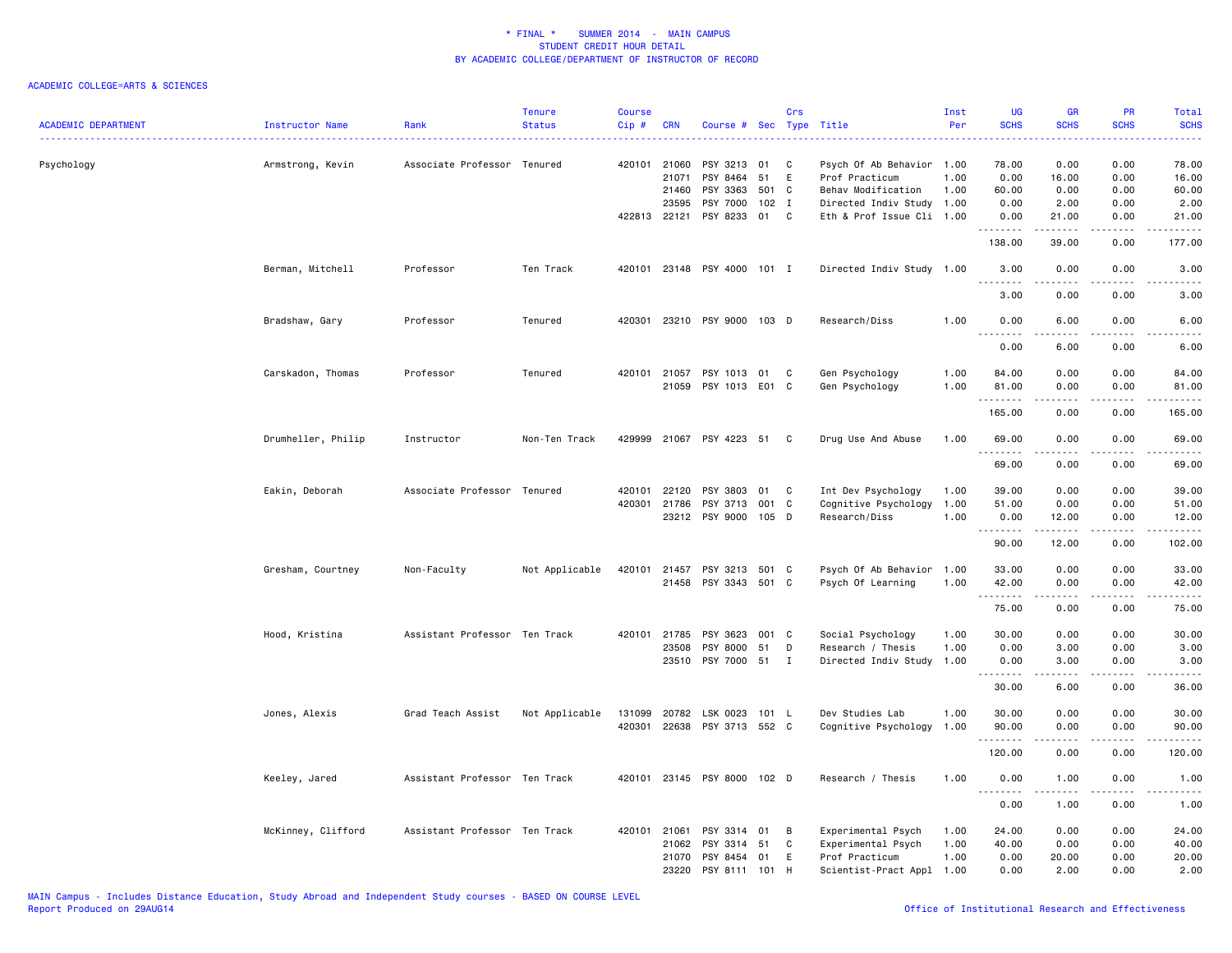\* FINAL \*    SUMMER 2014  -  MAIN CAMPUS
STUDENT CREDIT HOUR DETAIL
BY ACADEMIC COLLEGE/DEPARTMENT OF INSTRUCTOR OF RECORD

ACADEMIC COLLEGE=ARTS & SCIENCES

| ACADEMIC DEPARTMENT | Instructor Name | Rank | Tenure Status | Course Cip # | CRN | Course # | Sec | Crs Type | Title | Inst Per | UG SCHS | GR SCHS | PR SCHS | Total SCHS |
|---|---|---|---|---|---|---|---|---|---|---|---|---|---|---|
| Psychology | Armstrong, Kevin | Associate Professor | Tenured | 420101 | 21060 | PSY 3213 | 01 | C | Psych Of Ab Behavior | 1.00 | 78.00 | 0.00 | 0.00 | 78.00 |
| | | | | | 21071 | PSY 8464 | 51 | E | Prof Practicum | 1.00 | 0.00 | 16.00 | 0.00 | 16.00 |
| | | | | | 21460 | PSY 3363 | 501 | C | Behav Modification | 1.00 | 60.00 | 0.00 | 0.00 | 60.00 |
| | | | | | 23595 | PSY 7000 | 102 | I | Directed Indiv Study | 1.00 | 0.00 | 2.00 | 0.00 | 2.00 |
| | | | | 422813 | 22121 | PSY 8233 | 01 | C | Eth & Prof Issue Cli | 1.00 | 0.00 | 21.00 | 0.00 | 21.00 |
| | | | | | | | | | | | 138.00 | 39.00 | 0.00 | 177.00 |
| | Berman, Mitchell | Professor | Ten Track | 420101 | 23148 | PSY 4000 | 101 | I | Directed Indiv Study | 1.00 | 3.00 | 0.00 | 0.00 | 3.00 |
| | | | | | | | | | | | 3.00 | 0.00 | 0.00 | 3.00 |
| | Bradshaw, Gary | Professor | Tenured | 420301 | 23210 | PSY 9000 | 103 | D | Research/Diss | 1.00 | 0.00 | 6.00 | 0.00 | 6.00 |
| | | | | | | | | | | | 0.00 | 6.00 | 0.00 | 6.00 |
| | Carskadon, Thomas | Professor | Tenured | 420101 | 21057 | PSY 1013 | 01 | C | Gen Psychology | 1.00 | 84.00 | 0.00 | 0.00 | 84.00 |
| | | | | | 21059 | PSY 1013 | E01 | C | Gen Psychology | 1.00 | 81.00 | 0.00 | 0.00 | 81.00 |
| | | | | | | | | | | | 165.00 | 0.00 | 0.00 | 165.00 |
| | Drumheller, Philip | Instructor | Non-Ten Track | 429999 | 21067 | PSY 4223 | 51 | C | Drug Use And Abuse | 1.00 | 69.00 | 0.00 | 0.00 | 69.00 |
| | | | | | | | | | | | 69.00 | 0.00 | 0.00 | 69.00 |
| | Eakin, Deborah | Associate Professor | Tenured | 420101 | 22120 | PSY 3803 | 01 | C | Int Dev Psychology | 1.00 | 39.00 | 0.00 | 0.00 | 39.00 |
| | | | | 420301 | 21786 | PSY 3713 | 001 | C | Cognitive Psychology | 1.00 | 51.00 | 0.00 | 0.00 | 51.00 |
| | | | | | 23212 | PSY 9000 | 105 | D | Research/Diss | 1.00 | 0.00 | 12.00 | 0.00 | 12.00 |
| | | | | | | | | | | | 90.00 | 12.00 | 0.00 | 102.00 |
| | Gresham, Courtney | Non-Faculty | Not Applicable | 420101 | 21457 | PSY 3213 | 501 | C | Psych Of Ab Behavior | 1.00 | 33.00 | 0.00 | 0.00 | 33.00 |
| | | | | | 21458 | PSY 3343 | 501 | C | Psych Of Learning | 1.00 | 42.00 | 0.00 | 0.00 | 42.00 |
| | | | | | | | | | | | 75.00 | 0.00 | 0.00 | 75.00 |
| | Hood, Kristina | Assistant Professor | Ten Track | 420101 | 21785 | PSY 3623 | 001 | C | Social Psychology | 1.00 | 30.00 | 0.00 | 0.00 | 30.00 |
| | | | | | 23508 | PSY 8000 | 51 | D | Research / Thesis | 1.00 | 0.00 | 3.00 | 0.00 | 3.00 |
| | | | | | 23510 | PSY 7000 | 51 | I | Directed Indiv Study | 1.00 | 0.00 | 3.00 | 0.00 | 3.00 |
| | | | | | | | | | | | 30.00 | 6.00 | 0.00 | 36.00 |
| | Jones, Alexis | Grad Teach Assist | Not Applicable | 131099 | 20782 | LSK 0023 | 101 | L | Dev Studies Lab | 1.00 | 30.00 | 0.00 | 0.00 | 30.00 |
| | | | | 420301 | 22638 | PSY 3713 | 552 | C | Cognitive Psychology | 1.00 | 90.00 | 0.00 | 0.00 | 90.00 |
| | | | | | | | | | | | 120.00 | 0.00 | 0.00 | 120.00 |
| | Keeley, Jared | Assistant Professor | Ten Track | 420101 | 23145 | PSY 8000 | 102 | D | Research / Thesis | 1.00 | 0.00 | 1.00 | 0.00 | 1.00 |
| | | | | | | | | | | | 0.00 | 1.00 | 0.00 | 1.00 |
| | McKinney, Clifford | Assistant Professor | Ten Track | 420101 | 21061 | PSY 3314 | 01 | B | Experimental Psych | 1.00 | 24.00 | 0.00 | 0.00 | 24.00 |
| | | | | | 21062 | PSY 3314 | 51 | C | Experimental Psych | 1.00 | 40.00 | 0.00 | 0.00 | 40.00 |
| | | | | | 21070 | PSY 8454 | 01 | E | Prof Practicum | 1.00 | 0.00 | 20.00 | 0.00 | 20.00 |
| | | | | | 23220 | PSY 8111 | 101 | H | Scientist-Pract Appl | 1.00 | 0.00 | 2.00 | 0.00 | 2.00 |

MAIN Campus - Includes Distance Education, Study Abroad and Independent Study courses - BASED ON COURSE LEVEL
Report Produced on 29AUG14

Office of Institutional Research and Effectiveness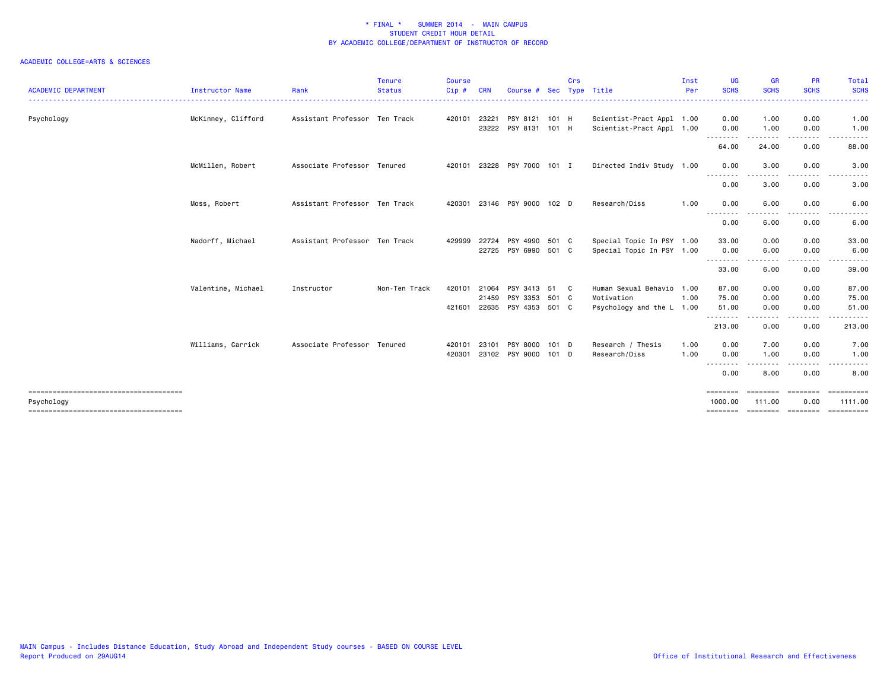* FINAL * SUMMER 2014 - MAIN CAMPUS
STUDENT CREDIT HOUR DETAIL
BY ACADEMIC COLLEGE/DEPARTMENT OF INSTRUCTOR OF RECORD

ACADEMIC COLLEGE=ARTS & SCIENCES

| ACADEMIC DEPARTMENT | Instructor Name | Rank | Tenure Status | Course Cip # | CRN | Course # | Sec | Crs Type | Title | Inst Per | UG SCHS | GR SCHS | PR SCHS | Total SCHS |
|---|---|---|---|---|---|---|---|---|---|---|---|---|---|---|
| Psychology | McKinney, Clifford | Assistant Professor | Ten Track | 420101 | 23221 | PSY 8121 | 101 | H | Scientist-Pract Appl | 1.00 | 0.00 | 1.00 | 0.00 | 1.00 |
| | | | | | 23222 | PSY 8131 | 101 | H | Scientist-Pract Appl | 1.00 | 0.00 | 1.00 | 0.00 | 1.00 |
| | | | | | | | | | | | 64.00 | 24.00 | 0.00 | 88.00 |
| | McMillen, Robert | Associate Professor | Tenured | 420101 | 23228 | PSY 7000 | 101 | I | Directed Indiv Study | 1.00 | 0.00 | 3.00 | 0.00 | 3.00 |
| | | | | | | | | | | | 0.00 | 3.00 | 0.00 | 3.00 |
| | Moss, Robert | Assistant Professor | Ten Track | 420301 | 23146 | PSY 9000 | 102 | D | Research/Diss | 1.00 | 0.00 | 6.00 | 0.00 | 6.00 |
| | | | | | | | | | | | 0.00 | 6.00 | 0.00 | 6.00 |
| | Nadorff, Michael | Assistant Professor | Ten Track | 429999 | 22724 | PSY 4990 | 501 | C | Special Topic In PSY | 1.00 | 33.00 | 0.00 | 0.00 | 33.00 |
| | | | | | 22725 | PSY 6990 | 501 | C | Special Topic In PSY | 1.00 | 0.00 | 6.00 | 0.00 | 6.00 |
| | | | | | | | | | | | 33.00 | 6.00 | 0.00 | 39.00 |
| | Valentine, Michael | Instructor | Non-Ten Track | 420101 | 21064 | PSY 3413 | 51 | C | Human Sexual Behavio | 1.00 | 87.00 | 0.00 | 0.00 | 87.00 |
| | | | | | 21459 | PSY 3353 | 501 | C | Motivation | 1.00 | 75.00 | 0.00 | 0.00 | 75.00 |
| | | | | 421601 | 22635 | PSY 4353 | 501 | C | Psychology and the L | 1.00 | 51.00 | 0.00 | 0.00 | 51.00 |
| | | | | | | | | | | | 213.00 | 0.00 | 0.00 | 213.00 |
| | Williams, Carrick | Associate Professor | Tenured | 420101 | 23101 | PSY 8000 | 101 | D | Research / Thesis | 1.00 | 0.00 | 7.00 | 0.00 | 7.00 |
| | | | | 420301 | 23102 | PSY 9000 | 101 | D | Research/Diss | 1.00 | 0.00 | 1.00 | 0.00 | 1.00 |
| | | | | | | | | | | | 0.00 | 8.00 | 0.00 | 8.00 |
| Psychology | | | | | | | | | | | 1000.00 | 111.00 | 0.00 | 1111.00 |

MAIN Campus - Includes Distance Education, Study Abroad and Independent Study courses - BASED ON COURSE LEVEL
Report Produced on 29AUG14

Office of Institutional Research and Effectiveness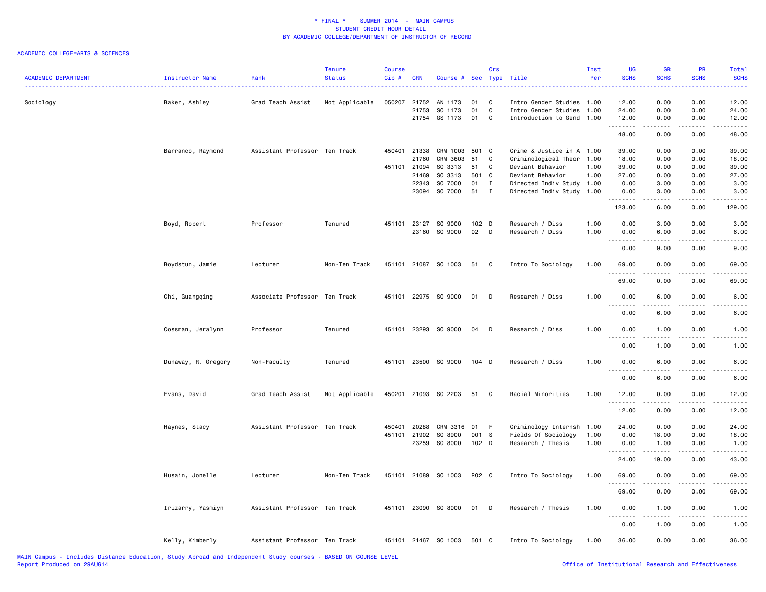\* FINAL \*    SUMMER 2014  -  MAIN CAMPUS
STUDENT CREDIT HOUR DETAIL
BY ACADEMIC COLLEGE/DEPARTMENT OF INSTRUCTOR OF RECORD

ACADEMIC COLLEGE=ARTS & SCIENCES

| ACADEMIC DEPARTMENT | Instructor Name | Rank | Tenure Status | Course Cip # | CRN | Course # | Sec | Crs Type | Title | Inst Per | UG SCHS | GR SCHS | PR SCHS | Total SCHS |
|---|---|---|---|---|---|---|---|---|---|---|---|---|---|---|
| Sociology | Baker, Ashley | Grad Teach Assist | Not Applicable | 050207 | 21752 | AN 1173 | 01 | C | Intro Gender Studies | 1.00 | 12.00 | 0.00 | 0.00 | 12.00 |
| | | | | | 21753 | SO 1173 | 01 | C | Intro Gender Studies | 1.00 | 24.00 | 0.00 | 0.00 | 24.00 |
| | | | | | 21754 | GS 1173 | 01 | C | Introduction to Gend | 1.00 | 12.00 | 0.00 | 0.00 | 12.00 |
| | | | | | | | | | | | 48.00 | 0.00 | 0.00 | 48.00 |
| | Barranco, Raymond | Assistant Professor | Ten Track | 450401 | 21338 | CRM 1003 | 501 | C | Crime & Justice in A | 1.00 | 39.00 | 0.00 | 0.00 | 39.00 |
| | | | | | 21760 | CRM 3603 | 51 | C | Criminological Theor | 1.00 | 18.00 | 0.00 | 0.00 | 18.00 |
| | | | | 451101 | 21094 | SO 3313 | 51 | C | Deviant Behavior | 1.00 | 39.00 | 0.00 | 0.00 | 39.00 |
| | | | | | 21469 | SO 3313 | 501 | C | Deviant Behavior | 1.00 | 27.00 | 0.00 | 0.00 | 27.00 |
| | | | | | 22343 | SO 7000 | 01 | I | Directed Indiv Study | 1.00 | 0.00 | 3.00 | 0.00 | 3.00 |
| | | | | | 23094 | SO 7000 | 51 | I | Directed Indiv Study | 1.00 | 0.00 | 3.00 | 0.00 | 3.00 |
| | | | | | | | | | | | 123.00 | 6.00 | 0.00 | 129.00 |
| | Boyd, Robert | Professor | Tenured | 451101 | 23127 | SO 9000 | 102 | D | Research / Diss | 1.00 | 0.00 | 3.00 | 0.00 | 3.00 |
| | | | | | 23160 | SO 9000 | 02 | D | Research / Diss | 1.00 | 0.00 | 6.00 | 0.00 | 6.00 |
| | | | | | | | | | | | 0.00 | 9.00 | 0.00 | 9.00 |
| | Boydstun, Jamie | Lecturer | Non-Ten Track | 451101 | 21087 | SO 1003 | 51 | C | Intro To Sociology | 1.00 | 69.00 | 0.00 | 0.00 | 69.00 |
| | | | | | | | | | | | 69.00 | 0.00 | 0.00 | 69.00 |
| | Chi, Guangqing | Associate Professor | Ten Track | 451101 | 22975 | SO 9000 | 01 | D | Research / Diss | 1.00 | 0.00 | 6.00 | 0.00 | 6.00 |
| | | | | | | | | | | | 0.00 | 6.00 | 0.00 | 6.00 |
| | Cossman, Jeralynn | Professor | Tenured | 451101 | 23293 | SO 9000 | 04 | D | Research / Diss | 1.00 | 0.00 | 1.00 | 0.00 | 1.00 |
| | | | | | | | | | | | 0.00 | 1.00 | 0.00 | 1.00 |
| | Dunaway, R. Gregory | Non-Faculty | Tenured | 451101 | 23500 | SO 9000 | 104 | D | Research / Diss | 1.00 | 0.00 | 6.00 | 0.00 | 6.00 |
| | | | | | | | | | | | 0.00 | 6.00 | 0.00 | 6.00 |
| | Evans, David | Grad Teach Assist | Not Applicable | 450201 | 21093 | SO 2203 | 51 | C | Racial Minorities | 1.00 | 12.00 | 0.00 | 0.00 | 12.00 |
| | | | | | | | | | | | 12.00 | 0.00 | 0.00 | 12.00 |
| | Haynes, Stacy | Assistant Professor | Ten Track | 450401 | 20288 | CRM 3316 | 01 | F | Criminology Internsh | 1.00 | 24.00 | 0.00 | 0.00 | 24.00 |
| | | | | 451101 | 21902 | SO 8900 | 001 | S | Fields Of Sociology | 1.00 | 0.00 | 18.00 | 0.00 | 18.00 |
| | | | | | 23259 | SO 8000 | 102 | D | Research / Thesis | 1.00 | 0.00 | 1.00 | 0.00 | 1.00 |
| | | | | | | | | | | | 24.00 | 19.00 | 0.00 | 43.00 |
| | Husain, Jonelle | Lecturer | Non-Ten Track | 451101 | 21089 | SO 1003 | R02 | C | Intro To Sociology | 1.00 | 69.00 | 0.00 | 0.00 | 69.00 |
| | | | | | | | | | | | 69.00 | 0.00 | 0.00 | 69.00 |
| | Irizarry, Yasmiyn | Assistant Professor | Ten Track | 451101 | 23090 | SO 8000 | 01 | D | Research / Thesis | 1.00 | 0.00 | 1.00 | 0.00 | 1.00 |
| | | | | | | | | | | | 0.00 | 1.00 | 0.00 | 1.00 |
| | Kelly, Kimberly | Assistant Professor | Ten Track | 451101 | 21467 | SO 1003 | 501 | C | Intro To Sociology | 1.00 | 36.00 | 0.00 | 0.00 | 36.00 |

MAIN Campus - Includes Distance Education, Study Abroad and Independent Study courses - BASED ON COURSE LEVEL
Report Produced on 29AUG14    Office of Institutional Research and Effectiveness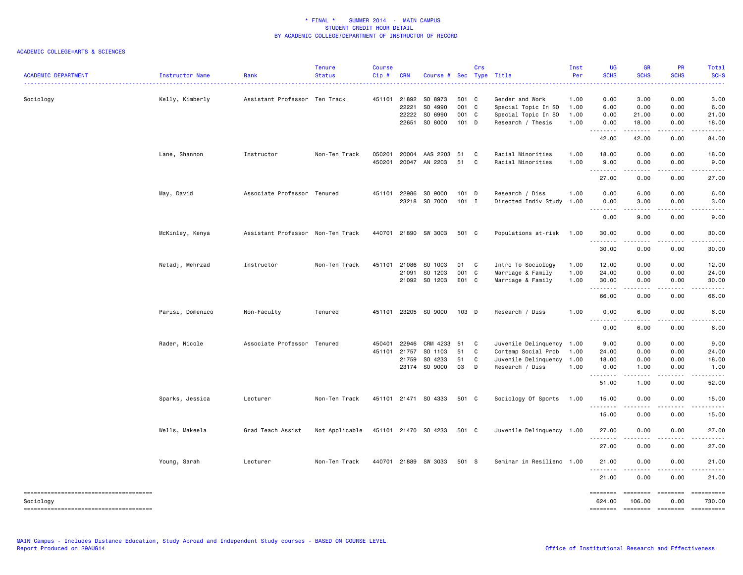\* FINAL \*    SUMMER 2014 - MAIN CAMPUS
STUDENT CREDIT HOUR DETAIL
BY ACADEMIC COLLEGE/DEPARTMENT OF INSTRUCTOR OF RECORD

ACADEMIC COLLEGE=ARTS & SCIENCES

| ACADEMIC DEPARTMENT | Instructor Name | Rank | Tenure Status | Course Cip # | CRN | Course # | Sec | Crs Type | Title | Inst Per | UG SCHS | GR SCHS | PR SCHS | Total SCHS |
|---|---|---|---|---|---|---|---|---|---|---|---|---|---|---|
| Sociology | Kelly, Kimberly | Assistant Professor | Ten Track | 451101 | 21892 | SO 8973 | 501 | C | Gender and Work | 1.00 | 0.00 | 3.00 | 0.00 | 3.00 |
| | | | | | 22221 | SO 4990 | 001 | C | Special Topic In SO | 1.00 | 6.00 | 0.00 | 0.00 | 6.00 |
| | | | | | 22222 | SO 6990 | 001 | C | Special Topic In SO | 1.00 | 0.00 | 21.00 | 0.00 | 21.00 |
| | | | | | 22651 | SO 8000 | 101 | D | Research / Thesis | 1.00 | 0.00 | 18.00 | 0.00 | 18.00 |
| | | | | | | | | | | | 42.00 | 42.00 | 0.00 | 84.00 |
| | Lane, Shannon | Instructor | Non-Ten Track | 050201 | 20004 | AAS 2203 | 51 | C | Racial Minorities | 1.00 | 18.00 | 0.00 | 0.00 | 18.00 |
| | | | | 450201 | 20047 | AN 2203 | 51 | C | Racial Minorities | 1.00 | 9.00 | 0.00 | 0.00 | 9.00 |
| | | | | | | | | | | | 27.00 | 0.00 | 0.00 | 27.00 |
| | May, David | Associate Professor | Tenured | 451101 | 22986 | SO 9000 | 101 | D | Research / Diss | 1.00 | 0.00 | 6.00 | 0.00 | 6.00 |
| | | | | | 23218 | SO 7000 | 101 | I | Directed Indiv Study | 1.00 | 0.00 | 3.00 | 0.00 | 3.00 |
| | | | | | | | | | | | 0.00 | 9.00 | 0.00 | 9.00 |
| | McKinley, Kenya | Assistant Professor | Non-Ten Track | 440701 | 21890 | SW 3003 | 501 | C | Populations at-risk | 1.00 | 30.00 | 0.00 | 0.00 | 30.00 |
| | | | | | | | | | | | 30.00 | 0.00 | 0.00 | 30.00 |
| | Netadj, Mehrzad | Instructor | Non-Ten Track | 451101 | 21086 | SO 1003 | 01 | C | Intro To Sociology | 1.00 | 12.00 | 0.00 | 0.00 | 12.00 |
| | | | | | 21091 | SO 1203 | 001 | C | Marriage & Family | 1.00 | 24.00 | 0.00 | 0.00 | 24.00 |
| | | | | | 21092 | SO 1203 | E01 | C | Marriage & Family | 1.00 | 30.00 | 0.00 | 0.00 | 30.00 |
| | | | | | | | | | | | 66.00 | 0.00 | 0.00 | 66.00 |
| | Parisi, Domenico | Non-Faculty | Tenured | 451101 | 23205 | SO 9000 | 103 | D | Research / Diss | 1.00 | 0.00 | 6.00 | 0.00 | 6.00 |
| | | | | | | | | | | | 0.00 | 6.00 | 0.00 | 6.00 |
| | Rader, Nicole | Associate Professor | Tenured | 450401 | 22946 | CRM 4233 | 51 | C | Juvenile Delinquency | 1.00 | 9.00 | 0.00 | 0.00 | 9.00 |
| | | | | 451101 | 21757 | SO 1103 | 51 | C | Contemp Social Prob | 1.00 | 24.00 | 0.00 | 0.00 | 24.00 |
| | | | | | 21759 | SO 4233 | 51 | C | Juvenile Delinquency | 1.00 | 18.00 | 0.00 | 0.00 | 18.00 |
| | | | | | 23174 | SO 9000 | 03 | D | Research / Diss | 1.00 | 0.00 | 1.00 | 0.00 | 1.00 |
| | | | | | | | | | | | 51.00 | 1.00 | 0.00 | 52.00 |
| | Sparks, Jessica | Lecturer | Non-Ten Track | 451101 | 21471 | SO 4333 | 501 | C | Sociology Of Sports | 1.00 | 15.00 | 0.00 | 0.00 | 15.00 |
| | | | | | | | | | | | 15.00 | 0.00 | 0.00 | 15.00 |
| | Wells, Makeela | Grad Teach Assist | Not Applicable | 451101 | 21470 | SO 4233 | 501 | C | Juvenile Delinquency | 1.00 | 27.00 | 0.00 | 0.00 | 27.00 |
| | | | | | | | | | | | 27.00 | 0.00 | 0.00 | 27.00 |
| | Young, Sarah | Lecturer | Non-Ten Track | 440701 | 21889 | SW 3033 | 501 | S | Seminar in Resilienc | 1.00 | 21.00 | 0.00 | 0.00 | 21.00 |
| | | | | | | | | | | | 21.00 | 0.00 | 0.00 | 21.00 |
| Sociology | | | | | | | | | | | 624.00 | 106.00 | 0.00 | 730.00 |

MAIN Campus - Includes Distance Education, Study Abroad and Independent Study courses - BASED ON COURSE LEVEL
Report Produced on 29AUG14

Office of Institutional Research and Effectiveness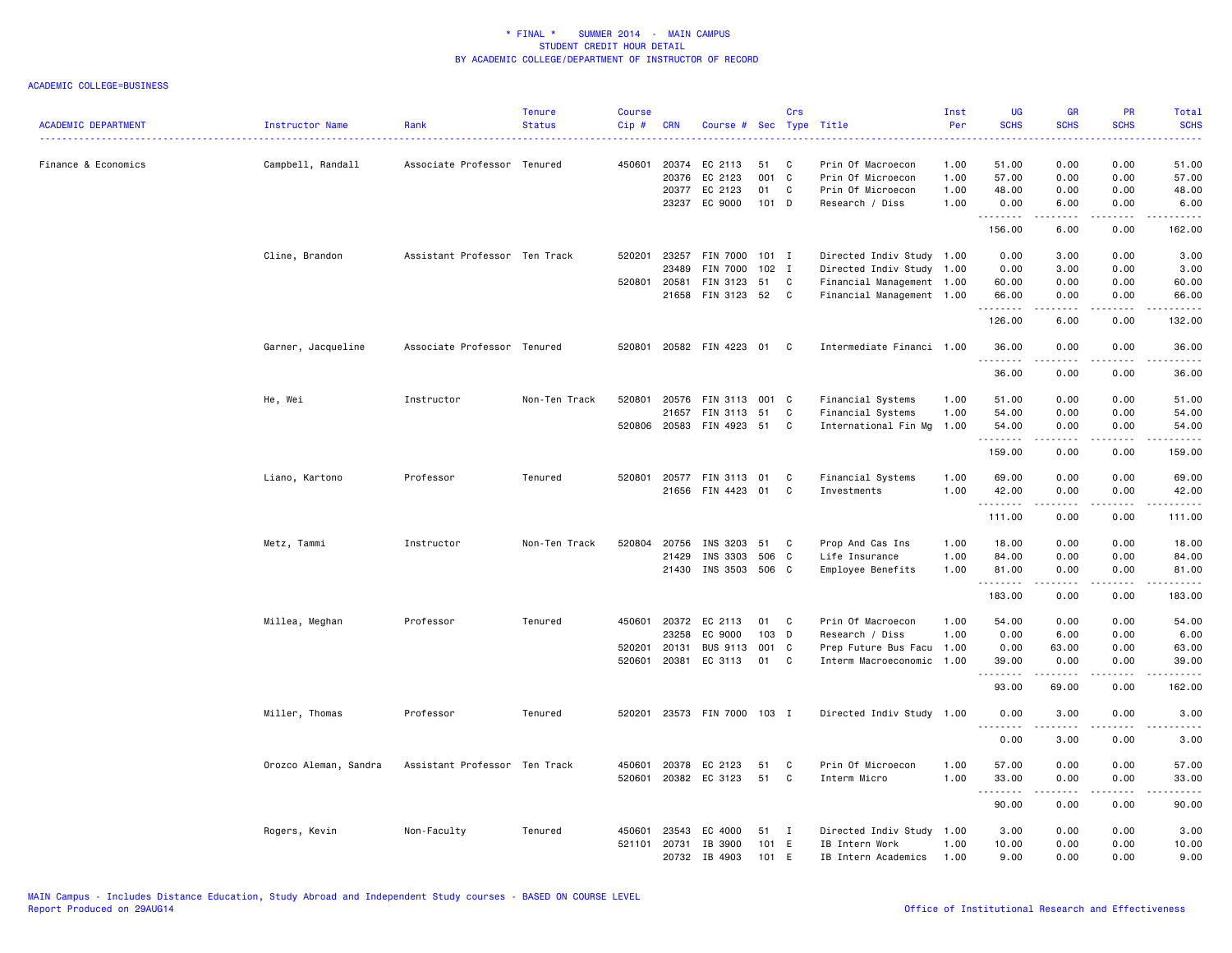\* FINAL \*    SUMMER 2014  -  MAIN CAMPUS
STUDENT CREDIT HOUR DETAIL
BY ACADEMIC COLLEGE/DEPARTMENT OF INSTRUCTOR OF RECORD

ACADEMIC COLLEGE=BUSINESS

| ACADEMIC DEPARTMENT | Instructor Name | Rank | Tenure Status | Course Cip # | CRN | Course # | Sec | Crs Type | Title | Inst Per | UG SCHS | GR SCHS | PR SCHS | Total SCHS |
|---|---|---|---|---|---|---|---|---|---|---|---|---|---|---|
| Finance & Economics | Campbell, Randall | Associate Professor | Tenured | 450601 | 20374 | EC 2113 | 51 | C | Prin Of Macroecon | 1.00 | 51.00 | 0.00 | 0.00 | 51.00 |
| | | | | | 20376 | EC 2123 | 001 | C | Prin Of Microecon | 1.00 | 57.00 | 0.00 | 0.00 | 57.00 |
| | | | | | 20377 | EC 2123 | 01 | C | Prin Of Microecon | 1.00 | 48.00 | 0.00 | 0.00 | 48.00 |
| | | | | | 23237 | EC 9000 | 101 | D | Research / Diss | 1.00 | 0.00 | 6.00 | 0.00 | 6.00 |
| | | | | | | | | | | | 156.00 | 6.00 | 0.00 | 162.00 |
| | Cline, Brandon | Assistant Professor | Ten Track | 520201 | 23257 | FIN 7000 | 101 | I | Directed Indiv Study | 1.00 | 0.00 | 3.00 | 0.00 | 3.00 |
| | | | | | 23489 | FIN 7000 | 102 | I | Directed Indiv Study | 1.00 | 0.00 | 3.00 | 0.00 | 3.00 |
| | | | | 520801 | 20581 | FIN 3123 | 51 | C | Financial Management | 1.00 | 60.00 | 0.00 | 0.00 | 60.00 |
| | | | | | 21658 | FIN 3123 | 52 | C | Financial Management | 1.00 | 66.00 | 0.00 | 0.00 | 66.00 |
| | | | | | | | | | | | 126.00 | 6.00 | 0.00 | 132.00 |
| | Garner, Jacqueline | Associate Professor | Tenured | 520801 | 20582 | FIN 4223 | 01 | C | Intermediate Financi | 1.00 | 36.00 | 0.00 | 0.00 | 36.00 |
| | | | | | | | | | | | 36.00 | 0.00 | 0.00 | 36.00 |
| | He, Wei | Instructor | Non-Ten Track | 520801 | 20576 | FIN 3113 | 001 | C | Financial Systems | 1.00 | 51.00 | 0.00 | 0.00 | 51.00 |
| | | | | | 21657 | FIN 3113 | 51 | C | Financial Systems | 1.00 | 54.00 | 0.00 | 0.00 | 54.00 |
| | | | | 520806 | 20583 | FIN 4923 | 51 | C | International Fin Mg | 1.00 | 54.00 | 0.00 | 0.00 | 54.00 |
| | | | | | | | | | | | 159.00 | 0.00 | 0.00 | 159.00 |
| | Liano, Kartono | Professor | Tenured | 520801 | 20577 | FIN 3113 | 01 | C | Financial Systems | 1.00 | 69.00 | 0.00 | 0.00 | 69.00 |
| | | | | | 21656 | FIN 4423 | 01 | C | Investments | 1.00 | 42.00 | 0.00 | 0.00 | 42.00 |
| | | | | | | | | | | | 111.00 | 0.00 | 0.00 | 111.00 |
| | Metz, Tammi | Instructor | Non-Ten Track | 520804 | 20756 | INS 3203 | 51 | C | Prop And Cas Ins | 1.00 | 18.00 | 0.00 | 0.00 | 18.00 |
| | | | | | 21429 | INS 3303 | 506 | C | Life Insurance | 1.00 | 84.00 | 0.00 | 0.00 | 84.00 |
| | | | | | 21430 | INS 3503 | 506 | C | Employee Benefits | 1.00 | 81.00 | 0.00 | 0.00 | 81.00 |
| | | | | | | | | | | | 183.00 | 0.00 | 0.00 | 183.00 |
| | Millea, Meghan | Professor | Tenured | 450601 | 20372 | EC 2113 | 01 | C | Prin Of Macroecon | 1.00 | 54.00 | 0.00 | 0.00 | 54.00 |
| | | | | | 23258 | EC 9000 | 103 | D | Research / Diss | 1.00 | 0.00 | 6.00 | 0.00 | 6.00 |
| | | | | 520201 | 20131 | BUS 9113 | 001 | C | Prep Future Bus Facu | 1.00 | 0.00 | 63.00 | 0.00 | 63.00 |
| | | | | 520601 | 20381 | EC 3113 | 01 | C | Interm Macroeconomic | 1.00 | 39.00 | 0.00 | 0.00 | 39.00 |
| | | | | | | | | | | | 93.00 | 69.00 | 0.00 | 162.00 |
| | Miller, Thomas | Professor | Tenured | 520201 | 23573 | FIN 7000 | 103 | I | Directed Indiv Study | 1.00 | 0.00 | 3.00 | 0.00 | 3.00 |
| | | | | | | | | | | | 0.00 | 3.00 | 0.00 | 3.00 |
| | Orozco Aleman, Sandra | Assistant Professor | Ten Track | 450601 | 20378 | EC 2123 | 51 | C | Prin Of Microecon | 1.00 | 57.00 | 0.00 | 0.00 | 57.00 |
| | | | | 520601 | 20382 | EC 3123 | 51 | C | Interm Micro | 1.00 | 33.00 | 0.00 | 0.00 | 33.00 |
| | | | | | | | | | | | 90.00 | 0.00 | 0.00 | 90.00 |
| | Rogers, Kevin | Non-Faculty | Tenured | 450601 | 23543 | EC 4000 | 51 | I | Directed Indiv Study | 1.00 | 3.00 | 0.00 | 0.00 | 3.00 |
| | | | | 521101 | 20731 | IB 3900 | 101 | E | IB Intern Work | 1.00 | 10.00 | 0.00 | 0.00 | 10.00 |
| | | | | | 20732 | IB 4903 | 101 | E | IB Intern Academics | 1.00 | 9.00 | 0.00 | 0.00 | 9.00 |

MAIN Campus - Includes Distance Education, Study Abroad and Independent Study courses - BASED ON COURSE LEVEL
Report Produced on 29AUG14
Office of Institutional Research and Effectiveness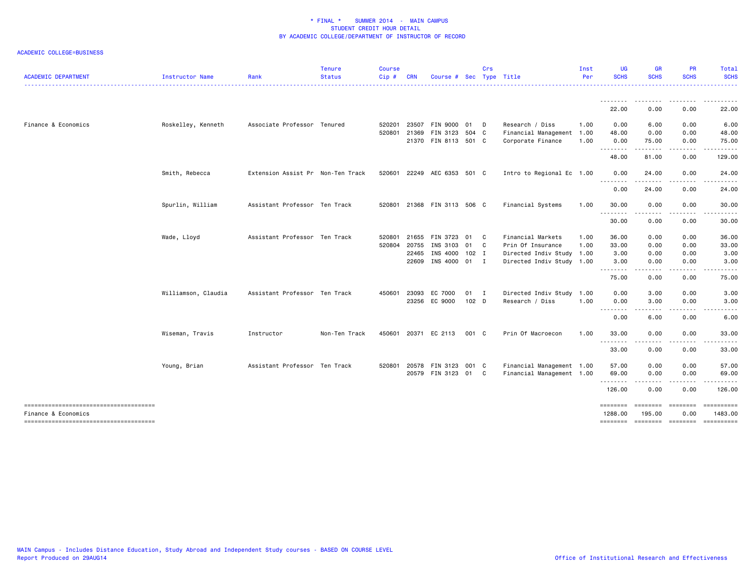\* FINAL \*    SUMMER 2014 - MAIN CAMPUS
STUDENT CREDIT HOUR DETAIL
BY ACADEMIC COLLEGE/DEPARTMENT OF INSTRUCTOR OF RECORD

ACADEMIC COLLEGE=BUSINESS

| ACADEMIC DEPARTMENT | Instructor Name | Rank | Tenure Status | Course Cip # | CRN | Course # | Sec | Crs Type | Title | Inst Per | UG SCHS | GR SCHS | PR SCHS | Total SCHS |
|---|---|---|---|---|---|---|---|---|---|---|---|---|---|---|
| | | | | | | | | | | | 22.00 | 0.00 | 0.00 | 22.00 |
| Finance & Economics | Roskelley, Kenneth | Associate Professor | Tenured | 520201 | 23507 | FIN 9000 | 01 | D | Research / Diss | 1.00 | 0.00 | 6.00 | 0.00 | 6.00 |
| | | | | 520801 | 21369 | FIN 3123 | 504 | C | Financial Management | 1.00 | 48.00 | 0.00 | 0.00 | 48.00 |
| | | | | | 21370 | FIN 8113 | 501 | C | Corporate Finance | 1.00 | 0.00 | 75.00 | 0.00 | 75.00 |
| | | | | | | | | | | | 48.00 | 81.00 | 0.00 | 129.00 |
| | Smith, Rebecca | Extension Assist Pr | Non-Ten Track | 520601 | 22249 | AEC 6353 | 501 | C | Intro to Regional Ec | 1.00 | 0.00 | 24.00 | 0.00 | 24.00 |
| | | | | | | | | | | | 0.00 | 24.00 | 0.00 | 24.00 |
| | Spurlin, William | Assistant Professor | Ten Track | 520801 | 21368 | FIN 3113 | 506 | C | Financial Systems | 1.00 | 30.00 | 0.00 | 0.00 | 30.00 |
| | | | | | | | | | | | 30.00 | 0.00 | 0.00 | 30.00 |
| | Wade, Lloyd | Assistant Professor | Ten Track | 520801 | 21655 | FIN 3723 | 01 | C | Financial Markets | 1.00 | 36.00 | 0.00 | 0.00 | 36.00 |
| | | | | 520804 | 20755 | INS 3103 | 01 | C | Prin Of Insurance | 1.00 | 33.00 | 0.00 | 0.00 | 33.00 |
| | | | | | 22465 | INS 4000 | 102 | I | Directed Indiv Study | 1.00 | 3.00 | 0.00 | 0.00 | 3.00 |
| | | | | | 22609 | INS 4000 | 01 | I | Directed Indiv Study | 1.00 | 3.00 | 0.00 | 0.00 | 3.00 |
| | | | | | | | | | | | 75.00 | 0.00 | 0.00 | 75.00 |
| | Williamson, Claudia | Assistant Professor | Ten Track | 450601 | 23093 | EC 7000 | 01 | I | Directed Indiv Study | 1.00 | 0.00 | 3.00 | 0.00 | 3.00 |
| | | | | | 23256 | EC 9000 | 102 | D | Research / Diss | 1.00 | 0.00 | 3.00 | 0.00 | 3.00 |
| | | | | | | | | | | | 0.00 | 6.00 | 0.00 | 6.00 |
| | Wiseman, Travis | Instructor | Non-Ten Track | 450601 | 20371 | EC 2113 | 001 | C | Prin Of Macroecon | 1.00 | 33.00 | 0.00 | 0.00 | 33.00 |
| | | | | | | | | | | | 33.00 | 0.00 | 0.00 | 33.00 |
| | Young, Brian | Assistant Professor | Ten Track | 520801 | 20578 | FIN 3123 | 001 | C | Financial Management | 1.00 | 57.00 | 0.00 | 0.00 | 57.00 |
| | | | | | 20579 | FIN 3123 | 01 | C | Financial Management | 1.00 | 69.00 | 0.00 | 0.00 | 69.00 |
| | | | | | | | | | | | 126.00 | 0.00 | 0.00 | 126.00 |
| Finance & Economics | | | | | | | | | | | 1288.00 | 195.00 | 0.00 | 1483.00 |

MAIN Campus - Includes Distance Education, Study Abroad and Independent Study courses - BASED ON COURSE LEVEL
Report Produced on 29AUG14

Office of Institutional Research and Effectiveness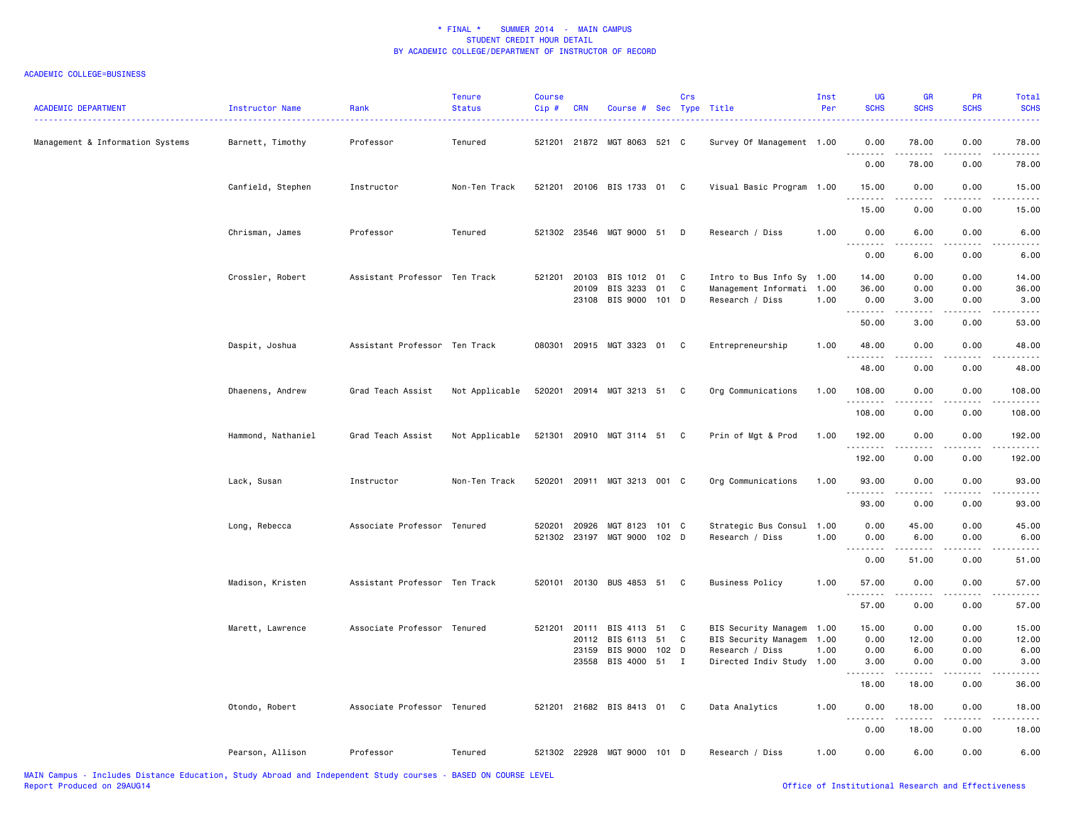\* FINAL \*    SUMMER 2014 - MAIN CAMPUS
STUDENT CREDIT HOUR DETAIL
BY ACADEMIC COLLEGE/DEPARTMENT OF INSTRUCTOR OF RECORD

ACADEMIC COLLEGE=BUSINESS

| ACADEMIC DEPARTMENT | Instructor Name | Rank | Tenure Status | Course Cip # | CRN | Course # | Sec | Crs Type | Title | Inst Per | UG SCHS | GR SCHS | PR SCHS | Total SCHS |
|---|---|---|---|---|---|---|---|---|---|---|---|---|---|---|
| Management & Information Systems | Barnett, Timothy | Professor | Tenured | 521201 | 21872 | MGT 8063 | 521 | C | Survey Of Management | 1.00 | 0.00 | 78.00 | 0.00 | 78.00 |
| | | | | | | | | | | | 0.00 | 78.00 | 0.00 | 78.00 |
| | Canfield, Stephen | Instructor | Non-Ten Track | 521201 | 20106 | BIS 1733 | 01 | C | Visual Basic Program | 1.00 | 15.00 | 0.00 | 0.00 | 15.00 |
| | | | | | | | | | | | 15.00 | 0.00 | 0.00 | 15.00 |
| | Chrisman, James | Professor | Tenured | 521302 | 23546 | MGT 9000 | 51 | D | Research / Diss | 1.00 | 0.00 | 6.00 | 0.00 | 6.00 |
| | | | | | | | | | | | 0.00 | 6.00 | 0.00 | 6.00 |
| | Crossler, Robert | Assistant Professor | Ten Track | 521201 | 20103 | BIS 1012 | 01 | C | Intro to Bus Info Sy | 1.00 | 14.00 | 0.00 | 0.00 | 14.00 |
| | | | | | 20109 | BIS 3233 | 01 | C | Management Informati | 1.00 | 36.00 | 0.00 | 0.00 | 36.00 |
| | | | | | 23108 | BIS 9000 | 101 | D | Research / Diss | 1.00 | 0.00 | 3.00 | 0.00 | 3.00 |
| | | | | | | | | | | | 50.00 | 3.00 | 0.00 | 53.00 |
| | Daspit, Joshua | Assistant Professor | Ten Track | 080301 | 20915 | MGT 3323 | 01 | C | Entrepreneurship | 1.00 | 48.00 | 0.00 | 0.00 | 48.00 |
| | | | | | | | | | | | 48.00 | 0.00 | 0.00 | 48.00 |
| | Dhaenens, Andrew | Grad Teach Assist | Not Applicable | 520201 | 20914 | MGT 3213 | 51 | C | Org Communications | 1.00 | 108.00 | 0.00 | 0.00 | 108.00 |
| | | | | | | | | | | | 108.00 | 0.00 | 0.00 | 108.00 |
| | Hammond, Nathaniel | Grad Teach Assist | Not Applicable | 521301 | 20910 | MGT 3114 | 51 | C | Prin of Mgt & Prod | 1.00 | 192.00 | 0.00 | 0.00 | 192.00 |
| | | | | | | | | | | | 192.00 | 0.00 | 0.00 | 192.00 |
| | Lack, Susan | Instructor | Non-Ten Track | 520201 | 20911 | MGT 3213 | 001 | C | Org Communications | 1.00 | 93.00 | 0.00 | 0.00 | 93.00 |
| | | | | | | | | | | | 93.00 | 0.00 | 0.00 | 93.00 |
| | Long, Rebecca | Associate Professor | Tenured | 520201 | 20926 | MGT 8123 | 101 | C | Strategic Bus Consul | 1.00 | 0.00 | 45.00 | 0.00 | 45.00 |
| | | | | 521302 | 23197 | MGT 9000 | 102 | D | Research / Diss | 1.00 | 0.00 | 6.00 | 0.00 | 6.00 |
| | | | | | | | | | | | 0.00 | 51.00 | 0.00 | 51.00 |
| | Madison, Kristen | Assistant Professor | Ten Track | 520101 | 20130 | BUS 4853 | 51 | C | Business Policy | 1.00 | 57.00 | 0.00 | 0.00 | 57.00 |
| | | | | | | | | | | | 57.00 | 0.00 | 0.00 | 57.00 |
| | Marett, Lawrence | Associate Professor | Tenured | 521201 | 20111 | BIS 4113 | 51 | C | BIS Security Managem | 1.00 | 15.00 | 0.00 | 0.00 | 15.00 |
| | | | | | 20112 | BIS 6113 | 51 | C | BIS Security Managem | 1.00 | 0.00 | 12.00 | 0.00 | 12.00 |
| | | | | | 23159 | BIS 9000 | 102 | D | Research / Diss | 1.00 | 0.00 | 6.00 | 0.00 | 6.00 |
| | | | | | 23558 | BIS 4000 | 51 | I | Directed Indiv Study | 1.00 | 3.00 | 0.00 | 0.00 | 3.00 |
| | | | | | | | | | | | 18.00 | 18.00 | 0.00 | 36.00 |
| | Otondo, Robert | Associate Professor | Tenured | 521201 | 21682 | BIS 8413 | 01 | C | Data Analytics | 1.00 | 0.00 | 18.00 | 0.00 | 18.00 |
| | | | | | | | | | | | 0.00 | 18.00 | 0.00 | 18.00 |
| | Pearson, Allison | Professor | Tenured | 521302 | 22928 | MGT 9000 | 101 | D | Research / Diss | 1.00 | 0.00 | 6.00 | 0.00 | 6.00 |

MAIN Campus - Includes Distance Education, Study Abroad and Independent Study courses - BASED ON COURSE LEVEL
Report Produced on 29AUG14    Office of Institutional Research and Effectiveness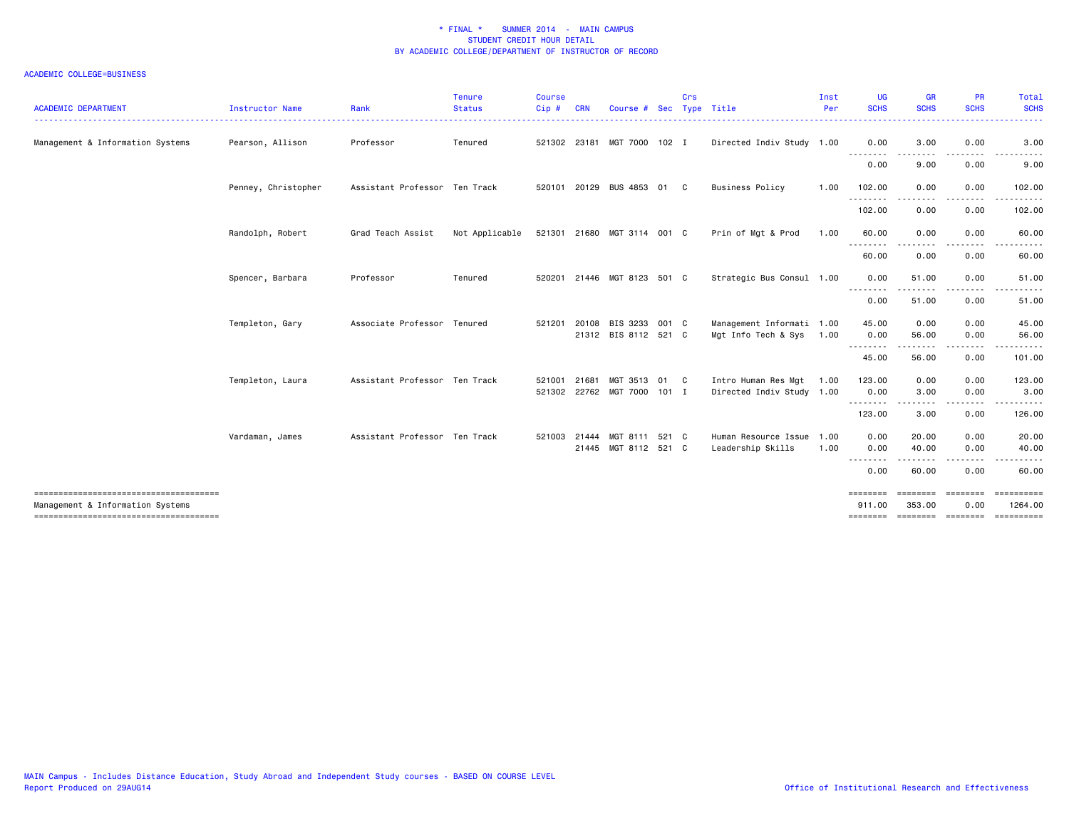\* FINAL \* SUMMER 2014 - MAIN CAMPUS
STUDENT CREDIT HOUR DETAIL
BY ACADEMIC COLLEGE/DEPARTMENT OF INSTRUCTOR OF RECORD

ACADEMIC COLLEGE=BUSINESS

| ACADEMIC DEPARTMENT | Instructor Name | Rank | Tenure Status | Course Cip # | CRN | Course # | Sec | Crs Type | Title | Inst Per | UG SCHS | GR SCHS | PR SCHS | Total SCHS |
|---|---|---|---|---|---|---|---|---|---|---|---|---|---|---|
| Management & Information Systems | Pearson, Allison | Professor | Tenured | 521302 | 23181 | MGT 7000 | 102 | I | Directed Indiv Study | 1.00 | 0.00 | 3.00 | 0.00 | 3.00 |
| | | | | | | | | | | | 0.00 | 9.00 | 0.00 | 9.00 |
| | Penney, Christopher | Assistant Professor | Ten Track | 520101 | 20129 | BUS 4853 | 01 | C | Business Policy | 1.00 | 102.00 | 0.00 | 0.00 | 102.00 |
| | | | | | | | | | | | 102.00 | 0.00 | 0.00 | 102.00 |
| | Randolph, Robert | Grad Teach Assist | Not Applicable | 521301 | 21680 | MGT 3114 | 001 | C | Prin of Mgt & Prod | 1.00 | 60.00 | 0.00 | 0.00 | 60.00 |
| | | | | | | | | | | | 60.00 | 0.00 | 0.00 | 60.00 |
| | Spencer, Barbara | Professor | Tenured | 520201 | 21446 | MGT 8123 | 501 | C | Strategic Bus Consul | 1.00 | 0.00 | 51.00 | 0.00 | 51.00 |
| | | | | | | | | | | | 0.00 | 51.00 | 0.00 | 51.00 |
| | Templeton, Gary | Associate Professor | Tenured | 521201 | 20108 | BIS 3233 | 001 | C | Management Informati | 1.00 | 45.00 | 0.00 | 0.00 | 45.00 |
| | | | | | 21312 | BIS 8112 | 521 | C | Mgt Info Tech & Sys | 1.00 | 0.00 | 56.00 | 0.00 | 56.00 |
| | | | | | | | | | | | 45.00 | 56.00 | 0.00 | 101.00 |
| | Templeton, Laura | Assistant Professor | Ten Track | 521001 | 21681 | MGT 3513 | 01 | C | Intro Human Res Mgt | 1.00 | 123.00 | 0.00 | 0.00 | 123.00 |
| | | | | 521302 | 22762 | MGT 7000 | 101 | I | Directed Indiv Study | 1.00 | 0.00 | 3.00 | 0.00 | 3.00 |
| | | | | | | | | | | | 123.00 | 3.00 | 0.00 | 126.00 |
| | Vardaman, James | Assistant Professor | Ten Track | 521003 | 21444 | MGT 8111 | 521 | C | Human Resource Issue | 1.00 | 0.00 | 20.00 | 0.00 | 20.00 |
| | | | | | 21445 | MGT 8112 | 521 | C | Leadership Skills | 1.00 | 0.00 | 40.00 | 0.00 | 40.00 |
| | | | | | | | | | | | 0.00 | 60.00 | 0.00 | 60.00 |
| Management & Information Systems | | | | | | | | | | | 911.00 | 353.00 | 0.00 | 1264.00 |

MAIN Campus - Includes Distance Education, Study Abroad and Independent Study courses - BASED ON COURSE LEVEL
Report Produced on 29AUG14

Office of Institutional Research and Effectiveness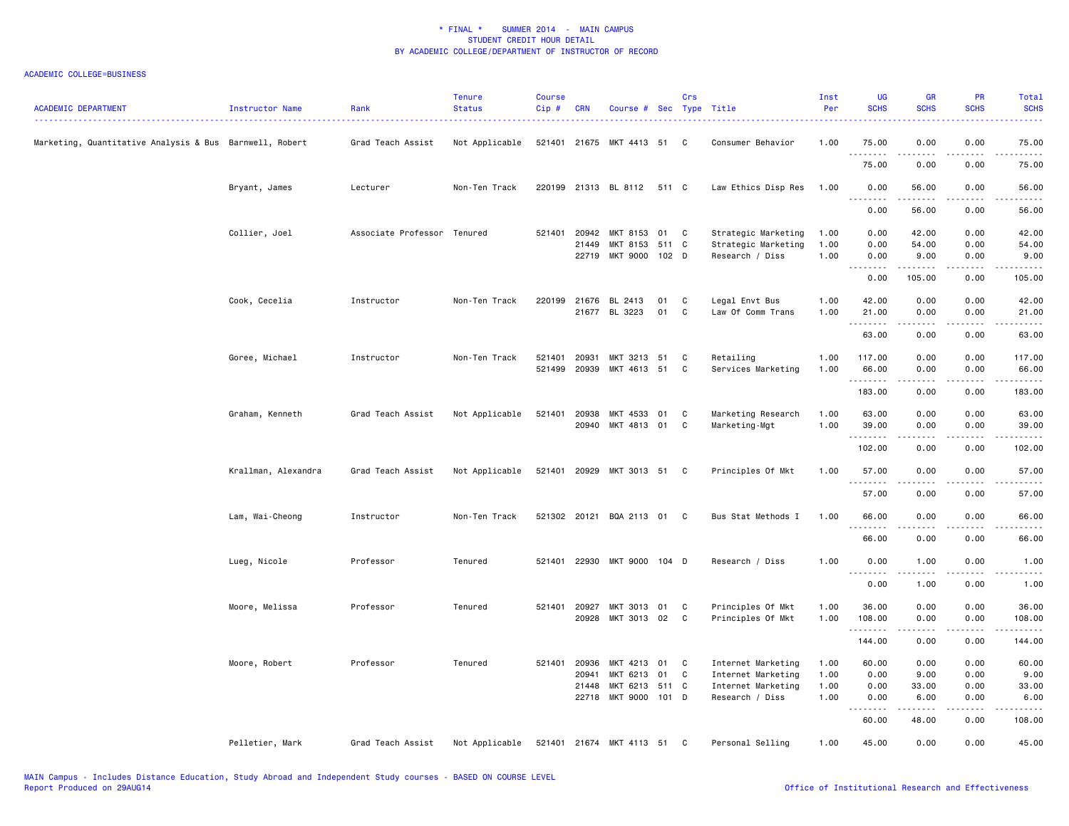\* FINAL \* SUMMER 2014 - MAIN CAMPUS
STUDENT CREDIT HOUR DETAIL
BY ACADEMIC COLLEGE/DEPARTMENT OF INSTRUCTOR OF RECORD

ACADEMIC COLLEGE=BUSINESS

| ACADEMIC DEPARTMENT | Instructor Name | Rank | Tenure Status | Course Cip # | CRN | Course # | Sec | Crs Type | Title | Inst Per | UG SCHS | GR SCHS | PR SCHS | Total SCHS |
|---|---|---|---|---|---|---|---|---|---|---|---|---|---|---|
| Marketing, Quantitative Analysis & Bus | Barnwell, Robert | Grad Teach Assist | Not Applicable | 521401 | 21675 | MKT 4413 | 51 | C | Consumer Behavior | 1.00 | 75.00 | 0.00 | 0.00 | 75.00 |
| | | | | | | | | | | | 75.00 | 0.00 | 0.00 | 75.00 |
| | Bryant, James | Lecturer | Non-Ten Track | 220199 | 21313 | BL 8112 | 511 | C | Law Ethics Disp Res | 1.00 | 0.00 | 56.00 | 0.00 | 56.00 |
| | | | | | | | | | | | 0.00 | 56.00 | 0.00 | 56.00 |
| | Collier, Joel | Associate Professor | Tenured | 521401 | 20942 | MKT 8153 | 01 | C | Strategic Marketing | 1.00 | 0.00 | 42.00 | 0.00 | 42.00 |
| | | | | | 21449 | MKT 8153 | 511 | C | Strategic Marketing | 1.00 | 0.00 | 54.00 | 0.00 | 54.00 |
| | | | | | 22719 | MKT 9000 | 102 | D | Research / Diss | 1.00 | 0.00 | 9.00 | 0.00 | 9.00 |
| | | | | | | | | | | | 0.00 | 105.00 | 0.00 | 105.00 |
| | Cook, Cecelia | Instructor | Non-Ten Track | 220199 | 21676 | BL 2413 | 01 | C | Legal Envt Bus | 1.00 | 42.00 | 0.00 | 0.00 | 42.00 |
| | | | | | 21677 | BL 3223 | 01 | C | Law Of Comm Trans | 1.00 | 21.00 | 0.00 | 0.00 | 21.00 |
| | | | | | | | | | | | 63.00 | 0.00 | 0.00 | 63.00 |
| | Goree, Michael | Instructor | Non-Ten Track | 521401 | 20931 | MKT 3213 | 51 | C | Retailing | 1.00 | 117.00 | 0.00 | 0.00 | 117.00 |
| | | | | 521499 | 20939 | MKT 4613 | 51 | C | Services Marketing | 1.00 | 66.00 | 0.00 | 0.00 | 66.00 |
| | | | | | | | | | | | 183.00 | 0.00 | 0.00 | 183.00 |
| | Graham, Kenneth | Grad Teach Assist | Not Applicable | 521401 | 20938 | MKT 4533 | 01 | C | Marketing Research | 1.00 | 63.00 | 0.00 | 0.00 | 63.00 |
| | | | | | 20940 | MKT 4813 | 01 | C | Marketing-Mgt | 1.00 | 39.00 | 0.00 | 0.00 | 39.00 |
| | | | | | | | | | | | 102.00 | 0.00 | 0.00 | 102.00 |
| | Krallman, Alexandra | Grad Teach Assist | Not Applicable | 521401 | 20929 | MKT 3013 | 51 | C | Principles Of Mkt | 1.00 | 57.00 | 0.00 | 0.00 | 57.00 |
| | | | | | | | | | | | 57.00 | 0.00 | 0.00 | 57.00 |
| | Lam, Wai-Cheong | Instructor | Non-Ten Track | 521302 | 20121 | BQA 2113 | 01 | C | Bus Stat Methods I | 1.00 | 66.00 | 0.00 | 0.00 | 66.00 |
| | | | | | | | | | | | 66.00 | 0.00 | 0.00 | 66.00 |
| | Lueg, Nicole | Professor | Tenured | 521401 | 22930 | MKT 9000 | 104 | D | Research / Diss | 1.00 | 0.00 | 1.00 | 0.00 | 1.00 |
| | | | | | | | | | | | 0.00 | 1.00 | 0.00 | 1.00 |
| | Moore, Melissa | Professor | Tenured | 521401 | 20927 | MKT 3013 | 01 | C | Principles Of Mkt | 1.00 | 36.00 | 0.00 | 0.00 | 36.00 |
| | | | | | 20928 | MKT 3013 | 02 | C | Principles Of Mkt | 1.00 | 108.00 | 0.00 | 0.00 | 108.00 |
| | | | | | | | | | | | 144.00 | 0.00 | 0.00 | 144.00 |
| | Moore, Robert | Professor | Tenured | 521401 | 20936 | MKT 4213 | 01 | C | Internet Marketing | 1.00 | 60.00 | 0.00 | 0.00 | 60.00 |
| | | | | | 20941 | MKT 6213 | 01 | C | Internet Marketing | 1.00 | 0.00 | 9.00 | 0.00 | 9.00 |
| | | | | | 21448 | MKT 6213 | 511 | C | Internet Marketing | 1.00 | 0.00 | 33.00 | 0.00 | 33.00 |
| | | | | | 22718 | MKT 9000 | 101 | D | Research / Diss | 1.00 | 0.00 | 6.00 | 0.00 | 6.00 |
| | | | | | | | | | | | 60.00 | 48.00 | 0.00 | 108.00 |
| | Pelletier, Mark | Grad Teach Assist | Not Applicable | 521401 | 21674 | MKT 4113 | 51 | C | Personal Selling | 1.00 | 45.00 | 0.00 | 0.00 | 45.00 |

MAIN Campus - Includes Distance Education, Study Abroad and Independent Study courses - BASED ON COURSE LEVEL
Report Produced on 29AUG14

Office of Institutional Research and Effectiveness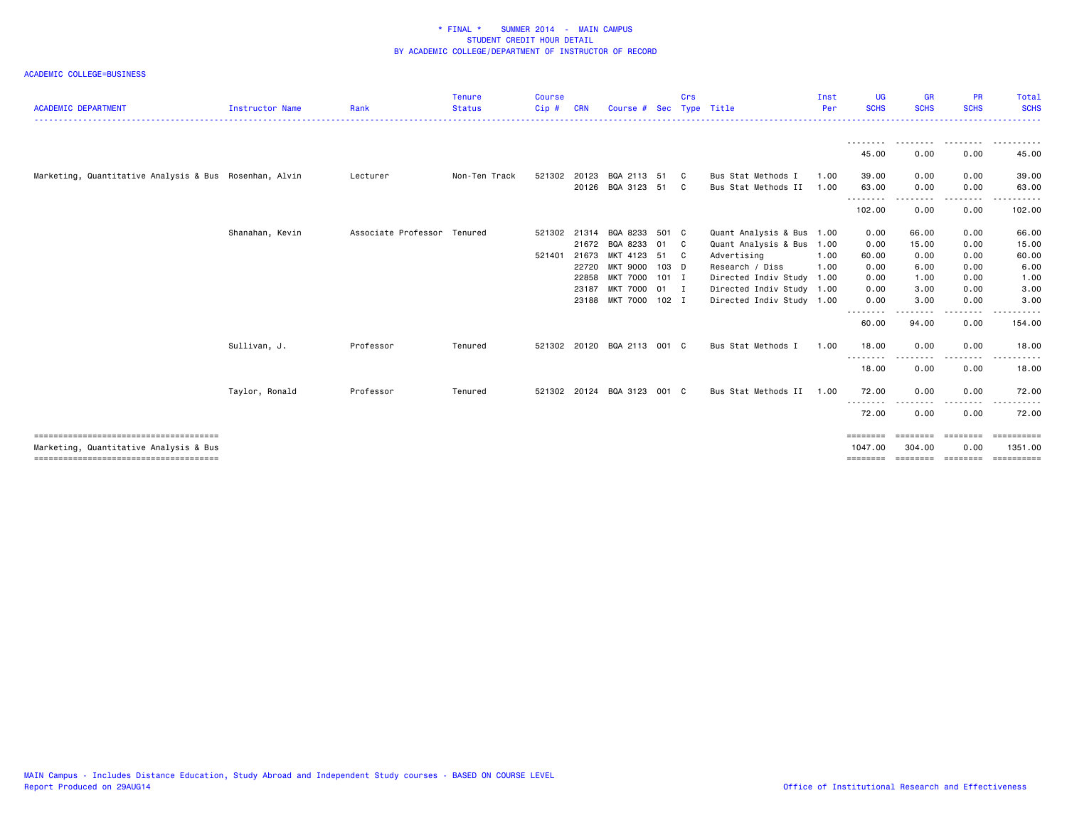\* FINAL \* SUMMER 2014 - MAIN CAMPUS
STUDENT CREDIT HOUR DETAIL
BY ACADEMIC COLLEGE/DEPARTMENT OF INSTRUCTOR OF RECORD

ACADEMIC COLLEGE=BUSINESS

| ACADEMIC DEPARTMENT | Instructor Name | Rank | Tenure Status | Course Cip # | CRN | Course # | Sec | Crs Type | Title | Inst Per | UG SCHS | GR SCHS | PR SCHS | Total SCHS |
|---|---|---|---|---|---|---|---|---|---|---|---|---|---|---|
| | | | | | | | | | | | 45.00 | 0.00 | 0.00 | 45.00 |
| Marketing, Quantitative Analysis & Bus | Rosenhan, Alvin | Lecturer | Non-Ten Track | 521302 | 20123 | BQA 2113 | 51 | C | Bus Stat Methods I | 1.00 | 39.00 | 0.00 | 0.00 | 39.00 |
| | | | | | 20126 | BQA 3123 | 51 | C | Bus Stat Methods II | 1.00 | 63.00 | 0.00 | 0.00 | 63.00 |
| | | | | | | | | | | | 102.00 | 0.00 | 0.00 | 102.00 |
| | Shanahan, Kevin | Associate Professor | Tenured | 521302 | 21314 | BQA 8233 | 501 | C | Quant Analysis & Bus | 1.00 | 0.00 | 66.00 | 0.00 | 66.00 |
| | | | | | 21672 | BQA 8233 | 01 | C | Quant Analysis & Bus | 1.00 | 0.00 | 15.00 | 0.00 | 15.00 |
| | | | | 521401 | 21673 | MKT 4123 | 51 | C | Advertising | 1.00 | 60.00 | 0.00 | 0.00 | 60.00 |
| | | | | | 22720 | MKT 9000 | 103 | D | Research / Diss | 1.00 | 0.00 | 6.00 | 0.00 | 6.00 |
| | | | | | 22858 | MKT 7000 | 101 | I | Directed Indiv Study | 1.00 | 0.00 | 1.00 | 0.00 | 1.00 |
| | | | | | 23187 | MKT 7000 | 01 | I | Directed Indiv Study | 1.00 | 0.00 | 3.00 | 0.00 | 3.00 |
| | | | | | 23188 | MKT 7000 | 102 | I | Directed Indiv Study | 1.00 | 0.00 | 3.00 | 0.00 | 3.00 |
| | | | | | | | | | | | 60.00 | 94.00 | 0.00 | 154.00 |
| | Sullivan, J. | Professor | Tenured | 521302 | 20120 | BQA 2113 | 001 | C | Bus Stat Methods I | 1.00 | 18.00 | 0.00 | 0.00 | 18.00 |
| | | | | | | | | | | | 18.00 | 0.00 | 0.00 | 18.00 |
| | Taylor, Ronald | Professor | Tenured | 521302 | 20124 | BQA 3123 | 001 | C | Bus Stat Methods II | 1.00 | 72.00 | 0.00 | 0.00 | 72.00 |
| | | | | | | | | | | | 72.00 | 0.00 | 0.00 | 72.00 |
| Marketing, Quantitative Analysis & Bus | | | | | | | | | | | 1047.00 | 304.00 | 0.00 | 1351.00 |

MAIN Campus - Includes Distance Education, Study Abroad and Independent Study courses - BASED ON COURSE LEVEL
Report Produced on 29AUG14

Office of Institutional Research and Effectiveness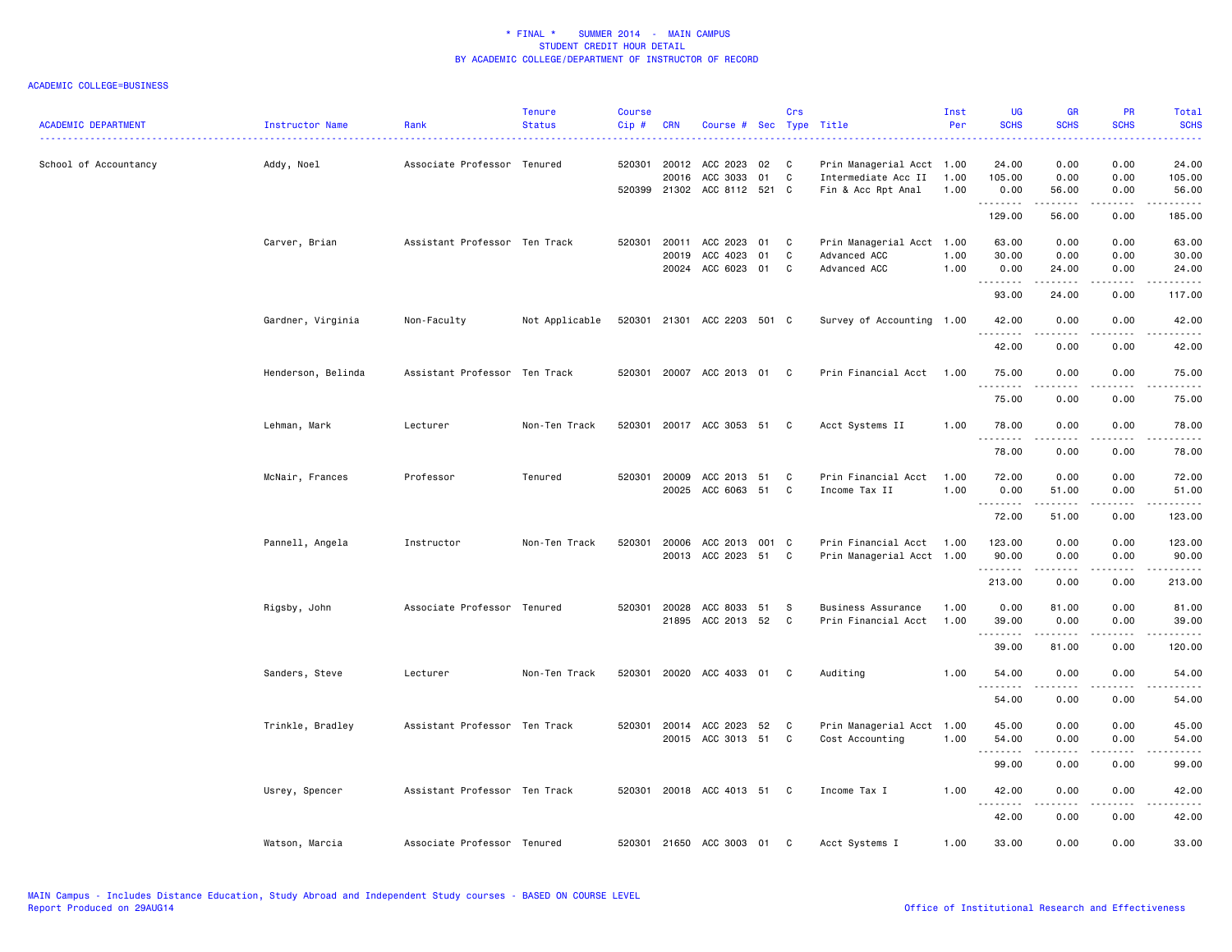\* FINAL \* SUMMER 2014 - MAIN CAMPUS
STUDENT CREDIT HOUR DETAIL
BY ACADEMIC COLLEGE/DEPARTMENT OF INSTRUCTOR OF RECORD

ACADEMIC COLLEGE=BUSINESS

| ACADEMIC DEPARTMENT | Instructor Name | Rank | Tenure Status | Course Cip # | CRN | Course # | Sec | Crs Type | Title | Inst Per | UG SCHS | GR SCHS | PR SCHS | Total SCHS |
|---|---|---|---|---|---|---|---|---|---|---|---|---|---|---|
| School of Accountancy | Addy, Noel | Associate Professor | Tenured | 520301 | 20012 | ACC 2023 | 02 | C | Prin Managerial Acct | 1.00 | 24.00 | 0.00 | 0.00 | 24.00 |
| | | | | | 20016 | ACC 3033 | 01 | C | Intermediate Acc II | 1.00 | 105.00 | 0.00 | 0.00 | 105.00 |
| | | | | 520399 | 21302 | ACC 8112 | 521 | C | Fin & Acc Rpt Anal | 1.00 | 0.00 | 56.00 | 0.00 | 56.00 |
| | | | | | | | | | | | 129.00 | 56.00 | 0.00 | 185.00 |
| | Carver, Brian | Assistant Professor | Ten Track | 520301 | 20011 | ACC 2023 | 01 | C | Prin Managerial Acct | 1.00 | 63.00 | 0.00 | 0.00 | 63.00 |
| | | | | | 20019 | ACC 4023 | 01 | C | Advanced ACC | 1.00 | 30.00 | 0.00 | 0.00 | 30.00 |
| | | | | | 20024 | ACC 6023 | 01 | C | Advanced ACC | 1.00 | 0.00 | 24.00 | 0.00 | 24.00 |
| | | | | | | | | | | | 93.00 | 24.00 | 0.00 | 117.00 |
| | Gardner, Virginia | Non-Faculty | Not Applicable | 520301 | 21301 | ACC 2203 | 501 | C | Survey of Accounting | 1.00 | 42.00 | 0.00 | 0.00 | 42.00 |
| | | | | | | | | | | | 42.00 | 0.00 | 0.00 | 42.00 |
| | Henderson, Belinda | Assistant Professor | Ten Track | 520301 | 20007 | ACC 2013 | 01 | C | Prin Financial Acct | 1.00 | 75.00 | 0.00 | 0.00 | 75.00 |
| | | | | | | | | | | | 75.00 | 0.00 | 0.00 | 75.00 |
| | Lehman, Mark | Lecturer | Non-Ten Track | 520301 | 20017 | ACC 3053 | 51 | C | Acct Systems II | 1.00 | 78.00 | 0.00 | 0.00 | 78.00 |
| | | | | | | | | | | | 78.00 | 0.00 | 0.00 | 78.00 |
| | McNair, Frances | Professor | Tenured | 520301 | 20009 | ACC 2013 | 51 | C | Prin Financial Acct | 1.00 | 72.00 | 0.00 | 0.00 | 72.00 |
| | | | | | 20025 | ACC 6063 | 51 | C | Income Tax II | 1.00 | 0.00 | 51.00 | 0.00 | 51.00 |
| | | | | | | | | | | | 72.00 | 51.00 | 0.00 | 123.00 |
| | Pannell, Angela | Instructor | Non-Ten Track | 520301 | 20006 | ACC 2013 | 001 | C | Prin Financial Acct | 1.00 | 123.00 | 0.00 | 0.00 | 123.00 |
| | | | | | 20013 | ACC 2023 | 51 | C | Prin Managerial Acct | 1.00 | 90.00 | 0.00 | 0.00 | 90.00 |
| | | | | | | | | | | | 213.00 | 0.00 | 0.00 | 213.00 |
| | Rigsby, John | Associate Professor | Tenured | 520301 | 20028 | ACC 8033 | 51 | S | Business Assurance | 1.00 | 0.00 | 81.00 | 0.00 | 81.00 |
| | | | | | 21895 | ACC 2013 | 52 | C | Prin Financial Acct | 1.00 | 39.00 | 0.00 | 0.00 | 39.00 |
| | | | | | | | | | | | 39.00 | 81.00 | 0.00 | 120.00 |
| | Sanders, Steve | Lecturer | Non-Ten Track | 520301 | 20020 | ACC 4033 | 01 | C | Auditing | 1.00 | 54.00 | 0.00 | 0.00 | 54.00 |
| | | | | | | | | | | | 54.00 | 0.00 | 0.00 | 54.00 |
| | Trinkle, Bradley | Assistant Professor | Ten Track | 520301 | 20014 | ACC 2023 | 52 | C | Prin Managerial Acct | 1.00 | 45.00 | 0.00 | 0.00 | 45.00 |
| | | | | | 20015 | ACC 3013 | 51 | C | Cost Accounting | 1.00 | 54.00 | 0.00 | 0.00 | 54.00 |
| | | | | | | | | | | | 99.00 | 0.00 | 0.00 | 99.00 |
| | Usrey, Spencer | Assistant Professor | Ten Track | 520301 | 20018 | ACC 4013 | 51 | C | Income Tax I | 1.00 | 42.00 | 0.00 | 0.00 | 42.00 |
| | | | | | | | | | | | 42.00 | 0.00 | 0.00 | 42.00 |
| | Watson, Marcia | Associate Professor | Tenured | 520301 | 21650 | ACC 3003 | 01 | C | Acct Systems I | 1.00 | 33.00 | 0.00 | 0.00 | 33.00 |

MAIN Campus - Includes Distance Education, Study Abroad and Independent Study courses - BASED ON COURSE LEVEL
Report Produced on 29AUG14

Office of Institutional Research and Effectiveness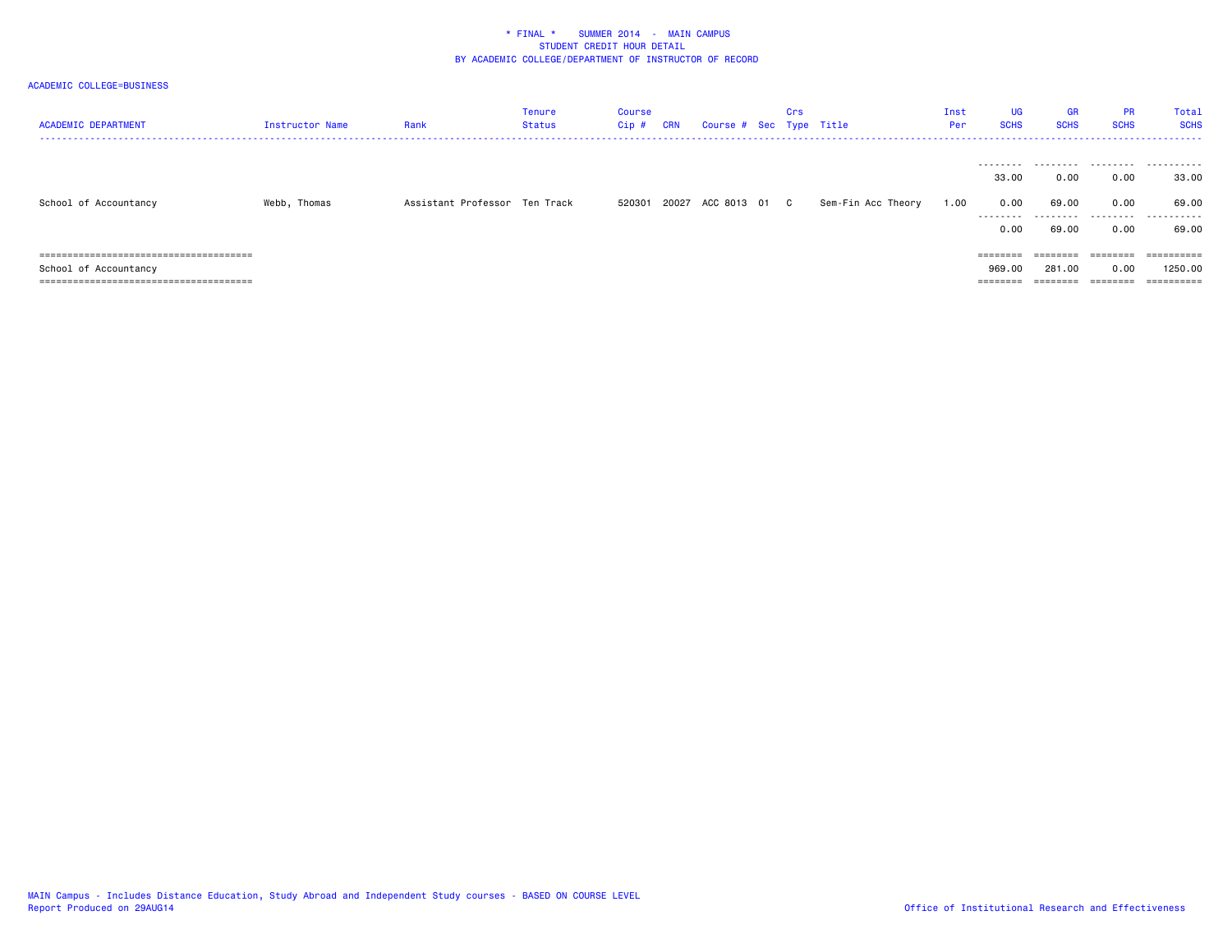* FINAL * SUMMER 2014 - MAIN CAMPUS
STUDENT CREDIT HOUR DETAIL
BY ACADEMIC COLLEGE/DEPARTMENT OF INSTRUCTOR OF RECORD

ACADEMIC COLLEGE=BUSINESS

| ACADEMIC DEPARTMENT | Instructor Name | Rank | Tenure Status | Course Cip # | CRN | Course # | Sec | Crs Type | Title | Inst Per | UG SCHS | GR SCHS | PR SCHS | Total SCHS |
|---|---|---|---|---|---|---|---|---|---|---|---|---|---|---|
| | | | | | | | | | | | 33.00 | 0.00 | 0.00 | 33.00 |
| School of Accountancy | Webb, Thomas | Assistant Professor | Ten Track | 520301 | 20027 | ACC 8013 | 01 | C | Sem-Fin Acc Theory | 1.00 | 0.00 | 69.00 | 0.00 | 69.00 |
| | | | | | | | | | | | 0.00 | 69.00 | 0.00 | 69.00 |
| School of Accountancy | | | | | | | | | | | 969.00 | 281.00 | 0.00 | 1250.00 |

MAIN Campus - Includes Distance Education, Study Abroad and Independent Study courses - BASED ON COURSE LEVEL
Report Produced on 29AUG14

Office of Institutional Research and Effectiveness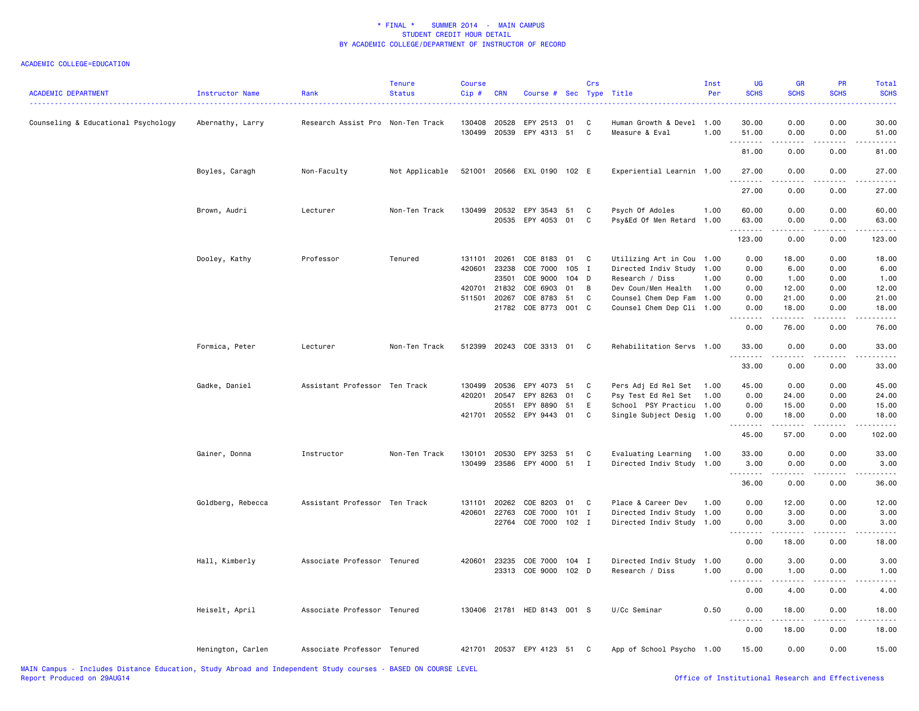\* FINAL \*    SUMMER 2014 - MAIN CAMPUS
STUDENT CREDIT HOUR DETAIL
BY ACADEMIC COLLEGE/DEPARTMENT OF INSTRUCTOR OF RECORD

ACADEMIC COLLEGE=EDUCATION

| ACADEMIC DEPARTMENT | Instructor Name | Rank | Tenure Status | Course Cip # | CRN | Course # | Sec | Crs Type | Title | Inst Per | UG SCHS | GR SCHS | PR SCHS | Total SCHS |
|---|---|---|---|---|---|---|---|---|---|---|---|---|---|---|
| Counseling & Educational Psychology | Abernathy, Larry | Research Assist Pro | Non-Ten Track | 130408 | 20528 | EPY 2513 | 01 | C | Human Growth & Devel | 1.00 | 30.00 | 0.00 | 0.00 | 30.00 |
| | | | | 130499 | 20539 | EPY 4313 | 51 | C | Measure & Eval | 1.00 | 51.00 | 0.00 | 0.00 | 51.00 |
| | | | | | | | | | | | 81.00 | 0.00 | 0.00 | 81.00 |
| | Boyles, Caragh | Non-Faculty | Not Applicable | 521001 | 20566 | EXL 0190 | 102 | E | Experiential Learnin | 1.00 | 27.00 | 0.00 | 0.00 | 27.00 |
| | | | | | | | | | | | 27.00 | 0.00 | 0.00 | 27.00 |
| | Brown, Audri | Lecturer | Non-Ten Track | 130499 | 20532 | EPY 3543 | 51 | C | Psych Of Adoles | 1.00 | 60.00 | 0.00 | 0.00 | 60.00 |
| | | | | | 20535 | EPY 4053 | 01 | C | Psy&Ed Of Men Retard | 1.00 | 63.00 | 0.00 | 0.00 | 63.00 |
| | | | | | | | | | | | 123.00 | 0.00 | 0.00 | 123.00 |
| | Dooley, Kathy | Professor | Tenured | 131101 | 20261 | COE 8183 | 01 | C | Utilizing Art in Cou | 1.00 | 0.00 | 18.00 | 0.00 | 18.00 |
| | | | | 420601 | 23238 | COE 7000 | 105 | I | Directed Indiv Study | 1.00 | 0.00 | 6.00 | 0.00 | 6.00 |
| | | | | | 23501 | COE 9000 | 104 | D | Research / Diss | 1.00 | 0.00 | 1.00 | 0.00 | 1.00 |
| | | | | 420701 | 21832 | COE 6903 | 01 | B | Dev Coun/Men Health | 1.00 | 0.00 | 12.00 | 0.00 | 12.00 |
| | | | | 511501 | 20267 | COE 8783 | 51 | C | Counsel Chem Dep Fam | 1.00 | 0.00 | 21.00 | 0.00 | 21.00 |
| | | | | | 21782 | COE 8773 | 001 | C | Counsel Chem Dep Cli | 1.00 | 0.00 | 18.00 | 0.00 | 18.00 |
| | | | | | | | | | | | 0.00 | 76.00 | 0.00 | 76.00 |
| | Formica, Peter | Lecturer | Non-Ten Track | 512399 | 20243 | COE 3313 | 01 | C | Rehabilitation Servs | 1.00 | 33.00 | 0.00 | 0.00 | 33.00 |
| | | | | | | | | | | | 33.00 | 0.00 | 0.00 | 33.00 |
| | Gadke, Daniel | Assistant Professor | Ten Track | 130499 | 20536 | EPY 4073 | 51 | C | Pers Adj Ed Rel Set | 1.00 | 45.00 | 0.00 | 0.00 | 45.00 |
| | | | | 420201 | 20547 | EPY 8263 | 01 | C | Psy Test Ed Rel Set | 1.00 | 0.00 | 24.00 | 0.00 | 24.00 |
| | | | | | 20551 | EPY 8890 | 51 | E | School PSY Practicu | 1.00 | 0.00 | 15.00 | 0.00 | 15.00 |
| | | | | 421701 | 20552 | EPY 9443 | 01 | C | Single Subject Desig | 1.00 | 0.00 | 18.00 | 0.00 | 18.00 |
| | | | | | | | | | | | 45.00 | 57.00 | 0.00 | 102.00 |
| | Gainer, Donna | Instructor | Non-Ten Track | 130101 | 20530 | EPY 3253 | 51 | C | Evaluating Learning | 1.00 | 33.00 | 0.00 | 0.00 | 33.00 |
| | | | | 130499 | 23586 | EPY 4000 | 51 | I | Directed Indiv Study | 1.00 | 3.00 | 0.00 | 0.00 | 3.00 |
| | | | | | | | | | | | 36.00 | 0.00 | 0.00 | 36.00 |
| | Goldberg, Rebecca | Assistant Professor | Ten Track | 131101 | 20262 | COE 8203 | 01 | C | Place & Career Dev | 1.00 | 0.00 | 12.00 | 0.00 | 12.00 |
| | | | | 420601 | 22763 | COE 7000 | 101 | I | Directed Indiv Study | 1.00 | 0.00 | 3.00 | 0.00 | 3.00 |
| | | | | | 22764 | COE 7000 | 102 | I | Directed Indiv Study | 1.00 | 0.00 | 3.00 | 0.00 | 3.00 |
| | | | | | | | | | | | 0.00 | 18.00 | 0.00 | 18.00 |
| | Hall, Kimberly | Associate Professor | Tenured | 420601 | 23235 | COE 7000 | 104 | I | Directed Indiv Study | 1.00 | 0.00 | 3.00 | 0.00 | 3.00 |
| | | | | | 23313 | COE 9000 | 102 | D | Research / Diss | 1.00 | 0.00 | 1.00 | 0.00 | 1.00 |
| | | | | | | | | | | | 0.00 | 4.00 | 0.00 | 4.00 |
| | Heiselt, April | Associate Professor | Tenured | 130406 | 21781 | HED 8143 | 001 | S | U/Cc Seminar | 0.50 | 0.00 | 18.00 | 0.00 | 18.00 |
| | | | | | | | | | | | 0.00 | 18.00 | 0.00 | 18.00 |
| | Henington, Carlen | Associate Professor | Tenured | 421701 | 20537 | EPY 4123 | 51 | C | App of School Psycho | 1.00 | 15.00 | 0.00 | 0.00 | 15.00 |

MAIN Campus - Includes Distance Education, Study Abroad and Independent Study courses - BASED ON COURSE LEVEL
Report Produced on 29AUG14    Office of Institutional Research and Effectiveness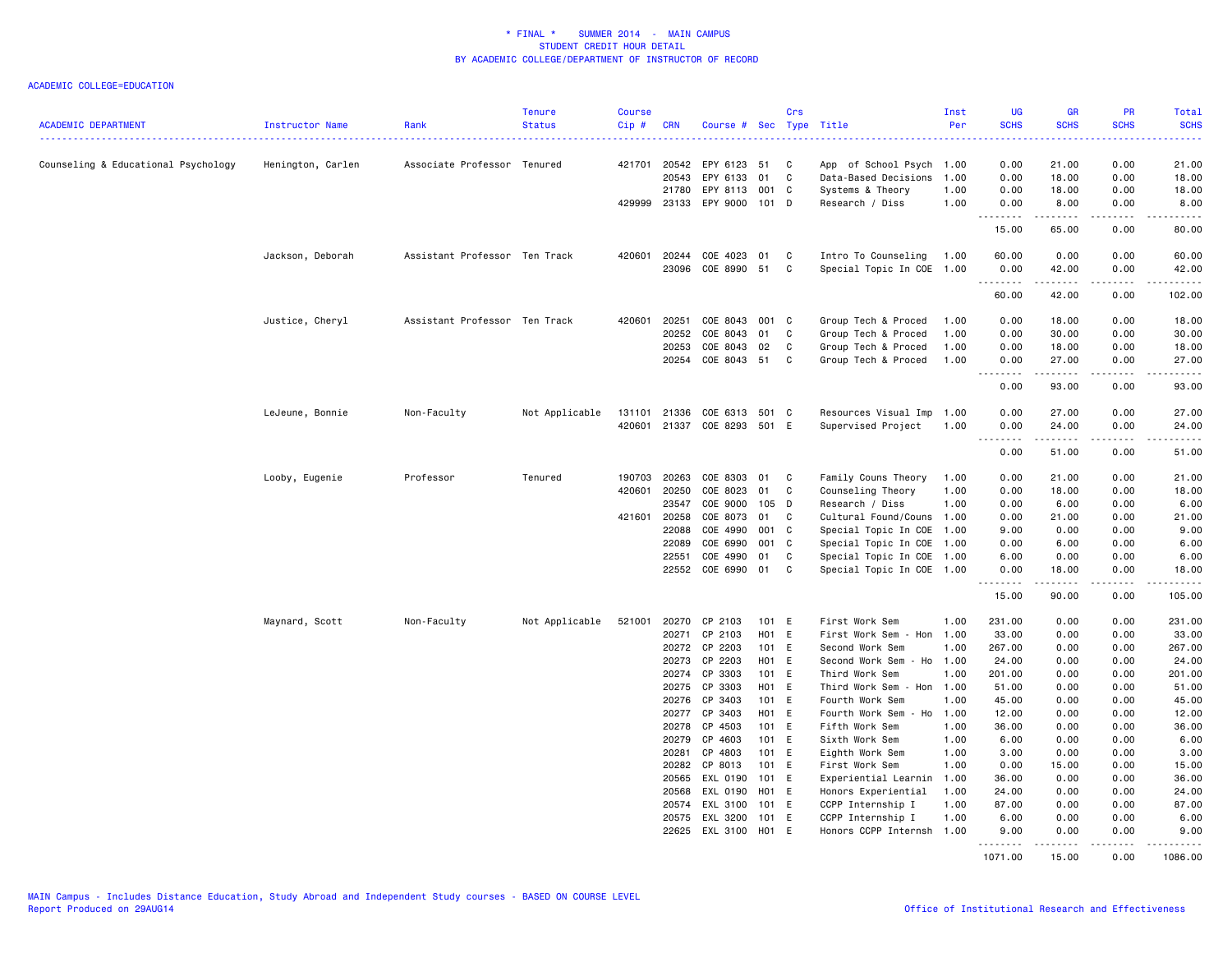\* FINAL \* SUMMER 2014 - MAIN CAMPUS
STUDENT CREDIT HOUR DETAIL
BY ACADEMIC COLLEGE/DEPARTMENT OF INSTRUCTOR OF RECORD

ACADEMIC COLLEGE=EDUCATION

| ACADEMIC DEPARTMENT | Instructor Name | Rank | Tenure Status | Course Cip # | CRN | Course # | Sec | Crs Type | Title | Inst Per | UG SCHS | GR SCHS | PR SCHS | Total SCHS |
|---|---|---|---|---|---|---|---|---|---|---|---|---|---|---|
| Counseling & Educational Psychology | Henington, Carlen | Associate Professor | Tenured | 421701 | 20542 | EPY 6123 | 51 | C | App of School Psych | 1.00 | 0.00 | 21.00 | 0.00 | 21.00 |
| | | | | | 20543 | EPY 6133 | 01 | C | Data-Based Decisions | 1.00 | 0.00 | 18.00 | 0.00 | 18.00 |
| | | | | | 21780 | EPY 8113 | 001 | C | Systems & Theory | 1.00 | 0.00 | 18.00 | 0.00 | 18.00 |
| | | | | 429999 | 23133 | EPY 9000 | 101 | D | Research / Diss | 1.00 | 0.00 | 8.00 | 0.00 | 8.00 |
| | | | | | | | | | | | 15.00 | 65.00 | 0.00 | 80.00 |
| | Jackson, Deborah | Assistant Professor | Ten Track | 420601 | 20244 | COE 4023 | 01 | C | Intro To Counseling | 1.00 | 60.00 | 0.00 | 0.00 | 60.00 |
| | | | | | 23096 | COE 8990 | 51 | C | Special Topic In COE | 1.00 | 0.00 | 42.00 | 0.00 | 42.00 |
| | | | | | | | | | | | 60.00 | 42.00 | 0.00 | 102.00 |
| | Justice, Cheryl | Assistant Professor | Ten Track | 420601 | 20251 | COE 8043 | 001 | C | Group Tech & Proced | 1.00 | 0.00 | 18.00 | 0.00 | 18.00 |
| | | | | | 20252 | COE 8043 | 01 | C | Group Tech & Proced | 1.00 | 0.00 | 30.00 | 0.00 | 30.00 |
| | | | | | 20253 | COE 8043 | 02 | C | Group Tech & Proced | 1.00 | 0.00 | 18.00 | 0.00 | 18.00 |
| | | | | | 20254 | COE 8043 | 51 | C | Group Tech & Proced | 1.00 | 0.00 | 27.00 | 0.00 | 27.00 |
| | | | | | | | | | | | 0.00 | 93.00 | 0.00 | 93.00 |
| | LeJeune, Bonnie | Non-Faculty | Not Applicable | 131101 | 21336 | COE 6313 | 501 | C | Resources Visual Imp | 1.00 | 0.00 | 27.00 | 0.00 | 27.00 |
| | | | | 420601 | 21337 | COE 8293 | 501 | E | Supervised Project | 1.00 | 0.00 | 24.00 | 0.00 | 24.00 |
| | | | | | | | | | | | 0.00 | 51.00 | 0.00 | 51.00 |
| | Looby, Eugenie | Professor | Tenured | 190703 | 20263 | COE 8303 | 01 | C | Family Couns Theory | 1.00 | 0.00 | 21.00 | 0.00 | 21.00 |
| | | | | 420601 | 20250 | COE 8023 | 01 | C | Counseling Theory | 1.00 | 0.00 | 18.00 | 0.00 | 18.00 |
| | | | | | 23547 | COE 9000 | 105 | D | Research / Diss | 1.00 | 0.00 | 6.00 | 0.00 | 6.00 |
| | | | | 421601 | 20258 | COE 8073 | 01 | C | Cultural Found/Couns | 1.00 | 0.00 | 21.00 | 0.00 | 21.00 |
| | | | | | 22088 | COE 4990 | 001 | C | Special Topic In COE | 1.00 | 9.00 | 0.00 | 0.00 | 9.00 |
| | | | | | 22089 | COE 6990 | 001 | C | Special Topic In COE | 1.00 | 0.00 | 6.00 | 0.00 | 6.00 |
| | | | | | 22551 | COE 4990 | 01 | C | Special Topic In COE | 1.00 | 6.00 | 0.00 | 0.00 | 6.00 |
| | | | | | 22552 | COE 6990 | 01 | C | Special Topic In COE | 1.00 | 0.00 | 18.00 | 0.00 | 18.00 |
| | | | | | | | | | | | 15.00 | 90.00 | 0.00 | 105.00 |
| | Maynard, Scott | Non-Faculty | Not Applicable | 521001 | 20270 | CP 2103 | 101 | E | First Work Sem | 1.00 | 231.00 | 0.00 | 0.00 | 231.00 |
| | | | | | 20271 | CP 2103 | H01 | E | First Work Sem - Hon | 1.00 | 33.00 | 0.00 | 0.00 | 33.00 |
| | | | | | 20272 | CP 2203 | 101 | E | Second Work Sem | 1.00 | 267.00 | 0.00 | 0.00 | 267.00 |
| | | | | | 20273 | CP 2203 | H01 | E | Second Work Sem - Ho | 1.00 | 24.00 | 0.00 | 0.00 | 24.00 |
| | | | | | 20274 | CP 3303 | 101 | E | Third Work Sem | 1.00 | 201.00 | 0.00 | 0.00 | 201.00 |
| | | | | | 20275 | CP 3303 | H01 | E | Third Work Sem - Hon | 1.00 | 51.00 | 0.00 | 0.00 | 51.00 |
| | | | | | 20276 | CP 3403 | 101 | E | Fourth Work Sem | 1.00 | 45.00 | 0.00 | 0.00 | 45.00 |
| | | | | | 20277 | CP 3403 | H01 | E | Fourth Work Sem - Ho | 1.00 | 12.00 | 0.00 | 0.00 | 12.00 |
| | | | | | 20278 | CP 4503 | 101 | E | Fifth Work Sem | 1.00 | 36.00 | 0.00 | 0.00 | 36.00 |
| | | | | | 20279 | CP 4603 | 101 | E | Sixth Work Sem | 1.00 | 6.00 | 0.00 | 0.00 | 6.00 |
| | | | | | 20281 | CP 4803 | 101 | E | Eighth Work Sem | 1.00 | 3.00 | 0.00 | 0.00 | 3.00 |
| | | | | | 20282 | CP 8013 | 101 | E | First Work Sem | 1.00 | 0.00 | 15.00 | 0.00 | 15.00 |
| | | | | | 20565 | EXL 0190 | 101 | E | Experiential Learnin | 1.00 | 36.00 | 0.00 | 0.00 | 36.00 |
| | | | | | 20568 | EXL 0190 | H01 | E | Honors Experiential | 1.00 | 24.00 | 0.00 | 0.00 | 24.00 |
| | | | | | 20574 | EXL 3100 | 101 | E | CCPP Internship I | 1.00 | 87.00 | 0.00 | 0.00 | 87.00 |
| | | | | | 20575 | EXL 3200 | 101 | E | CCPP Internship I | 1.00 | 6.00 | 0.00 | 0.00 | 6.00 |
| | | | | | 22625 | EXL 3100 | H01 | E | Honors CCPP Internsh | 1.00 | 9.00 | 0.00 | 0.00 | 9.00 |
| | | | | | | | | | | | 1071.00 | 15.00 | 0.00 | 1086.00 |

MAIN Campus - Includes Distance Education, Study Abroad and Independent Study courses - BASED ON COURSE LEVEL
Report Produced on 29AUG14

Office of Institutional Research and Effectiveness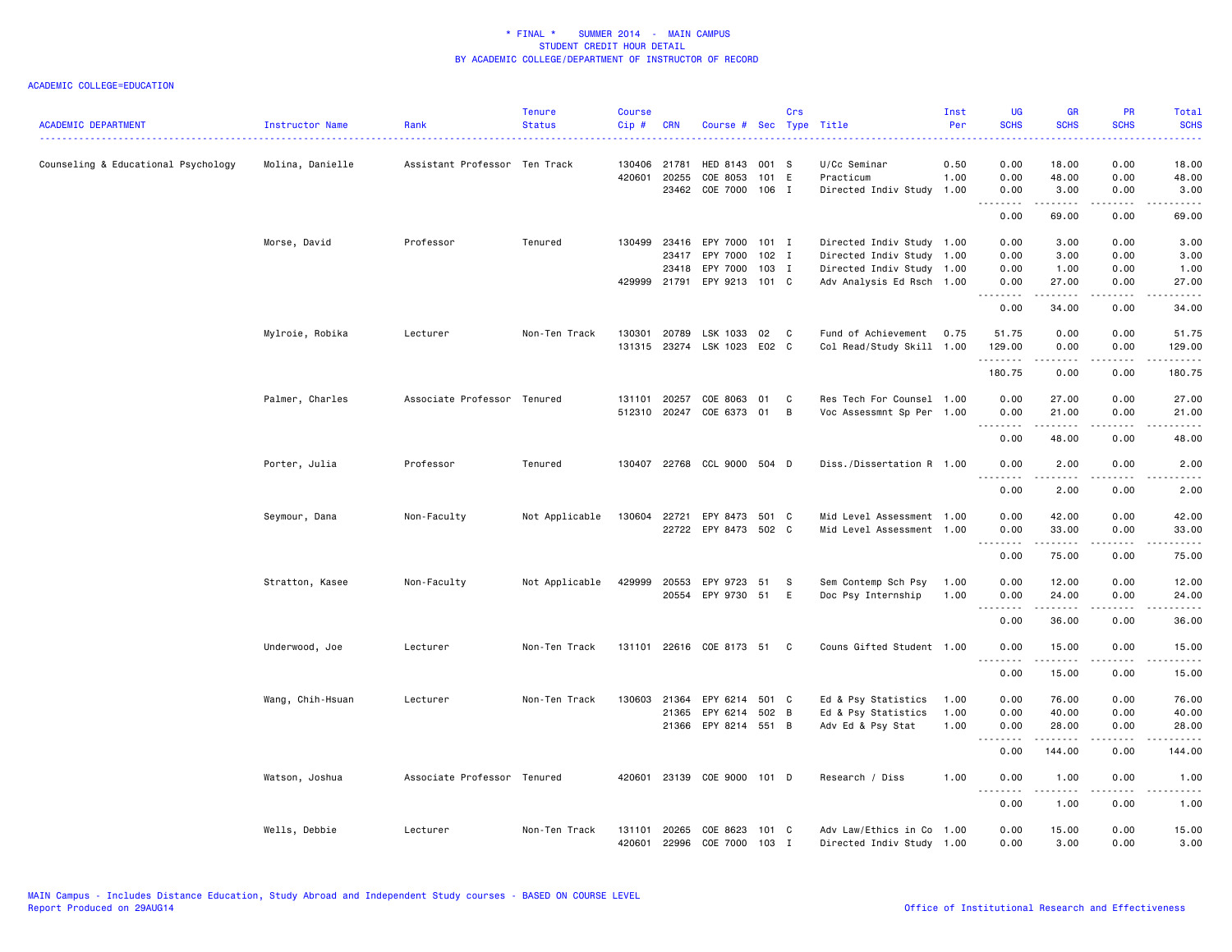\* FINAL \*    SUMMER 2014  -  MAIN CAMPUS
STUDENT CREDIT HOUR DETAIL
BY ACADEMIC COLLEGE/DEPARTMENT OF INSTRUCTOR OF RECORD

ACADEMIC COLLEGE=EDUCATION

| ACADEMIC DEPARTMENT | Instructor Name | Rank | Tenure Status | Course Cip # | CRN | Course # | Sec | Crs Type | Title | Inst Per | UG SCHS | GR SCHS | PR SCHS | Total SCHS |
|---|---|---|---|---|---|---|---|---|---|---|---|---|---|---|
| Counseling & Educational Psychology | Molina, Danielle | Assistant Professor | Ten Track | 130406 | 21781 | HED 8143 | 001 | S | U/Cc Seminar | 0.50 | 0.00 | 18.00 | 0.00 | 18.00 |
| | | | | 420601 | 20255 | COE 8053 | 101 | E | Practicum | 1.00 | 0.00 | 48.00 | 0.00 | 48.00 |
| | | | | | 23462 | COE 7000 | 106 | I | Directed Indiv Study | 1.00 | 0.00 | 3.00 | 0.00 | 3.00 |
| | | | | | | | | | | | 0.00 | 69.00 | 0.00 | 69.00 |
| | Morse, David | Professor | Tenured | 130499 | 23416 | EPY 7000 | 101 | I | Directed Indiv Study | 1.00 | 0.00 | 3.00 | 0.00 | 3.00 |
| | | | | | 23417 | EPY 7000 | 102 | I | Directed Indiv Study | 1.00 | 0.00 | 3.00 | 0.00 | 3.00 |
| | | | | | 23418 | EPY 7000 | 103 | I | Directed Indiv Study | 1.00 | 0.00 | 1.00 | 0.00 | 1.00 |
| | | | | 429999 | 21791 | EPY 9213 | 101 | C | Adv Analysis Ed Rsch | 1.00 | 0.00 | 27.00 | 0.00 | 27.00 |
| | | | | | | | | | | | 0.00 | 34.00 | 0.00 | 34.00 |
| | Mylroie, Robika | Lecturer | Non-Ten Track | 130301 | 20789 | LSK 1033 | 02 | C | Fund of Achievement | 0.75 | 51.75 | 0.00 | 0.00 | 51.75 |
| | | | | 131315 | 23274 | LSK 1023 | E02 | C | Col Read/Study Skill | 1.00 | 129.00 | 0.00 | 0.00 | 129.00 |
| | | | | | | | | | | | 180.75 | 0.00 | 0.00 | 180.75 |
| | Palmer, Charles | Associate Professor | Tenured | 131101 | 20257 | COE 8063 | 01 | C | Res Tech For Counsel | 1.00 | 0.00 | 27.00 | 0.00 | 27.00 |
| | | | | 512310 | 20247 | COE 6373 | 01 | B | Voc Assessmnt Sp Per | 1.00 | 0.00 | 21.00 | 0.00 | 21.00 |
| | | | | | | | | | | | 0.00 | 48.00 | 0.00 | 48.00 |
| | Porter, Julia | Professor | Tenured | 130407 | 22768 | CCL 9000 | 504 | D | Diss./Dissertation R | 1.00 | 0.00 | 2.00 | 0.00 | 2.00 |
| | | | | | | | | | | | 0.00 | 2.00 | 0.00 | 2.00 |
| | Seymour, Dana | Non-Faculty | Not Applicable | 130604 | 22721 | EPY 8473 | 501 | C | Mid Level Assessment | 1.00 | 0.00 | 42.00 | 0.00 | 42.00 |
| | | | | | 22722 | EPY 8473 | 502 | C | Mid Level Assessment | 1.00 | 0.00 | 33.00 | 0.00 | 33.00 |
| | | | | | | | | | | | 0.00 | 75.00 | 0.00 | 75.00 |
| | Stratton, Kasee | Non-Faculty | Not Applicable | 429999 | 20553 | EPY 9723 | 51 | S | Sem Contemp Sch Psy | 1.00 | 0.00 | 12.00 | 0.00 | 12.00 |
| | | | | | 20554 | EPY 9730 | 51 | E | Doc Psy Internship | 1.00 | 0.00 | 24.00 | 0.00 | 24.00 |
| | | | | | | | | | | | 0.00 | 36.00 | 0.00 | 36.00 |
| | Underwood, Joe | Lecturer | Non-Ten Track | 131101 | 22616 | COE 8173 | 51 | C | Couns Gifted Student | 1.00 | 0.00 | 15.00 | 0.00 | 15.00 |
| | | | | | | | | | | | 0.00 | 15.00 | 0.00 | 15.00 |
| | Wang, Chih-Hsuan | Lecturer | Non-Ten Track | 130603 | 21364 | EPY 6214 | 501 | C | Ed & Psy Statistics | 1.00 | 0.00 | 76.00 | 0.00 | 76.00 |
| | | | | | 21365 | EPY 6214 | 502 | B | Ed & Psy Statistics | 1.00 | 0.00 | 40.00 | 0.00 | 40.00 |
| | | | | | 21366 | EPY 8214 | 551 | B | Adv Ed & Psy Stat | 1.00 | 0.00 | 28.00 | 0.00 | 28.00 |
| | | | | | | | | | | | 0.00 | 144.00 | 0.00 | 144.00 |
| | Watson, Joshua | Associate Professor | Tenured | 420601 | 23139 | COE 9000 | 101 | D | Research / Diss | 1.00 | 0.00 | 1.00 | 0.00 | 1.00 |
| | | | | | | | | | | | 0.00 | 1.00 | 0.00 | 1.00 |
| | Wells, Debbie | Lecturer | Non-Ten Track | 131101 | 20265 | COE 8623 | 101 | C | Adv Law/Ethics in Co | 1.00 | 0.00 | 15.00 | 0.00 | 15.00 |
| | | | | 420601 | 22996 | COE 7000 | 103 | I | Directed Indiv Study | 1.00 | 0.00 | 3.00 | 0.00 | 3.00 |

MAIN Campus - Includes Distance Education, Study Abroad and Independent Study courses - BASED ON COURSE LEVEL
Report Produced on 29AUG14

Office of Institutional Research and Effectiveness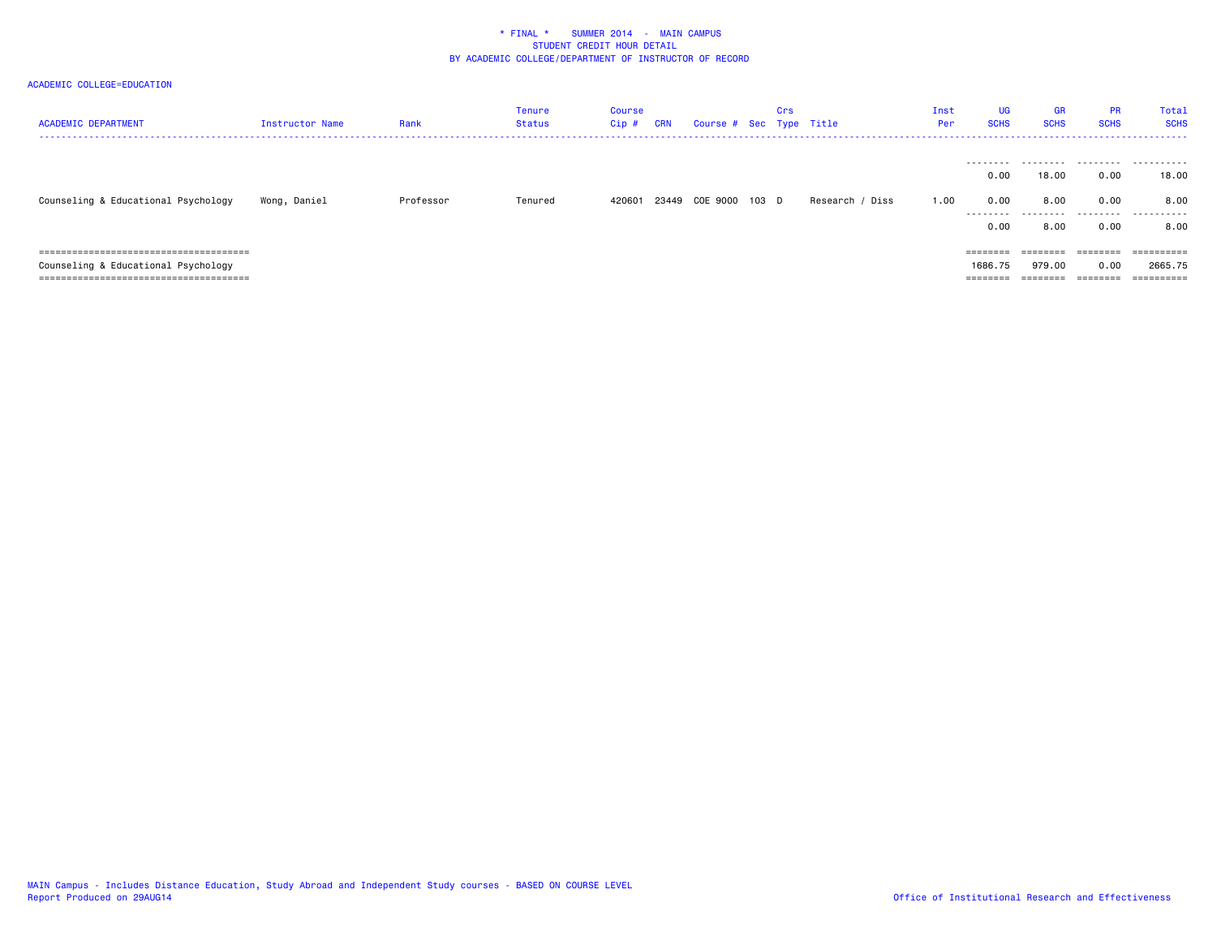\* FINAL \*    SUMMER 2014 - MAIN CAMPUS
STUDENT CREDIT HOUR DETAIL
BY ACADEMIC COLLEGE/DEPARTMENT OF INSTRUCTOR OF RECORD

ACADEMIC COLLEGE=EDUCATION

| ACADEMIC DEPARTMENT | Instructor Name | Rank | Tenure Status | Course Cip # | CRN | Course # | Sec | Crs Type | Title | Inst Per | UG SCHS | GR SCHS | PR SCHS | Total SCHS |
|---|---|---|---|---|---|---|---|---|---|---|---|---|---|---|
| | | | | | | | | | | | 0.00 | 18.00 | 0.00 | 18.00 |
| Counseling & Educational Psychology | Wong, Daniel | Professor | Tenured | 420601 | 23449 | COE 9000 | 103 | D | Research / Diss | 1.00 | 0.00 | 8.00 | 0.00 | 8.00 |
| | | | | | | | | | | | 0.00 | 8.00 | 0.00 | 8.00 |
| Counseling & Educational Psychology | | | | | | | | | | | 1686.75 | 979.00 | 0.00 | 2665.75 |

MAIN Campus - Includes Distance Education, Study Abroad and Independent Study courses - BASED ON COURSE LEVEL
Report Produced on 29AUG14

Office of Institutional Research and Effectiveness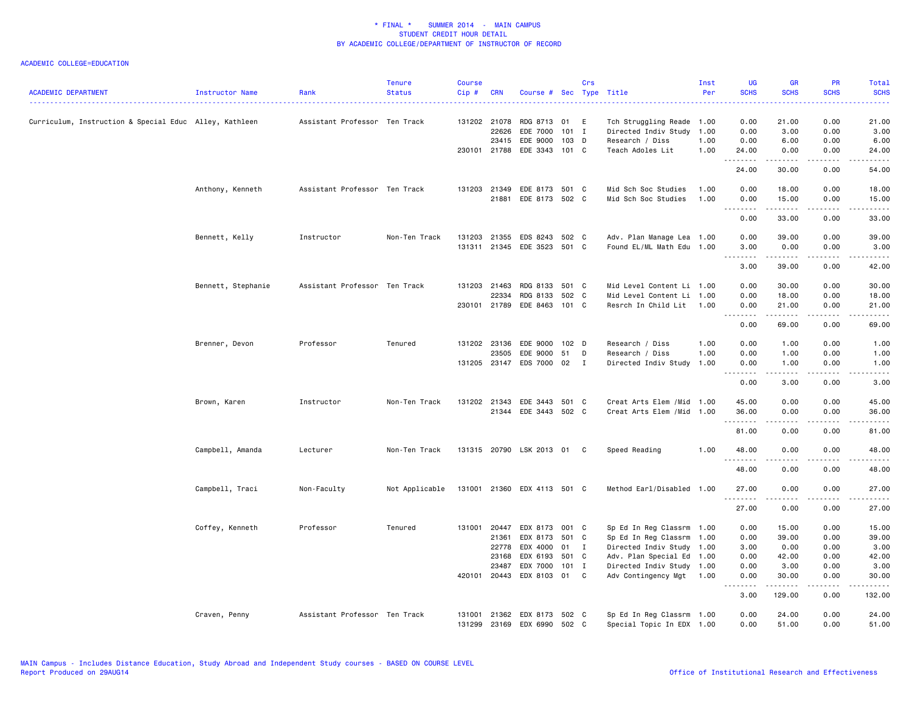\* FINAL \*    SUMMER 2014  -  MAIN CAMPUS
STUDENT CREDIT HOUR DETAIL
BY ACADEMIC COLLEGE/DEPARTMENT OF INSTRUCTOR OF RECORD

ACADEMIC COLLEGE=EDUCATION

| ACADEMIC DEPARTMENT | Instructor Name | Rank | Tenure Status | Course Cip # | CRN | Course # | Sec | Crs Type | Title | Inst Per | UG SCHS | GR SCHS | PR SCHS | Total SCHS |
|---|---|---|---|---|---|---|---|---|---|---|---|---|---|---|
| Curriculum, Instruction & Special Educ | Alley, Kathleen | Assistant Professor | Ten Track | 131202 | 21078 | RDG 8713 | 01 | E | Tch Struggling Reade | 1.00 | 0.00 | 21.00 | 0.00 | 21.00 |
| | | | | | 22626 | EDE 7000 | 101 | I | Directed Indiv Study | 1.00 | 0.00 | 3.00 | 0.00 | 3.00 |
| | | | | | 23415 | EDE 9000 | 103 | D | Research / Diss | 1.00 | 0.00 | 6.00 | 0.00 | 6.00 |
| | | | | 230101 | 21788 | EDE 3343 | 101 | C | Teach Adoles Lit | 1.00 | 24.00 | 0.00 | 0.00 | 24.00 |
| | | | | | | | | | | | 24.00 | 30.00 | 0.00 | 54.00 |
| | Anthony, Kenneth | Assistant Professor | Ten Track | 131203 | 21349 | EDE 8173 | 501 | C | Mid Sch Soc Studies | 1.00 | 0.00 | 18.00 | 0.00 | 18.00 |
| | | | | | 21881 | EDE 8173 | 502 | C | Mid Sch Soc Studies | 1.00 | 0.00 | 15.00 | 0.00 | 15.00 |
| | | | | | | | | | | | 0.00 | 33.00 | 0.00 | 33.00 |
| | Bennett, Kelly | Instructor | Non-Ten Track | 131203 | 21355 | EDS 8243 | 502 | C | Adv. Plan Manage Lea | 1.00 | 0.00 | 39.00 | 0.00 | 39.00 |
| | | | | 131311 | 21345 | EDE 3523 | 501 | C | Found EL/ML Math Edu | 1.00 | 3.00 | 0.00 | 0.00 | 3.00 |
| | | | | | | | | | | | 3.00 | 39.00 | 0.00 | 42.00 |
| | Bennett, Stephanie | Assistant Professor | Ten Track | 131203 | 21463 | RDG 8133 | 501 | C | Mid Level Content Li | 1.00 | 0.00 | 30.00 | 0.00 | 30.00 |
| | | | | | 22334 | RDG 8133 | 502 | C | Mid Level Content Li | 1.00 | 0.00 | 18.00 | 0.00 | 18.00 |
| | | | | 230101 | 21789 | EDE 8463 | 101 | C | Resrch In Child Lit | 1.00 | 0.00 | 21.00 | 0.00 | 21.00 |
| | | | | | | | | | | | 0.00 | 69.00 | 0.00 | 69.00 |
| | Brenner, Devon | Professor | Tenured | 131202 | 23136 | EDE 9000 | 102 | D | Research / Diss | 1.00 | 0.00 | 1.00 | 0.00 | 1.00 |
| | | | | | 23505 | EDE 9000 | 51 | D | Research / Diss | 1.00 | 0.00 | 1.00 | 0.00 | 1.00 |
| | | | | 131205 | 23147 | EDS 7000 | 02 | I | Directed Indiv Study | 1.00 | 0.00 | 1.00 | 0.00 | 1.00 |
| | | | | | | | | | | | 0.00 | 3.00 | 0.00 | 3.00 |
| | Brown, Karen | Instructor | Non-Ten Track | 131202 | 21343 | EDE 3443 | 501 | C | Creat Arts Elem /Mid | 1.00 | 45.00 | 0.00 | 0.00 | 45.00 |
| | | | | | 21344 | EDE 3443 | 502 | C | Creat Arts Elem /Mid | 1.00 | 36.00 | 0.00 | 0.00 | 36.00 |
| | | | | | | | | | | | 81.00 | 0.00 | 0.00 | 81.00 |
| | Campbell, Amanda | Lecturer | Non-Ten Track | 131315 | 20790 | LSK 2013 | 01 | C | Speed Reading | 1.00 | 48.00 | 0.00 | 0.00 | 48.00 |
| | | | | | | | | | | | 48.00 | 0.00 | 0.00 | 48.00 |
| | Campbell, Traci | Non-Faculty | Not Applicable | 131001 | 21360 | EDX 4113 | 501 | C | Method Earl/Disabled | 1.00 | 27.00 | 0.00 | 0.00 | 27.00 |
| | | | | | | | | | | | 27.00 | 0.00 | 0.00 | 27.00 |
| | Coffey, Kenneth | Professor | Tenured | 131001 | 20447 | EDX 8173 | 001 | C | Sp Ed In Reg Classrm | 1.00 | 0.00 | 15.00 | 0.00 | 15.00 |
| | | | | | 21361 | EDX 8173 | 501 | C | Sp Ed In Reg Classrm | 1.00 | 0.00 | 39.00 | 0.00 | 39.00 |
| | | | | | 22778 | EDX 4000 | 01 | I | Directed Indiv Study | 1.00 | 3.00 | 0.00 | 0.00 | 3.00 |
| | | | | | 23168 | EDX 6193 | 501 | C | Adv. Plan Special Ed | 1.00 | 0.00 | 42.00 | 0.00 | 42.00 |
| | | | | | 23487 | EDX 7000 | 101 | I | Directed Indiv Study | 1.00 | 0.00 | 3.00 | 0.00 | 3.00 |
| | | | | 420101 | 20443 | EDX 8103 | 01 | C | Adv Contingency Mgt | 1.00 | 0.00 | 30.00 | 0.00 | 30.00 |
| | | | | | | | | | | | 3.00 | 129.00 | 0.00 | 132.00 |
| | Craven, Penny | Assistant Professor | Ten Track | 131001 | 21362 | EDX 8173 | 502 | C | Sp Ed In Reg Classrm | 1.00 | 0.00 | 24.00 | 0.00 | 24.00 |
| | | | | 131299 | 23169 | EDX 6990 | 502 | C | Special Topic In EDX | 1.00 | 0.00 | 51.00 | 0.00 | 51.00 |

MAIN Campus - Includes Distance Education, Study Abroad and Independent Study courses - BASED ON COURSE LEVEL
Report Produced on 29AUG14    Office of Institutional Research and Effectiveness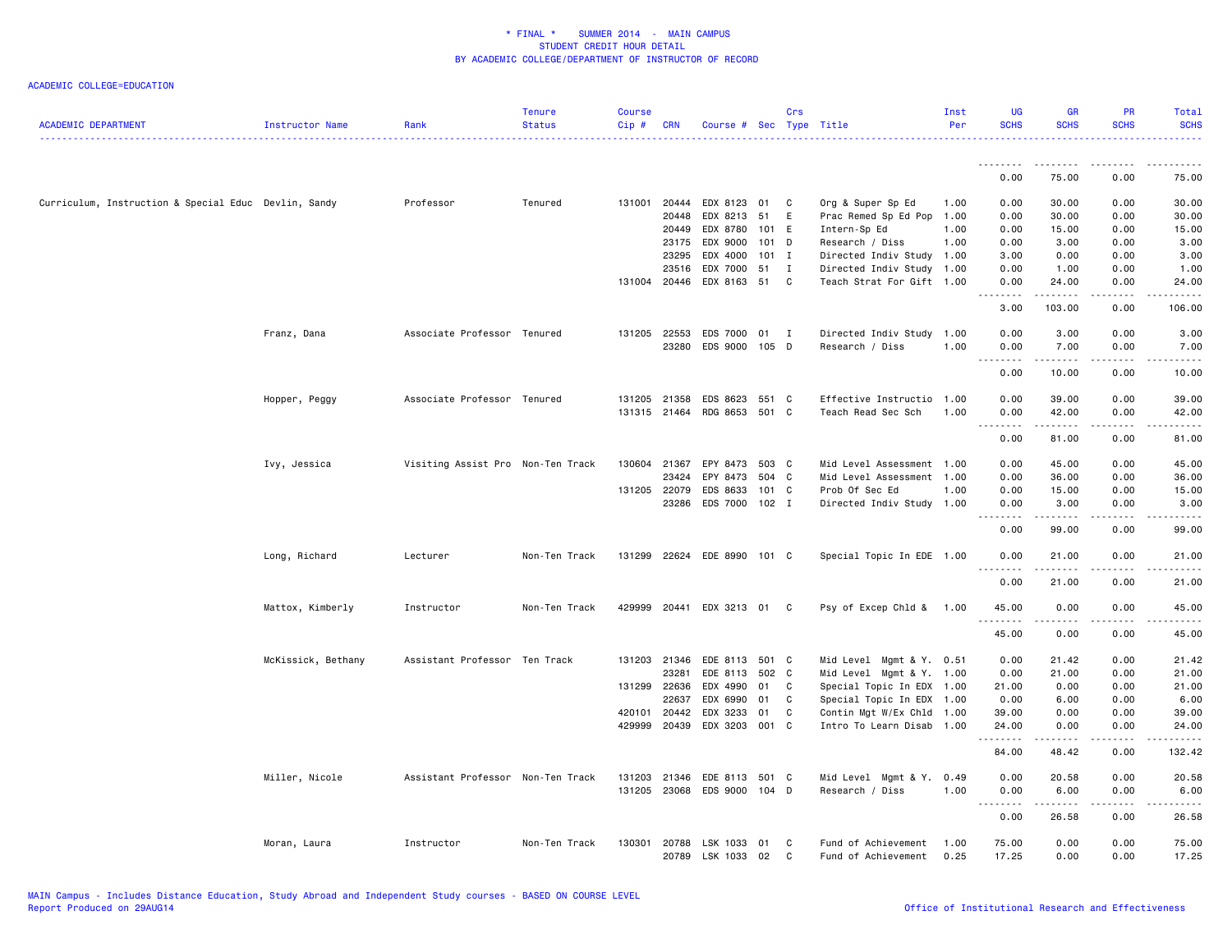\* FINAL \* SUMMER 2014 - MAIN CAMPUS
STUDENT CREDIT HOUR DETAIL
BY ACADEMIC COLLEGE/DEPARTMENT OF INSTRUCTOR OF RECORD

ACADEMIC COLLEGE=EDUCATION

| ACADEMIC DEPARTMENT | Instructor Name | Rank | Tenure Status | Course Cip # | CRN | Course # | Sec | Crs Type | Title | Inst Per | UG SCHS | GR SCHS | PR SCHS | Total SCHS |
|---|---|---|---|---|---|---|---|---|---|---|---|---|---|---|
| | | | | | | | | | | | 0.00 | 75.00 | 0.00 | 75.00 |
| Curriculum, Instruction & Special Educ | Devlin, Sandy | Professor | Tenured | 131001 | 20444 | EDX 8123 | 01 | C | Org & Super Sp Ed | 1.00 | 0.00 | 30.00 | 0.00 | 30.00 |
| | | | | | 20448 | EDX 8213 | 51 | E | Prac Remed Sp Ed Pop | 1.00 | 0.00 | 30.00 | 0.00 | 30.00 |
| | | | | | 20449 | EDX 8780 | 101 | E | Intern-Sp Ed | 1.00 | 0.00 | 15.00 | 0.00 | 15.00 |
| | | | | | 23175 | EDX 9000 | 101 | D | Research / Diss | 1.00 | 0.00 | 3.00 | 0.00 | 3.00 |
| | | | | | 23295 | EDX 4000 | 101 | I | Directed Indiv Study | 1.00 | 3.00 | 0.00 | 0.00 | 3.00 |
| | | | | | 23516 | EDX 7000 | 51 | I | Directed Indiv Study | 1.00 | 0.00 | 1.00 | 0.00 | 1.00 |
| | | | | 131004 | 20446 | EDX 8163 | 51 | C | Teach Strat For Gift | 1.00 | 0.00 | 24.00 | 0.00 | 24.00 |
| | | | | | | | | | | | 3.00 | 103.00 | 0.00 | 106.00 |
| | Franz, Dana | Associate Professor | Tenured | 131205 | 22553 | EDS 7000 | 01 | I | Directed Indiv Study | 1.00 | 0.00 | 3.00 | 0.00 | 3.00 |
| | | | | | 23280 | EDS 9000 | 105 | D | Research / Diss | 1.00 | 0.00 | 7.00 | 0.00 | 7.00 |
| | | | | | | | | | | | 0.00 | 10.00 | 0.00 | 10.00 |
| | Hopper, Peggy | Associate Professor | Tenured | 131205 | 21358 | EDS 8623 | 551 | C | Effective Instructio | 1.00 | 0.00 | 39.00 | 0.00 | 39.00 |
| | | | | 131315 | 21464 | RDG 8653 | 501 | C | Teach Read Sec Sch | 1.00 | 0.00 | 42.00 | 0.00 | 42.00 |
| | | | | | | | | | | | 0.00 | 81.00 | 0.00 | 81.00 |
| | Ivy, Jessica | Visiting Assist Pro | Non-Ten Track | 130604 | 21367 | EPY 8473 | 503 | C | Mid Level Assessment | 1.00 | 0.00 | 45.00 | 0.00 | 45.00 |
| | | | | | 23424 | EPY 8473 | 504 | C | Mid Level Assessment | 1.00 | 0.00 | 36.00 | 0.00 | 36.00 |
| | | | | 131205 | 22079 | EDS 8633 | 101 | C | Prob Of Sec Ed | 1.00 | 0.00 | 15.00 | 0.00 | 15.00 |
| | | | | | 23286 | EDS 7000 | 102 | I | Directed Indiv Study | 1.00 | 0.00 | 3.00 | 0.00 | 3.00 |
| | | | | | | | | | | | 0.00 | 99.00 | 0.00 | 99.00 |
| | Long, Richard | Lecturer | Non-Ten Track | 131299 | 22624 | EDE 8990 | 101 | C | Special Topic In EDE | 1.00 | 0.00 | 21.00 | 0.00 | 21.00 |
| | | | | | | | | | | | 0.00 | 21.00 | 0.00 | 21.00 |
| | Mattox, Kimberly | Instructor | Non-Ten Track | 429999 | 20441 | EDX 3213 | 01 | C | Psy of Excep Chld & | 1.00 | 45.00 | 0.00 | 0.00 | 45.00 |
| | | | | | | | | | | | 45.00 | 0.00 | 0.00 | 45.00 |
| | McKissick, Bethany | Assistant Professor | Ten Track | 131203 | 21346 | EDE 8113 | 501 | C | Mid Level Mgmt & Y. | 0.51 | 0.00 | 21.42 | 0.00 | 21.42 |
| | | | | | 23281 | EDE 8113 | 502 | C | Mid Level Mgmt & Y. | 1.00 | 0.00 | 21.00 | 0.00 | 21.00 |
| | | | | 131299 | 22636 | EDX 4990 | 01 | C | Special Topic In EDX | 1.00 | 21.00 | 0.00 | 0.00 | 21.00 |
| | | | | | 22637 | EDX 6990 | 01 | C | Special Topic In EDX | 1.00 | 0.00 | 6.00 | 0.00 | 6.00 |
| | | | | 420101 | 20442 | EDX 3233 | 01 | C | Contin Mgt W/Ex Chld | 1.00 | 39.00 | 0.00 | 0.00 | 39.00 |
| | | | | 429999 | 20439 | EDX 3203 | 001 | C | Intro To Learn Disab | 1.00 | 24.00 | 0.00 | 0.00 | 24.00 |
| | | | | | | | | | | | 84.00 | 48.42 | 0.00 | 132.42 |
| | Miller, Nicole | Assistant Professor | Non-Ten Track | 131203 | 21346 | EDE 8113 | 501 | C | Mid Level Mgmt & Y. | 0.49 | 0.00 | 20.58 | 0.00 | 20.58 |
| | | | | 131205 | 23068 | EDS 9000 | 104 | D | Research / Diss | 1.00 | 0.00 | 6.00 | 0.00 | 6.00 |
| | | | | | | | | | | | 0.00 | 26.58 | 0.00 | 26.58 |
| | Moran, Laura | Instructor | Non-Ten Track | 130301 | 20788 | LSK 1033 | 01 | C | Fund of Achievement | 1.00 | 75.00 | 0.00 | 0.00 | 75.00 |
| | | | | | 20789 | LSK 1033 | 02 | C | Fund of Achievement | 0.25 | 17.25 | 0.00 | 0.00 | 17.25 |

MAIN Campus - Includes Distance Education, Study Abroad and Independent Study courses - BASED ON COURSE LEVEL
Report Produced on 29AUG14

Office of Institutional Research and Effectiveness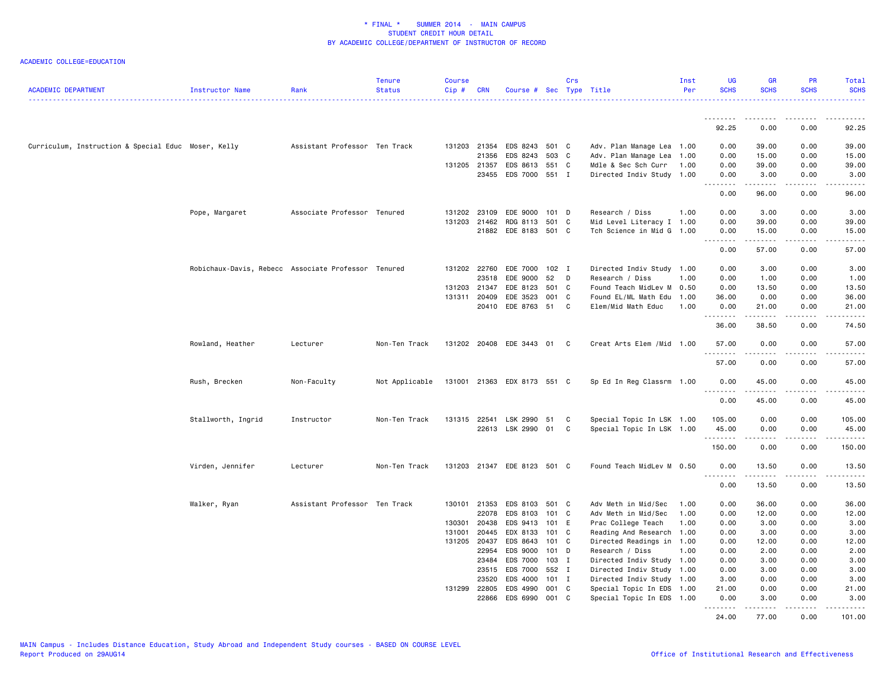\* FINAL \* SUMMER 2014 - MAIN CAMPUS
STUDENT CREDIT HOUR DETAIL
BY ACADEMIC COLLEGE/DEPARTMENT OF INSTRUCTOR OF RECORD

ACADEMIC COLLEGE=EDUCATION

| ACADEMIC DEPARTMENT | Instructor Name | Rank | Tenure Status | Course Cip # | CRN | Course # | Sec | Crs Type | Title | Inst Per | UG SCHS | GR SCHS | PR SCHS | Total SCHS |
|---|---|---|---|---|---|---|---|---|---|---|---|---|---|---|
| | | | | | | | | | | | 92.25 | 0.00 | 0.00 | 92.25 |
| Curriculum, Instruction & Special Educ | Moser, Kelly | Assistant Professor | Ten Track | 131203 | 21354 | EDS 8243 | 501 | C | Adv. Plan Manage Lea | 1.00 | 0.00 | 39.00 | 0.00 | 39.00 |
| | | | | | 21356 | EDS 8243 | 503 | C | Adv. Plan Manage Lea | 1.00 | 0.00 | 15.00 | 0.00 | 15.00 |
| | | | | 131205 | 21357 | EDS 8613 | 551 | C | Mdle & Sec Sch Curr | 1.00 | 0.00 | 39.00 | 0.00 | 39.00 |
| | | | | | 23455 | EDS 7000 | 551 | I | Directed Indiv Study | 1.00 | 0.00 | 3.00 | 0.00 | 3.00 |
| | | | | | | | | | | | 0.00 | 96.00 | 0.00 | 96.00 |
| | Pope, Margaret | Associate Professor | Tenured | 131202 | 23109 | EDE 9000 | 101 | D | Research / Diss | 1.00 | 0.00 | 3.00 | 0.00 | 3.00 |
| | | | | 131203 | 21462 | RDG 8113 | 501 | C | Mid Level Literacy I | 1.00 | 0.00 | 39.00 | 0.00 | 39.00 |
| | | | | | 21882 | EDE 8183 | 501 | C | Tch Science in Mid G | 1.00 | 0.00 | 15.00 | 0.00 | 15.00 |
| | | | | | | | | | | | 0.00 | 57.00 | 0.00 | 57.00 |
| | Robichaux-Davis, Rebecc | Associate Professor | Tenured | 131202 | 22760 | EDE 7000 | 102 | I | Directed Indiv Study | 1.00 | 0.00 | 3.00 | 0.00 | 3.00 |
| | | | | | 23518 | EDE 9000 | 52 | D | Research / Diss | 1.00 | 0.00 | 1.00 | 0.00 | 1.00 |
| | | | | 131203 | 21347 | EDE 8123 | 501 | C | Found Teach MidLev M | 0.50 | 0.00 | 13.50 | 0.00 | 13.50 |
| | | | | 131311 | 20409 | EDE 3523 | 001 | C | Found EL/ML Math Edu | 1.00 | 36.00 | 0.00 | 0.00 | 36.00 |
| | | | | | 20410 | EDE 8763 | 51 | C | Elem/Mid Math Educ | 1.00 | 0.00 | 21.00 | 0.00 | 21.00 |
| | | | | | | | | | | | 36.00 | 38.50 | 0.00 | 74.50 |
| | Rowland, Heather | Lecturer | Non-Ten Track | 131202 | 20408 | EDE 3443 | 01 | C | Creat Arts Elem /Mid | 1.00 | 57.00 | 0.00 | 0.00 | 57.00 |
| | | | | | | | | | | | 57.00 | 0.00 | 0.00 | 57.00 |
| | Rush, Brecken | Non-Faculty | Not Applicable | 131001 | 21363 | EDX 8173 | 551 | C | Sp Ed In Reg Classrm | 1.00 | 0.00 | 45.00 | 0.00 | 45.00 |
| | | | | | | | | | | | 0.00 | 45.00 | 0.00 | 45.00 |
| | Stallworth, Ingrid | Instructor | Non-Ten Track | 131315 | 22541 | LSK 2990 | 51 | C | Special Topic In LSK | 1.00 | 105.00 | 0.00 | 0.00 | 105.00 |
| | | | | | 22613 | LSK 2990 | 01 | C | Special Topic In LSK | 1.00 | 45.00 | 0.00 | 0.00 | 45.00 |
| | | | | | | | | | | | 150.00 | 0.00 | 0.00 | 150.00 |
| | Virden, Jennifer | Lecturer | Non-Ten Track | 131203 | 21347 | EDE 8123 | 501 | C | Found Teach MidLev M | 0.50 | 0.00 | 13.50 | 0.00 | 13.50 |
| | | | | | | | | | | | 0.00 | 13.50 | 0.00 | 13.50 |
| | Walker, Ryan | Assistant Professor | Ten Track | 130101 | 21353 | EDS 8103 | 501 | C | Adv Meth in Mid/Sec | 1.00 | 0.00 | 36.00 | 0.00 | 36.00 |
| | | | | | 22078 | EDS 8103 | 101 | C | Adv Meth in Mid/Sec | 1.00 | 0.00 | 12.00 | 0.00 | 12.00 |
| | | | | 130301 | 20438 | EDS 9413 | 101 | E | Prac College Teach | 1.00 | 0.00 | 3.00 | 0.00 | 3.00 |
| | | | | 131001 | 20445 | EDX 8133 | 101 | C | Reading And Research | 1.00 | 0.00 | 3.00 | 0.00 | 3.00 |
| | | | | 131205 | 20437 | EDS 8643 | 101 | C | Directed Readings in | 1.00 | 0.00 | 12.00 | 0.00 | 12.00 |
| | | | | | 22954 | EDS 9000 | 101 | D | Research / Diss | 1.00 | 0.00 | 2.00 | 0.00 | 2.00 |
| | | | | | 23484 | EDS 7000 | 103 | I | Directed Indiv Study | 1.00 | 0.00 | 3.00 | 0.00 | 3.00 |
| | | | | | 23515 | EDS 7000 | 552 | I | Directed Indiv Study | 1.00 | 0.00 | 3.00 | 0.00 | 3.00 |
| | | | | | 23520 | EDS 4000 | 101 | I | Directed Indiv Study | 1.00 | 3.00 | 0.00 | 0.00 | 3.00 |
| | | | | 131299 | 22805 | EDS 4990 | 001 | C | Special Topic In EDS | 1.00 | 21.00 | 0.00 | 0.00 | 21.00 |
| | | | | | 22866 | EDS 6990 | 001 | C | Special Topic In EDS | 1.00 | 0.00 | 3.00 | 0.00 | 3.00 |
| | | | | | | | | | | | 24.00 | 77.00 | 0.00 | 101.00 |

MAIN Campus - Includes Distance Education, Study Abroad and Independent Study courses - BASED ON COURSE LEVEL
Report Produced on 29AUG14

Office of Institutional Research and Effectiveness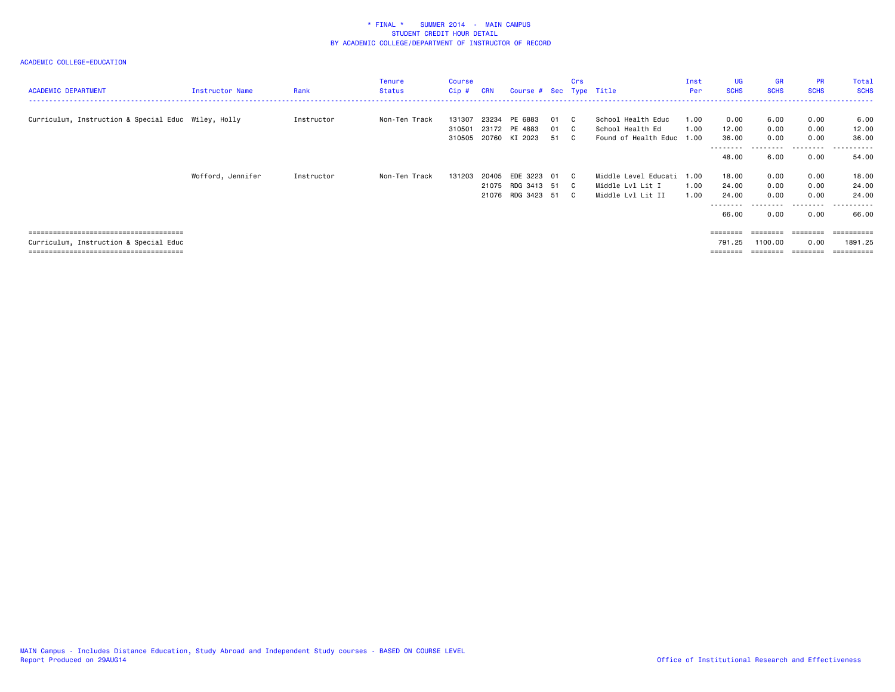* FINAL * SUMMER 2014 - MAIN CAMPUS
STUDENT CREDIT HOUR DETAIL
BY ACADEMIC COLLEGE/DEPARTMENT OF INSTRUCTOR OF RECORD

ACADEMIC COLLEGE=EDUCATION

| ACADEMIC DEPARTMENT | Instructor Name | Rank | Tenure Status | Course Cip # | CRN | Course # | Sec | Crs Type | Title | Inst Per | UG SCHS | GR SCHS | PR SCHS | Total SCHS |
|---|---|---|---|---|---|---|---|---|---|---|---|---|---|---|
| Curriculum, Instruction & Special Educ | Wiley, Holly | Instructor | Non-Ten Track | 131307 | 23234 | PE 6883 | 01 | C | School Health Educ | 1.00 | 0.00 | 6.00 | 0.00 | 6.00 |
| | | | | 310501 | 23172 | PE 4883 | 01 | C | School Health Ed | 1.00 | 12.00 | 0.00 | 0.00 | 12.00 |
| | | | | 310505 | 20760 | KI 2023 | 51 | C | Found of Health Educ | 1.00 | 36.00 | 0.00 | 0.00 | 36.00 |
| | | | | | | | | | | | 48.00 | 6.00 | 0.00 | 54.00 |
| | Wofford, Jennifer | Instructor | Non-Ten Track | 131203 | 20405 | EDE 3223 | 01 | C | Middle Level Educati | 1.00 | 18.00 | 0.00 | 0.00 | 18.00 |
| | | | | | 21075 | RDG 3413 | 51 | C | Middle Lvl Lit I | 1.00 | 24.00 | 0.00 | 0.00 | 24.00 |
| | | | | | 21076 | RDG 3423 | 51 | C | Middle Lvl Lit II | 1.00 | 24.00 | 0.00 | 0.00 | 24.00 |
| | | | | | | | | | | | 66.00 | 0.00 | 0.00 | 66.00 |
| Curriculum, Instruction & Special Educ | | | | | | | | | | | 791.25 | 1100.00 | 0.00 | 1891.25 |

MAIN Campus - Includes Distance Education, Study Abroad and Independent Study courses - BASED ON COURSE LEVEL
Report Produced on 29AUG14

Office of Institutional Research and Effectiveness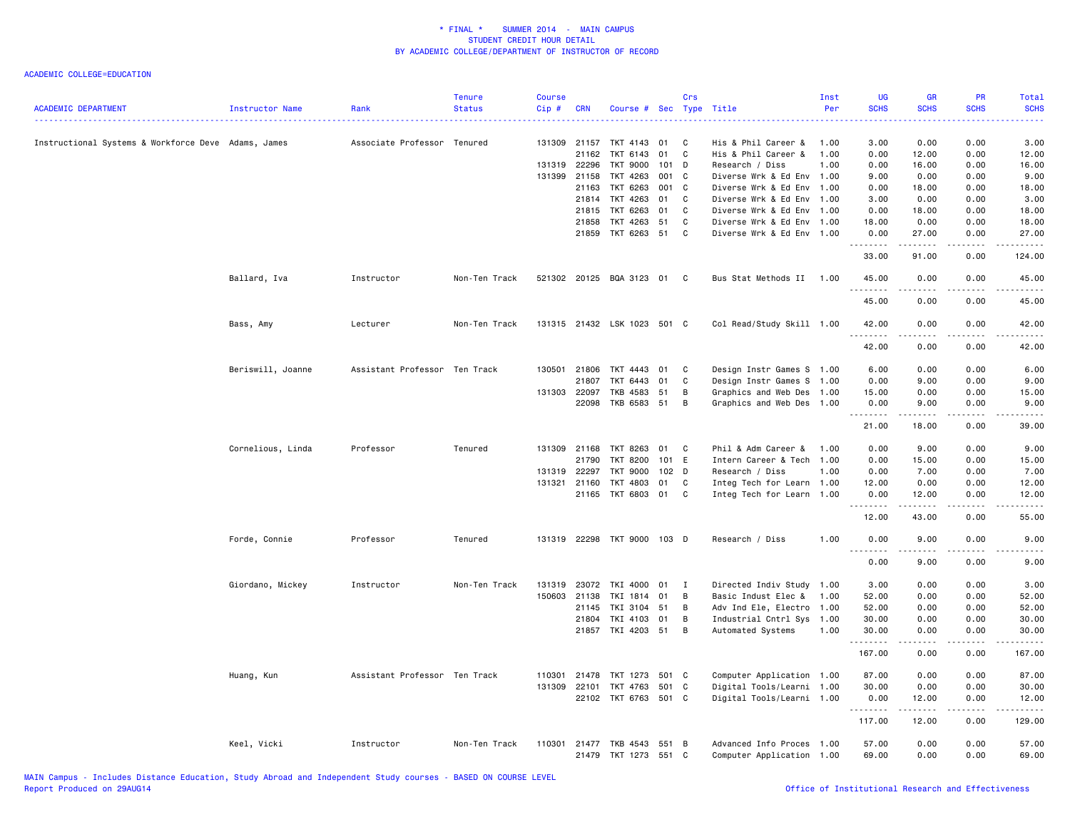\* FINAL \*    SUMMER 2014  -  MAIN CAMPUS
STUDENT CREDIT HOUR DETAIL
BY ACADEMIC COLLEGE/DEPARTMENT OF INSTRUCTOR OF RECORD

ACADEMIC COLLEGE=EDUCATION

| ACADEMIC DEPARTMENT | Instructor Name | Rank | Tenure Status | Course Cip # | CRN | Course # | Sec | Crs Type | Title | Inst Per | UG SCHS | GR SCHS | PR SCHS | Total SCHS |
|---|---|---|---|---|---|---|---|---|---|---|---|---|---|---|
| Instructional Systems & Workforce Deve | Adams, James | Associate Professor | Tenured | 131309 | 21157 | TKT 4143 | 01 | C | His & Phil Career & | 1.00 | 3.00 | 0.00 | 0.00 | 3.00 |
| | | | | | 21162 | TKT 6143 | 01 | C | His & Phil Career & | 1.00 | 0.00 | 12.00 | 0.00 | 12.00 |
| | | | | 131319 | 22296 | TKT 9000 | 101 | D | Research / Diss | 1.00 | 0.00 | 16.00 | 0.00 | 16.00 |
| | | | | 131399 | 21158 | TKT 4263 | 001 | C | Diverse Wrk & Ed Env | 1.00 | 9.00 | 0.00 | 0.00 | 9.00 |
| | | | | | 21163 | TKT 6263 | 001 | C | Diverse Wrk & Ed Env | 1.00 | 0.00 | 18.00 | 0.00 | 18.00 |
| | | | | | 21814 | TKT 4263 | 01 | C | Diverse Wrk & Ed Env | 1.00 | 3.00 | 0.00 | 0.00 | 3.00 |
| | | | | | 21815 | TKT 6263 | 01 | C | Diverse Wrk & Ed Env | 1.00 | 0.00 | 18.00 | 0.00 | 18.00 |
| | | | | | 21858 | TKT 4263 | 51 | C | Diverse Wrk & Ed Env | 1.00 | 18.00 | 0.00 | 0.00 | 18.00 |
| | | | | | 21859 | TKT 6263 | 51 | C | Diverse Wrk & Ed Env | 1.00 | 0.00 | 27.00 | 0.00 | 27.00 |
| | | | | | | | | | | | 33.00 | 91.00 | 0.00 | 124.00 |
| | Ballard, Iva | Instructor | Non-Ten Track | 521302 | 20125 | BQA 3123 | 01 | C | Bus Stat Methods II | 1.00 | 45.00 | 0.00 | 0.00 | 45.00 |
| | | | | | | | | | | | 45.00 | 0.00 | 0.00 | 45.00 |
| | Bass, Amy | Lecturer | Non-Ten Track | 131315 | 21432 | LSK 1023 | 501 | C | Col Read/Study Skill | 1.00 | 42.00 | 0.00 | 0.00 | 42.00 |
| | | | | | | | | | | | 42.00 | 0.00 | 0.00 | 42.00 |
| | Beriswill, Joanne | Assistant Professor | Ten Track | 130501 | 21806 | TKT 4443 | 01 | C | Design Instr Games S | 1.00 | 6.00 | 0.00 | 0.00 | 6.00 |
| | | | | | 21807 | TKT 6443 | 01 | C | Design Instr Games S | 1.00 | 0.00 | 9.00 | 0.00 | 9.00 |
| | | | | 131303 | 22097 | TKB 4583 | 51 | B | Graphics and Web Des | 1.00 | 15.00 | 0.00 | 0.00 | 15.00 |
| | | | | | 22098 | TKB 6583 | 51 | B | Graphics and Web Des | 1.00 | 0.00 | 9.00 | 0.00 | 9.00 |
| | | | | | | | | | | | 21.00 | 18.00 | 0.00 | 39.00 |
| | Cornelious, Linda | Professor | Tenured | 131309 | 21168 | TKT 8263 | 01 | C | Phil & Adm Career & | 1.00 | 0.00 | 9.00 | 0.00 | 9.00 |
| | | | | | 21790 | TKT 8200 | 101 | E | Intern Career & Tech | 1.00 | 0.00 | 15.00 | 0.00 | 15.00 |
| | | | | 131319 | 22297 | TKT 9000 | 102 | D | Research / Diss | 1.00 | 0.00 | 7.00 | 0.00 | 7.00 |
| | | | | 131321 | 21160 | TKT 4803 | 01 | C | Integ Tech for Learn | 1.00 | 12.00 | 0.00 | 0.00 | 12.00 |
| | | | | | 21165 | TKT 6803 | 01 | C | Integ Tech for Learn | 1.00 | 0.00 | 12.00 | 0.00 | 12.00 |
| | | | | | | | | | | | 12.00 | 43.00 | 0.00 | 55.00 |
| | Forde, Connie | Professor | Tenured | 131319 | 22298 | TKT 9000 | 103 | D | Research / Diss | 1.00 | 0.00 | 9.00 | 0.00 | 9.00 |
| | | | | | | | | | | | 0.00 | 9.00 | 0.00 | 9.00 |
| | Giordano, Mickey | Instructor | Non-Ten Track | 131319 | 23072 | TKI 4000 | 01 | I | Directed Indiv Study | 1.00 | 3.00 | 0.00 | 0.00 | 3.00 |
| | | | | 150603 | 21138 | TKI 1814 | 01 | B | Basic Indust Elec & | 1.00 | 52.00 | 0.00 | 0.00 | 52.00 |
| | | | | | 21145 | TKI 3104 | 51 | B | Adv Ind Ele, Electro | 1.00 | 52.00 | 0.00 | 0.00 | 52.00 |
| | | | | | 21804 | TKI 4103 | 01 | B | Industrial Cntrl Sys | 1.00 | 30.00 | 0.00 | 0.00 | 30.00 |
| | | | | | 21857 | TKI 4203 | 51 | B | Automated Systems | 1.00 | 30.00 | 0.00 | 0.00 | 30.00 |
| | | | | | | | | | | | 167.00 | 0.00 | 0.00 | 167.00 |
| | Huang, Kun | Assistant Professor | Ten Track | 110301 | 21478 | TKT 1273 | 501 | C | Computer Application | 1.00 | 87.00 | 0.00 | 0.00 | 87.00 |
| | | | | 131309 | 22101 | TKT 4763 | 501 | C | Digital Tools/Learni | 1.00 | 30.00 | 0.00 | 0.00 | 30.00 |
| | | | | | 22102 | TKT 6763 | 501 | C | Digital Tools/Learni | 1.00 | 0.00 | 12.00 | 0.00 | 12.00 |
| | | | | | | | | | | | 117.00 | 12.00 | 0.00 | 129.00 |
| | Keel, Vicki | Instructor | Non-Ten Track | 110301 | 21477 | TKB 4543 | 551 | B | Advanced Info Proces | 1.00 | 57.00 | 0.00 | 0.00 | 57.00 |
| | | | | | 21479 | TKT 1273 | 551 | C | Computer Application | 1.00 | 69.00 | 0.00 | 0.00 | 69.00 |

MAIN Campus - Includes Distance Education, Study Abroad and Independent Study courses - BASED ON COURSE LEVEL
Report Produced on 29AUG14
Office of Institutional Research and Effectiveness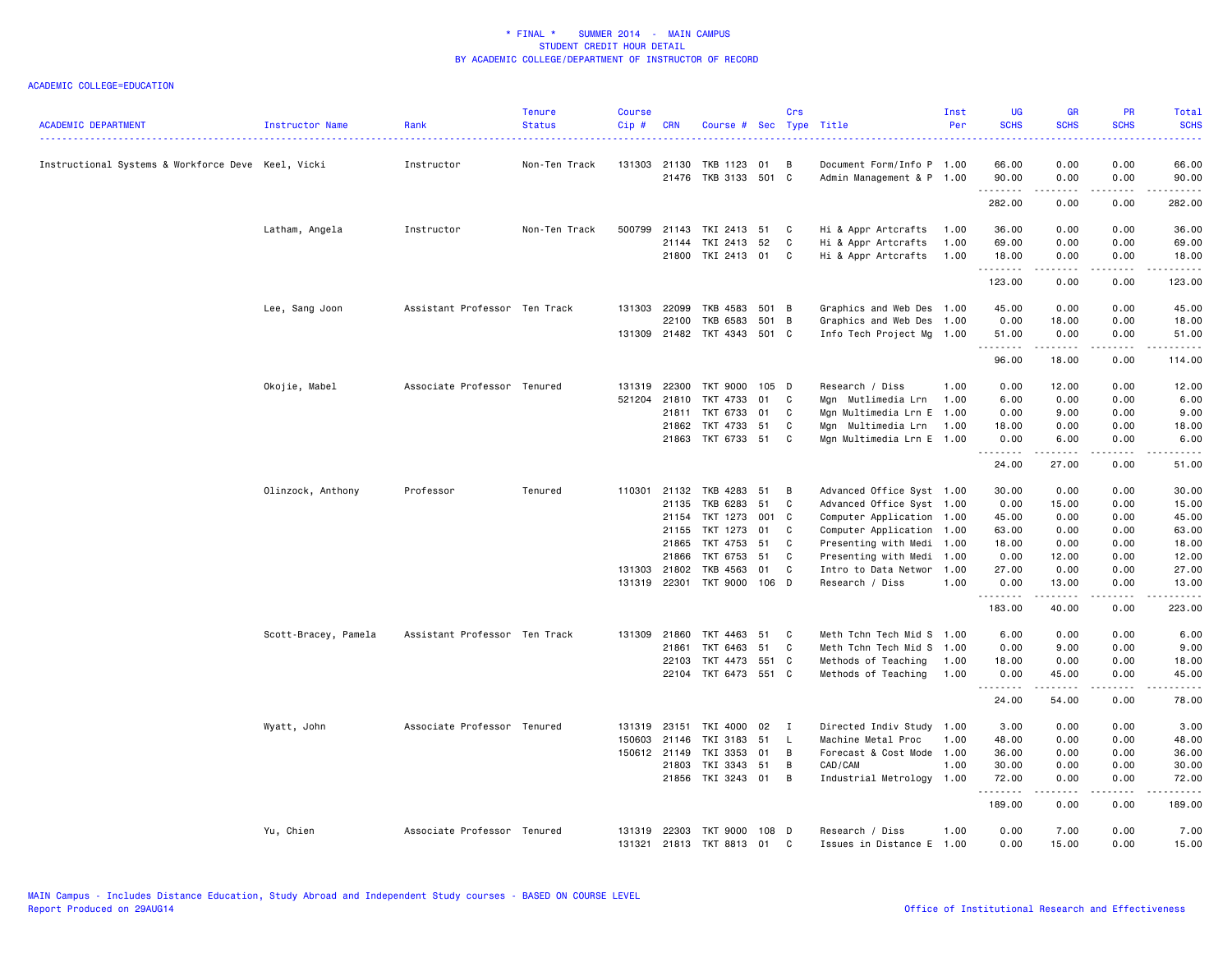\* FINAL \* SUMMER 2014 - MAIN CAMPUS
STUDENT CREDIT HOUR DETAIL
BY ACADEMIC COLLEGE/DEPARTMENT OF INSTRUCTOR OF RECORD

ACADEMIC COLLEGE=EDUCATION

| ACADEMIC DEPARTMENT | Instructor Name | Rank | Tenure Status | Course Cip # | CRN | Course # | Sec | Crs Type | Title | Inst Per | UG SCHS | GR SCHS | PR SCHS | Total SCHS |
|---|---|---|---|---|---|---|---|---|---|---|---|---|---|---|
| Instructional Systems & Workforce Deve | Keel, Vicki | Instructor | Non-Ten Track | 131303 | 21130 | TKB 1123 | 01 | B | Document Form/Info P | 1.00 | 66.00 | 0.00 | 0.00 | 66.00 |
| | | | | | 21476 | TKB 3133 | 501 | C | Admin Management & P | 1.00 | 90.00 | 0.00 | 0.00 | 90.00 |
| | | | | | | | | | | | 282.00 | 0.00 | 0.00 | 282.00 |
| | Latham, Angela | Instructor | Non-Ten Track | 500799 | 21143 | TKI 2413 | 51 | C | Hi & Appr Artcrafts | 1.00 | 36.00 | 0.00 | 0.00 | 36.00 |
| | | | | | 21144 | TKI 2413 | 52 | C | Hi & Appr Artcrafts | 1.00 | 69.00 | 0.00 | 0.00 | 69.00 |
| | | | | | 21800 | TKI 2413 | 01 | C | Hi & Appr Artcrafts | 1.00 | 18.00 | 0.00 | 0.00 | 18.00 |
| | | | | | | | | | | | 123.00 | 0.00 | 0.00 | 123.00 |
| | Lee, Sang Joon | Assistant Professor | Ten Track | 131303 | 22099 | TKB 4583 | 501 | B | Graphics and Web Des | 1.00 | 45.00 | 0.00 | 0.00 | 45.00 |
| | | | | | 22100 | TKB 6583 | 501 | B | Graphics and Web Des | 1.00 | 0.00 | 18.00 | 0.00 | 18.00 |
| | | | | 131309 | 21482 | TKT 4343 | 501 | C | Info Tech Project Mg | 1.00 | 51.00 | 0.00 | 0.00 | 51.00 |
| | | | | | | | | | | | 96.00 | 18.00 | 0.00 | 114.00 |
| | Okojie, Mabel | Associate Professor | Tenured | 131319 | 22300 | TKT 9000 | 105 | D | Research / Diss | 1.00 | 0.00 | 12.00 | 0.00 | 12.00 |
| | | | | 521204 | 21810 | TKT 4733 | 01 | C | Mgn Mutlimedia Lrn | 1.00 | 6.00 | 0.00 | 0.00 | 6.00 |
| | | | | | 21811 | TKT 6733 | 01 | C | Mgn Multimedia Lrn E | 1.00 | 0.00 | 9.00 | 0.00 | 9.00 |
| | | | | | 21862 | TKT 4733 | 51 | C | Mgn Multimedia Lrn | 1.00 | 18.00 | 0.00 | 0.00 | 18.00 |
| | | | | | 21863 | TKT 6733 | 51 | C | Mgn Multimedia Lrn E | 1.00 | 0.00 | 6.00 | 0.00 | 6.00 |
| | | | | | | | | | | | 24.00 | 27.00 | 0.00 | 51.00 |
| | Olinzock, Anthony | Professor | Tenured | 110301 | 21132 | TKB 4283 | 51 | B | Advanced Office Syst | 1.00 | 30.00 | 0.00 | 0.00 | 30.00 |
| | | | | | 21135 | TKB 6283 | 51 | C | Advanced Office Syst | 1.00 | 0.00 | 15.00 | 0.00 | 15.00 |
| | | | | | 21154 | TKT 1273 | 001 | C | Computer Application | 1.00 | 45.00 | 0.00 | 0.00 | 45.00 |
| | | | | | 21155 | TKT 1273 | 01 | C | Computer Application | 1.00 | 63.00 | 0.00 | 0.00 | 63.00 |
| | | | | | 21865 | TKT 4753 | 51 | C | Presenting with Medi | 1.00 | 18.00 | 0.00 | 0.00 | 18.00 |
| | | | | | 21866 | TKT 6753 | 51 | C | Presenting with Medi | 1.00 | 0.00 | 12.00 | 0.00 | 12.00 |
| | | | | 131303 | 21802 | TKB 4563 | 01 | C | Intro to Data Networ | 1.00 | 27.00 | 0.00 | 0.00 | 27.00 |
| | | | | 131319 | 22301 | TKT 9000 | 106 | D | Research / Diss | 1.00 | 0.00 | 13.00 | 0.00 | 13.00 |
| | | | | | | | | | | | 183.00 | 40.00 | 0.00 | 223.00 |
| | Scott-Bracey, Pamela | Assistant Professor | Ten Track | 131309 | 21860 | TKT 4463 | 51 | C | Meth Tchn Tech Mid S | 1.00 | 6.00 | 0.00 | 0.00 | 6.00 |
| | | | | | 21861 | TKT 6463 | 51 | C | Meth Tchn Tech Mid S | 1.00 | 0.00 | 9.00 | 0.00 | 9.00 |
| | | | | | 22103 | TKT 4473 | 551 | C | Methods of Teaching | 1.00 | 18.00 | 0.00 | 0.00 | 18.00 |
| | | | | | 22104 | TKT 6473 | 551 | C | Methods of Teaching | 1.00 | 0.00 | 45.00 | 0.00 | 45.00 |
| | | | | | | | | | | | 24.00 | 54.00 | 0.00 | 78.00 |
| | Wyatt, John | Associate Professor | Tenured | 131319 | 23151 | TKI 4000 | 02 | I | Directed Indiv Study | 1.00 | 3.00 | 0.00 | 0.00 | 3.00 |
| | | | | 150603 | 21146 | TKI 3183 | 51 | L | Machine Metal Proc | 1.00 | 48.00 | 0.00 | 0.00 | 48.00 |
| | | | | 150612 | 21149 | TKI 3353 | 01 | B | Forecast & Cost Mode | 1.00 | 36.00 | 0.00 | 0.00 | 36.00 |
| | | | | | 21803 | TKI 3343 | 51 | B | CAD/CAM | 1.00 | 30.00 | 0.00 | 0.00 | 30.00 |
| | | | | | 21856 | TKI 3243 | 01 | B | Industrial Metrology | 1.00 | 72.00 | 0.00 | 0.00 | 72.00 |
| | | | | | | | | | | | 189.00 | 0.00 | 0.00 | 189.00 |
| | Yu, Chien | Associate Professor | Tenured | 131319 | 22303 | TKT 9000 | 108 | D | Research / Diss | 1.00 | 0.00 | 7.00 | 0.00 | 7.00 |
| | | | | 131321 | 21813 | TKT 8813 | 01 | C | Issues in Distance E | 1.00 | 0.00 | 15.00 | 0.00 | 15.00 |

MAIN Campus - Includes Distance Education, Study Abroad and Independent Study courses - BASED ON COURSE LEVEL
Report Produced on 29AUG14

Office of Institutional Research and Effectiveness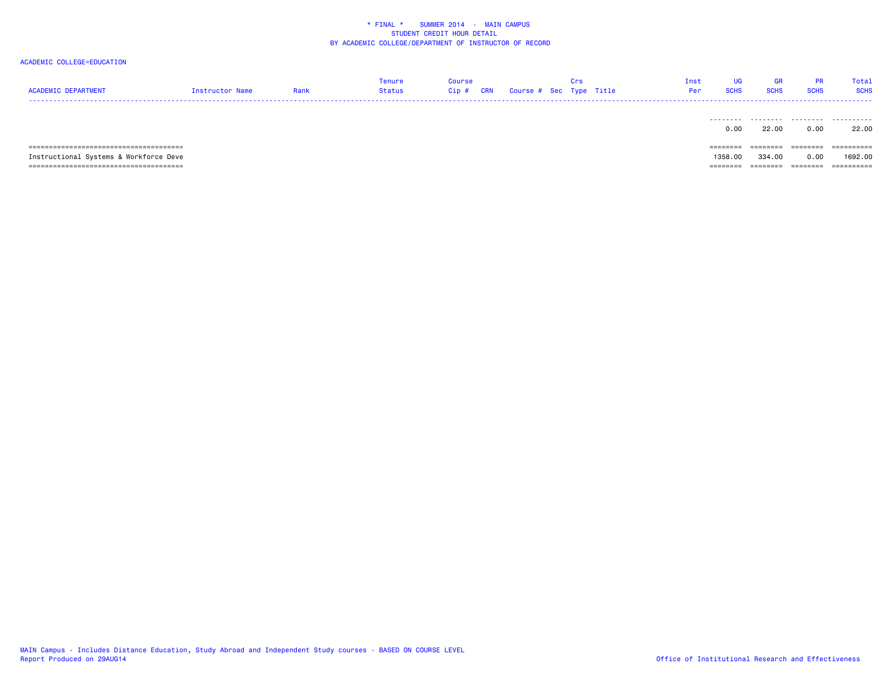* FINAL * SUMMER 2014 - MAIN CAMPUS
STUDENT CREDIT HOUR DETAIL
BY ACADEMIC COLLEGE/DEPARTMENT OF INSTRUCTOR OF RECORD

ACADEMIC COLLEGE=EDUCATION

| ACADEMIC DEPARTMENT | Instructor Name | Rank | Tenure Status | Course Cip # | CRN | Course # | Sec | Crs Type | Title | Inst Per | UG SCHS | GR SCHS | PR SCHS | Total SCHS |
|---|---|---|---|---|---|---|---|---|---|---|---|---|---|---|
| | | | | | | | | | | | 0.00 | 22.00 | 0.00 | 22.00 |
| Instructional Systems & Workforce Deve | | | | | | | | | | | 1358.00 | 334.00 | 0.00 | 1692.00 |

MAIN Campus - Includes Distance Education, Study Abroad and Independent Study courses - BASED ON COURSE LEVEL
Report Produced on 29AUG14

Office of Institutional Research and Effectiveness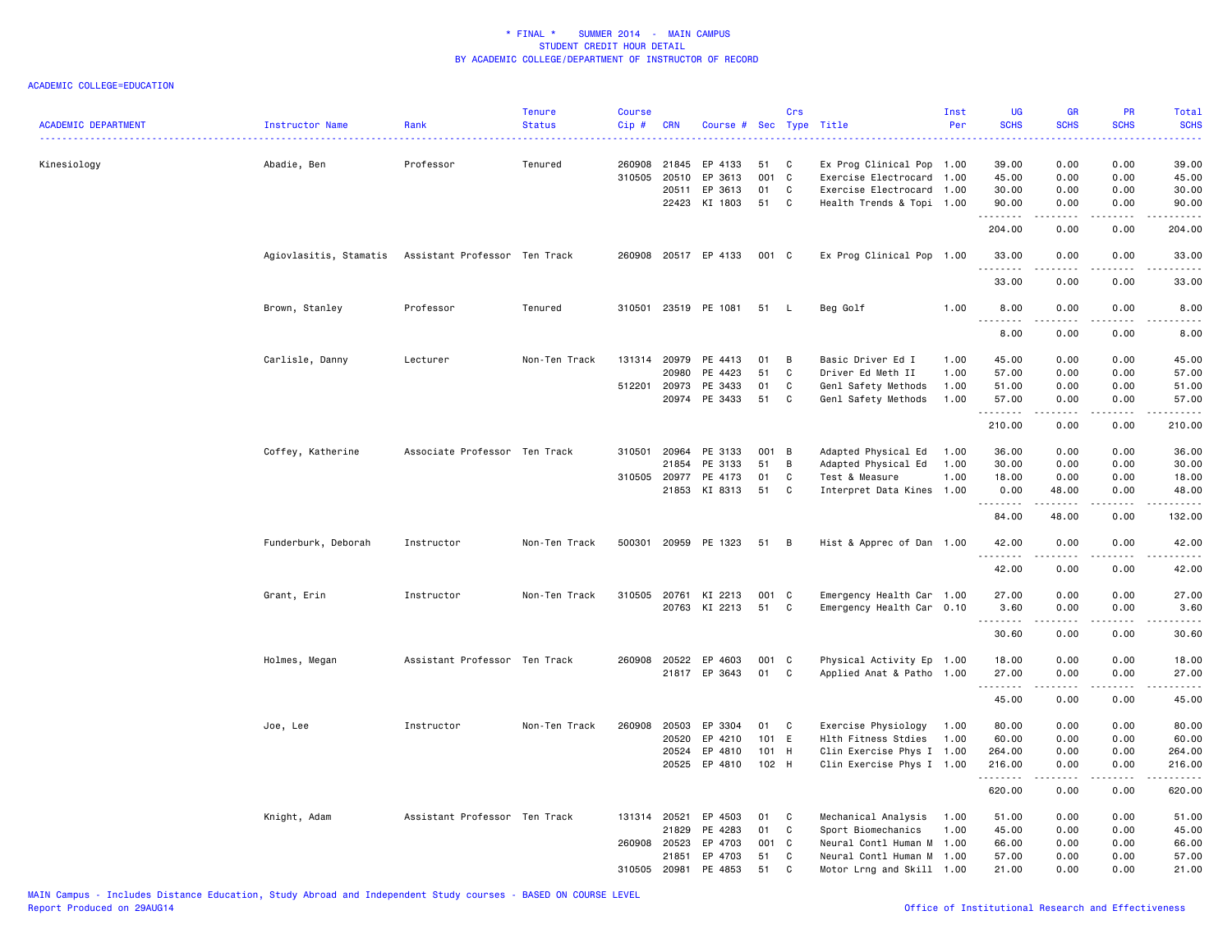* FINAL * SUMMER 2014 - MAIN CAMPUS
STUDENT CREDIT HOUR DETAIL
BY ACADEMIC COLLEGE/DEPARTMENT OF INSTRUCTOR OF RECORD

ACADEMIC COLLEGE=EDUCATION

| ACADEMIC DEPARTMENT | Instructor Name | Rank | Tenure Status | Course Cip # | CRN | Course # | Sec | Crs Type | Title | Inst Per | UG SCHS | GR SCHS | PR SCHS | Total SCHS |
|---|---|---|---|---|---|---|---|---|---|---|---|---|---|---|
| Kinesiology | Abadie, Ben | Professor | Tenured | 260908 | 21845 | EP 4133 | 51 | C | Ex Prog Clinical Pop | 1.00 | 39.00 | 0.00 | 0.00 | 39.00 |
| | | | | 310505 | 20510 | EP 3613 | 001 | C | Exercise Electrocard | 1.00 | 45.00 | 0.00 | 0.00 | 45.00 |
| | | | | | 20511 | EP 3613 | 01 | C | Exercise Electrocard | 1.00 | 30.00 | 0.00 | 0.00 | 30.00 |
| | | | | | 22423 | KI 1803 | 51 | C | Health Trends & Topi | 1.00 | 90.00 | 0.00 | 0.00 | 90.00 |
| | | | | | | | | | | | 204.00 | 0.00 | 0.00 | 204.00 |
| | Agiovlasitis, Stamatis | Assistant Professor | Ten Track | 260908 | 20517 | EP 4133 | 001 | C | Ex Prog Clinical Pop | 1.00 | 33.00 | 0.00 | 0.00 | 33.00 |
| | | | | | | | | | | | 33.00 | 0.00 | 0.00 | 33.00 |
| | Brown, Stanley | Professor | Tenured | 310501 | 23519 | PE 1081 | 51 | L | Beg Golf | 1.00 | 8.00 | 0.00 | 0.00 | 8.00 |
| | | | | | | | | | | | 8.00 | 0.00 | 0.00 | 8.00 |
| | Carlisle, Danny | Lecturer | Non-Ten Track | 131314 | 20979 | PE 4413 | 01 | B | Basic Driver Ed I | 1.00 | 45.00 | 0.00 | 0.00 | 45.00 |
| | | | | | 20980 | PE 4423 | 51 | C | Driver Ed Meth II | 1.00 | 57.00 | 0.00 | 0.00 | 57.00 |
| | | | | 512201 | 20973 | PE 3433 | 01 | C | Genl Safety Methods | 1.00 | 51.00 | 0.00 | 0.00 | 51.00 |
| | | | | | 20974 | PE 3433 | 51 | C | Genl Safety Methods | 1.00 | 57.00 | 0.00 | 0.00 | 57.00 |
| | | | | | | | | | | | 210.00 | 0.00 | 0.00 | 210.00 |
| | Coffey, Katherine | Associate Professor | Ten Track | 310501 | 20964 | PE 3133 | 001 | B | Adapted Physical Ed | 1.00 | 36.00 | 0.00 | 0.00 | 36.00 |
| | | | | | 21854 | PE 3133 | 51 | B | Adapted Physical Ed | 1.00 | 30.00 | 0.00 | 0.00 | 30.00 |
| | | | | 310505 | 20977 | PE 4173 | 01 | C | Test & Measure | 1.00 | 18.00 | 0.00 | 0.00 | 18.00 |
| | | | | | 21853 | KI 8313 | 51 | C | Interpret Data Kines | 1.00 | 0.00 | 48.00 | 0.00 | 48.00 |
| | | | | | | | | | | | 84.00 | 48.00 | 0.00 | 132.00 |
| | Funderburk, Deborah | Instructor | Non-Ten Track | 500301 | 20959 | PE 1323 | 51 | B | Hist & Apprec of Dan | 1.00 | 42.00 | 0.00 | 0.00 | 42.00 |
| | | | | | | | | | | | 42.00 | 0.00 | 0.00 | 42.00 |
| | Grant, Erin | Instructor | Non-Ten Track | 310505 | 20761 | KI 2213 | 001 | C | Emergency Health Car | 1.00 | 27.00 | 0.00 | 0.00 | 27.00 |
| | | | | | 20763 | KI 2213 | 51 | C | Emergency Health Car | 0.10 | 3.60 | 0.00 | 0.00 | 3.60 |
| | | | | | | | | | | | 30.60 | 0.00 | 0.00 | 30.60 |
| | Holmes, Megan | Assistant Professor | Ten Track | 260908 | 20522 | EP 4603 | 001 | C | Physical Activity Ep | 1.00 | 18.00 | 0.00 | 0.00 | 18.00 |
| | | | | | 21817 | EP 3643 | 01 | C | Applied Anat & Patho | 1.00 | 27.00 | 0.00 | 0.00 | 27.00 |
| | | | | | | | | | | | 45.00 | 0.00 | 0.00 | 45.00 |
| | Joe, Lee | Instructor | Non-Ten Track | 260908 | 20503 | EP 3304 | 01 | C | Exercise Physiology | 1.00 | 80.00 | 0.00 | 0.00 | 80.00 |
| | | | | | 20520 | EP 4210 | 101 | E | Hlth Fitness Stdies | 1.00 | 60.00 | 0.00 | 0.00 | 60.00 |
| | | | | | 20524 | EP 4810 | 101 | H | Clin Exercise Phys I | 1.00 | 264.00 | 0.00 | 0.00 | 264.00 |
| | | | | | 20525 | EP 4810 | 102 | H | Clin Exercise Phys I | 1.00 | 216.00 | 0.00 | 0.00 | 216.00 |
| | | | | | | | | | | | 620.00 | 0.00 | 0.00 | 620.00 |
| | Knight, Adam | Assistant Professor | Ten Track | 131314 | 20521 | EP 4503 | 01 | C | Mechanical Analysis | 1.00 | 51.00 | 0.00 | 0.00 | 51.00 |
| | | | | | 21829 | PE 4283 | 01 | C | Sport Biomechanics | 1.00 | 45.00 | 0.00 | 0.00 | 45.00 |
| | | | | 260908 | 20523 | EP 4703 | 001 | C | Neural Contl Human M | 1.00 | 66.00 | 0.00 | 0.00 | 66.00 |
| | | | | | 21851 | EP 4703 | 51 | C | Neural Contl Human M | 1.00 | 57.00 | 0.00 | 0.00 | 57.00 |
| | | | | 310505 | 20981 | PE 4853 | 51 | C | Motor Lrng and Skill | 1.00 | 21.00 | 0.00 | 0.00 | 21.00 |

MAIN Campus - Includes Distance Education, Study Abroad and Independent Study courses - BASED ON COURSE LEVEL
Report Produced on 29AUG14

Office of Institutional Research and Effectiveness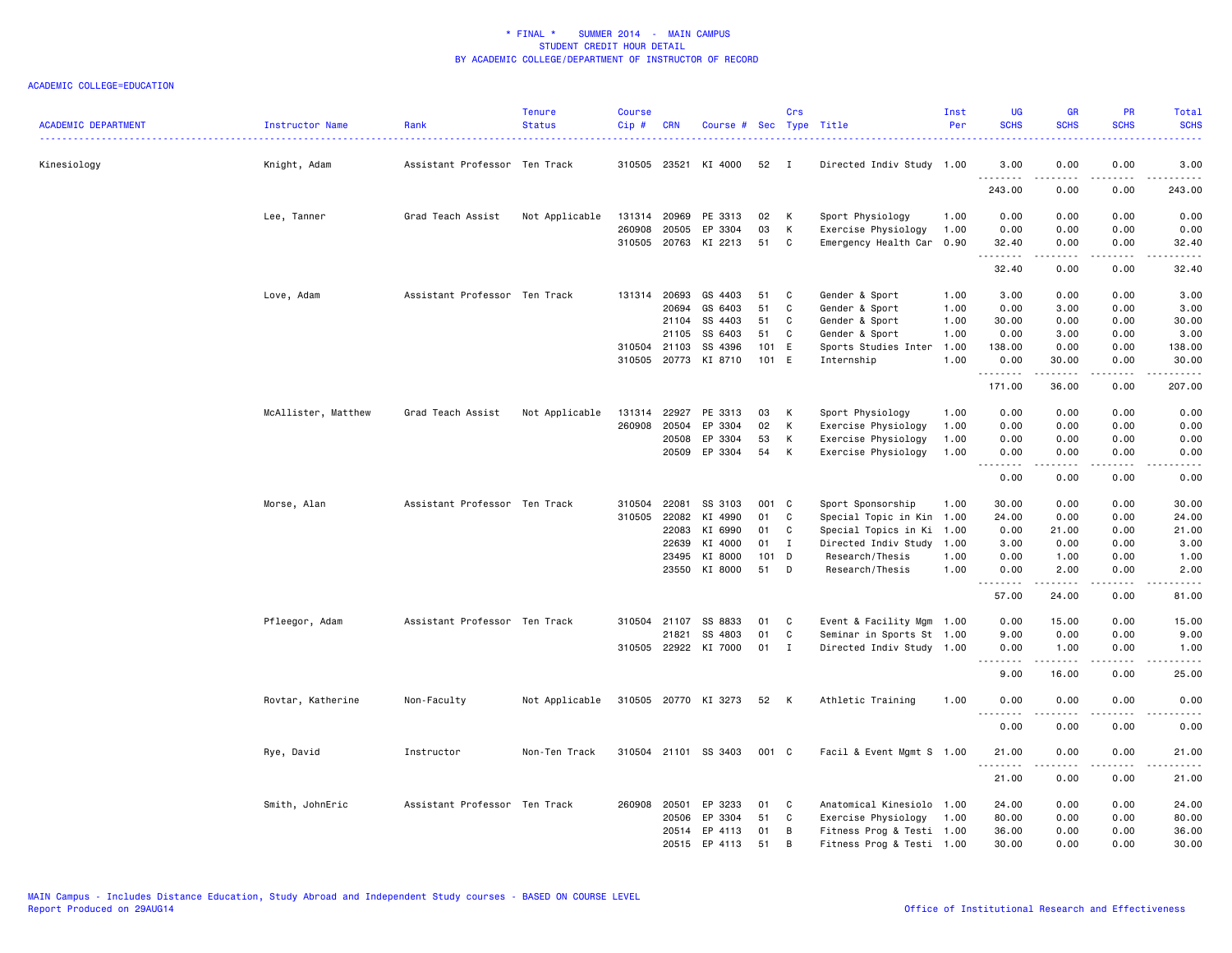\* FINAL \* SUMMER 2014 - MAIN CAMPUS
STUDENT CREDIT HOUR DETAIL
BY ACADEMIC COLLEGE/DEPARTMENT OF INSTRUCTOR OF RECORD

ACADEMIC COLLEGE=EDUCATION

| ACADEMIC DEPARTMENT | Instructor Name | Rank | Tenure Status | Course Cip # | CRN | Course # | Sec | Crs Type | Title | Inst Per | UG SCHS | GR SCHS | PR SCHS | Total SCHS |
|---|---|---|---|---|---|---|---|---|---|---|---|---|---|---|
| Kinesiology | Knight, Adam | Assistant Professor | Ten Track | 310505 | 23521 | KI 4000 | 52 | I | Directed Indiv Study | 1.00 | 3.00 | 0.00 | 0.00 | 3.00 |
| | | | | | | | | | | | 243.00 | 0.00 | 0.00 | 243.00 |
| | Lee, Tanner | Grad Teach Assist | Not Applicable | 131314 | 20969 | PE 3313 | 02 | K | Sport Physiology | 1.00 | 0.00 | 0.00 | 0.00 | 0.00 |
| | | | | 260908 | 20505 | EP 3304 | 03 | K | Exercise Physiology | 1.00 | 0.00 | 0.00 | 0.00 | 0.00 |
| | | | | 310505 | 20763 | KI 2213 | 51 | C | Emergency Health Car | 0.90 | 32.40 | 0.00 | 0.00 | 32.40 |
| | | | | | | | | | | | 32.40 | 0.00 | 0.00 | 32.40 |
| | Love, Adam | Assistant Professor | Ten Track | 131314 | 20693 | GS 4403 | 51 | C | Gender & Sport | 1.00 | 3.00 | 0.00 | 0.00 | 3.00 |
| | | | | | 20694 | GS 6403 | 51 | C | Gender & Sport | 1.00 | 0.00 | 3.00 | 0.00 | 3.00 |
| | | | | | 21104 | SS 4403 | 51 | C | Gender & Sport | 1.00 | 30.00 | 0.00 | 0.00 | 30.00 |
| | | | | | 21105 | SS 6403 | 51 | C | Gender & Sport | 1.00 | 0.00 | 3.00 | 0.00 | 3.00 |
| | | | | 310504 | 21103 | SS 4396 | 101 | E | Sports Studies Inter | 1.00 | 138.00 | 0.00 | 0.00 | 138.00 |
| | | | | 310505 | 20773 | KI 8710 | 101 | E | Internship | 1.00 | 0.00 | 30.00 | 0.00 | 30.00 |
| | | | | | | | | | | | 171.00 | 36.00 | 0.00 | 207.00 |
| | McAllister, Matthew | Grad Teach Assist | Not Applicable | 131314 | 22927 | PE 3313 | 03 | K | Sport Physiology | 1.00 | 0.00 | 0.00 | 0.00 | 0.00 |
| | | | | 260908 | 20504 | EP 3304 | 02 | K | Exercise Physiology | 1.00 | 0.00 | 0.00 | 0.00 | 0.00 |
| | | | | | 20508 | EP 3304 | 53 | K | Exercise Physiology | 1.00 | 0.00 | 0.00 | 0.00 | 0.00 |
| | | | | | 20509 | EP 3304 | 54 | K | Exercise Physiology | 1.00 | 0.00 | 0.00 | 0.00 | 0.00 |
| | | | | | | | | | | | 0.00 | 0.00 | 0.00 | 0.00 |
| | Morse, Alan | Assistant Professor | Ten Track | 310504 | 22081 | SS 3103 | 001 | C | Sport Sponsorship | 1.00 | 30.00 | 0.00 | 0.00 | 30.00 |
| | | | | 310505 | 22082 | KI 4990 | 01 | C | Special Topic in Kin | 1.00 | 24.00 | 0.00 | 0.00 | 24.00 |
| | | | | | 22083 | KI 6990 | 01 | C | Special Topics in Ki | 1.00 | 0.00 | 21.00 | 0.00 | 21.00 |
| | | | | | 22639 | KI 4000 | 01 | I | Directed Indiv Study | 1.00 | 3.00 | 0.00 | 0.00 | 3.00 |
| | | | | | 23495 | KI 8000 | 101 | D | Research/Thesis | 1.00 | 0.00 | 1.00 | 0.00 | 1.00 |
| | | | | | 23550 | KI 8000 | 51 | D | Research/Thesis | 1.00 | 0.00 | 2.00 | 0.00 | 2.00 |
| | | | | | | | | | | | 57.00 | 24.00 | 0.00 | 81.00 |
| | Pfleegor, Adam | Assistant Professor | Ten Track | 310504 | 21107 | SS 8833 | 01 | C | Event & Facility Mgm | 1.00 | 0.00 | 15.00 | 0.00 | 15.00 |
| | | | | | 21821 | SS 4803 | 01 | C | Seminar in Sports St | 1.00 | 9.00 | 0.00 | 0.00 | 9.00 |
| | | | | 310505 | 22922 | KI 7000 | 01 | I | Directed Indiv Study | 1.00 | 0.00 | 1.00 | 0.00 | 1.00 |
| | | | | | | | | | | | 9.00 | 16.00 | 0.00 | 25.00 |
| | Rovtar, Katherine | Non-Faculty | Not Applicable | 310505 | 20770 | KI 3273 | 52 | K | Athletic Training | 1.00 | 0.00 | 0.00 | 0.00 | 0.00 |
| | | | | | | | | | | | 0.00 | 0.00 | 0.00 | 0.00 |
| | Rye, David | Instructor | Non-Ten Track | 310504 | 21101 | SS 3403 | 001 | C | Facil & Event Mgmt S | 1.00 | 21.00 | 0.00 | 0.00 | 21.00 |
| | | | | | | | | | | | 21.00 | 0.00 | 0.00 | 21.00 |
| | Smith, JohnEric | Assistant Professor | Ten Track | 260908 | 20501 | EP 3233 | 01 | C | Anatomical Kinesiolo | 1.00 | 24.00 | 0.00 | 0.00 | 24.00 |
| | | | | | 20506 | EP 3304 | 51 | C | Exercise Physiology | 1.00 | 80.00 | 0.00 | 0.00 | 80.00 |
| | | | | | 20514 | EP 4113 | 01 | B | Fitness Prog & Testi | 1.00 | 36.00 | 0.00 | 0.00 | 36.00 |
| | | | | | 20515 | EP 4113 | 51 | B | Fitness Prog & Testi | 1.00 | 30.00 | 0.00 | 0.00 | 30.00 |

MAIN Campus - Includes Distance Education, Study Abroad and Independent Study courses - BASED ON COURSE LEVEL
Report Produced on 29AUG14

Office of Institutional Research and Effectiveness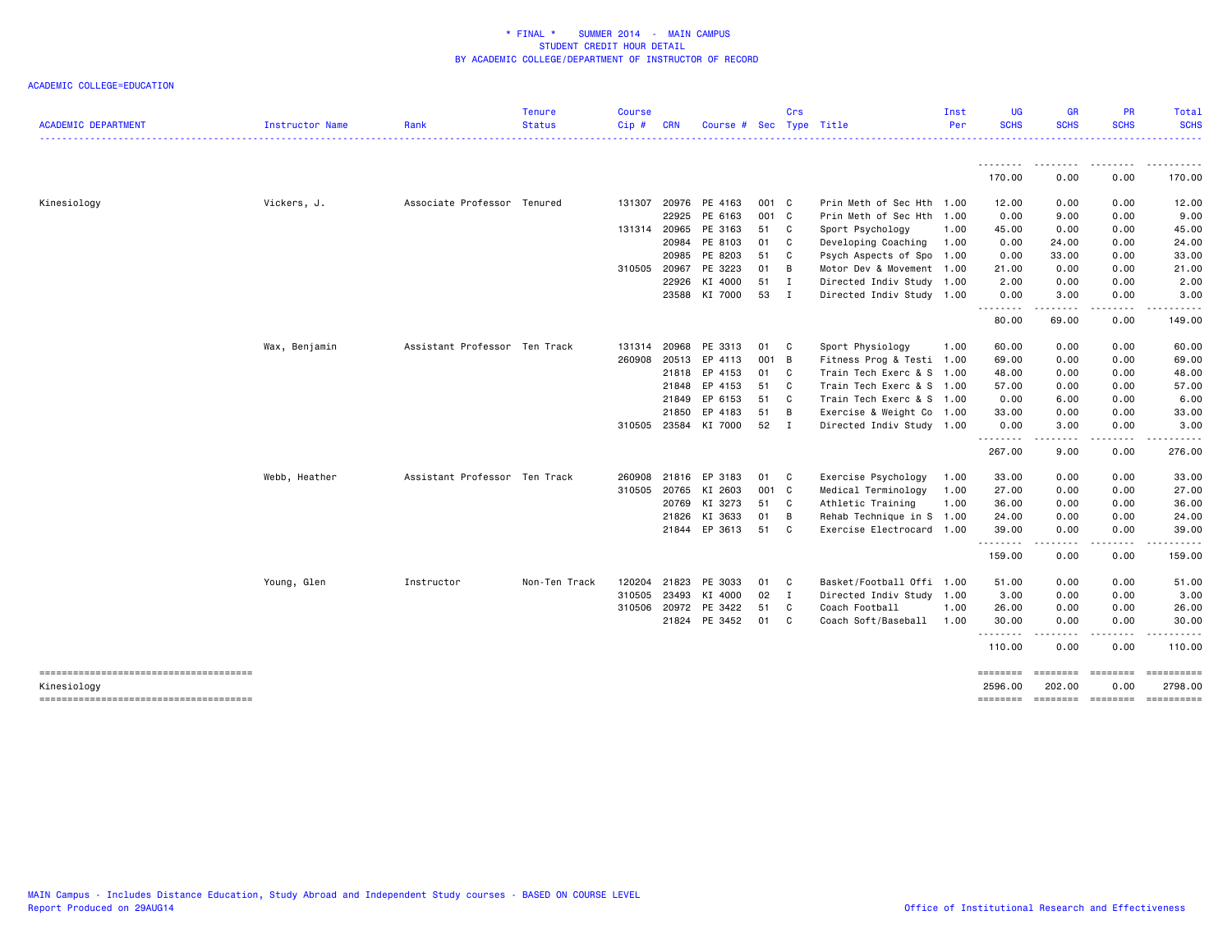\* FINAL \*    SUMMER 2014  -  MAIN CAMPUS
STUDENT CREDIT HOUR DETAIL
BY ACADEMIC COLLEGE/DEPARTMENT OF INSTRUCTOR OF RECORD

ACADEMIC COLLEGE=EDUCATION

| ACADEMIC DEPARTMENT | Instructor Name | Rank | Tenure Status | Course Cip # | CRN | Course # | Sec | Crs Type | Title | Inst Per | UG SCHS | GR SCHS | PR SCHS | Total SCHS |
|---|---|---|---|---|---|---|---|---|---|---|---|---|---|---|
| | | | | | | | | | | | 170.00 | 0.00 | 0.00 | 170.00 |
| Kinesiology | Vickers, J. | Associate Professor | Tenured | 131307 | 20976 | PE 4163 | 001 | C | Prin Meth of Sec Hth | 1.00 | 12.00 | 0.00 | 0.00 | 12.00 |
| | | | | | 22925 | PE 6163 | 001 | C | Prin Meth of Sec Hth | 1.00 | 0.00 | 9.00 | 0.00 | 9.00 |
| | | | | 131314 | 20965 | PE 3163 | 51 | C | Sport Psychology | 1.00 | 45.00 | 0.00 | 0.00 | 45.00 |
| | | | | | 20984 | PE 8103 | 01 | C | Developing Coaching | 1.00 | 0.00 | 24.00 | 0.00 | 24.00 |
| | | | | | 20985 | PE 8203 | 51 | C | Psych Aspects of Spo | 1.00 | 0.00 | 33.00 | 0.00 | 33.00 |
| | | | | 310505 | 20967 | PE 3223 | 01 | B | Motor Dev & Movement | 1.00 | 21.00 | 0.00 | 0.00 | 21.00 |
| | | | | | 22926 | KI 4000 | 51 | I | Directed Indiv Study | 1.00 | 2.00 | 0.00 | 0.00 | 2.00 |
| | | | | | 23588 | KI 7000 | 53 | I | Directed Indiv Study | 1.00 | 0.00 | 3.00 | 0.00 | 3.00 |
| | | | | | | | | | | | 80.00 | 69.00 | 0.00 | 149.00 |
| | Wax, Benjamin | Assistant Professor | Ten Track | 131314 | 20968 | PE 3313 | 01 | C | Sport Physiology | 1.00 | 60.00 | 0.00 | 0.00 | 60.00 |
| | | | | 260908 | 20513 | EP 4113 | 001 | B | Fitness Prog & Testi | 1.00 | 69.00 | 0.00 | 0.00 | 69.00 |
| | | | | | 21818 | EP 4153 | 01 | C | Train Tech Exerc & S | 1.00 | 48.00 | 0.00 | 0.00 | 48.00 |
| | | | | | 21848 | EP 4153 | 51 | C | Train Tech Exerc & S | 1.00 | 57.00 | 0.00 | 0.00 | 57.00 |
| | | | | | 21849 | EP 6153 | 51 | C | Train Tech Exerc & S | 1.00 | 0.00 | 6.00 | 0.00 | 6.00 |
| | | | | | 21850 | EP 4183 | 51 | B | Exercise & Weight Co | 1.00 | 33.00 | 0.00 | 0.00 | 33.00 |
| | | | | 310505 | 23584 | KI 7000 | 52 | I | Directed Indiv Study | 1.00 | 0.00 | 3.00 | 0.00 | 3.00 |
| | | | | | | | | | | | 267.00 | 9.00 | 0.00 | 276.00 |
| | Webb, Heather | Assistant Professor | Ten Track | 260908 | 21816 | EP 3183 | 01 | C | Exercise Psychology | 1.00 | 33.00 | 0.00 | 0.00 | 33.00 |
| | | | | 310505 | 20765 | KI 2603 | 001 | C | Medical Terminology | 1.00 | 27.00 | 0.00 | 0.00 | 27.00 |
| | | | | | 20769 | KI 3273 | 51 | C | Athletic Training | 1.00 | 36.00 | 0.00 | 0.00 | 36.00 |
| | | | | | 21826 | KI 3633 | 01 | B | Rehab Technique in S | 1.00 | 24.00 | 0.00 | 0.00 | 24.00 |
| | | | | | 21844 | EP 3613 | 51 | C | Exercise Electrocard | 1.00 | 39.00 | 0.00 | 0.00 | 39.00 |
| | | | | | | | | | | | 159.00 | 0.00 | 0.00 | 159.00 |
| | Young, Glen | Instructor | Non-Ten Track | 120204 | 21823 | PE 3033 | 01 | C | Basket/Football Offi | 1.00 | 51.00 | 0.00 | 0.00 | 51.00 |
| | | | | 310505 | 23493 | KI 4000 | 02 | I | Directed Indiv Study | 1.00 | 3.00 | 0.00 | 0.00 | 3.00 |
| | | | | 310506 | 20972 | PE 3422 | 51 | C | Coach Football | 1.00 | 26.00 | 0.00 | 0.00 | 26.00 |
| | | | | | 21824 | PE 3452 | 01 | C | Coach Soft/Baseball | 1.00 | 30.00 | 0.00 | 0.00 | 30.00 |
| | | | | | | | | | | | 110.00 | 0.00 | 0.00 | 110.00 |
| Kinesiology | | | | | | | | | | | 2596.00 | 202.00 | 0.00 | 2798.00 |

MAIN Campus - Includes Distance Education, Study Abroad and Independent Study courses - BASED ON COURSE LEVEL
Report Produced on 29AUG14

Office of Institutional Research and Effectiveness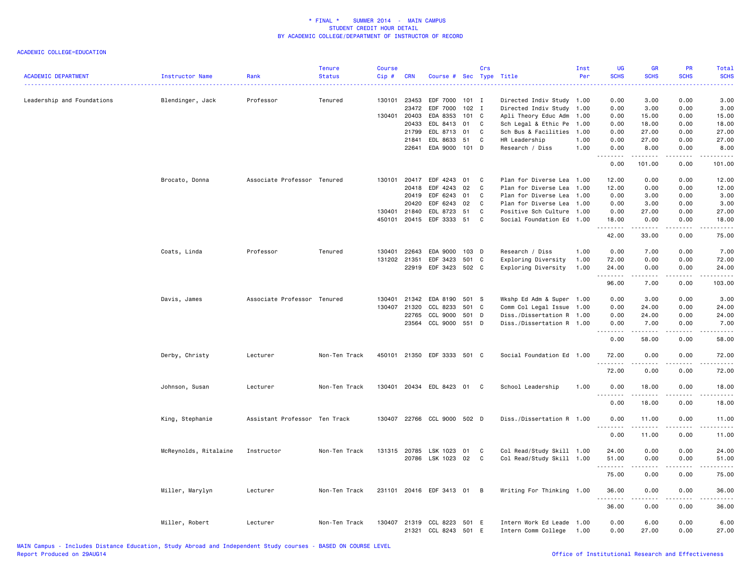* FINAL * SUMMER 2014 - MAIN CAMPUS
STUDENT CREDIT HOUR DETAIL
BY ACADEMIC COLLEGE/DEPARTMENT OF INSTRUCTOR OF RECORD

ACADEMIC COLLEGE=EDUCATION

| ACADEMIC DEPARTMENT | Instructor Name | Rank | Tenure Status | Course Cip # | CRN | Course # | Sec | Crs Type | Title | Inst Per | UG SCHS | GR SCHS | PR SCHS | Total SCHS |
|---|---|---|---|---|---|---|---|---|---|---|---|---|---|---|
| Leadership and Foundations | Blendinger, Jack | Professor | Tenured | 130101 | 23453 | EDF 7000 | 101 | I | Directed Indiv Study | 1.00 | 0.00 | 3.00 | 0.00 | 3.00 |
| | | | | | 23472 | EDF 7000 | 102 | I | Directed Indiv Study | 1.00 | 0.00 | 3.00 | 0.00 | 3.00 |
| | | | | 130401 | 20403 | EDA 8353 | 101 | C | Apli Theory Educ Adm | 1.00 | 0.00 | 15.00 | 0.00 | 15.00 |
| | | | | | 20433 | EDL 8413 | 01 | C | Sch Legal & Ethic Pe | 1.00 | 0.00 | 18.00 | 0.00 | 18.00 |
| | | | | | 21799 | EDL 8713 | 01 | C | Sch Bus & Facilities | 1.00 | 0.00 | 27.00 | 0.00 | 27.00 |
| | | | | | 21841 | EDL 8633 | 51 | C | HR Leadership | 1.00 | 0.00 | 27.00 | 0.00 | 27.00 |
| | | | | | 22641 | EDA 9000 | 101 | D | Research / Diss | 1.00 | 0.00 | 8.00 | 0.00 | 8.00 |
| | | | | | | | | | | | 0.00 | 101.00 | 0.00 | 101.00 |
| | Brocato, Donna | Associate Professor | Tenured | 130101 | 20417 | EDF 4243 | 01 | C | Plan for Diverse Lea | 1.00 | 12.00 | 0.00 | 0.00 | 12.00 |
| | | | | | 20418 | EDF 4243 | 02 | C | Plan for Diverse Lea | 1.00 | 12.00 | 0.00 | 0.00 | 12.00 |
| | | | | | 20419 | EDF 6243 | 01 | C | Plan for Diverse Lea | 1.00 | 0.00 | 3.00 | 0.00 | 3.00 |
| | | | | | 20420 | EDF 6243 | 02 | C | Plan for Diverse Lea | 1.00 | 0.00 | 3.00 | 0.00 | 3.00 |
| | | | | 130401 | 21840 | EDL 8723 | 51 | C | Positive Sch Culture | 1.00 | 0.00 | 27.00 | 0.00 | 27.00 |
| | | | | 450101 | 20415 | EDF 3333 | 51 | C | Social Foundation Ed | 1.00 | 18.00 | 0.00 | 0.00 | 18.00 |
| | | | | | | | | | | | 42.00 | 33.00 | 0.00 | 75.00 |
| | Coats, Linda | Professor | Tenured | 130401 | 22643 | EDA 9000 | 103 | D | Research / Diss | 1.00 | 0.00 | 7.00 | 0.00 | 7.00 |
| | | | | 131202 | 21351 | EDF 3423 | 501 | C | Exploring Diversity | 1.00 | 72.00 | 0.00 | 0.00 | 72.00 |
| | | | | | 22919 | EDF 3423 | 502 | C | Exploring Diversity | 1.00 | 24.00 | 0.00 | 0.00 | 24.00 |
| | | | | | | | | | | | 96.00 | 7.00 | 0.00 | 103.00 |
| | Davis, James | Associate Professor | Tenured | 130401 | 21342 | EDA 8190 | 501 | S | Wkshp Ed Adm & Super | 1.00 | 0.00 | 3.00 | 0.00 | 3.00 |
| | | | | 130407 | 21320 | CCL 8233 | 501 | C | Comm Col Legal Issue | 1.00 | 0.00 | 24.00 | 0.00 | 24.00 |
| | | | | | 22765 | CCL 9000 | 501 | D | Diss./Dissertation R | 1.00 | 0.00 | 24.00 | 0.00 | 24.00 |
| | | | | | 23564 | CCL 9000 | 551 | D | Diss./Dissertation R | 1.00 | 0.00 | 7.00 | 0.00 | 7.00 |
| | | | | | | | | | | | 0.00 | 58.00 | 0.00 | 58.00 |
| | Derby, Christy | Lecturer | Non-Ten Track | 450101 | 21350 | EDF 3333 | 501 | C | Social Foundation Ed | 1.00 | 72.00 | 0.00 | 0.00 | 72.00 |
| | | | | | | | | | | | 72.00 | 0.00 | 0.00 | 72.00 |
| | Johnson, Susan | Lecturer | Non-Ten Track | 130401 | 20434 | EDL 8423 | 01 | C | School Leadership | 1.00 | 0.00 | 18.00 | 0.00 | 18.00 |
| | | | | | | | | | | | 0.00 | 18.00 | 0.00 | 18.00 |
| | King, Stephanie | Assistant Professor | Ten Track | 130407 | 22766 | CCL 9000 | 502 | D | Diss./Dissertation R | 1.00 | 0.00 | 11.00 | 0.00 | 11.00 |
| | | | | | | | | | | | 0.00 | 11.00 | 0.00 | 11.00 |
| | McReynolds, Ritalaine | Instructor | Non-Ten Track | 131315 | 20785 | LSK 1023 | 01 | C | Col Read/Study Skill | 1.00 | 24.00 | 0.00 | 0.00 | 24.00 |
| | | | | | 20786 | LSK 1023 | 02 | C | Col Read/Study Skill | 1.00 | 51.00 | 0.00 | 0.00 | 51.00 |
| | | | | | | | | | | | 75.00 | 0.00 | 0.00 | 75.00 |
| | Miller, Marylyn | Lecturer | Non-Ten Track | 231101 | 20416 | EDF 3413 | 01 | B | Writing For Thinking | 1.00 | 36.00 | 0.00 | 0.00 | 36.00 |
| | | | | | | | | | | | 36.00 | 0.00 | 0.00 | 36.00 |
| | Miller, Robert | Lecturer | Non-Ten Track | 130407 | 21319 | CCL 8223 | 501 | E | Intern Work Ed Leade | 1.00 | 0.00 | 6.00 | 0.00 | 6.00 |
| | | | | | 21321 | CCL 8243 | 501 | E | Intern Comm College | 1.00 | 0.00 | 27.00 | 0.00 | 27.00 |

MAIN Campus - Includes Distance Education, Study Abroad and Independent Study courses - BASED ON COURSE LEVEL
Report Produced on 29AUG14

Office of Institutional Research and Effectiveness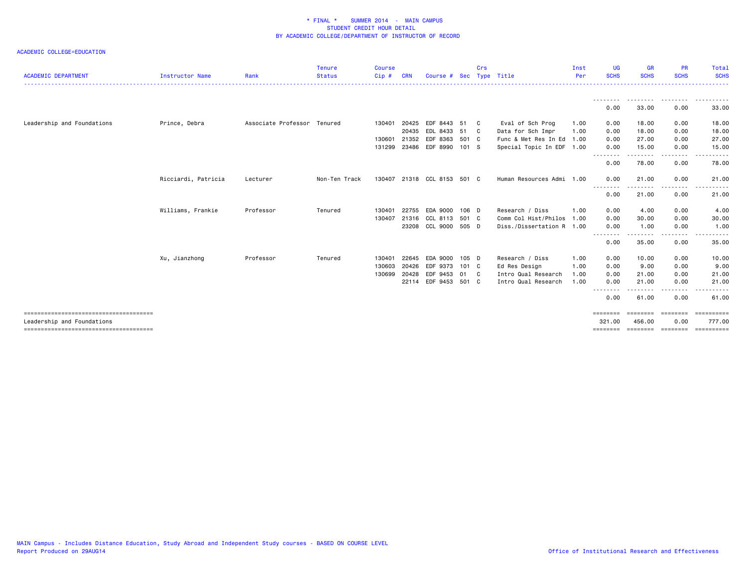\* FINAL \*    SUMMER 2014  -  MAIN CAMPUS
STUDENT CREDIT HOUR DETAIL
BY ACADEMIC COLLEGE/DEPARTMENT OF INSTRUCTOR OF RECORD

ACADEMIC COLLEGE=EDUCATION

| ACADEMIC DEPARTMENT | Instructor Name | Rank | Tenure Status | Course Cip # | CRN | Course # | Sec | Crs Type | Title | Inst Per | UG SCHS | GR SCHS | PR SCHS | Total SCHS |
|---|---|---|---|---|---|---|---|---|---|---|---|---|---|---|
| | | | | | | | | | | | 0.00 | 33.00 | 0.00 | 33.00 |
| Leadership and Foundations | Prince, Debra | Associate Professor | Tenured | 130401 | 20425 | EDF 8443 | 51 | C | Eval of Sch Prog | 1.00 | 0.00 | 18.00 | 0.00 | 18.00 |
| | | | | | 20435 | EDL 8433 | 51 | C | Data for Sch Impr | 1.00 | 0.00 | 18.00 | 0.00 | 18.00 |
| | | | | 130601 | 21352 | EDF 8363 | 501 | C | Func & Met Res In Ed | 1.00 | 0.00 | 27.00 | 0.00 | 27.00 |
| | | | | 131299 | 23486 | EDF 8990 | 101 | S | Special Topic In EDF | 1.00 | 0.00 | 15.00 | 0.00 | 15.00 |
| | | | | | | | | | | | 0.00 | 78.00 | 0.00 | 78.00 |
| | Ricciardi, Patricia | Lecturer | Non-Ten Track | 130407 | 21318 | CCL 8153 | 501 | C | Human Resources Admi | 1.00 | 0.00 | 21.00 | 0.00 | 21.00 |
| | | | | | | | | | | | 0.00 | 21.00 | 0.00 | 21.00 |
| | Williams, Frankie | Professor | Tenured | 130401 | 22755 | EDA 9000 | 106 | D | Research / Diss | 1.00 | 0.00 | 4.00 | 0.00 | 4.00 |
| | | | | 130407 | 21316 | CCL 8113 | 501 | C | Comm Col Hist/Philos | 1.00 | 0.00 | 30.00 | 0.00 | 30.00 |
| | | | | | 23208 | CCL 9000 | 505 | D | Diss./Dissertation R | 1.00 | 0.00 | 1.00 | 0.00 | 1.00 |
| | | | | | | | | | | | 0.00 | 35.00 | 0.00 | 35.00 |
| | Xu, Jianzhong | Professor | Tenured | 130401 | 22645 | EDA 9000 | 105 | D | Research / Diss | 1.00 | 0.00 | 10.00 | 0.00 | 10.00 |
| | | | | 130603 | 20426 | EDF 9373 | 101 | C | Ed Res Design | 1.00 | 0.00 | 9.00 | 0.00 | 9.00 |
| | | | | 130699 | 20428 | EDF 9453 | 01 | C | Intro Qual Research | 1.00 | 0.00 | 21.00 | 0.00 | 21.00 |
| | | | | | 22114 | EDF 9453 | 501 | C | Intro Qual Research | 1.00 | 0.00 | 21.00 | 0.00 | 21.00 |
| | | | | | | | | | | | 0.00 | 61.00 | 0.00 | 61.00 |
| Leadership and Foundations | | | | | | | | | | | 321.00 | 456.00 | 0.00 | 777.00 |

MAIN Campus - Includes Distance Education, Study Abroad and Independent Study courses - BASED ON COURSE LEVEL
Report Produced on 29AUG14

Office of Institutional Research and Effectiveness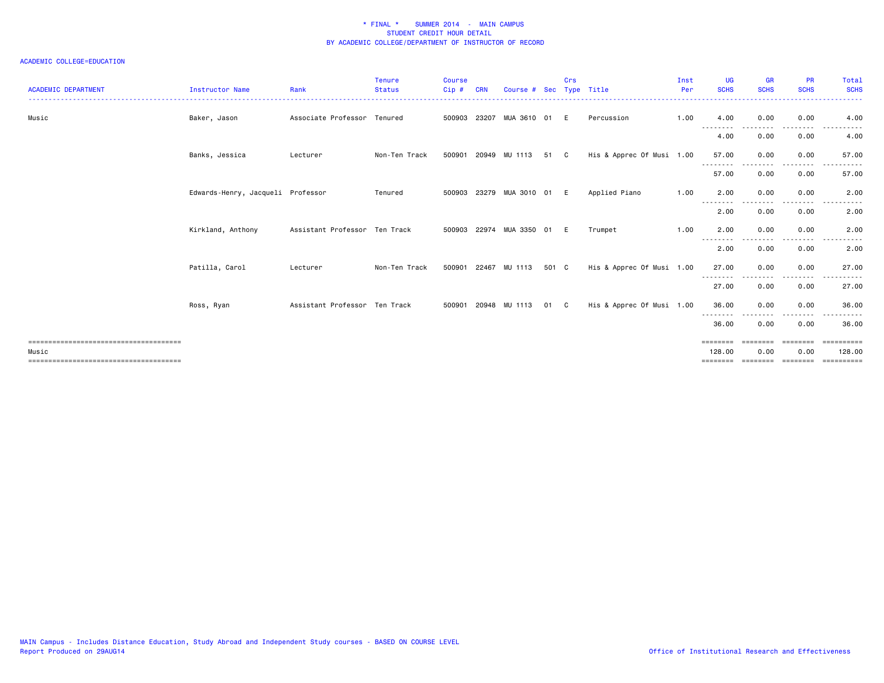\* FINAL \*    SUMMER 2014 - MAIN CAMPUS
STUDENT CREDIT HOUR DETAIL
BY ACADEMIC COLLEGE/DEPARTMENT OF INSTRUCTOR OF RECORD

ACADEMIC COLLEGE=EDUCATION

| ACADEMIC DEPARTMENT | Instructor Name | Rank | Tenure Status | Course Cip # | CRN | Course # | Sec | Crs Type | Title | Inst Per | UG SCHS | GR SCHS | PR SCHS | Total SCHS |
|---|---|---|---|---|---|---|---|---|---|---|---|---|---|---|
| Music | Baker, Jason | Associate Professor | Tenured | 500903 | 23207 | MUA 3610 | 01 | E | Percussion | 1.00 | 4.00 | 0.00 | 0.00 | 4.00 |
| | | | | | | | | | | | 4.00 | 0.00 | 0.00 | 4.00 |
| | Banks, Jessica | Lecturer | Non-Ten Track | 500901 | 20949 | MU 1113 | 51 | C | His & Apprec Of Musi | 1.00 | 57.00 | 0.00 | 0.00 | 57.00 |
| | | | | | | | | | | | 57.00 | 0.00 | 0.00 | 57.00 |
| | Edwards-Henry, Jacqueli | Professor | Tenured | 500903 | 23279 | MUA 3010 | 01 | E | Applied Piano | 1.00 | 2.00 | 0.00 | 0.00 | 2.00 |
| | | | | | | | | | | | 2.00 | 0.00 | 0.00 | 2.00 |
| | Kirkland, Anthony | Assistant Professor | Ten Track | 500903 | 22974 | MUA 3350 | 01 | E | Trumpet | 1.00 | 2.00 | 0.00 | 0.00 | 2.00 |
| | | | | | | | | | | | 2.00 | 0.00 | 0.00 | 2.00 |
| | Patilla, Carol | Lecturer | Non-Ten Track | 500901 | 22467 | MU 1113 | 501 | C | His & Apprec Of Musi | 1.00 | 27.00 | 0.00 | 0.00 | 27.00 |
| | | | | | | | | | | | 27.00 | 0.00 | 0.00 | 27.00 |
| | Ross, Ryan | Assistant Professor | Ten Track | 500901 | 20948 | MU 1113 | 01 | C | His & Apprec Of Musi | 1.00 | 36.00 | 0.00 | 0.00 | 36.00 |
| | | | | | | | | | | | 36.00 | 0.00 | 0.00 | 36.00 |
| Music | | | | | | | | | | | 128.00 | 0.00 | 0.00 | 128.00 |

MAIN Campus - Includes Distance Education, Study Abroad and Independent Study courses - BASED ON COURSE LEVEL
Report Produced on 29AUG14

Office of Institutional Research and Effectiveness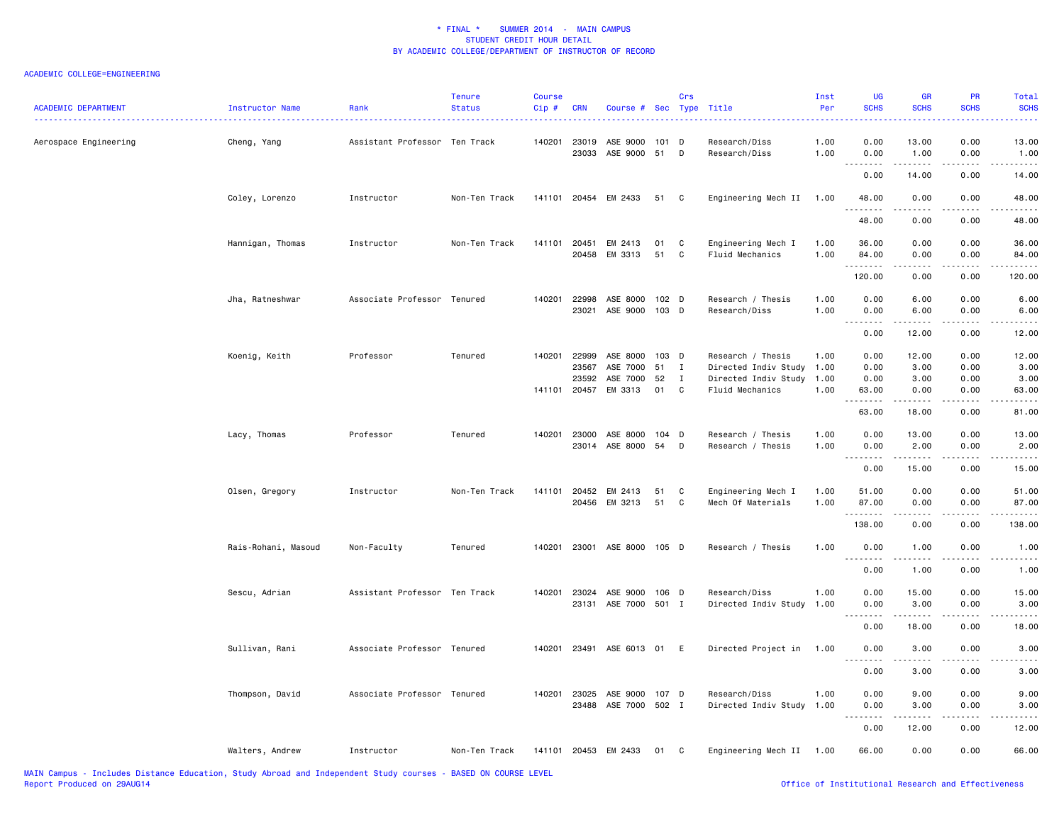\* FINAL \* SUMMER 2014 - MAIN CAMPUS
STUDENT CREDIT HOUR DETAIL
BY ACADEMIC COLLEGE/DEPARTMENT OF INSTRUCTOR OF RECORD

ACADEMIC COLLEGE=ENGINEERING

| ACADEMIC DEPARTMENT | Instructor Name | Rank | Tenure Status | Course Cip # | CRN | Course # | Sec | Crs Type | Title | Inst Per | UG SCHS | GR SCHS | PR SCHS | Total SCHS |
|---|---|---|---|---|---|---|---|---|---|---|---|---|---|---|
| Aerospace Engineering | Cheng, Yang | Assistant Professor | Ten Track | 140201 | 23019 | ASE 9000 | 101 | D | Research/Diss | 1.00 | 0.00 | 13.00 | 0.00 | 13.00 |
| | | | | | 23033 | ASE 9000 | 51 | D | Research/Diss | 1.00 | 0.00 | 1.00 | 0.00 | 1.00 |
| | | | | | | | | | | | 0.00 | 14.00 | 0.00 | 14.00 |
| | Coley, Lorenzo | Instructor | Non-Ten Track | 141101 | 20454 | EM 2433 | 51 | C | Engineering Mech II | 1.00 | 48.00 | 0.00 | 0.00 | 48.00 |
| | | | | | | | | | | | 48.00 | 0.00 | 0.00 | 48.00 |
| | Hannigan, Thomas | Instructor | Non-Ten Track | 141101 | 20451 | EM 2413 | 01 | C | Engineering Mech I | 1.00 | 36.00 | 0.00 | 0.00 | 36.00 |
| | | | | | 20458 | EM 3313 | 51 | C | Fluid Mechanics | 1.00 | 84.00 | 0.00 | 0.00 | 84.00 |
| | | | | | | | | | | | 120.00 | 0.00 | 0.00 | 120.00 |
| | Jha, Ratneshwar | Associate Professor | Tenured | 140201 | 22998 | ASE 8000 | 102 | D | Research / Thesis | 1.00 | 0.00 | 6.00 | 0.00 | 6.00 |
| | | | | | 23021 | ASE 9000 | 103 | D | Research/Diss | 1.00 | 0.00 | 6.00 | 0.00 | 6.00 |
| | | | | | | | | | | | 0.00 | 12.00 | 0.00 | 12.00 |
| | Koenig, Keith | Professor | Tenured | 140201 | 22999 | ASE 8000 | 103 | D | Research / Thesis | 1.00 | 0.00 | 12.00 | 0.00 | 12.00 |
| | | | | | 23567 | ASE 7000 | 51 | I | Directed Indiv Study | 1.00 | 0.00 | 3.00 | 0.00 | 3.00 |
| | | | | | 23592 | ASE 7000 | 52 | I | Directed Indiv Study | 1.00 | 0.00 | 3.00 | 0.00 | 3.00 |
| | | | | 141101 | 20457 | EM 3313 | 01 | C | Fluid Mechanics | 1.00 | 63.00 | 0.00 | 0.00 | 63.00 |
| | | | | | | | | | | | 63.00 | 18.00 | 0.00 | 81.00 |
| | Lacy, Thomas | Professor | Tenured | 140201 | 23000 | ASE 8000 | 104 | D | Research / Thesis | 1.00 | 0.00 | 13.00 | 0.00 | 13.00 |
| | | | | | 23014 | ASE 8000 | 54 | D | Research / Thesis | 1.00 | 0.00 | 2.00 | 0.00 | 2.00 |
| | | | | | | | | | | | 0.00 | 15.00 | 0.00 | 15.00 |
| | Olsen, Gregory | Instructor | Non-Ten Track | 141101 | 20452 | EM 2413 | 51 | C | Engineering Mech I | 1.00 | 51.00 | 0.00 | 0.00 | 51.00 |
| | | | | | 20456 | EM 3213 | 51 | C | Mech Of Materials | 1.00 | 87.00 | 0.00 | 0.00 | 87.00 |
| | | | | | | | | | | | 138.00 | 0.00 | 0.00 | 138.00 |
| | Rais-Rohani, Masoud | Non-Faculty | Tenured | 140201 | 23001 | ASE 8000 | 105 | D | Research / Thesis | 1.00 | 0.00 | 1.00 | 0.00 | 1.00 |
| | | | | | | | | | | | 0.00 | 1.00 | 0.00 | 1.00 |
| | Sescu, Adrian | Assistant Professor | Ten Track | 140201 | 23024 | ASE 9000 | 106 | D | Research/Diss | 1.00 | 0.00 | 15.00 | 0.00 | 15.00 |
| | | | | | 23131 | ASE 7000 | 501 | I | Directed Indiv Study | 1.00 | 0.00 | 3.00 | 0.00 | 3.00 |
| | | | | | | | | | | | 0.00 | 18.00 | 0.00 | 18.00 |
| | Sullivan, Rani | Associate Professor | Tenured | 140201 | 23491 | ASE 6013 | 01 | E | Directed Project in | 1.00 | 0.00 | 3.00 | 0.00 | 3.00 |
| | | | | | | | | | | | 0.00 | 3.00 | 0.00 | 3.00 |
| | Thompson, David | Associate Professor | Tenured | 140201 | 23025 | ASE 9000 | 107 | D | Research/Diss | 1.00 | 0.00 | 9.00 | 0.00 | 9.00 |
| | | | | | 23488 | ASE 7000 | 502 | I | Directed Indiv Study | 1.00 | 0.00 | 3.00 | 0.00 | 3.00 |
| | | | | | | | | | | | 0.00 | 12.00 | 0.00 | 12.00 |
| | Walters, Andrew | Instructor | Non-Ten Track | 141101 | 20453 | EM 2433 | 01 | C | Engineering Mech II | 1.00 | 66.00 | 0.00 | 0.00 | 66.00 |

MAIN Campus - Includes Distance Education, Study Abroad and Independent Study courses - BASED ON COURSE LEVEL
Report Produced on 29AUG14

Office of Institutional Research and Effectiveness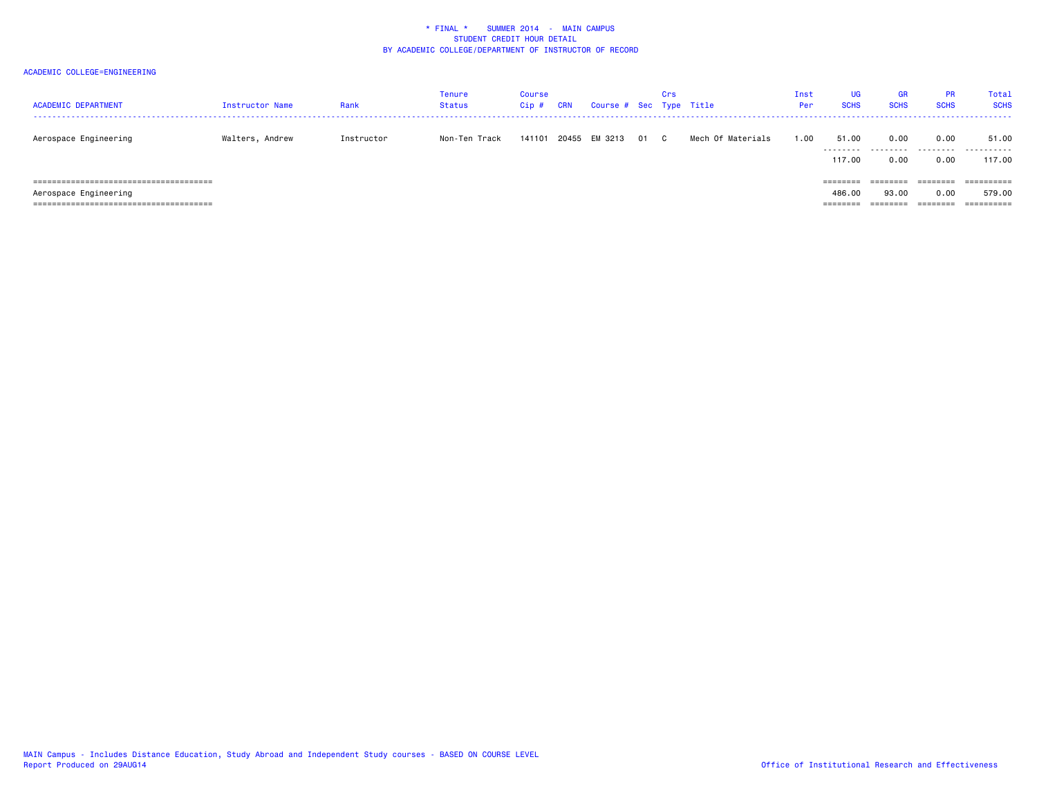\* FINAL \* SUMMER 2014 - MAIN CAMPUS
STUDENT CREDIT HOUR DETAIL
BY ACADEMIC COLLEGE/DEPARTMENT OF INSTRUCTOR OF RECORD

ACADEMIC COLLEGE=ENGINEERING

| ACADEMIC DEPARTMENT | Instructor Name | Rank | Tenure Status | Course Cip # | CRN | Course # | Sec | Crs Type | Title | Inst Per | UG SCHS | GR SCHS | PR SCHS | Total SCHS |
|---|---|---|---|---|---|---|---|---|---|---|---|---|---|---|
| Aerospace Engineering | Walters, Andrew | Instructor | Non-Ten Track | 141101 | 20455 | EM 3213 | 01 | C | Mech Of Materials | 1.00 | 51.00 | 0.00 | 0.00 | 51.00 |
| | | | | | | | | | | | 117.00 | 0.00 | 0.00 | 117.00 |
| Aerospace Engineering | | | | | | | | | | | 486.00 | 93.00 | 0.00 | 579.00 |

MAIN Campus - Includes Distance Education, Study Abroad and Independent Study courses - BASED ON COURSE LEVEL
Report Produced on 29AUG14

Office of Institutional Research and Effectiveness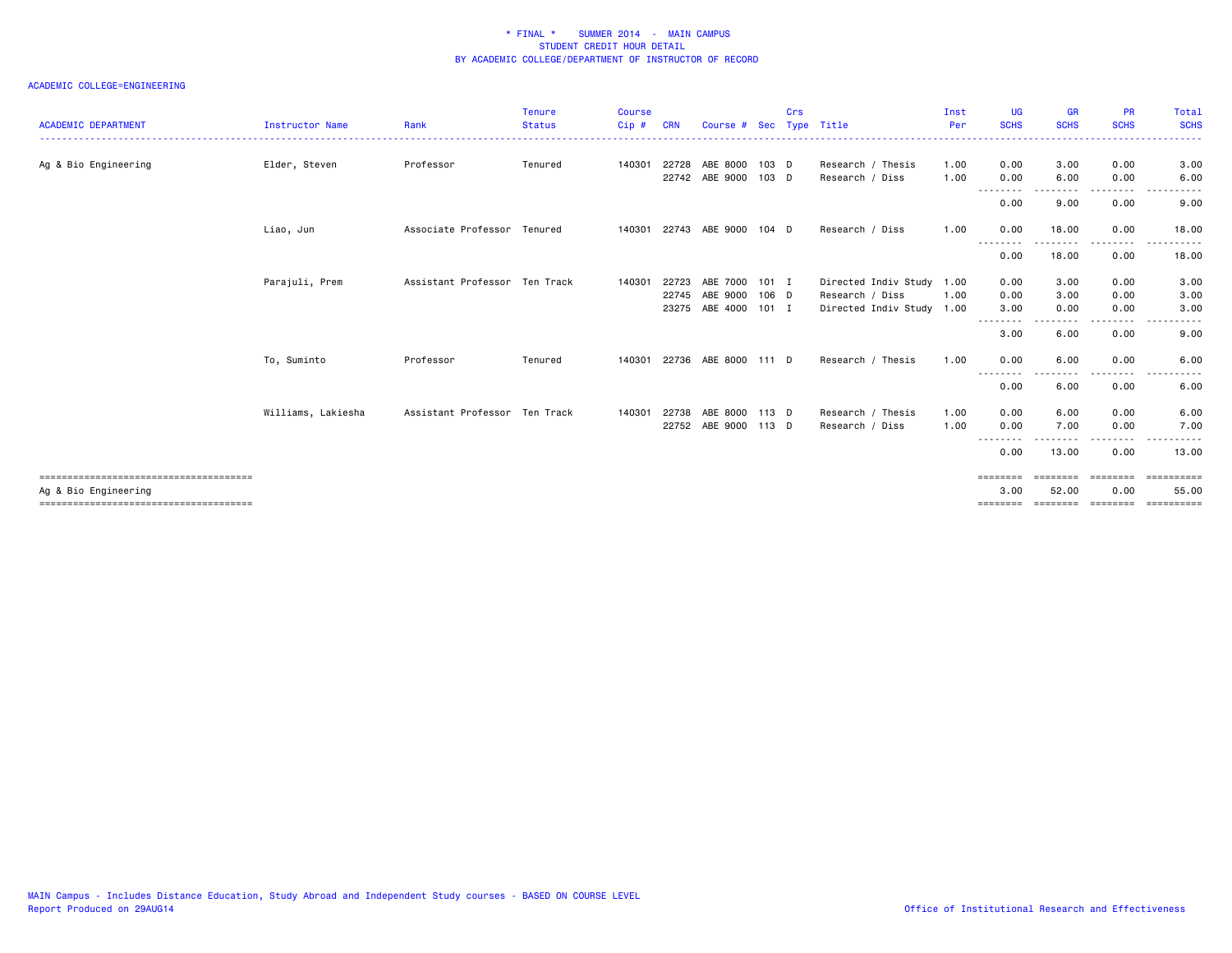\* FINAL \*    SUMMER 2014  -  MAIN CAMPUS
STUDENT CREDIT HOUR DETAIL
BY ACADEMIC COLLEGE/DEPARTMENT OF INSTRUCTOR OF RECORD

ACADEMIC COLLEGE=ENGINEERING

| ACADEMIC DEPARTMENT | Instructor Name | Rank | Tenure Status | Course Cip # | CRN | Course # | Sec | Crs Type | Title | Inst Per | UG SCHS | GR SCHS | PR SCHS | Total SCHS |
|---|---|---|---|---|---|---|---|---|---|---|---|---|---|---|
| Ag & Bio Engineering | Elder, Steven | Professor | Tenured | 140301 | 22728 | ABE 8000 | 103 | D | Research / Thesis | 1.00 | 0.00 | 3.00 | 0.00 | 3.00 |
| | | | | | 22742 | ABE 9000 | 103 | D | Research / Diss | 1.00 | 0.00 | 6.00 | 0.00 | 6.00 |
| | | | | | | | | | | | 0.00 | 9.00 | 0.00 | 9.00 |
| | Liao, Jun | Associate Professor | Tenured | 140301 | 22743 | ABE 9000 | 104 | D | Research / Diss | 1.00 | 0.00 | 18.00 | 0.00 | 18.00 |
| | | | | | | | | | | | 0.00 | 18.00 | 0.00 | 18.00 |
| | Parajuli, Prem | Assistant Professor | Ten Track | 140301 | 22723 | ABE 7000 | 101 | I | Directed Indiv Study | 1.00 | 0.00 | 3.00 | 0.00 | 3.00 |
| | | | | | 22745 | ABE 9000 | 106 | D | Research / Diss | 1.00 | 0.00 | 3.00 | 0.00 | 3.00 |
| | | | | | 23275 | ABE 4000 | 101 | I | Directed Indiv Study | 1.00 | 3.00 | 0.00 | 0.00 | 3.00 |
| | | | | | | | | | | | 3.00 | 6.00 | 0.00 | 9.00 |
| | To, Suminto | Professor | Tenured | 140301 | 22736 | ABE 8000 | 111 | D | Research / Thesis | 1.00 | 0.00 | 6.00 | 0.00 | 6.00 |
| | | | | | | | | | | | 0.00 | 6.00 | 0.00 | 6.00 |
| | Williams, Lakiesha | Assistant Professor | Ten Track | 140301 | 22738 | ABE 8000 | 113 | D | Research / Thesis | 1.00 | 0.00 | 6.00 | 0.00 | 6.00 |
| | | | | | 22752 | ABE 9000 | 113 | D | Research / Diss | 1.00 | 0.00 | 7.00 | 0.00 | 7.00 |
| | | | | | | | | | | | 0.00 | 13.00 | 0.00 | 13.00 |
| Ag & Bio Engineering | | | | | | | | | | | 3.00 | 52.00 | 0.00 | 55.00 |

MAIN Campus - Includes Distance Education, Study Abroad and Independent Study courses - BASED ON COURSE LEVEL
Report Produced on 29AUG14

Office of Institutional Research and Effectiveness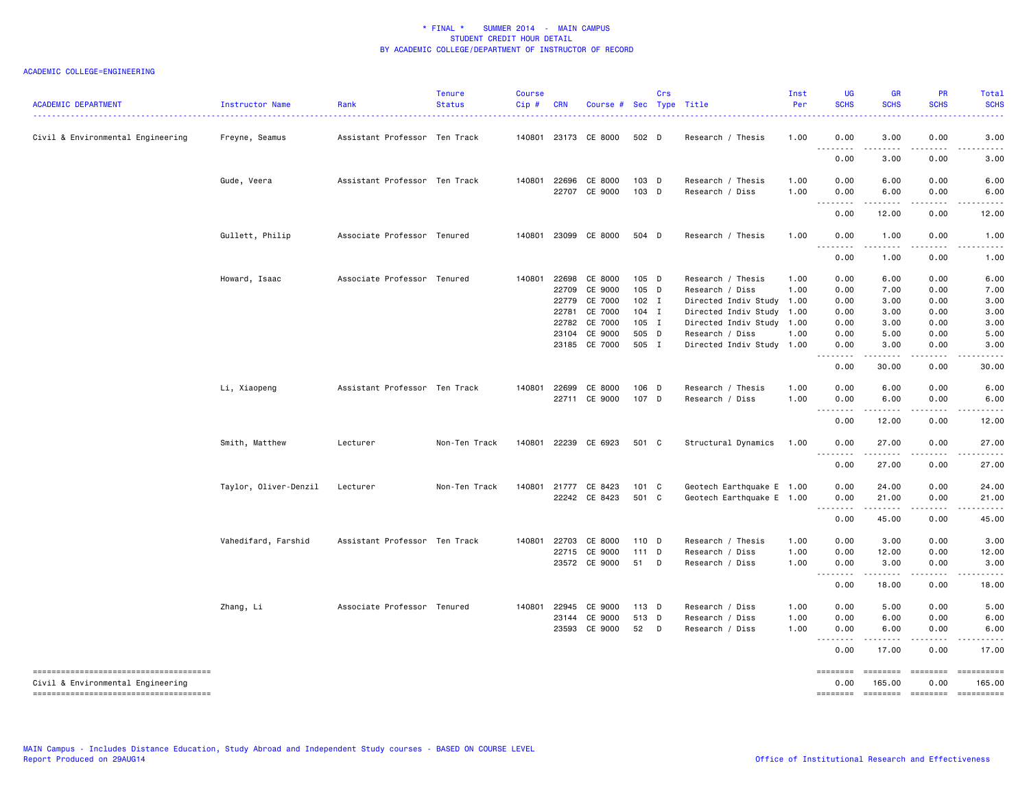\* FINAL \*  SUMMER 2014 - MAIN CAMPUS
STUDENT CREDIT HOUR DETAIL
BY ACADEMIC COLLEGE/DEPARTMENT OF INSTRUCTOR OF RECORD

ACADEMIC COLLEGE=ENGINEERING

| ACADEMIC DEPARTMENT | Instructor Name | Rank | Tenure Status | Course Cip # | CRN | Course # | Sec | Crs Type | Title | Inst Per | UG SCHS | GR SCHS | PR SCHS | Total SCHS |
|---|---|---|---|---|---|---|---|---|---|---|---|---|---|---|
| Civil & Environmental Engineering | Freyne, Seamus | Assistant Professor | Ten Track | 140801 | 23173 | CE 8000 | 502 | D | Research / Thesis | 1.00 | 0.00 | 3.00 | 0.00 | 3.00 |
| | | | | | | | | | | | 0.00 | 3.00 | 0.00 | 3.00 |
| | Gude, Veera | Assistant Professor | Ten Track | 140801 | 22696 | CE 8000 | 103 | D | Research / Thesis | 1.00 | 0.00 | 6.00 | 0.00 | 6.00 |
| | | | | | 22707 | CE 9000 | 103 | D | Research / Diss | 1.00 | 0.00 | 6.00 | 0.00 | 6.00 |
| | | | | | | | | | | | 0.00 | 12.00 | 0.00 | 12.00 |
| | Gullett, Philip | Associate Professor | Tenured | 140801 | 23099 | CE 8000 | 504 | D | Research / Thesis | 1.00 | 0.00 | 1.00 | 0.00 | 1.00 |
| | | | | | | | | | | | 0.00 | 1.00 | 0.00 | 1.00 |
| | Howard, Isaac | Associate Professor | Tenured | 140801 | 22698 | CE 8000 | 105 | D | Research / Thesis | 1.00 | 0.00 | 6.00 | 0.00 | 6.00 |
| | | | | | 22709 | CE 9000 | 105 | D | Research / Diss | 1.00 | 0.00 | 7.00 | 0.00 | 7.00 |
| | | | | | 22779 | CE 7000 | 102 | I | Directed Indiv Study | 1.00 | 0.00 | 3.00 | 0.00 | 3.00 |
| | | | | | 22781 | CE 7000 | 104 | I | Directed Indiv Study | 1.00 | 0.00 | 3.00 | 0.00 | 3.00 |
| | | | | | 22782 | CE 7000 | 105 | I | Directed Indiv Study | 1.00 | 0.00 | 3.00 | 0.00 | 3.00 |
| | | | | | 23104 | CE 9000 | 505 | D | Research / Diss | 1.00 | 0.00 | 5.00 | 0.00 | 5.00 |
| | | | | | 23185 | CE 7000 | 505 | I | Directed Indiv Study | 1.00 | 0.00 | 3.00 | 0.00 | 3.00 |
| | | | | | | | | | | | 0.00 | 30.00 | 0.00 | 30.00 |
| | Li, Xiaopeng | Assistant Professor | Ten Track | 140801 | 22699 | CE 8000 | 106 | D | Research / Thesis | 1.00 | 0.00 | 6.00 | 0.00 | 6.00 |
| | | | | | 22711 | CE 9000 | 107 | D | Research / Diss | 1.00 | 0.00 | 6.00 | 0.00 | 6.00 |
| | | | | | | | | | | | 0.00 | 12.00 | 0.00 | 12.00 |
| | Smith, Matthew | Lecturer | Non-Ten Track | 140801 | 22239 | CE 6923 | 501 | C | Structural Dynamics | 1.00 | 0.00 | 27.00 | 0.00 | 27.00 |
| | | | | | | | | | | | 0.00 | 27.00 | 0.00 | 27.00 |
| | Taylor, Oliver-Denzil | Lecturer | Non-Ten Track | 140801 | 21777 | CE 8423 | 101 | C | Geotech Earthquake E | 1.00 | 0.00 | 24.00 | 0.00 | 24.00 |
| | | | | | 22242 | CE 8423 | 501 | C | Geotech Earthquake E | 1.00 | 0.00 | 21.00 | 0.00 | 21.00 |
| | | | | | | | | | | | 0.00 | 45.00 | 0.00 | 45.00 |
| | Vahedifard, Farshid | Assistant Professor | Ten Track | 140801 | 22703 | CE 8000 | 110 | D | Research / Thesis | 1.00 | 0.00 | 3.00 | 0.00 | 3.00 |
| | | | | | 22715 | CE 9000 | 111 | D | Research / Diss | 1.00 | 0.00 | 12.00 | 0.00 | 12.00 |
| | | | | | 23572 | CE 9000 | 51 | D | Research / Diss | 1.00 | 0.00 | 3.00 | 0.00 | 3.00 |
| | | | | | | | | | | | 0.00 | 18.00 | 0.00 | 18.00 |
| | Zhang, Li | Associate Professor | Tenured | 140801 | 22945 | CE 9000 | 113 | D | Research / Diss | 1.00 | 0.00 | 5.00 | 0.00 | 5.00 |
| | | | | | 23144 | CE 9000 | 513 | D | Research / Diss | 1.00 | 0.00 | 6.00 | 0.00 | 6.00 |
| | | | | | 23593 | CE 9000 | 52 | D | Research / Diss | 1.00 | 0.00 | 6.00 | 0.00 | 6.00 |
| | | | | | | | | | | | 0.00 | 17.00 | 0.00 | 17.00 |
| Civil & Environmental Engineering | | | | | | | | | | | 0.00 | 165.00 | 0.00 | 165.00 |

MAIN Campus - Includes Distance Education, Study Abroad and Independent Study courses - BASED ON COURSE LEVEL
Report Produced on 29AUG14

Office of Institutional Research and Effectiveness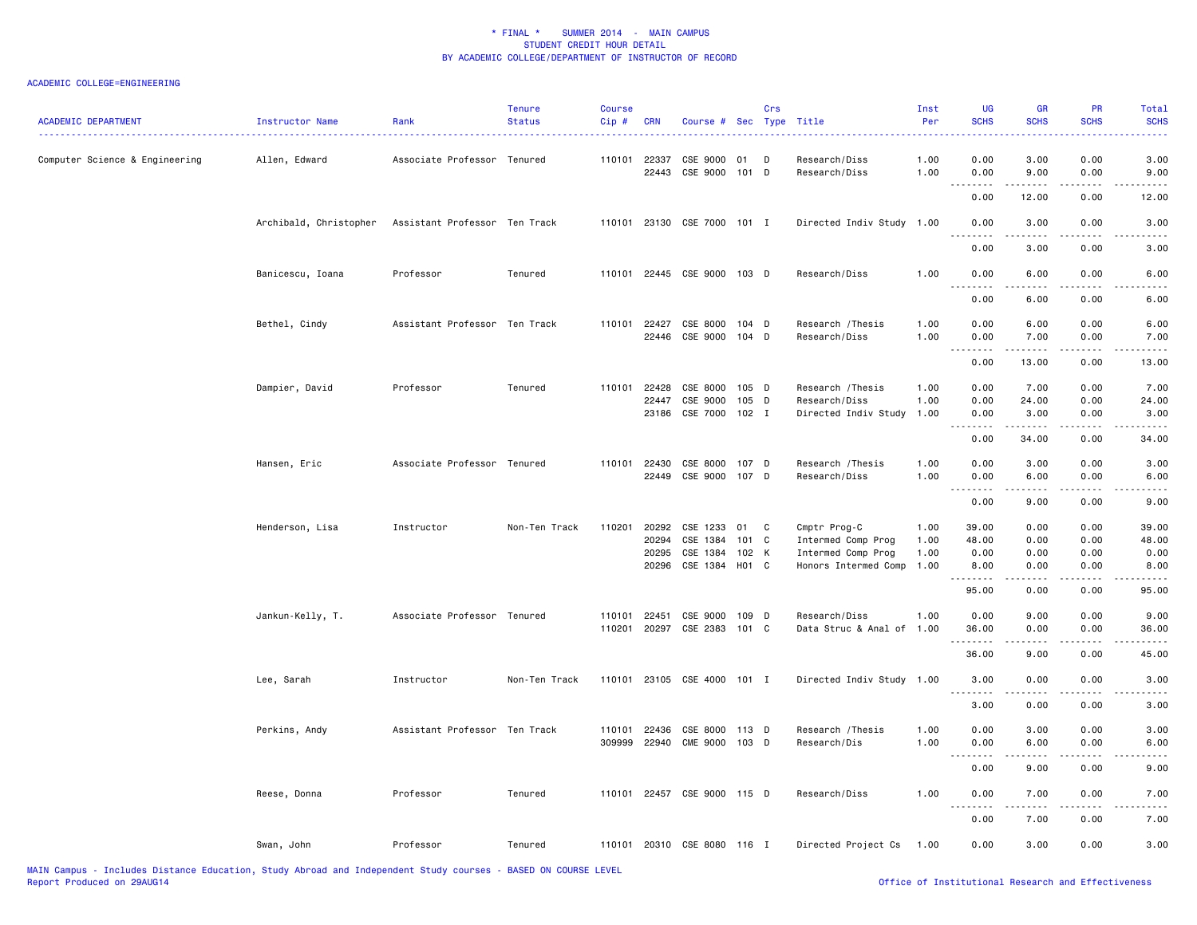\* FINAL \*    SUMMER 2014  -  MAIN CAMPUS
STUDENT CREDIT HOUR DETAIL
BY ACADEMIC COLLEGE/DEPARTMENT OF INSTRUCTOR OF RECORD

ACADEMIC COLLEGE=ENGINEERING

| ACADEMIC DEPARTMENT | Instructor Name | Rank | Tenure Status | Course Cip # | CRN | Course # | Sec | Crs Type | Title | Inst Per | UG SCHS | GR SCHS | PR SCHS | Total SCHS |
|---|---|---|---|---|---|---|---|---|---|---|---|---|---|---|
| Computer Science & Engineering | Allen, Edward | Associate Professor | Tenured | 110101 | 22337 | CSE 9000 | 01 | D | Research/Diss | 1.00 | 0.00 | 3.00 | 0.00 | 3.00 |
| | | | | | 22443 | CSE 9000 | 101 | D | Research/Diss | 1.00 | 0.00 | 9.00 | 0.00 | 9.00 |
| | | | | | | | | | | | 0.00 | 12.00 | 0.00 | 12.00 |
| | Archibald, Christopher | Assistant Professor | Ten Track | 110101 | 23130 | CSE 7000 | 101 | I | Directed Indiv Study | 1.00 | 0.00 | 3.00 | 0.00 | 3.00 |
| | | | | | | | | | | | 0.00 | 3.00 | 0.00 | 3.00 |
| | Banicescu, Ioana | Professor | Tenured | 110101 | 22445 | CSE 9000 | 103 | D | Research/Diss | 1.00 | 0.00 | 6.00 | 0.00 | 6.00 |
| | | | | | | | | | | | 0.00 | 6.00 | 0.00 | 6.00 |
| | Bethel, Cindy | Assistant Professor | Ten Track | 110101 | 22427 | CSE 8000 | 104 | D | Research /Thesis | 1.00 | 0.00 | 6.00 | 0.00 | 6.00 |
| | | | | | 22446 | CSE 9000 | 104 | D | Research/Diss | 1.00 | 0.00 | 7.00 | 0.00 | 7.00 |
| | | | | | | | | | | | 0.00 | 13.00 | 0.00 | 13.00 |
| | Dampier, David | Professor | Tenured | 110101 | 22428 | CSE 8000 | 105 | D | Research /Thesis | 1.00 | 0.00 | 7.00 | 0.00 | 7.00 |
| | | | | | 22447 | CSE 9000 | 105 | D | Research/Diss | 1.00 | 0.00 | 24.00 | 0.00 | 24.00 |
| | | | | | 23186 | CSE 7000 | 102 | I | Directed Indiv Study | 1.00 | 0.00 | 3.00 | 0.00 | 3.00 |
| | | | | | | | | | | | 0.00 | 34.00 | 0.00 | 34.00 |
| | Hansen, Eric | Associate Professor | Tenured | 110101 | 22430 | CSE 8000 | 107 | D | Research /Thesis | 1.00 | 0.00 | 3.00 | 0.00 | 3.00 |
| | | | | | 22449 | CSE 9000 | 107 | D | Research/Diss | 1.00 | 0.00 | 6.00 | 0.00 | 6.00 |
| | | | | | | | | | | | 0.00 | 9.00 | 0.00 | 9.00 |
| | Henderson, Lisa | Instructor | Non-Ten Track | 110201 | 20292 | CSE 1233 | 01 | C | Cmptr Prog-C | 1.00 | 39.00 | 0.00 | 0.00 | 39.00 |
| | | | | | 20294 | CSE 1384 | 101 | C | Intermed Comp Prog | 1.00 | 48.00 | 0.00 | 0.00 | 48.00 |
| | | | | | 20295 | CSE 1384 | 102 | K | Intermed Comp Prog | 1.00 | 0.00 | 0.00 | 0.00 | 0.00 |
| | | | | | 20296 | CSE 1384 | H01 | C | Honors Intermed Comp | 1.00 | 8.00 | 0.00 | 0.00 | 8.00 |
| | | | | | | | | | | | 95.00 | 0.00 | 0.00 | 95.00 |
| | Jankun-Kelly, T. | Associate Professor | Tenured | 110101 | 22451 | CSE 9000 | 109 | D | Research/Diss | 1.00 | 0.00 | 9.00 | 0.00 | 9.00 |
| | | | | 110201 | 20297 | CSE 2383 | 101 | C | Data Struc & Anal of | 1.00 | 36.00 | 0.00 | 0.00 | 36.00 |
| | | | | | | | | | | | 36.00 | 9.00 | 0.00 | 45.00 |
| | Lee, Sarah | Instructor | Non-Ten Track | 110101 | 23105 | CSE 4000 | 101 | I | Directed Indiv Study | 1.00 | 3.00 | 0.00 | 0.00 | 3.00 |
| | | | | | | | | | | | 3.00 | 0.00 | 0.00 | 3.00 |
| | Perkins, Andy | Assistant Professor | Ten Track | 110101 | 22436 | CSE 8000 | 113 | D | Research /Thesis | 1.00 | 0.00 | 3.00 | 0.00 | 3.00 |
| | | | | 309999 | 22940 | CME 9000 | 103 | D | Research/Dis | 1.00 | 0.00 | 6.00 | 0.00 | 6.00 |
| | | | | | | | | | | | 0.00 | 9.00 | 0.00 | 9.00 |
| | Reese, Donna | Professor | Tenured | 110101 | 22457 | CSE 9000 | 115 | D | Research/Diss | 1.00 | 0.00 | 7.00 | 0.00 | 7.00 |
| | | | | | | | | | | | 0.00 | 7.00 | 0.00 | 7.00 |
| | Swan, John | Professor | Tenured | 110101 | 20310 | CSE 8080 | 116 | I | Directed Project Cs | 1.00 | 0.00 | 3.00 | 0.00 | 3.00 |

MAIN Campus - Includes Distance Education, Study Abroad and Independent Study courses - BASED ON COURSE LEVEL
Report Produced on 29AUG14
Office of Institutional Research and Effectiveness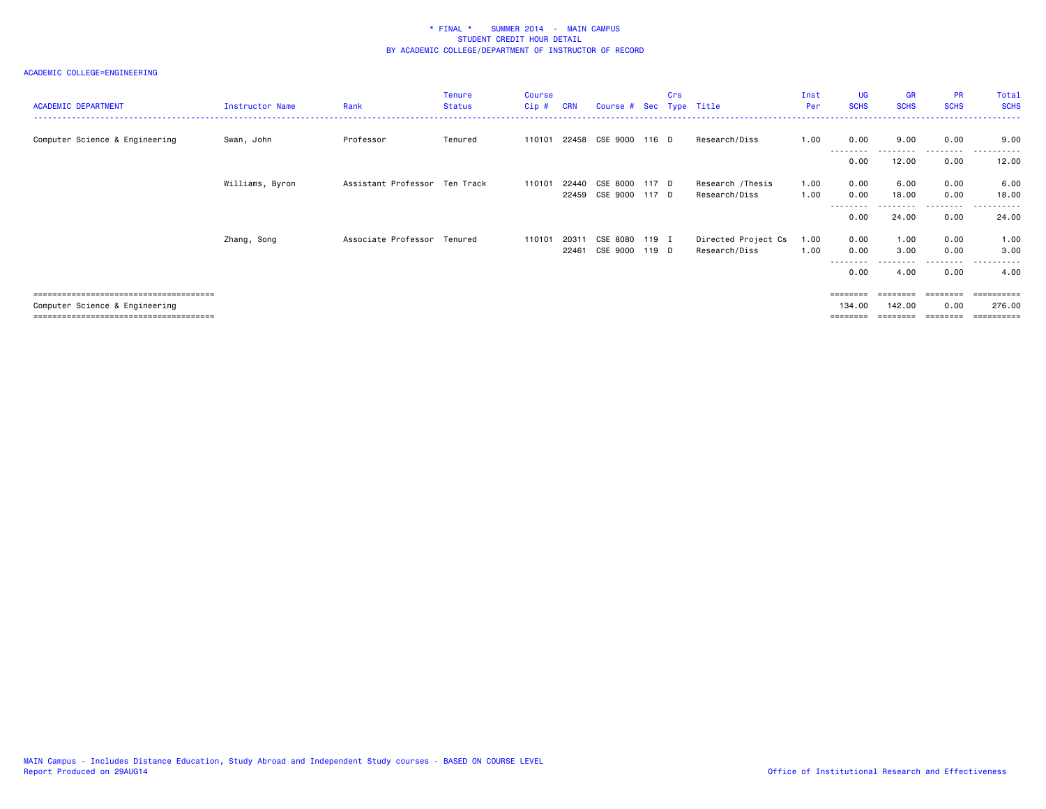* FINAL * SUMMER 2014 - MAIN CAMPUS
STUDENT CREDIT HOUR DETAIL
BY ACADEMIC COLLEGE/DEPARTMENT OF INSTRUCTOR OF RECORD

ACADEMIC COLLEGE=ENGINEERING

| ACADEMIC DEPARTMENT | Instructor Name | Rank | Tenure Status | Course Cip # | CRN | Course # | Sec | Crs Type | Title | Inst Per | UG SCHS | GR SCHS | PR SCHS | Total SCHS |
|---|---|---|---|---|---|---|---|---|---|---|---|---|---|---|
| Computer Science & Engineering | Swan, John | Professor | Tenured | 110101 | 22458 | CSE 9000 | 116 | D | Research/Diss | 1.00 | 0.00 | 9.00 | 0.00 | 9.00 |
| | | | | | | | | | | | 0.00 | 12.00 | 0.00 | 12.00 |
| | Williams, Byron | Assistant Professor | Ten Track | 110101 | 22440 | CSE 8000 | 117 | D | Research /Thesis | 1.00 | 0.00 | 6.00 | 0.00 | 6.00 |
| | | | | | 22459 | CSE 9000 | 117 | D | Research/Diss | 1.00 | 0.00 | 18.00 | 0.00 | 18.00 |
| | | | | | | | | | | | 0.00 | 24.00 | 0.00 | 24.00 |
| | Zhang, Song | Associate Professor | Tenured | 110101 | 20311 | CSE 8080 | 119 | I | Directed Project Cs | 1.00 | 0.00 | 1.00 | 0.00 | 1.00 |
| | | | | | 22461 | CSE 9000 | 119 | D | Research/Diss | 1.00 | 0.00 | 3.00 | 0.00 | 3.00 |
| | | | | | | | | | | | 0.00 | 4.00 | 0.00 | 4.00 |
| Computer Science & Engineering | | | | | | | | | | | 134.00 | 142.00 | 0.00 | 276.00 |

MAIN Campus - Includes Distance Education, Study Abroad and Independent Study courses - BASED ON COURSE LEVEL
Report Produced on 29AUG14

Office of Institutional Research and Effectiveness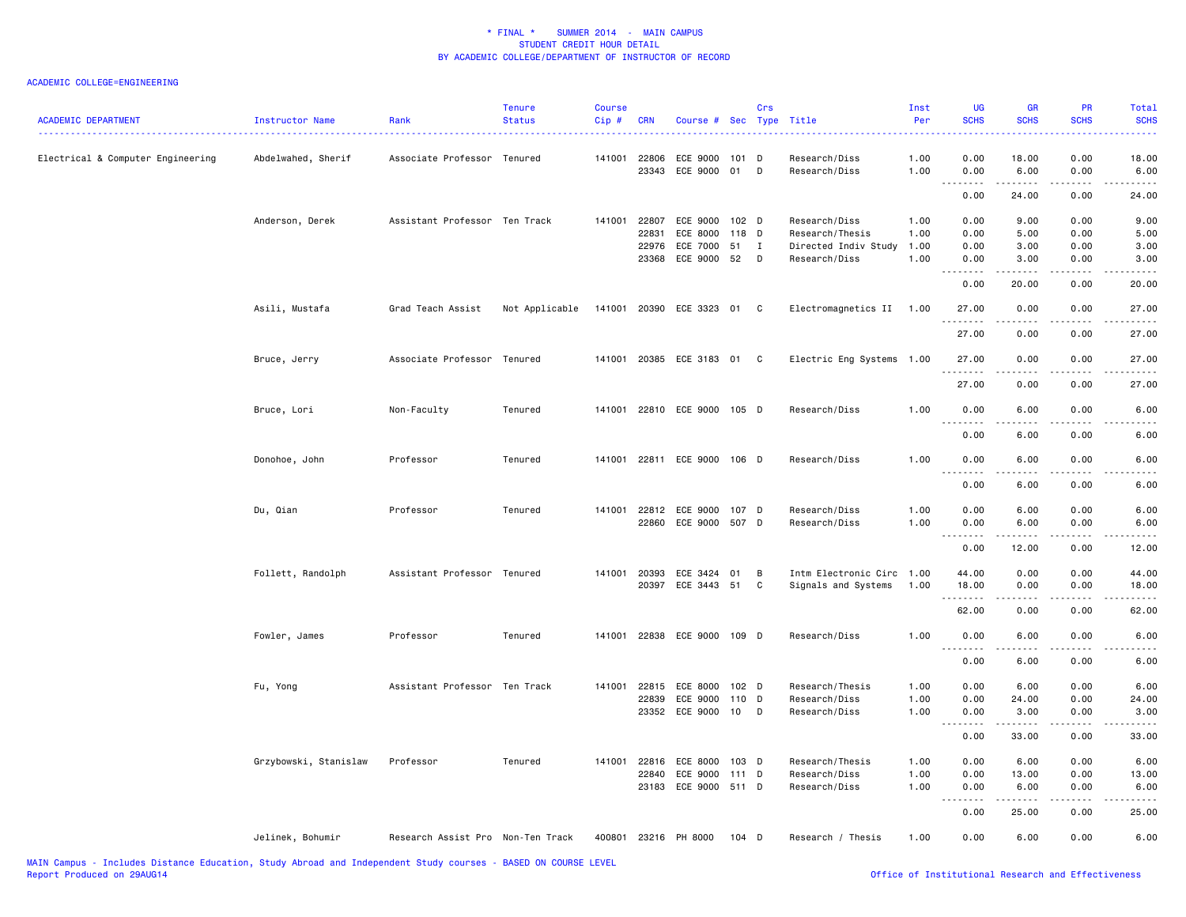\* FINAL \*    SUMMER 2014  -  MAIN CAMPUS
STUDENT CREDIT HOUR DETAIL
BY ACADEMIC COLLEGE/DEPARTMENT OF INSTRUCTOR OF RECORD

ACADEMIC COLLEGE=ENGINEERING

| ACADEMIC DEPARTMENT | Instructor Name | Rank | Tenure Status | Course Cip # | CRN | Course # | Sec | Crs Type | Title | Inst Per | UG SCHS | GR SCHS | PR SCHS | Total SCHS |
|---|---|---|---|---|---|---|---|---|---|---|---|---|---|---|
| Electrical & Computer Engineering | Abdelwahed, Sherif | Associate Professor | Tenured | 141001 | 22806 | ECE 9000 | 101 | D | Research/Diss | 1.00 | 0.00 | 18.00 | 0.00 | 18.00 |
| | | | | | 23343 | ECE 9000 | 01 | D | Research/Diss | 1.00 | 0.00 | 6.00 | 0.00 | 6.00 |
| | | | | | | | | | | | 0.00 | 24.00 | 0.00 | 24.00 |
| | Anderson, Derek | Assistant Professor | Ten Track | 141001 | 22807 | ECE 9000 | 102 | D | Research/Diss | 1.00 | 0.00 | 9.00 | 0.00 | 9.00 |
| | | | | | 22831 | ECE 8000 | 118 | D | Research/Thesis | 1.00 | 0.00 | 5.00 | 0.00 | 5.00 |
| | | | | | 22976 | ECE 7000 | 51 | I | Directed Indiv Study | 1.00 | 0.00 | 3.00 | 0.00 | 3.00 |
| | | | | | 23368 | ECE 9000 | 52 | D | Research/Diss | 1.00 | 0.00 | 3.00 | 0.00 | 3.00 |
| | | | | | | | | | | | 0.00 | 20.00 | 0.00 | 20.00 |
| | Asili, Mustafa | Grad Teach Assist | Not Applicable | 141001 | 20390 | ECE 3323 | 01 | C | Electromagnetics II | 1.00 | 27.00 | 0.00 | 0.00 | 27.00 |
| | | | | | | | | | | | 27.00 | 0.00 | 0.00 | 27.00 |
| | Bruce, Jerry | Associate Professor | Tenured | 141001 | 20385 | ECE 3183 | 01 | C | Electric Eng Systems | 1.00 | 27.00 | 0.00 | 0.00 | 27.00 |
| | | | | | | | | | | | 27.00 | 0.00 | 0.00 | 27.00 |
| | Bruce, Lori | Non-Faculty | Tenured | 141001 | 22810 | ECE 9000 | 105 | D | Research/Diss | 1.00 | 0.00 | 6.00 | 0.00 | 6.00 |
| | | | | | | | | | | | 0.00 | 6.00 | 0.00 | 6.00 |
| | Donohoe, John | Professor | Tenured | 141001 | 22811 | ECE 9000 | 106 | D | Research/Diss | 1.00 | 0.00 | 6.00 | 0.00 | 6.00 |
| | | | | | | | | | | | 0.00 | 6.00 | 0.00 | 6.00 |
| | Du, Qian | Professor | Tenured | 141001 | 22812 | ECE 9000 | 107 | D | Research/Diss | 1.00 | 0.00 | 6.00 | 0.00 | 6.00 |
| | | | | | 22860 | ECE 9000 | 507 | D | Research/Diss | 1.00 | 0.00 | 6.00 | 0.00 | 6.00 |
| | | | | | | | | | | | 0.00 | 12.00 | 0.00 | 12.00 |
| | Follett, Randolph | Assistant Professor | Tenured | 141001 | 20393 | ECE 3424 | 01 | B | Intm Electronic Circ | 1.00 | 44.00 | 0.00 | 0.00 | 44.00 |
| | | | | | 20397 | ECE 3443 | 51 | C | Signals and Systems | 1.00 | 18.00 | 0.00 | 0.00 | 18.00 |
| | | | | | | | | | | | 62.00 | 0.00 | 0.00 | 62.00 |
| | Fowler, James | Professor | Tenured | 141001 | 22838 | ECE 9000 | 109 | D | Research/Diss | 1.00 | 0.00 | 6.00 | 0.00 | 6.00 |
| | | | | | | | | | | | 0.00 | 6.00 | 0.00 | 6.00 |
| | Fu, Yong | Assistant Professor | Ten Track | 141001 | 22815 | ECE 8000 | 102 | D | Research/Thesis | 1.00 | 0.00 | 6.00 | 0.00 | 6.00 |
| | | | | | 22839 | ECE 9000 | 110 | D | Research/Diss | 1.00 | 0.00 | 24.00 | 0.00 | 24.00 |
| | | | | | 23352 | ECE 9000 | 10 | D | Research/Diss | 1.00 | 0.00 | 3.00 | 0.00 | 3.00 |
| | | | | | | | | | | | 0.00 | 33.00 | 0.00 | 33.00 |
| | Grzybowski, Stanislaw | Professor | Tenured | 141001 | 22816 | ECE 8000 | 103 | D | Research/Thesis | 1.00 | 0.00 | 6.00 | 0.00 | 6.00 |
| | | | | | 22840 | ECE 9000 | 111 | D | Research/Diss | 1.00 | 0.00 | 13.00 | 0.00 | 13.00 |
| | | | | | 23183 | ECE 9000 | 511 | D | Research/Diss | 1.00 | 0.00 | 6.00 | 0.00 | 6.00 |
| | | | | | | | | | | | 0.00 | 25.00 | 0.00 | 25.00 |
| | Jelinek, Bohumir | Research Assist Pro | Non-Ten Track | 400801 | 23216 | PH 8000 | 104 | D | Research / Thesis | 1.00 | 0.00 | 6.00 | 0.00 | 6.00 |

MAIN Campus - Includes Distance Education, Study Abroad and Independent Study courses - BASED ON COURSE LEVEL
Report Produced on 29AUG14
Office of Institutional Research and Effectiveness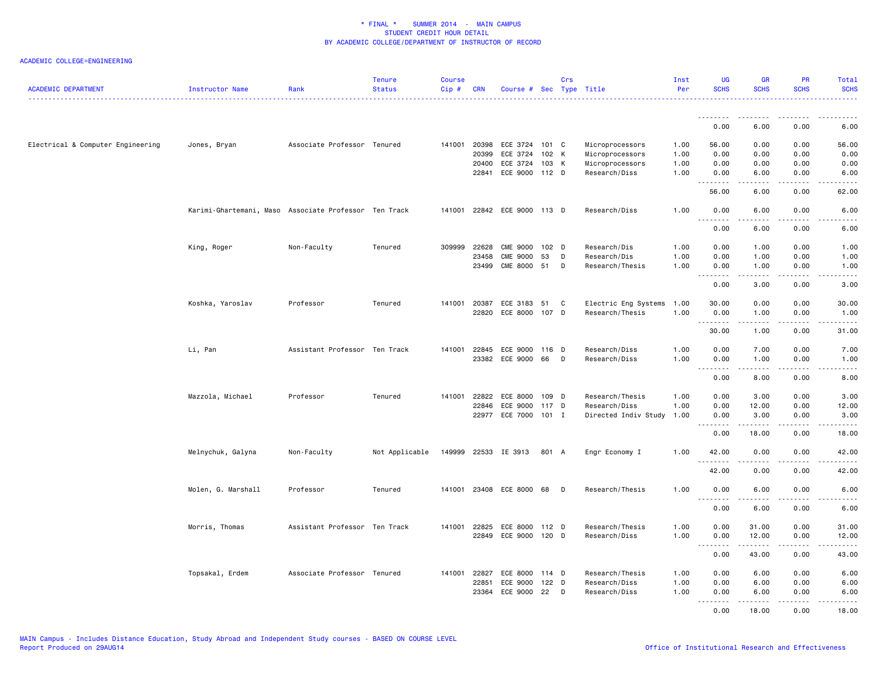\* FINAL \* SUMMER 2014 - MAIN CAMPUS
STUDENT CREDIT HOUR DETAIL
BY ACADEMIC COLLEGE/DEPARTMENT OF INSTRUCTOR OF RECORD

ACADEMIC COLLEGE=ENGINEERING

| ACADEMIC DEPARTMENT | Instructor Name | Rank | Tenure Status | Course Cip # | CRN | Course # | Sec | Crs Type | Title | Inst Per | UG SCHS | GR SCHS | PR SCHS | Total SCHS |
|---|---|---|---|---|---|---|---|---|---|---|---|---|---|---|
| | | | | | | | | | | | 0.00 | 6.00 | 0.00 | 6.00 |
| Electrical & Computer Engineering | Jones, Bryan | Associate Professor | Tenured | 141001 | 20398 | ECE 3724 | 101 | C | Microprocessors | 1.00 | 56.00 | 0.00 | 0.00 | 56.00 |
| | | | | | 20399 | ECE 3724 | 102 | K | Microprocessors | 1.00 | 0.00 | 0.00 | 0.00 | 0.00 |
| | | | | | 20400 | ECE 3724 | 103 | K | Microprocessors | 1.00 | 0.00 | 0.00 | 0.00 | 0.00 |
| | | | | | 22841 | ECE 9000 | 112 | D | Research/Diss | 1.00 | 0.00 | 6.00 | 0.00 | 6.00 |
| | | | | | | | | | | | 56.00 | 6.00 | 0.00 | 62.00 |
| | Karimi-Ghartemani, Maso | Associate Professor | Ten Track | 141001 | 22842 | ECE 9000 | 113 | D | Research/Diss | 1.00 | 0.00 | 6.00 | 0.00 | 6.00 |
| | | | | | | | | | | | 0.00 | 6.00 | 0.00 | 6.00 |
| | King, Roger | Non-Faculty | Tenured | 309999 | 22628 | CME 9000 | 102 | D | Research/Dis | 1.00 | 0.00 | 1.00 | 0.00 | 1.00 |
| | | | | | 23458 | CME 9000 | 53 | D | Research/Dis | 1.00 | 0.00 | 1.00 | 0.00 | 1.00 |
| | | | | | 23499 | CME 8000 | 51 | D | Research/Thesis | 1.00 | 0.00 | 1.00 | 0.00 | 1.00 |
| | | | | | | | | | | | 0.00 | 3.00 | 0.00 | 3.00 |
| | Koshka, Yaroslav | Professor | Tenured | 141001 | 20387 | ECE 3183 | 51 | C | Electric Eng Systems | 1.00 | 30.00 | 0.00 | 0.00 | 30.00 |
| | | | | | 22820 | ECE 8000 | 107 | D | Research/Thesis | 1.00 | 0.00 | 1.00 | 0.00 | 1.00 |
| | | | | | | | | | | | 30.00 | 1.00 | 0.00 | 31.00 |
| | Li, Pan | Assistant Professor | Ten Track | 141001 | 22845 | ECE 9000 | 116 | D | Research/Diss | 1.00 | 0.00 | 7.00 | 0.00 | 7.00 |
| | | | | | 23382 | ECE 9000 | 66 | D | Research/Diss | 1.00 | 0.00 | 1.00 | 0.00 | 1.00 |
| | | | | | | | | | | | 0.00 | 8.00 | 0.00 | 8.00 |
| | Mazzola, Michael | Professor | Tenured | 141001 | 22822 | ECE 8000 | 109 | D | Research/Thesis | 1.00 | 0.00 | 3.00 | 0.00 | 3.00 |
| | | | | | 22846 | ECE 9000 | 117 | D | Research/Diss | 1.00 | 0.00 | 12.00 | 0.00 | 12.00 |
| | | | | | 22977 | ECE 7000 | 101 | I | Directed Indiv Study | 1.00 | 0.00 | 3.00 | 0.00 | 3.00 |
| | | | | | | | | | | | 0.00 | 18.00 | 0.00 | 18.00 |
| | Melnychuk, Galyna | Non-Faculty | Not Applicable | 149999 | 22533 | IE 3913 | 801 | A | Engr Economy I | 1.00 | 42.00 | 0.00 | 0.00 | 42.00 |
| | | | | | | | | | | | 42.00 | 0.00 | 0.00 | 42.00 |
| | Molen, G. Marshall | Professor | Tenured | 141001 | 23408 | ECE 8000 | 68 | D | Research/Thesis | 1.00 | 0.00 | 6.00 | 0.00 | 6.00 |
| | | | | | | | | | | | 0.00 | 6.00 | 0.00 | 6.00 |
| | Morris, Thomas | Assistant Professor | Ten Track | 141001 | 22825 | ECE 8000 | 112 | D | Research/Thesis | 1.00 | 0.00 | 31.00 | 0.00 | 31.00 |
| | | | | | 22849 | ECE 9000 | 120 | D | Research/Diss | 1.00 | 0.00 | 12.00 | 0.00 | 12.00 |
| | | | | | | | | | | | 0.00 | 43.00 | 0.00 | 43.00 |
| | Topsakal, Erdem | Associate Professor | Tenured | 141001 | 22827 | ECE 8000 | 114 | D | Research/Thesis | 1.00 | 0.00 | 6.00 | 0.00 | 6.00 |
| | | | | | 22851 | ECE 9000 | 122 | D | Research/Diss | 1.00 | 0.00 | 6.00 | 0.00 | 6.00 |
| | | | | | 23364 | ECE 9000 | 22 | D | Research/Diss | 1.00 | 0.00 | 6.00 | 0.00 | 6.00 |
| | | | | | | | | | | | 0.00 | 18.00 | 0.00 | 18.00 |

MAIN Campus - Includes Distance Education, Study Abroad and Independent Study courses - BASED ON COURSE LEVEL
Report Produced on 29AUG14

Office of Institutional Research and Effectiveness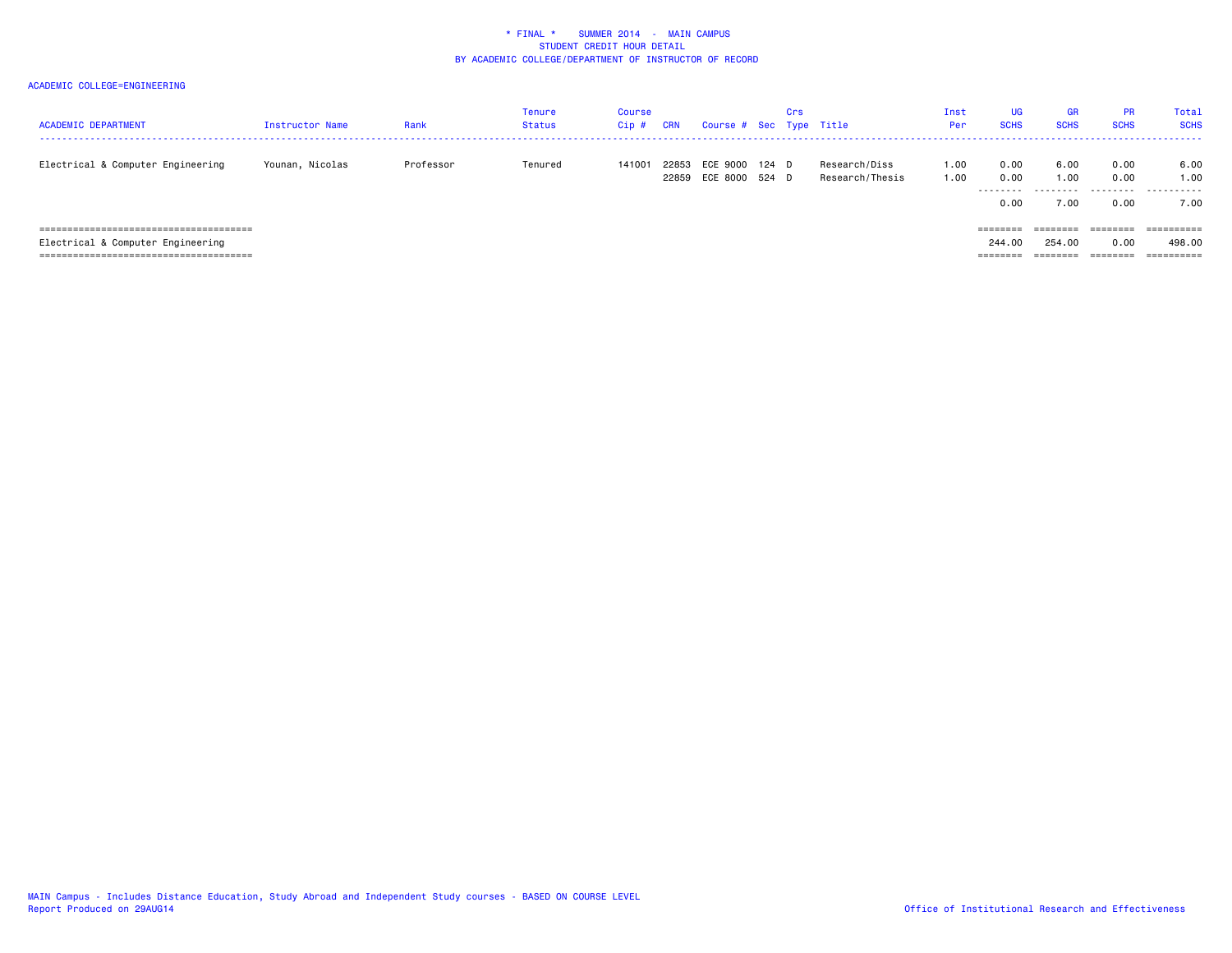* FINAL * SUMMER 2014 - MAIN CAMPUS
STUDENT CREDIT HOUR DETAIL
BY ACADEMIC COLLEGE/DEPARTMENT OF INSTRUCTOR OF RECORD

ACADEMIC COLLEGE=ENGINEERING

| ACADEMIC DEPARTMENT | Instructor Name | Rank | Tenure Status | Course Cip # | CRN | Course # | Sec | Crs Type | Title | Inst Per | UG SCHS | GR SCHS | PR SCHS | Total SCHS |
|---|---|---|---|---|---|---|---|---|---|---|---|---|---|---|
| Electrical & Computer Engineering | Younan, Nicolas | Professor | Tenured | 141001 | 22853 | ECE 9000 | 124 | D | Research/Diss | 1.00 | 0.00 | 6.00 | 0.00 | 6.00 |
| | | | | | 22859 | ECE 8000 | 524 | D | Research/Thesis | 1.00 | 0.00 | 1.00 | 0.00 | 1.00 |
| | | | | | | | | | | | 0.00 | 7.00 | 0.00 | 7.00 |
| Electrical & Computer Engineering | | | | | | | | | | | 244.00 | 254.00 | 0.00 | 498.00 |

MAIN Campus - Includes Distance Education, Study Abroad and Independent Study courses - BASED ON COURSE LEVEL
Report Produced on 29AUG14

Office of Institutional Research and Effectiveness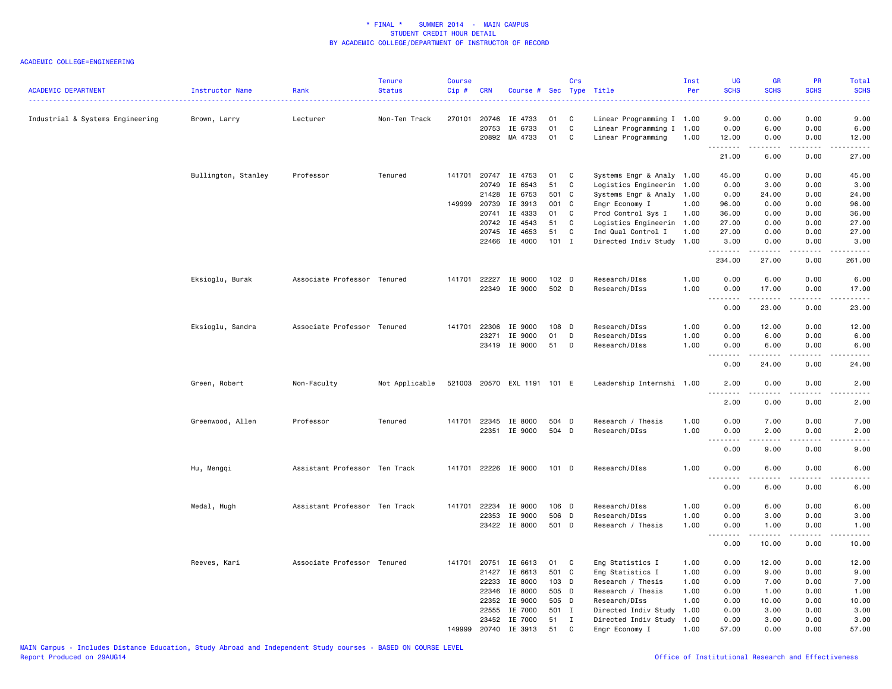\* FINAL \*   SUMMER 2014 - MAIN CAMPUS
STUDENT CREDIT HOUR DETAIL
BY ACADEMIC COLLEGE/DEPARTMENT OF INSTRUCTOR OF RECORD

ACADEMIC COLLEGE=ENGINEERING

| ACADEMIC DEPARTMENT | Instructor Name | Rank | Tenure Status | Course Cip # | CRN | Course # | Sec | Crs Type | Title | Inst Per | UG SCHS | GR SCHS | PR SCHS | Total SCHS |
|---|---|---|---|---|---|---|---|---|---|---|---|---|---|---|
| Industrial & Systems Engineering | Brown, Larry | Lecturer | Non-Ten Track | 270101 | 20746 | IE 4733 | 01 | C | Linear Programming I | 1.00 | 9.00 | 0.00 | 0.00 | 9.00 |
| | | | | | 20753 | IE 6733 | 01 | C | Linear Programming I | 1.00 | 0.00 | 6.00 | 0.00 | 6.00 |
| | | | | | 20892 | MA 4733 | 01 | C | Linear Programming | 1.00 | 12.00 | 0.00 | 0.00 | 12.00 |
| | | | | | | | | | | | 21.00 | 6.00 | 0.00 | 27.00 |
| | Bullington, Stanley | Professor | Tenured | 141701 | 20747 | IE 4753 | 01 | C | Systems Engr & Analy | 1.00 | 45.00 | 0.00 | 0.00 | 45.00 |
| | | | | | 20749 | IE 6543 | 51 | C | Logistics Engineerin | 1.00 | 0.00 | 3.00 | 0.00 | 3.00 |
| | | | | | 21428 | IE 6753 | 501 | C | Systems Engr & Analy | 1.00 | 0.00 | 24.00 | 0.00 | 24.00 |
| | | | | 149999 | 20739 | IE 3913 | 001 | C | Engr Economy I | 1.00 | 96.00 | 0.00 | 0.00 | 96.00 |
| | | | | | 20741 | IE 4333 | 01 | C | Prod Control Sys I | 1.00 | 36.00 | 0.00 | 0.00 | 36.00 |
| | | | | | 20742 | IE 4543 | 51 | C | Logistics Engineerin | 1.00 | 27.00 | 0.00 | 0.00 | 27.00 |
| | | | | | 20745 | IE 4653 | 51 | C | Ind Qual Control I | 1.00 | 27.00 | 0.00 | 0.00 | 27.00 |
| | | | | | 22466 | IE 4000 | 101 | I | Directed Indiv Study | 1.00 | 3.00 | 0.00 | 0.00 | 3.00 |
| | | | | | | | | | | | 234.00 | 27.00 | 0.00 | 261.00 |
| | Eksioglu, Burak | Associate Professor | Tenured | 141701 | 22227 | IE 9000 | 102 | D | Research/DIss | 1.00 | 0.00 | 6.00 | 0.00 | 6.00 |
| | | | | | 22349 | IE 9000 | 502 | D | Research/DIss | 1.00 | 0.00 | 17.00 | 0.00 | 17.00 |
| | | | | | | | | | | | 0.00 | 23.00 | 0.00 | 23.00 |
| | Eksioglu, Sandra | Associate Professor | Tenured | 141701 | 22306 | IE 9000 | 108 | D | Research/DIss | 1.00 | 0.00 | 12.00 | 0.00 | 12.00 |
| | | | | | 23271 | IE 9000 | 01 | D | Research/DIss | 1.00 | 0.00 | 6.00 | 0.00 | 6.00 |
| | | | | | 23419 | IE 9000 | 51 | D | Research/DIss | 1.00 | 0.00 | 6.00 | 0.00 | 6.00 |
| | | | | | | | | | | | 0.00 | 24.00 | 0.00 | 24.00 |
| | Green, Robert | Non-Faculty | Not Applicable | 521003 | 20570 | EXL 1191 | 101 | E | Leadership Internshi | 1.00 | 2.00 | 0.00 | 0.00 | 2.00 |
| | | | | | | | | | | | 2.00 | 0.00 | 0.00 | 2.00 |
| | Greenwood, Allen | Professor | Tenured | 141701 | 22345 | IE 8000 | 504 | D | Research / Thesis | 1.00 | 0.00 | 7.00 | 0.00 | 7.00 |
| | | | | | 22351 | IE 9000 | 504 | D | Research/DIss | 1.00 | 0.00 | 2.00 | 0.00 | 2.00 |
| | | | | | | | | | | | 0.00 | 9.00 | 0.00 | 9.00 |
| | Hu, Mengqi | Assistant Professor | Ten Track | 141701 | 22226 | IE 9000 | 101 | D | Research/DIss | 1.00 | 0.00 | 6.00 | 0.00 | 6.00 |
| | | | | | | | | | | | 0.00 | 6.00 | 0.00 | 6.00 |
| | Medal, Hugh | Assistant Professor | Ten Track | 141701 | 22234 | IE 9000 | 106 | D | Research/DIss | 1.00 | 0.00 | 6.00 | 0.00 | 6.00 |
| | | | | | 22353 | IE 9000 | 506 | D | Research/DIss | 1.00 | 0.00 | 3.00 | 0.00 | 3.00 |
| | | | | | 23422 | IE 8000 | 501 | D | Research / Thesis | 1.00 | 0.00 | 1.00 | 0.00 | 1.00 |
| | | | | | | | | | | | 0.00 | 10.00 | 0.00 | 10.00 |
| | Reeves, Kari | Associate Professor | Tenured | 141701 | 20751 | IE 6613 | 01 | C | Eng Statistics I | 1.00 | 0.00 | 12.00 | 0.00 | 12.00 |
| | | | | | 21427 | IE 6613 | 501 | C | Eng Statistics I | 1.00 | 0.00 | 9.00 | 0.00 | 9.00 |
| | | | | | 22233 | IE 8000 | 103 | D | Research / Thesis | 1.00 | 0.00 | 7.00 | 0.00 | 7.00 |
| | | | | | 22346 | IE 8000 | 505 | D | Research / Thesis | 1.00 | 0.00 | 1.00 | 0.00 | 1.00 |
| | | | | | 22352 | IE 9000 | 505 | D | Research/DIss | 1.00 | 0.00 | 10.00 | 0.00 | 10.00 |
| | | | | | 22555 | IE 7000 | 501 | I | Directed Indiv Study | 1.00 | 0.00 | 3.00 | 0.00 | 3.00 |
| | | | | | 23452 | IE 7000 | 51 | I | Directed Indiv Study | 1.00 | 0.00 | 3.00 | 0.00 | 3.00 |
| | | | | 149999 | 20740 | IE 3913 | 51 | C | Engr Economy I | 1.00 | 57.00 | 0.00 | 0.00 | 57.00 |

MAIN Campus - Includes Distance Education, Study Abroad and Independent Study courses - BASED ON COURSE LEVEL
Report Produced on 29AUG14

Office of Institutional Research and Effectiveness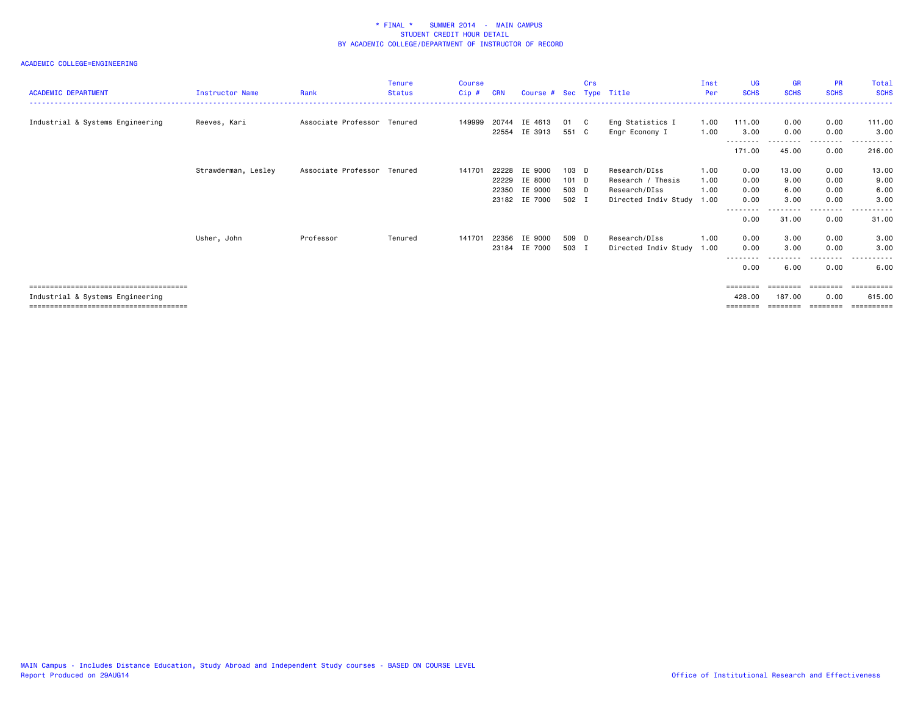\* FINAL \* SUMMER 2014 - MAIN CAMPUS
STUDENT CREDIT HOUR DETAIL
BY ACADEMIC COLLEGE/DEPARTMENT OF INSTRUCTOR OF RECORD

ACADEMIC COLLEGE=ENGINEERING

| ACADEMIC DEPARTMENT | Instructor Name | Rank | Tenure Status | Course Cip # | CRN | Course # | Sec | Crs Type | Title | Inst Per | UG SCHS | GR SCHS | PR SCHS | Total SCHS |
|---|---|---|---|---|---|---|---|---|---|---|---|---|---|---|
| Industrial & Systems Engineering | Reeves, Kari | Associate Professor | Tenured | 149999 | 20744 | IE 4613 | 01 | C | Eng Statistics I | 1.00 | 111.00 | 0.00 | 0.00 | 111.00 |
| | | | | | 22554 | IE 3913 | 551 | C | Engr Economy I | 1.00 | 3.00 | 0.00 | 0.00 | 3.00 |
| | | | | | | | | | | | 171.00 | 45.00 | 0.00 | 216.00 |
| | Strawderman, Lesley | Associate Professor | Tenured | 141701 | 22228 | IE 9000 | 103 | D | Research/DIss | 1.00 | 0.00 | 13.00 | 0.00 | 13.00 |
| | | | | | 22229 | IE 8000 | 101 | D | Research / Thesis | 1.00 | 0.00 | 9.00 | 0.00 | 9.00 |
| | | | | | 22350 | IE 9000 | 503 | D | Research/DIss | 1.00 | 0.00 | 6.00 | 0.00 | 6.00 |
| | | | | | 23182 | IE 7000 | 502 | I | Directed Indiv Study | 1.00 | 0.00 | 3.00 | 0.00 | 3.00 |
| | | | | | | | | | | | 0.00 | 31.00 | 0.00 | 31.00 |
| | Usher, John | Professor | Tenured | 141701 | 22356 | IE 9000 | 509 | D | Research/DIss | 1.00 | 0.00 | 3.00 | 0.00 | 3.00 |
| | | | | | 23184 | IE 7000 | 503 | I | Directed Indiv Study | 1.00 | 0.00 | 3.00 | 0.00 | 3.00 |
| | | | | | | | | | | | 0.00 | 6.00 | 0.00 | 6.00 |
| Industrial & Systems Engineering | | | | | | | | | | | 428.00 | 187.00 | 0.00 | 615.00 |

MAIN Campus - Includes Distance Education, Study Abroad and Independent Study courses - BASED ON COURSE LEVEL
Report Produced on 29AUG14

Office of Institutional Research and Effectiveness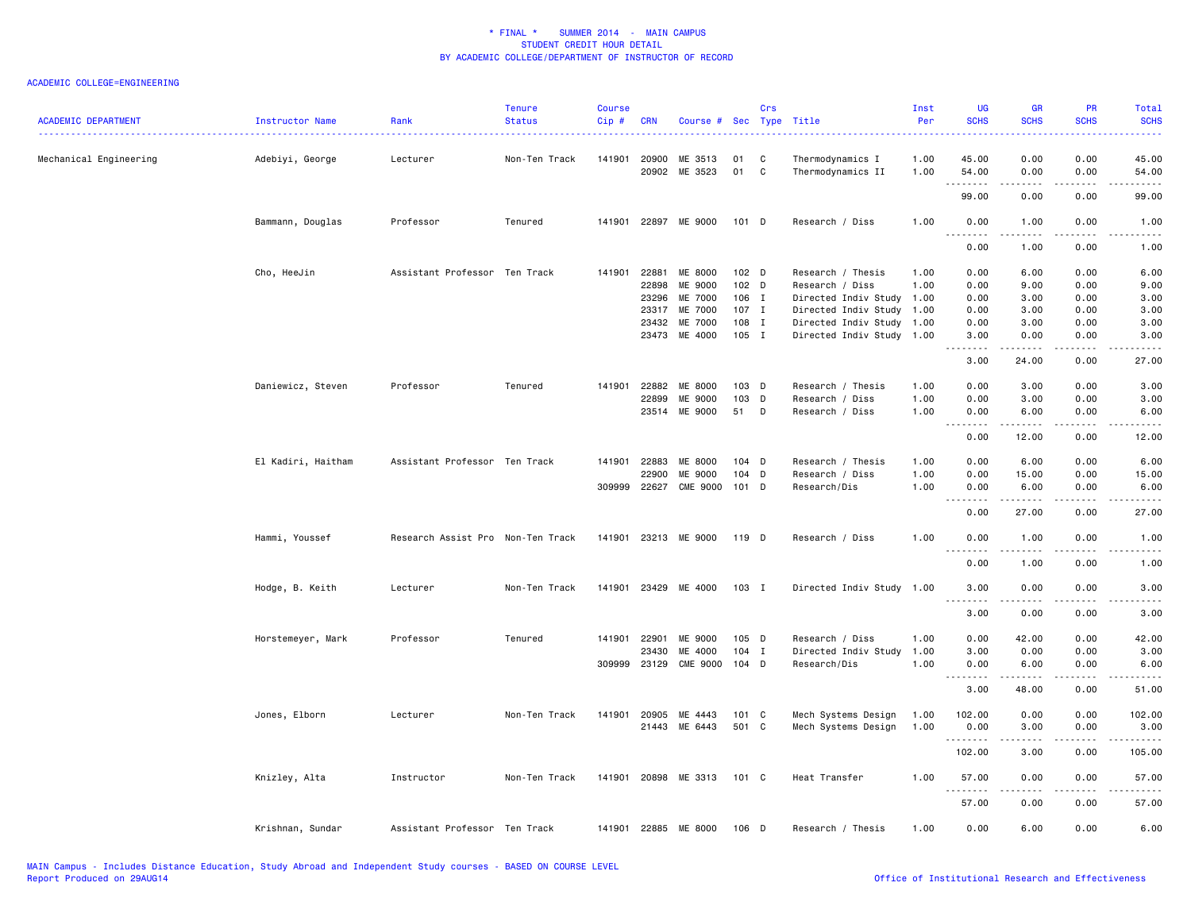* FINAL * SUMMER 2014 - MAIN CAMPUS
STUDENT CREDIT HOUR DETAIL
BY ACADEMIC COLLEGE/DEPARTMENT OF INSTRUCTOR OF RECORD

ACADEMIC COLLEGE=ENGINEERING

| ACADEMIC DEPARTMENT | Instructor Name | Rank | Tenure Status | Course Cip # | CRN | Course # | Sec | Crs Type | Title | Inst Per | UG SCHS | GR SCHS | PR SCHS | Total SCHS |
|---|---|---|---|---|---|---|---|---|---|---|---|---|---|---|
| Mechanical Engineering | Adebiyi, George | Lecturer | Non-Ten Track | 141901 | 20900 | ME 3513 | 01 | C | Thermodynamics I | 1.00 | 45.00 | 0.00 | 0.00 | 45.00 |
| | | | | | 20902 | ME 3523 | 01 | C | Thermodynamics II | 1.00 | 54.00 | 0.00 | 0.00 | 54.00 |
| | | | | | | | | | | | 99.00 | 0.00 | 0.00 | 99.00 |
| | Bammann, Douglas | Professor | Tenured | 141901 | 22897 | ME 9000 | 101 | D | Research / Diss | 1.00 | 0.00 | 1.00 | 0.00 | 1.00 |
| | | | | | | | | | | | 0.00 | 1.00 | 0.00 | 1.00 |
| | Cho, HeeJin | Assistant Professor | Ten Track | 141901 | 22881 | ME 8000 | 102 | D | Research / Thesis | 1.00 | 0.00 | 6.00 | 0.00 | 6.00 |
| | | | | | 22898 | ME 9000 | 102 | D | Research / Diss | 1.00 | 0.00 | 9.00 | 0.00 | 9.00 |
| | | | | | 23296 | ME 7000 | 106 | I | Directed Indiv Study | 1.00 | 0.00 | 3.00 | 0.00 | 3.00 |
| | | | | | 23317 | ME 7000 | 107 | I | Directed Indiv Study | 1.00 | 0.00 | 3.00 | 0.00 | 3.00 |
| | | | | | 23432 | ME 7000 | 108 | I | Directed Indiv Study | 1.00 | 0.00 | 3.00 | 0.00 | 3.00 |
| | | | | | 23473 | ME 4000 | 105 | I | Directed Indiv Study | 1.00 | 3.00 | 0.00 | 0.00 | 3.00 |
| | | | | | | | | | | | 3.00 | 24.00 | 0.00 | 27.00 |
| | Daniewicz, Steven | Professor | Tenured | 141901 | 22882 | ME 8000 | 103 | D | Research / Thesis | 1.00 | 0.00 | 3.00 | 0.00 | 3.00 |
| | | | | | 22899 | ME 9000 | 103 | D | Research / Diss | 1.00 | 0.00 | 3.00 | 0.00 | 3.00 |
| | | | | | 23514 | ME 9000 | 51 | D | Research / Diss | 1.00 | 0.00 | 6.00 | 0.00 | 6.00 |
| | | | | | | | | | | | 0.00 | 12.00 | 0.00 | 12.00 |
| | El Kadiri, Haitham | Assistant Professor | Ten Track | 141901 | 22883 | ME 8000 | 104 | D | Research / Thesis | 1.00 | 0.00 | 6.00 | 0.00 | 6.00 |
| | | | | | 22900 | ME 9000 | 104 | D | Research / Diss | 1.00 | 0.00 | 15.00 | 0.00 | 15.00 |
| | | | | 309999 | 22627 | CME 9000 | 101 | D | Research/Dis | 1.00 | 0.00 | 6.00 | 0.00 | 6.00 |
| | | | | | | | | | | | 0.00 | 27.00 | 0.00 | 27.00 |
| | Hammi, Youssef | Research Assist Pro | Non-Ten Track | 141901 | 23213 | ME 9000 | 119 | D | Research / Diss | 1.00 | 0.00 | 1.00 | 0.00 | 1.00 |
| | | | | | | | | | | | 0.00 | 1.00 | 0.00 | 1.00 |
| | Hodge, B. Keith | Lecturer | Non-Ten Track | 141901 | 23429 | ME 4000 | 103 | I | Directed Indiv Study | 1.00 | 3.00 | 0.00 | 0.00 | 3.00 |
| | | | | | | | | | | | 3.00 | 0.00 | 0.00 | 3.00 |
| | Horstemeyer, Mark | Professor | Tenured | 141901 | 22901 | ME 9000 | 105 | D | Research / Diss | 1.00 | 0.00 | 42.00 | 0.00 | 42.00 |
| | | | | | 23430 | ME 4000 | 104 | I | Directed Indiv Study | 1.00 | 3.00 | 0.00 | 0.00 | 3.00 |
| | | | | 309999 | 23129 | CME 9000 | 104 | D | Research/Dis | 1.00 | 0.00 | 6.00 | 0.00 | 6.00 |
| | | | | | | | | | | | 3.00 | 48.00 | 0.00 | 51.00 |
| | Jones, Elborn | Lecturer | Non-Ten Track | 141901 | 20905 | ME 4443 | 101 | C | Mech Systems Design | 1.00 | 102.00 | 0.00 | 0.00 | 102.00 |
| | | | | | 21443 | ME 6443 | 501 | C | Mech Systems Design | 1.00 | 0.00 | 3.00 | 0.00 | 3.00 |
| | | | | | | | | | | | 102.00 | 3.00 | 0.00 | 105.00 |
| | Knizley, Alta | Instructor | Non-Ten Track | 141901 | 20898 | ME 3313 | 101 | C | Heat Transfer | 1.00 | 57.00 | 0.00 | 0.00 | 57.00 |
| | | | | | | | | | | | 57.00 | 0.00 | 0.00 | 57.00 |
| | Krishnan, Sundar | Assistant Professor | Ten Track | 141901 | 22885 | ME 8000 | 106 | D | Research / Thesis | 1.00 | 0.00 | 6.00 | 0.00 | 6.00 |

MAIN Campus - Includes Distance Education, Study Abroad and Independent Study courses - BASED ON COURSE LEVEL
Report Produced on 29AUG14

Office of Institutional Research and Effectiveness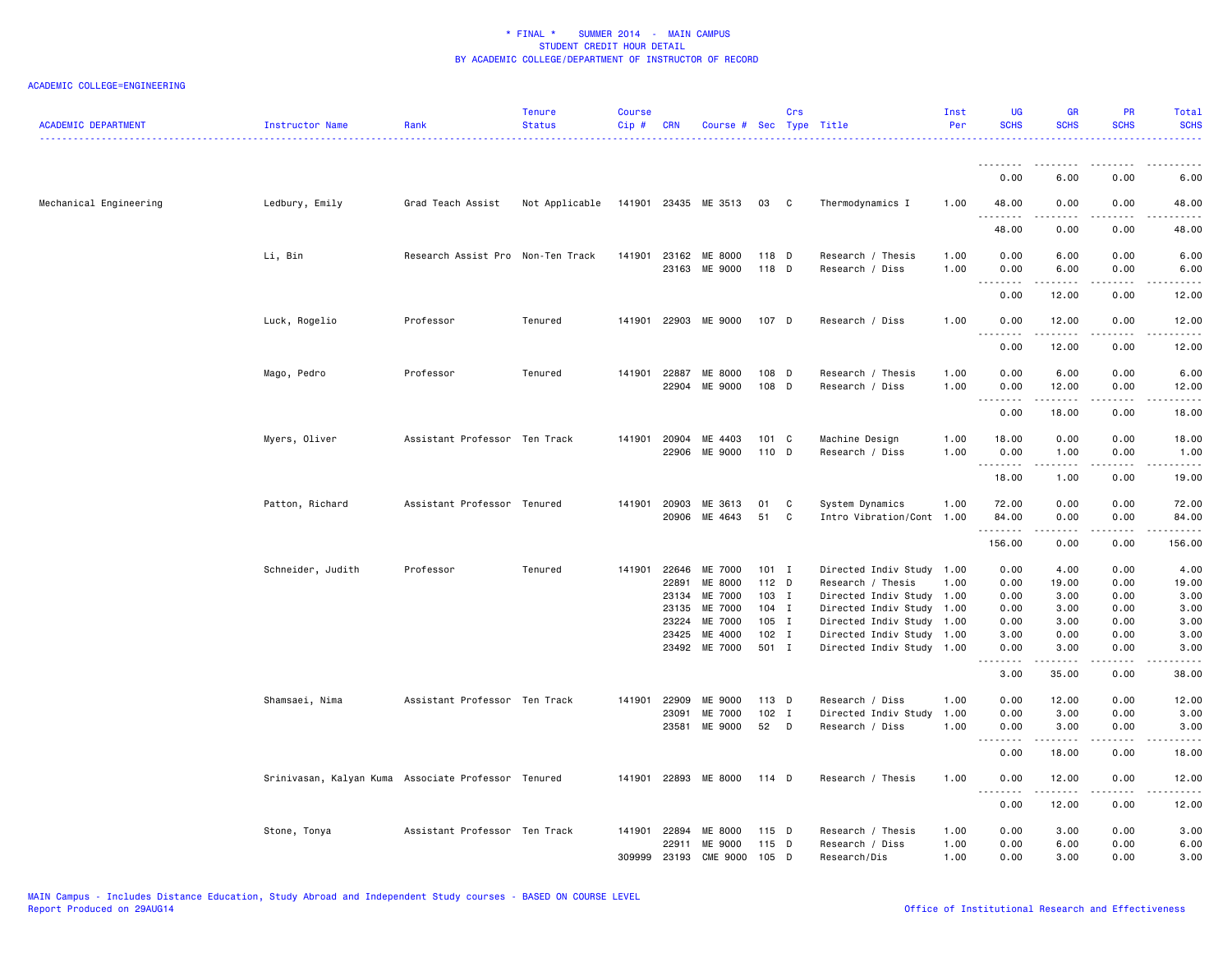* FINAL * SUMMER 2014 - MAIN CAMPUS
STUDENT CREDIT HOUR DETAIL
BY ACADEMIC COLLEGE/DEPARTMENT OF INSTRUCTOR OF RECORD

ACADEMIC COLLEGE=ENGINEERING

| ACADEMIC DEPARTMENT | Instructor Name | Rank | Tenure Status | Course Cip # | CRN | Course # | Sec | Crs Type | Title | Inst Per | UG SCHS | GR SCHS | PR SCHS | Total SCHS |
|---|---|---|---|---|---|---|---|---|---|---|---|---|---|---|
| | | | | | | | | | | | 0.00 | 6.00 | 0.00 | 6.00 |
| Mechanical Engineering | Ledbury, Emily | Grad Teach Assist | Not Applicable | 141901 | 23435 | ME 3513 | 03 | C | Thermodynamics I | 1.00 | 48.00 | 0.00 | 0.00 | 48.00 |
| | | | | | | | | | | | 48.00 | 0.00 | 0.00 | 48.00 |
| | Li, Bin | Research Assist Pro | Non-Ten Track | 141901 | 23162 | ME 8000 | 118 | D | Research / Thesis | 1.00 | 0.00 | 6.00 | 0.00 | 6.00 |
| | | | | | 23163 | ME 9000 | 118 | D | Research / Diss | 1.00 | 0.00 | 6.00 | 0.00 | 6.00 |
| | | | | | | | | | | | 0.00 | 12.00 | 0.00 | 12.00 |
| | Luck, Rogelio | Professor | Tenured | 141901 | 22903 | ME 9000 | 107 | D | Research / Diss | 1.00 | 0.00 | 12.00 | 0.00 | 12.00 |
| | | | | | | | | | | | 0.00 | 12.00 | 0.00 | 12.00 |
| | Mago, Pedro | Professor | Tenured | 141901 | 22887 | ME 8000 | 108 | D | Research / Thesis | 1.00 | 0.00 | 6.00 | 0.00 | 6.00 |
| | | | | | 22904 | ME 9000 | 108 | D | Research / Diss | 1.00 | 0.00 | 12.00 | 0.00 | 12.00 |
| | | | | | | | | | | | 0.00 | 18.00 | 0.00 | 18.00 |
| | Myers, Oliver | Assistant Professor | Ten Track | 141901 | 20904 | ME 4403 | 101 | C | Machine Design | 1.00 | 18.00 | 0.00 | 0.00 | 18.00 |
| | | | | | 22906 | ME 9000 | 110 | D | Research / Diss | 1.00 | 0.00 | 1.00 | 0.00 | 1.00 |
| | | | | | | | | | | | 18.00 | 1.00 | 0.00 | 19.00 |
| | Patton, Richard | Assistant Professor | Tenured | 141901 | 20903 | ME 3613 | 01 | C | System Dynamics | 1.00 | 72.00 | 0.00 | 0.00 | 72.00 |
| | | | | | 20906 | ME 4643 | 51 | C | Intro Vibration/Cont | 1.00 | 84.00 | 0.00 | 0.00 | 84.00 |
| | | | | | | | | | | | 156.00 | 0.00 | 0.00 | 156.00 |
| | Schneider, Judith | Professor | Tenured | 141901 | 22646 | ME 7000 | 101 | I | Directed Indiv Study | 1.00 | 0.00 | 4.00 | 0.00 | 4.00 |
| | | | | | 22891 | ME 8000 | 112 | D | Research / Thesis | 1.00 | 0.00 | 19.00 | 0.00 | 19.00 |
| | | | | | 23134 | ME 7000 | 103 | I | Directed Indiv Study | 1.00 | 0.00 | 3.00 | 0.00 | 3.00 |
| | | | | | 23135 | ME 7000 | 104 | I | Directed Indiv Study | 1.00 | 0.00 | 3.00 | 0.00 | 3.00 |
| | | | | | 23224 | ME 7000 | 105 | I | Directed Indiv Study | 1.00 | 0.00 | 3.00 | 0.00 | 3.00 |
| | | | | | 23425 | ME 4000 | 102 | I | Directed Indiv Study | 1.00 | 3.00 | 0.00 | 0.00 | 3.00 |
| | | | | | 23492 | ME 7000 | 501 | I | Directed Indiv Study | 1.00 | 0.00 | 3.00 | 0.00 | 3.00 |
| | | | | | | | | | | | 3.00 | 35.00 | 0.00 | 38.00 |
| | Shamsaei, Nima | Assistant Professor | Ten Track | 141901 | 22909 | ME 9000 | 113 | D | Research / Diss | 1.00 | 0.00 | 12.00 | 0.00 | 12.00 |
| | | | | | 23091 | ME 7000 | 102 | I | Directed Indiv Study | 1.00 | 0.00 | 3.00 | 0.00 | 3.00 |
| | | | | | 23581 | ME 9000 | 52 | D | Research / Diss | 1.00 | 0.00 | 3.00 | 0.00 | 3.00 |
| | | | | | | | | | | | 0.00 | 18.00 | 0.00 | 18.00 |
| | Srinivasan, Kalyan Kuma | Associate Professor | Tenured | 141901 | 22893 | ME 8000 | 114 | D | Research / Thesis | 1.00 | 0.00 | 12.00 | 0.00 | 12.00 |
| | | | | | | | | | | | 0.00 | 12.00 | 0.00 | 12.00 |
| | Stone, Tonya | Assistant Professor | Ten Track | 141901 | 22894 | ME 8000 | 115 | D | Research / Thesis | 1.00 | 0.00 | 3.00 | 0.00 | 3.00 |
| | | | | | 22911 | ME 9000 | 115 | D | Research / Diss | 1.00 | 0.00 | 6.00 | 0.00 | 6.00 |
| | | | | 309999 | 23193 | CME 9000 | 105 | D | Research/Dis | 1.00 | 0.00 | 3.00 | 0.00 | 3.00 |

MAIN Campus - Includes Distance Education, Study Abroad and Independent Study courses - BASED ON COURSE LEVEL
Report Produced on 29AUG14
Office of Institutional Research and Effectiveness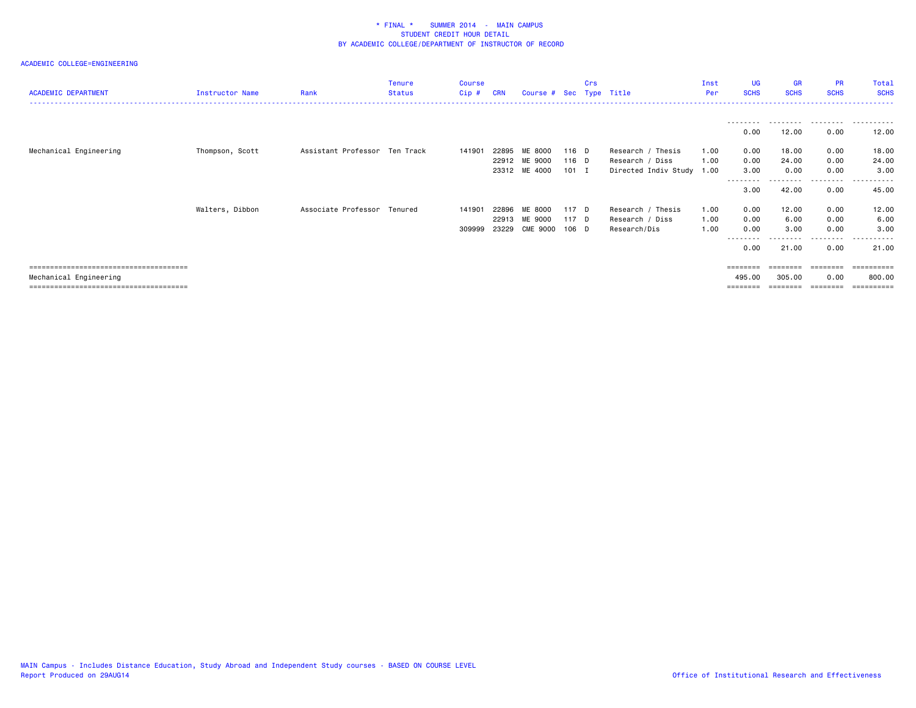\* FINAL \* SUMMER 2014 - MAIN CAMPUS
STUDENT CREDIT HOUR DETAIL
BY ACADEMIC COLLEGE/DEPARTMENT OF INSTRUCTOR OF RECORD

ACADEMIC COLLEGE=ENGINEERING

| ACADEMIC DEPARTMENT | Instructor Name | Rank | Tenure Status | Course Cip # | CRN | Course # | Sec | Crs Type | Title | Inst Per | UG SCHS | GR SCHS | PR SCHS | Total SCHS |
|---|---|---|---|---|---|---|---|---|---|---|---|---|---|---|
| | | | | | | | | | | | 0.00 | 12.00 | 0.00 | 12.00 |
| Mechanical Engineering | Thompson, Scott | Assistant Professor | Ten Track | 141901 | 22895 | ME 8000 | 116 | D | Research / Thesis | 1.00 | 0.00 | 18.00 | 0.00 | 18.00 |
| | | | | | 22912 | ME 9000 | 116 | D | Research / Diss | 1.00 | 0.00 | 24.00 | 0.00 | 24.00 |
| | | | | | 23312 | ME 4000 | 101 | I | Directed Indiv Study | 1.00 | 3.00 | 0.00 | 0.00 | 3.00 |
| | | | | | | | | | | | 3.00 | 42.00 | 0.00 | 45.00 |
| | Walters, Dibbon | Associate Professor | Tenured | 141901 | 22896 | ME 8000 | 117 | D | Research / Thesis | 1.00 | 0.00 | 12.00 | 0.00 | 12.00 |
| | | | | | 22913 | ME 9000 | 117 | D | Research / Diss | 1.00 | 0.00 | 6.00 | 0.00 | 6.00 |
| | | | | 309999 | 23229 | CME 9000 | 106 | D | Research/Dis | 1.00 | 0.00 | 3.00 | 0.00 | 3.00 |
| | | | | | | | | | | | 0.00 | 21.00 | 0.00 | 21.00 |
| Mechanical Engineering | | | | | | | | | | | 495.00 | 305.00 | 0.00 | 800.00 |

MAIN Campus - Includes Distance Education, Study Abroad and Independent Study courses - BASED ON COURSE LEVEL
Report Produced on 29AUG14

Office of Institutional Research and Effectiveness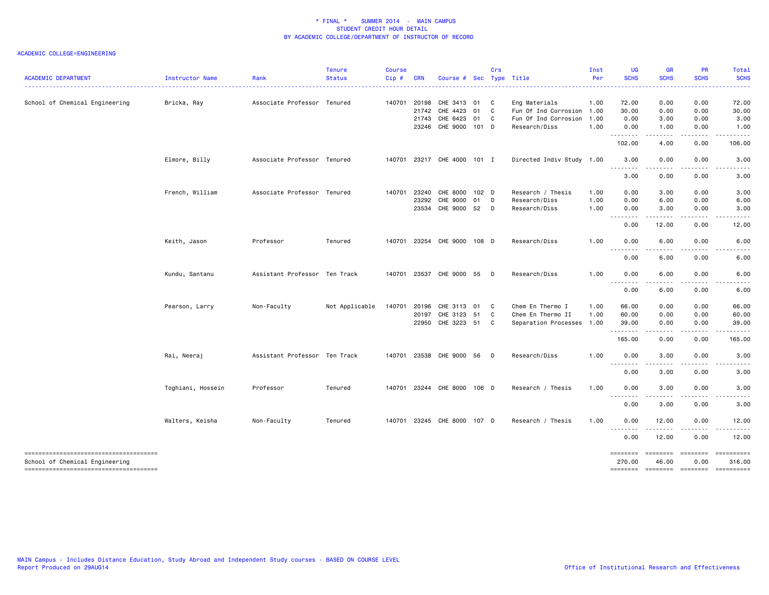\* FINAL \* SUMMER 2014 - MAIN CAMPUS
STUDENT CREDIT HOUR DETAIL
BY ACADEMIC COLLEGE/DEPARTMENT OF INSTRUCTOR OF RECORD

ACADEMIC COLLEGE=ENGINEERING

| ACADEMIC DEPARTMENT | Instructor Name | Rank | Tenure Status | Course Cip # | CRN | Course # | Sec | Crs Type | Title | Inst Per | UG SCHS | GR SCHS | PR SCHS | Total SCHS |
|---|---|---|---|---|---|---|---|---|---|---|---|---|---|---|
| School of Chemical Engineering | Bricka, Ray | Associate Professor | Tenured | 140701 | 20198 | CHE 3413 | 01 | C | Eng Materials | 1.00 | 72.00 | 0.00 | 0.00 | 72.00 |
| | | | | | 21742 | CHE 4423 | 01 | C | Fun Of Ind Corrosion | 1.00 | 30.00 | 0.00 | 0.00 | 30.00 |
| | | | | | 21743 | CHE 6423 | 01 | C | Fun Of Ind Corrosion | 1.00 | 0.00 | 3.00 | 0.00 | 3.00 |
| | | | | | 23246 | CHE 9000 | 101 | D | Research/Diss | 1.00 | 0.00 | 1.00 | 0.00 | 1.00 |
| | | | | | | | | | | | 102.00 | 4.00 | 0.00 | 106.00 |
| | Elmore, Billy | Associate Professor | Tenured | 140701 | 23217 | CHE 4000 | 101 | I | Directed Indiv Study | 1.00 | 3.00 | 0.00 | 0.00 | 3.00 |
| | | | | | | | | | | | 3.00 | 0.00 | 0.00 | 3.00 |
| | French, William | Associate Professor | Tenured | 140701 | 23240 | CHE 8000 | 102 | D | Research / Thesis | 1.00 | 0.00 | 3.00 | 0.00 | 3.00 |
| | | | | | 23292 | CHE 9000 | 01 | D | Research/Diss | 1.00 | 0.00 | 6.00 | 0.00 | 6.00 |
| | | | | | 23534 | CHE 9000 | 52 | D | Research/Diss | 1.00 | 0.00 | 3.00 | 0.00 | 3.00 |
| | | | | | | | | | | | 0.00 | 12.00 | 0.00 | 12.00 |
| | Keith, Jason | Professor | Tenured | 140701 | 23254 | CHE 9000 | 108 | D | Research/Diss | 1.00 | 0.00 | 6.00 | 0.00 | 6.00 |
| | | | | | | | | | | | 0.00 | 6.00 | 0.00 | 6.00 |
| | Kundu, Santanu | Assistant Professor | Ten Track | 140701 | 23537 | CHE 9000 | 55 | D | Research/Diss | 1.00 | 0.00 | 6.00 | 0.00 | 6.00 |
| | | | | | | | | | | | 0.00 | 6.00 | 0.00 | 6.00 |
| | Pearson, Larry | Non-Faculty | Not Applicable | 140701 | 20196 | CHE 3113 | 01 | C | Chem En Thermo I | 1.00 | 66.00 | 0.00 | 0.00 | 66.00 |
| | | | | | 20197 | CHE 3123 | 51 | C | Chem En Thermo II | 1.00 | 60.00 | 0.00 | 0.00 | 60.00 |
| | | | | | 22950 | CHE 3223 | 51 | C | Separation Processes | 1.00 | 39.00 | 0.00 | 0.00 | 39.00 |
| | | | | | | | | | | | 165.00 | 0.00 | 0.00 | 165.00 |
| | Rai, Neeraj | Assistant Professor | Ten Track | 140701 | 23538 | CHE 9000 | 56 | D | Research/Diss | 1.00 | 0.00 | 3.00 | 0.00 | 3.00 |
| | | | | | | | | | | | 0.00 | 3.00 | 0.00 | 3.00 |
| | Toghiani, Hossein | Professor | Tenured | 140701 | 23244 | CHE 8000 | 106 | D | Research / Thesis | 1.00 | 0.00 | 3.00 | 0.00 | 3.00 |
| | | | | | | | | | | | 0.00 | 3.00 | 0.00 | 3.00 |
| | Walters, Keisha | Non-Faculty | Tenured | 140701 | 23245 | CHE 8000 | 107 | D | Research / Thesis | 1.00 | 0.00 | 12.00 | 0.00 | 12.00 |
| | | | | | | | | | | | 0.00 | 12.00 | 0.00 | 12.00 |
| School of Chemical Engineering | | | | | | | | | | | 270.00 | 46.00 | 0.00 | 316.00 |

MAIN Campus - Includes Distance Education, Study Abroad and Independent Study courses - BASED ON COURSE LEVEL
Report Produced on 29AUG14

Office of Institutional Research and Effectiveness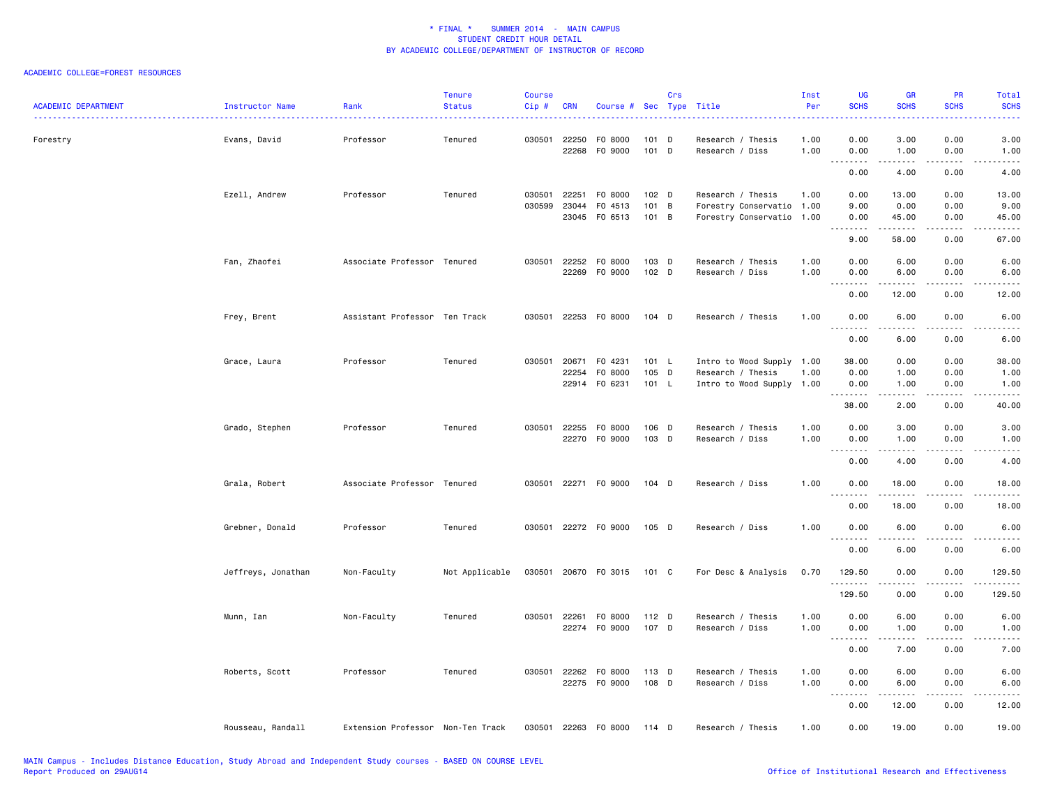\* FINAL \*    SUMMER 2014  -  MAIN CAMPUS
STUDENT CREDIT HOUR DETAIL
BY ACADEMIC COLLEGE/DEPARTMENT OF INSTRUCTOR OF RECORD

ACADEMIC COLLEGE=FOREST RESOURCES

| ACADEMIC DEPARTMENT | Instructor Name | Rank | Tenure Status | Course Cip # | CRN | Course # | Sec | Crs Type | Title | Inst Per | UG SCHS | GR SCHS | PR SCHS | Total SCHS |
|---|---|---|---|---|---|---|---|---|---|---|---|---|---|---|
| Forestry | Evans, David | Professor | Tenured | 030501 | 22250 | FO 8000 | 101 | D | Research / Thesis | 1.00 | 0.00 | 3.00 | 0.00 | 3.00 |
| | | | | | 22268 | FO 9000 | 101 | D | Research / Diss | 1.00 | 0.00 | 1.00 | 0.00 | 1.00 |
| | | | | | | | | | | | 0.00 | 4.00 | 0.00 | 4.00 |
| | Ezell, Andrew | Professor | Tenured | 030501 | 22251 | FO 8000 | 102 | D | Research / Thesis | 1.00 | 0.00 | 13.00 | 0.00 | 13.00 |
| | | | | 030599 | 23044 | FO 4513 | 101 | B | Forestry Conservatio | 1.00 | 9.00 | 0.00 | 0.00 | 9.00 |
| | | | | | 23045 | FO 6513 | 101 | B | Forestry Conservatio | 1.00 | 0.00 | 45.00 | 0.00 | 45.00 |
| | | | | | | | | | | | 9.00 | 58.00 | 0.00 | 67.00 |
| | Fan, Zhaofei | Associate Professor | Tenured | 030501 | 22252 | FO 8000 | 103 | D | Research / Thesis | 1.00 | 0.00 | 6.00 | 0.00 | 6.00 |
| | | | | | 22269 | FO 9000 | 102 | D | Research / Diss | 1.00 | 0.00 | 6.00 | 0.00 | 6.00 |
| | | | | | | | | | | | 0.00 | 12.00 | 0.00 | 12.00 |
| | Frey, Brent | Assistant Professor | Ten Track | 030501 | 22253 | FO 8000 | 104 | D | Research / Thesis | 1.00 | 0.00 | 6.00 | 0.00 | 6.00 |
| | | | | | | | | | | | 0.00 | 6.00 | 0.00 | 6.00 |
| | Grace, Laura | Professor | Tenured | 030501 | 20671 | FO 4231 | 101 | L | Intro to Wood Supply | 1.00 | 38.00 | 0.00 | 0.00 | 38.00 |
| | | | | | 22254 | FO 8000 | 105 | D | Research / Thesis | 1.00 | 0.00 | 1.00 | 0.00 | 1.00 |
| | | | | | 22914 | FO 6231 | 101 | L | Intro to Wood Supply | 1.00 | 0.00 | 1.00 | 0.00 | 1.00 |
| | | | | | | | | | | | 38.00 | 2.00 | 0.00 | 40.00 |
| | Grado, Stephen | Professor | Tenured | 030501 | 22255 | FO 8000 | 106 | D | Research / Thesis | 1.00 | 0.00 | 3.00 | 0.00 | 3.00 |
| | | | | | 22270 | FO 9000 | 103 | D | Research / Diss | 1.00 | 0.00 | 1.00 | 0.00 | 1.00 |
| | | | | | | | | | | | 0.00 | 4.00 | 0.00 | 4.00 |
| | Grala, Robert | Associate Professor | Tenured | 030501 | 22271 | FO 9000 | 104 | D | Research / Diss | 1.00 | 0.00 | 18.00 | 0.00 | 18.00 |
| | | | | | | | | | | | 0.00 | 18.00 | 0.00 | 18.00 |
| | Grebner, Donald | Professor | Tenured | 030501 | 22272 | FO 9000 | 105 | D | Research / Diss | 1.00 | 0.00 | 6.00 | 0.00 | 6.00 |
| | | | | | | | | | | | 0.00 | 6.00 | 0.00 | 6.00 |
| | Jeffreys, Jonathan | Non-Faculty | Not Applicable | 030501 | 20670 | FO 3015 | 101 | C | For Desc & Analysis | 0.70 | 129.50 | 0.00 | 0.00 | 129.50 |
| | | | | | | | | | | | 129.50 | 0.00 | 0.00 | 129.50 |
| | Munn, Ian | Non-Faculty | Tenured | 030501 | 22261 | FO 8000 | 112 | D | Research / Thesis | 1.00 | 0.00 | 6.00 | 0.00 | 6.00 |
| | | | | | 22274 | FO 9000 | 107 | D | Research / Diss | 1.00 | 0.00 | 1.00 | 0.00 | 1.00 |
| | | | | | | | | | | | 0.00 | 7.00 | 0.00 | 7.00 |
| | Roberts, Scott | Professor | Tenured | 030501 | 22262 | FO 8000 | 113 | D | Research / Thesis | 1.00 | 0.00 | 6.00 | 0.00 | 6.00 |
| | | | | | 22275 | FO 9000 | 108 | D | Research / Diss | 1.00 | 0.00 | 6.00 | 0.00 | 6.00 |
| | | | | | | | | | | | 0.00 | 12.00 | 0.00 | 12.00 |
| | Rousseau, Randall | Extension Professor | Non-Ten Track | 030501 | 22263 | FO 8000 | 114 | D | Research / Thesis | 1.00 | 0.00 | 19.00 | 0.00 | 19.00 |

MAIN Campus - Includes Distance Education, Study Abroad and Independent Study courses - BASED ON COURSE LEVEL
Report Produced on 29AUG14

Office of Institutional Research and Effectiveness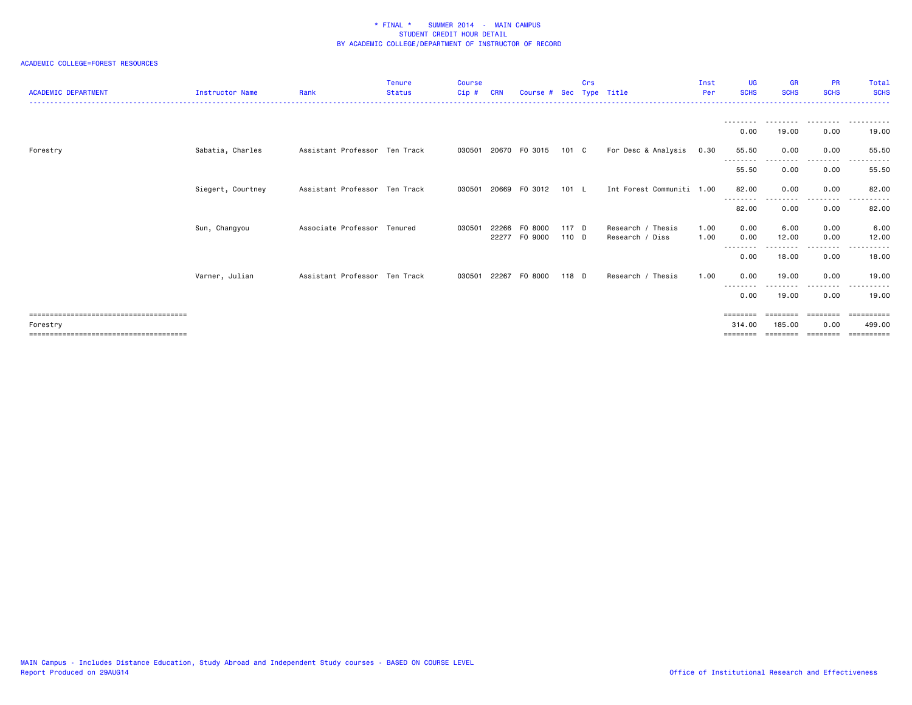\* FINAL \*    SUMMER 2014  -  MAIN CAMPUS
STUDENT CREDIT HOUR DETAIL
BY ACADEMIC COLLEGE/DEPARTMENT OF INSTRUCTOR OF RECORD

ACADEMIC COLLEGE=FOREST RESOURCES

| ACADEMIC DEPARTMENT | Instructor Name | Rank | Tenure Status | Course Cip # | CRN | Course # | Sec | Crs Type | Title | Inst Per | UG SCHS | GR SCHS | PR SCHS | Total SCHS |
|---|---|---|---|---|---|---|---|---|---|---|---|---|---|---|
| | | | | | | | | | | | 0.00 | 19.00 | 0.00 | 19.00 |
| Forestry | Sabatia, Charles | Assistant Professor | Ten Track | 030501 | 20670 | FO 3015 | 101 | C | For Desc & Analysis | 0.30 | 55.50 | 0.00 | 0.00 | 55.50 |
| | | | | | | | | | | | 55.50 | 0.00 | 0.00 | 55.50 |
| | Siegert, Courtney | Assistant Professor | Ten Track | 030501 | 20669 | FO 3012 | 101 | L | Int Forest Communiti | 1.00 | 82.00 | 0.00 | 0.00 | 82.00 |
| | | | | | | | | | | | 82.00 | 0.00 | 0.00 | 82.00 |
| | Sun, Changyou | Associate Professor | Tenured | 030501 | 22266 | FO 8000 | 117 | D | Research / Thesis | 1.00 | 0.00 | 6.00 | 0.00 | 6.00 |
| | | | | | 22277 | FO 9000 | 110 | D | Research / Diss | 1.00 | 0.00 | 12.00 | 0.00 | 12.00 |
| | | | | | | | | | | | 0.00 | 18.00 | 0.00 | 18.00 |
| | Varner, Julian | Assistant Professor | Ten Track | 030501 | 22267 | FO 8000 | 118 | D | Research / Thesis | 1.00 | 0.00 | 19.00 | 0.00 | 19.00 |
| | | | | | | | | | | | 0.00 | 19.00 | 0.00 | 19.00 |
| Forestry | | | | | | | | | | | 314.00 | 185.00 | 0.00 | 499.00 |

MAIN Campus - Includes Distance Education, Study Abroad and Independent Study courses - BASED ON COURSE LEVEL
Report Produced on 29AUG14

Office of Institutional Research and Effectiveness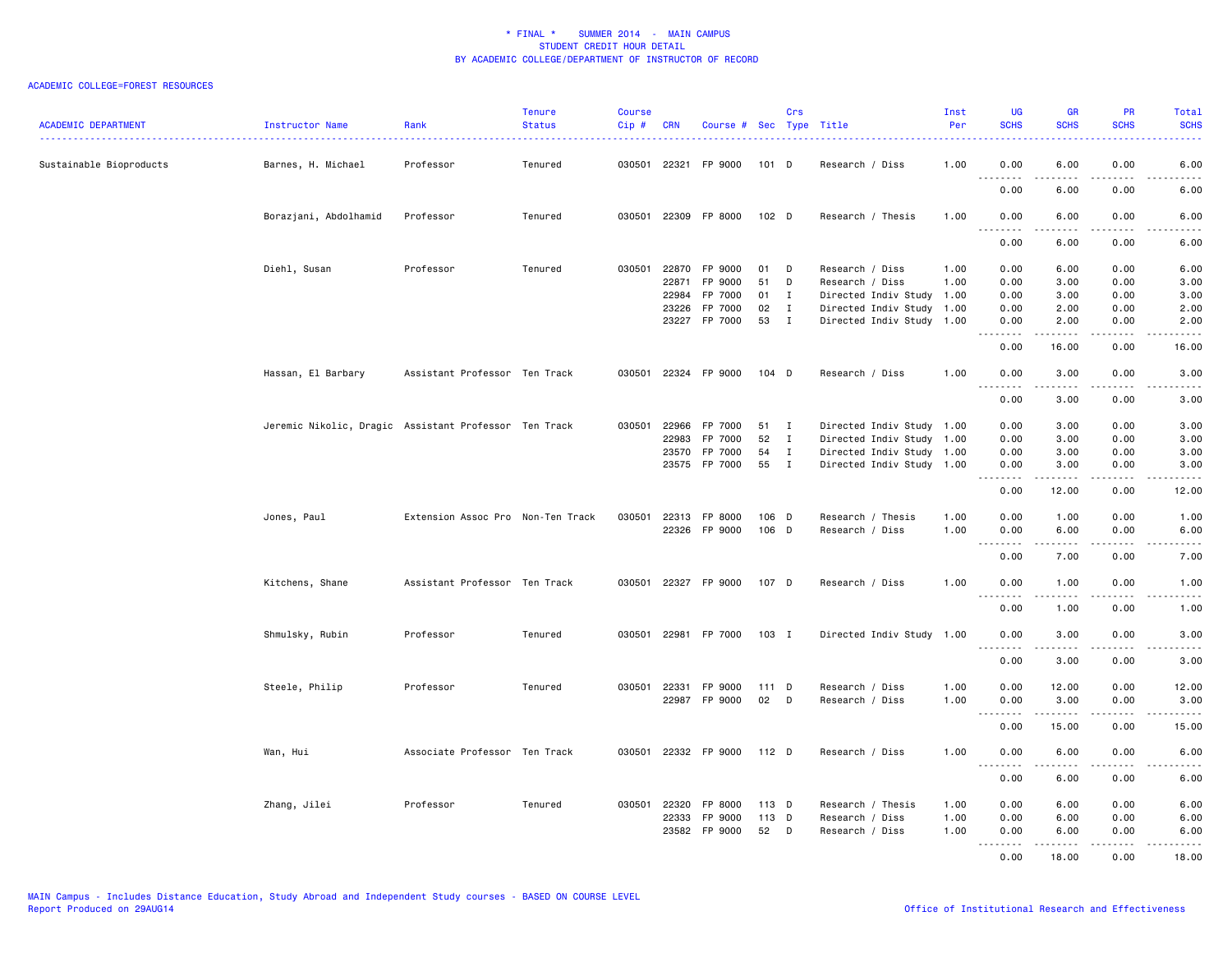\* FINAL \*    SUMMER 2014  -  MAIN CAMPUS
STUDENT CREDIT HOUR DETAIL
BY ACADEMIC COLLEGE/DEPARTMENT OF INSTRUCTOR OF RECORD

ACADEMIC COLLEGE=FOREST RESOURCES

| ACADEMIC DEPARTMENT | Instructor Name | Rank | Tenure Status | Course Cip # | CRN | Course # | Sec | Crs Type | Title | Inst Per | UG SCHS | GR SCHS | PR SCHS | Total SCHS |
|---|---|---|---|---|---|---|---|---|---|---|---|---|---|---|
| Sustainable Bioproducts | Barnes, H. Michael | Professor | Tenured | 030501 | 22321 | FP 9000 | 101 | D | Research / Diss | 1.00 | 0.00 | 6.00 | 0.00 | 6.00 |
| | | | | | | | | | | | 0.00 | 6.00 | 0.00 | 6.00 |
| | Borazjani, Abdolhamid | Professor | Tenured | 030501 | 22309 | FP 8000 | 102 | D | Research / Thesis | 1.00 | 0.00 | 6.00 | 0.00 | 6.00 |
| | | | | | | | | | | | 0.00 | 6.00 | 0.00 | 6.00 |
| | Diehl, Susan | Professor | Tenured | 030501 | 22870 | FP 9000 | 01 | D | Research / Diss | 1.00 | 0.00 | 6.00 | 0.00 | 6.00 |
| | | | | | 22871 | FP 9000 | 51 | D | Research / Diss | 1.00 | 0.00 | 3.00 | 0.00 | 3.00 |
| | | | | | 22984 | FP 7000 | 01 | I | Directed Indiv Study | 1.00 | 0.00 | 3.00 | 0.00 | 3.00 |
| | | | | | 23226 | FP 7000 | 02 | I | Directed Indiv Study | 1.00 | 0.00 | 2.00 | 0.00 | 2.00 |
| | | | | | 23227 | FP 7000 | 53 | I | Directed Indiv Study | 1.00 | 0.00 | 2.00 | 0.00 | 2.00 |
| | | | | | | | | | | | 0.00 | 16.00 | 0.00 | 16.00 |
| | Hassan, El Barbary | Assistant Professor | Ten Track | 030501 | 22324 | FP 9000 | 104 | D | Research / Diss | 1.00 | 0.00 | 3.00 | 0.00 | 3.00 |
| | | | | | | | | | | | 0.00 | 3.00 | 0.00 | 3.00 |
| | Jeremic Nikolic, Dragic | Assistant Professor | Ten Track | 030501 | 22966 | FP 7000 | 51 | I | Directed Indiv Study | 1.00 | 0.00 | 3.00 | 0.00 | 3.00 |
| | | | | | 22983 | FP 7000 | 52 | I | Directed Indiv Study | 1.00 | 0.00 | 3.00 | 0.00 | 3.00 |
| | | | | | 23570 | FP 7000 | 54 | I | Directed Indiv Study | 1.00 | 0.00 | 3.00 | 0.00 | 3.00 |
| | | | | | 23575 | FP 7000 | 55 | I | Directed Indiv Study | 1.00 | 0.00 | 3.00 | 0.00 | 3.00 |
| | | | | | | | | | | | 0.00 | 12.00 | 0.00 | 12.00 |
| | Jones, Paul | Extension Assoc Pro | Non-Ten Track | 030501 | 22313 | FP 8000 | 106 | D | Research / Thesis | 1.00 | 0.00 | 1.00 | 0.00 | 1.00 |
| | | | | | 22326 | FP 9000 | 106 | D | Research / Diss | 1.00 | 0.00 | 6.00 | 0.00 | 6.00 |
| | | | | | | | | | | | 0.00 | 7.00 | 0.00 | 7.00 |
| | Kitchens, Shane | Assistant Professor | Ten Track | 030501 | 22327 | FP 9000 | 107 | D | Research / Diss | 1.00 | 0.00 | 1.00 | 0.00 | 1.00 |
| | | | | | | | | | | | 0.00 | 1.00 | 0.00 | 1.00 |
| | Shmulsky, Rubin | Professor | Tenured | 030501 | 22981 | FP 7000 | 103 | I | Directed Indiv Study | 1.00 | 0.00 | 3.00 | 0.00 | 3.00 |
| | | | | | | | | | | | 0.00 | 3.00 | 0.00 | 3.00 |
| | Steele, Philip | Professor | Tenured | 030501 | 22331 | FP 9000 | 111 | D | Research / Diss | 1.00 | 0.00 | 12.00 | 0.00 | 12.00 |
| | | | | | 22987 | FP 9000 | 02 | D | Research / Diss | 1.00 | 0.00 | 3.00 | 0.00 | 3.00 |
| | | | | | | | | | | | 0.00 | 15.00 | 0.00 | 15.00 |
| | Wan, Hui | Associate Professor | Ten Track | 030501 | 22332 | FP 9000 | 112 | D | Research / Diss | 1.00 | 0.00 | 6.00 | 0.00 | 6.00 |
| | | | | | | | | | | | 0.00 | 6.00 | 0.00 | 6.00 |
| | Zhang, Jilei | Professor | Tenured | 030501 | 22320 | FP 8000 | 113 | D | Research / Thesis | 1.00 | 0.00 | 6.00 | 0.00 | 6.00 |
| | | | | | 22333 | FP 9000 | 113 | D | Research / Diss | 1.00 | 0.00 | 6.00 | 0.00 | 6.00 |
| | | | | | 23582 | FP 9000 | 52 | D | Research / Diss | 1.00 | 0.00 | 6.00 | 0.00 | 6.00 |
| | | | | | | | | | | | 0.00 | 18.00 | 0.00 | 18.00 |

MAIN Campus - Includes Distance Education, Study Abroad and Independent Study courses - BASED ON COURSE LEVEL
Report Produced on 29AUG14

Office of Institutional Research and Effectiveness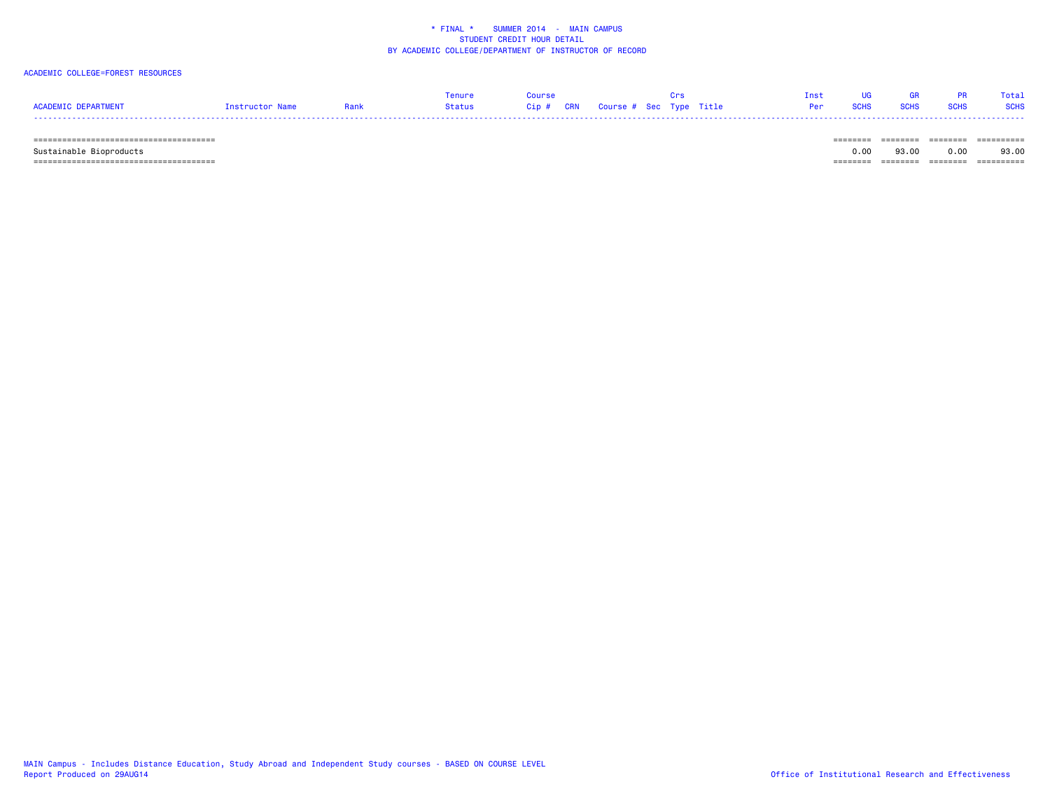\* FINAL \* SUMMER 2014 - MAIN CAMPUS
STUDENT CREDIT HOUR DETAIL
BY ACADEMIC COLLEGE/DEPARTMENT OF INSTRUCTOR OF RECORD

ACADEMIC COLLEGE=FOREST RESOURCES

| ACADEMIC DEPARTMENT | Instructor Name | Rank | Tenure Status | Course Cip # | CRN | Course # | Sec | Crs Type | Title | Inst Per | UG SCHS | GR SCHS | PR SCHS | Total SCHS |
|---|---|---|---|---|---|---|---|---|---|---|---|---|---|---|
| Sustainable Bioproducts | | | | | | | | | | | 0.00 | 93.00 | 0.00 | 93.00 |

MAIN Campus - Includes Distance Education, Study Abroad and Independent Study courses - BASED ON COURSE LEVEL
Report Produced on 29AUG14

Office of Institutional Research and Effectiveness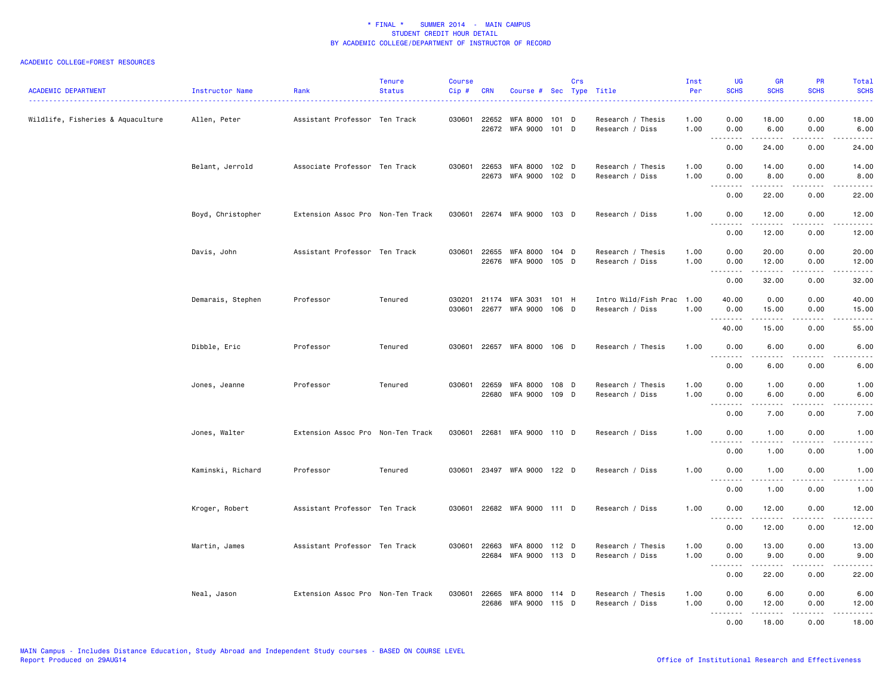\* FINAL \*    SUMMER 2014  -  MAIN CAMPUS
STUDENT CREDIT HOUR DETAIL
BY ACADEMIC COLLEGE/DEPARTMENT OF INSTRUCTOR OF RECORD

ACADEMIC COLLEGE=FOREST RESOURCES

| ACADEMIC DEPARTMENT | Instructor Name | Rank | Tenure Status | Course Cip # | CRN | Course # | Sec | Crs Type | Title | Inst Per | UG SCHS | GR SCHS | PR SCHS | Total SCHS |
|---|---|---|---|---|---|---|---|---|---|---|---|---|---|---|
| Wildlife, Fisheries & Aquaculture | Allen, Peter | Assistant Professor | Ten Track | 030601 | 22652 | WFA 8000 | 101 | D | Research / Thesis | 1.00 | 0.00 | 18.00 | 0.00 | 18.00 |
| | | | | | 22672 | WFA 9000 | 101 | D | Research / Diss | 1.00 | 0.00 | 6.00 | 0.00 | 6.00 |
| | | | | | | | | | | | 0.00 | 24.00 | 0.00 | 24.00 |
| | Belant, Jerrold | Associate Professor | Ten Track | 030601 | 22653 | WFA 8000 | 102 | D | Research / Thesis | 1.00 | 0.00 | 14.00 | 0.00 | 14.00 |
| | | | | | 22673 | WFA 9000 | 102 | D | Research / Diss | 1.00 | 0.00 | 8.00 | 0.00 | 8.00 |
| | | | | | | | | | | | 0.00 | 22.00 | 0.00 | 22.00 |
| | Boyd, Christopher | Extension Assoc Pro | Non-Ten Track | 030601 | 22674 | WFA 9000 | 103 | D | Research / Diss | 1.00 | 0.00 | 12.00 | 0.00 | 12.00 |
| | | | | | | | | | | | 0.00 | 12.00 | 0.00 | 12.00 |
| | Davis, John | Assistant Professor | Ten Track | 030601 | 22655 | WFA 8000 | 104 | D | Research / Thesis | 1.00 | 0.00 | 20.00 | 0.00 | 20.00 |
| | | | | | 22676 | WFA 9000 | 105 | D | Research / Diss | 1.00 | 0.00 | 12.00 | 0.00 | 12.00 |
| | | | | | | | | | | | 0.00 | 32.00 | 0.00 | 32.00 |
| | Demarais, Stephen | Professor | Tenured | 030201 | 21174 | WFA 3031 | 101 | H | Intro Wild/Fish Prac | 1.00 | 40.00 | 0.00 | 0.00 | 40.00 |
| | | | | 030601 | 22677 | WFA 9000 | 106 | D | Research / Diss | 1.00 | 0.00 | 15.00 | 0.00 | 15.00 |
| | | | | | | | | | | | 40.00 | 15.00 | 0.00 | 55.00 |
| | Dibble, Eric | Professor | Tenured | 030601 | 22657 | WFA 8000 | 106 | D | Research / Thesis | 1.00 | 0.00 | 6.00 | 0.00 | 6.00 |
| | | | | | | | | | | | 0.00 | 6.00 | 0.00 | 6.00 |
| | Jones, Jeanne | Professor | Tenured | 030601 | 22659 | WFA 8000 | 108 | D | Research / Thesis | 1.00 | 0.00 | 1.00 | 0.00 | 1.00 |
| | | | | | 22680 | WFA 9000 | 109 | D | Research / Diss | 1.00 | 0.00 | 6.00 | 0.00 | 6.00 |
| | | | | | | | | | | | 0.00 | 7.00 | 0.00 | 7.00 |
| | Jones, Walter | Extension Assoc Pro | Non-Ten Track | 030601 | 22681 | WFA 9000 | 110 | D | Research / Diss | 1.00 | 0.00 | 1.00 | 0.00 | 1.00 |
| | | | | | | | | | | | 0.00 | 1.00 | 0.00 | 1.00 |
| | Kaminski, Richard | Professor | Tenured | 030601 | 23497 | WFA 9000 | 122 | D | Research / Diss | 1.00 | 0.00 | 1.00 | 0.00 | 1.00 |
| | | | | | | | | | | | 0.00 | 1.00 | 0.00 | 1.00 |
| | Kroger, Robert | Assistant Professor | Ten Track | 030601 | 22682 | WFA 9000 | 111 | D | Research / Diss | 1.00 | 0.00 | 12.00 | 0.00 | 12.00 |
| | | | | | | | | | | | 0.00 | 12.00 | 0.00 | 12.00 |
| | Martin, James | Assistant Professor | Ten Track | 030601 | 22663 | WFA 8000 | 112 | D | Research / Thesis | 1.00 | 0.00 | 13.00 | 0.00 | 13.00 |
| | | | | | 22684 | WFA 9000 | 113 | D | Research / Diss | 1.00 | 0.00 | 9.00 | 0.00 | 9.00 |
| | | | | | | | | | | | 0.00 | 22.00 | 0.00 | 22.00 |
| | Neal, Jason | Extension Assoc Pro | Non-Ten Track | 030601 | 22665 | WFA 8000 | 114 | D | Research / Thesis | 1.00 | 0.00 | 6.00 | 0.00 | 6.00 |
| | | | | | 22686 | WFA 9000 | 115 | D | Research / Diss | 1.00 | 0.00 | 12.00 | 0.00 | 12.00 |
| | | | | | | | | | | | 0.00 | 18.00 | 0.00 | 18.00 |

MAIN Campus - Includes Distance Education, Study Abroad and Independent Study courses - BASED ON COURSE LEVEL
Report Produced on 29AUG14

Office of Institutional Research and Effectiveness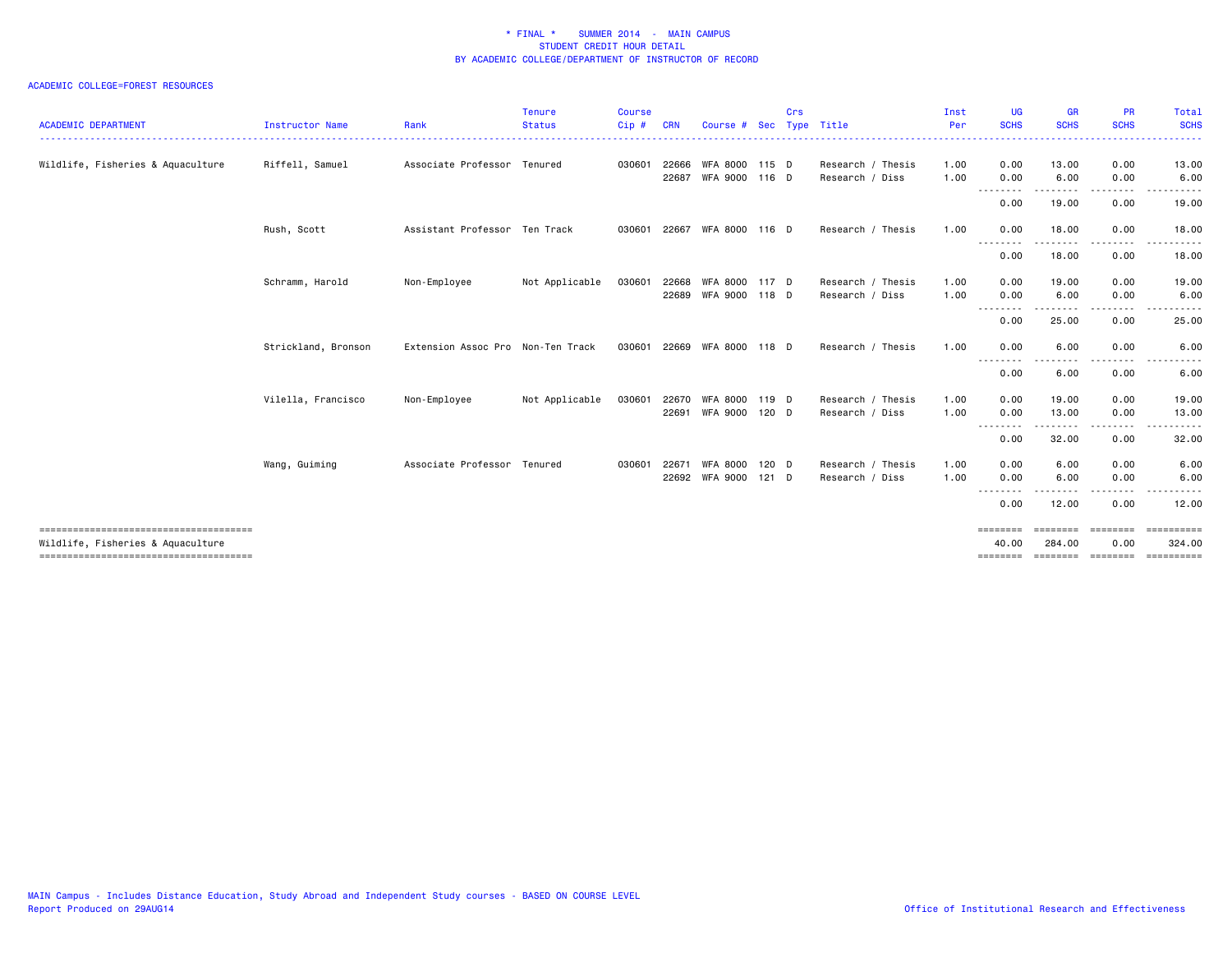\* FINAL \*    SUMMER 2014  -  MAIN CAMPUS
STUDENT CREDIT HOUR DETAIL
BY ACADEMIC COLLEGE/DEPARTMENT OF INSTRUCTOR OF RECORD

ACADEMIC COLLEGE=FOREST RESOURCES

| ACADEMIC DEPARTMENT | Instructor Name | Rank | Tenure Status | Course Cip # | CRN | Course # | Sec | Crs Type | Title | Inst Per | UG SCHS | GR SCHS | PR SCHS | Total SCHS |
|---|---|---|---|---|---|---|---|---|---|---|---|---|---|---|
| Wildlife, Fisheries & Aquaculture | Riffell, Samuel | Associate Professor | Tenured | 030601 | 22666 | WFA 8000 | 115 | D | Research / Thesis | 1.00 | 0.00 | 13.00 | 0.00 | 13.00 |
| | | | | | 22687 | WFA 9000 | 116 | D | Research / Diss | 1.00 | 0.00 | 6.00 | 0.00 | 6.00 |
| | | | | | | | | | | | 0.00 | 19.00 | 0.00 | 19.00 |
| | Rush, Scott | Assistant Professor | Ten Track | 030601 | 22667 | WFA 8000 | 116 | D | Research / Thesis | 1.00 | 0.00 | 18.00 | 0.00 | 18.00 |
| | | | | | | | | | | | 0.00 | 18.00 | 0.00 | 18.00 |
| | Schramm, Harold | Non-Employee | Not Applicable | 030601 | 22668 | WFA 8000 | 117 | D | Research / Thesis | 1.00 | 0.00 | 19.00 | 0.00 | 19.00 |
| | | | | | 22689 | WFA 9000 | 118 | D | Research / Diss | 1.00 | 0.00 | 6.00 | 0.00 | 6.00 |
| | | | | | | | | | | | 0.00 | 25.00 | 0.00 | 25.00 |
| | Strickland, Bronson | Extension Assoc Pro | Non-Ten Track | 030601 | 22669 | WFA 8000 | 118 | D | Research / Thesis | 1.00 | 0.00 | 6.00 | 0.00 | 6.00 |
| | | | | | | | | | | | 0.00 | 6.00 | 0.00 | 6.00 |
| | Vilella, Francisco | Non-Employee | Not Applicable | 030601 | 22670 | WFA 8000 | 119 | D | Research / Thesis | 1.00 | 0.00 | 19.00 | 0.00 | 19.00 |
| | | | | | 22691 | WFA 9000 | 120 | D | Research / Diss | 1.00 | 0.00 | 13.00 | 0.00 | 13.00 |
| | | | | | | | | | | | 0.00 | 32.00 | 0.00 | 32.00 |
| | Wang, Guiming | Associate Professor | Tenured | 030601 | 22671 | WFA 8000 | 120 | D | Research / Thesis | 1.00 | 0.00 | 6.00 | 0.00 | 6.00 |
| | | | | | 22692 | WFA 9000 | 121 | D | Research / Diss | 1.00 | 0.00 | 6.00 | 0.00 | 6.00 |
| | | | | | | | | | | | 0.00 | 12.00 | 0.00 | 12.00 |
| Wildlife, Fisheries & Aquaculture | | | | | | | | | | | 40.00 | 284.00 | 0.00 | 324.00 |

MAIN Campus - Includes Distance Education, Study Abroad and Independent Study courses - BASED ON COURSE LEVEL
Report Produced on 29AUG14

Office of Institutional Research and Effectiveness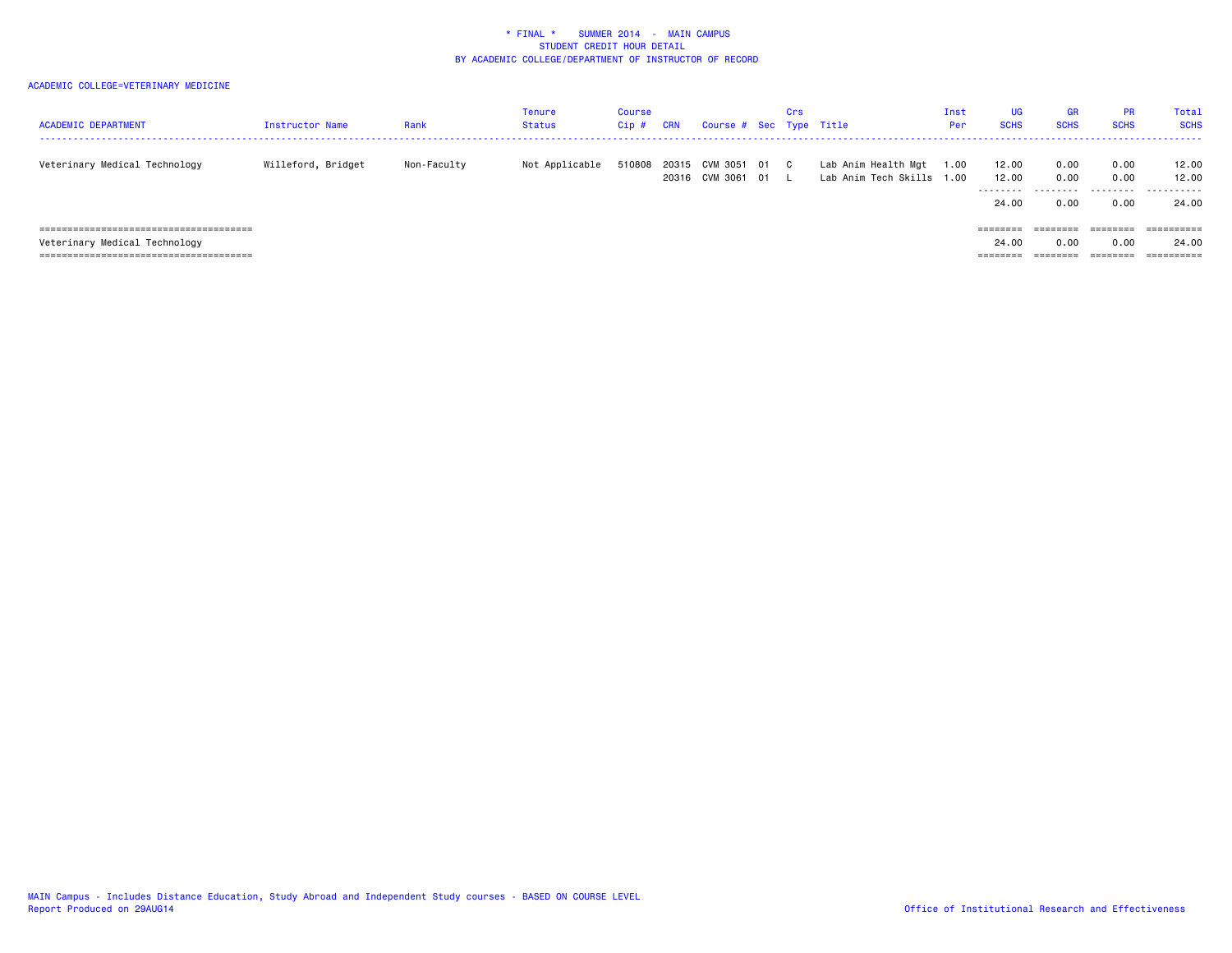* FINAL * SUMMER 2014 - MAIN CAMPUS
STUDENT CREDIT HOUR DETAIL
BY ACADEMIC COLLEGE/DEPARTMENT OF INSTRUCTOR OF RECORD

ACADEMIC COLLEGE=VETERINARY MEDICINE

| ACADEMIC DEPARTMENT | Instructor Name | Rank | Tenure Status | Course Cip # | CRN | Course # | Sec | Crs Type | Title | Inst Per | UG SCHS | GR SCHS | PR SCHS | Total SCHS |
|---|---|---|---|---|---|---|---|---|---|---|---|---|---|---|
| Veterinary Medical Technology | Willeford, Bridget | Non-Faculty | Not Applicable | 510808 | 20315 | CVM 3051 | 01 | C | Lab Anim Health Mgt | 1.00 | 12.00 | 0.00 | 0.00 | 12.00 |
| | | | | | 20316 | CVM 3061 | 01 | L | Lab Anim Tech Skills | 1.00 | 12.00 | 0.00 | 0.00 | 12.00 |
| | | | | | | | | | | | 24.00 | 0.00 | 0.00 | 24.00 |
| Veterinary Medical Technology | | | | | | | | | | | 24.00 | 0.00 | 0.00 | 24.00 |

MAIN Campus - Includes Distance Education, Study Abroad and Independent Study courses - BASED ON COURSE LEVEL
Report Produced on 29AUG14

Office of Institutional Research and Effectiveness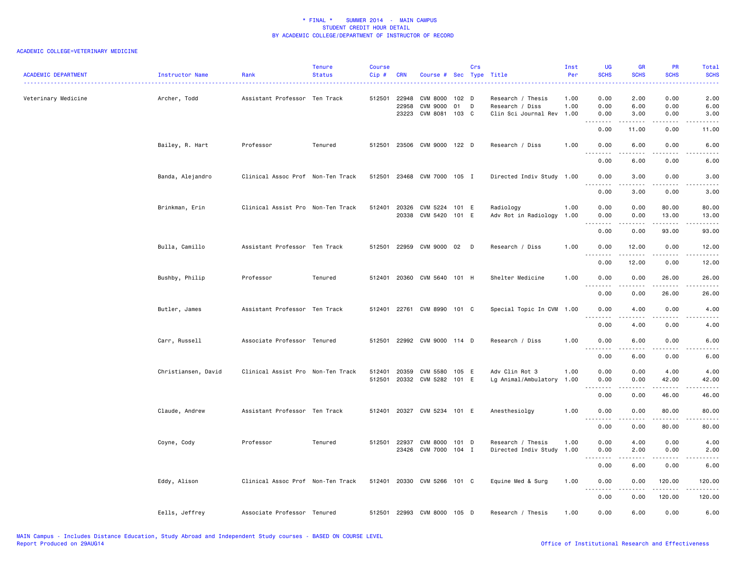* FINAL * SUMMER 2014 - MAIN CAMPUS
STUDENT CREDIT HOUR DETAIL
BY ACADEMIC COLLEGE/DEPARTMENT OF INSTRUCTOR OF RECORD

ACADEMIC COLLEGE=VETERINARY MEDICINE

| ACADEMIC DEPARTMENT | Instructor Name | Rank | Tenure Status | Course Cip # | CRN | Course # | Sec | Crs Type | Title | Inst Per | UG SCHS | GR SCHS | PR SCHS | Total SCHS |
|---|---|---|---|---|---|---|---|---|---|---|---|---|---|---|
| Veterinary Medicine | Archer, Todd | Assistant Professor | Ten Track | 512501 | 22948 | CVM 8000 | 102 | D | Research / Thesis | 1.00 | 0.00 | 2.00 | 0.00 | 2.00 |
| | | | | | 22958 | CVM 9000 | 01 | D | Research / Diss | 1.00 | 0.00 | 6.00 | 0.00 | 6.00 |
| | | | | | 23223 | CVM 8081 | 103 | C | Clin Sci Journal Rev | 1.00 | 0.00 | 3.00 | 0.00 | 3.00 |
| | | | | | | | | | | | 0.00 | 11.00 | 0.00 | 11.00 |
| | Bailey, R. Hart | Professor | Tenured | 512501 | 23506 | CVM 9000 | 122 | D | Research / Diss | 1.00 | 0.00 | 6.00 | 0.00 | 6.00 |
| | | | | | | | | | | | 0.00 | 6.00 | 0.00 | 6.00 |
| | Banda, Alejandro | Clinical Assoc Prof | Non-Ten Track | 512501 | 23468 | CVM 7000 | 105 | I | Directed Indiv Study | 1.00 | 0.00 | 3.00 | 0.00 | 3.00 |
| | | | | | | | | | | | 0.00 | 3.00 | 0.00 | 3.00 |
| | Brinkman, Erin | Clinical Assist Pro | Non-Ten Track | 512401 | 20326 | CVM 5224 | 101 | E | Radiology | 1.00 | 0.00 | 0.00 | 80.00 | 80.00 |
| | | | | | 20338 | CVM 5420 | 101 | E | Adv Rot in Radiology | 1.00 | 0.00 | 0.00 | 13.00 | 13.00 |
| | | | | | | | | | | | 0.00 | 0.00 | 93.00 | 93.00 |
| | Bulla, Camillo | Assistant Professor | Ten Track | 512501 | 22959 | CVM 9000 | 02 | D | Research / Diss | 1.00 | 0.00 | 12.00 | 0.00 | 12.00 |
| | | | | | | | | | | | 0.00 | 12.00 | 0.00 | 12.00 |
| | Bushby, Philip | Professor | Tenured | 512401 | 20360 | CVM 5640 | 101 | H | Shelter Medicine | 1.00 | 0.00 | 0.00 | 26.00 | 26.00 |
| | | | | | | | | | | | 0.00 | 0.00 | 26.00 | 26.00 |
| | Butler, James | Assistant Professor | Ten Track | 512401 | 22761 | CVM 8990 | 101 | C | Special Topic In CVM | 1.00 | 0.00 | 4.00 | 0.00 | 4.00 |
| | | | | | | | | | | | 0.00 | 4.00 | 0.00 | 4.00 |
| | Carr, Russell | Associate Professor | Tenured | 512501 | 22992 | CVM 9000 | 114 | D | Research / Diss | 1.00 | 0.00 | 6.00 | 0.00 | 6.00 |
| | | | | | | | | | | | 0.00 | 6.00 | 0.00 | 6.00 |
| | Christiansen, David | Clinical Assist Pro | Non-Ten Track | 512401 | 20359 | CVM 5580 | 105 | E | Adv Clin Rot 3 | 1.00 | 0.00 | 0.00 | 4.00 | 4.00 |
| | | | | 512501 | 20332 | CVM 5282 | 101 | E | Lg Animal/Ambulatory | 1.00 | 0.00 | 0.00 | 42.00 | 42.00 |
| | | | | | | | | | | | 0.00 | 0.00 | 46.00 | 46.00 |
| | Claude, Andrew | Assistant Professor | Ten Track | 512401 | 20327 | CVM 5234 | 101 | E | Anesthesiolgy | 1.00 | 0.00 | 0.00 | 80.00 | 80.00 |
| | | | | | | | | | | | 0.00 | 0.00 | 80.00 | 80.00 |
| | Coyne, Cody | Professor | Tenured | 512501 | 22937 | CVM 8000 | 101 | D | Research / Thesis | 1.00 | 0.00 | 4.00 | 0.00 | 4.00 |
| | | | | | 23426 | CVM 7000 | 104 | I | Directed Indiv Study | 1.00 | 0.00 | 2.00 | 0.00 | 2.00 |
| | | | | | | | | | | | 0.00 | 6.00 | 0.00 | 6.00 |
| | Eddy, Alison | Clinical Assoc Prof | Non-Ten Track | 512401 | 20330 | CVM 5266 | 101 | C | Equine Med & Surg | 1.00 | 0.00 | 0.00 | 120.00 | 120.00 |
| | | | | | | | | | | | 0.00 | 0.00 | 120.00 | 120.00 |
| | Eells, Jeffrey | Associate Professor | Tenured | 512501 | 22993 | CVM 8000 | 105 | D | Research / Thesis | 1.00 | 0.00 | 6.00 | 0.00 | 6.00 |

MAIN Campus - Includes Distance Education, Study Abroad and Independent Study courses - BASED ON COURSE LEVEL
Report Produced on 29AUG14
Office of Institutional Research and Effectiveness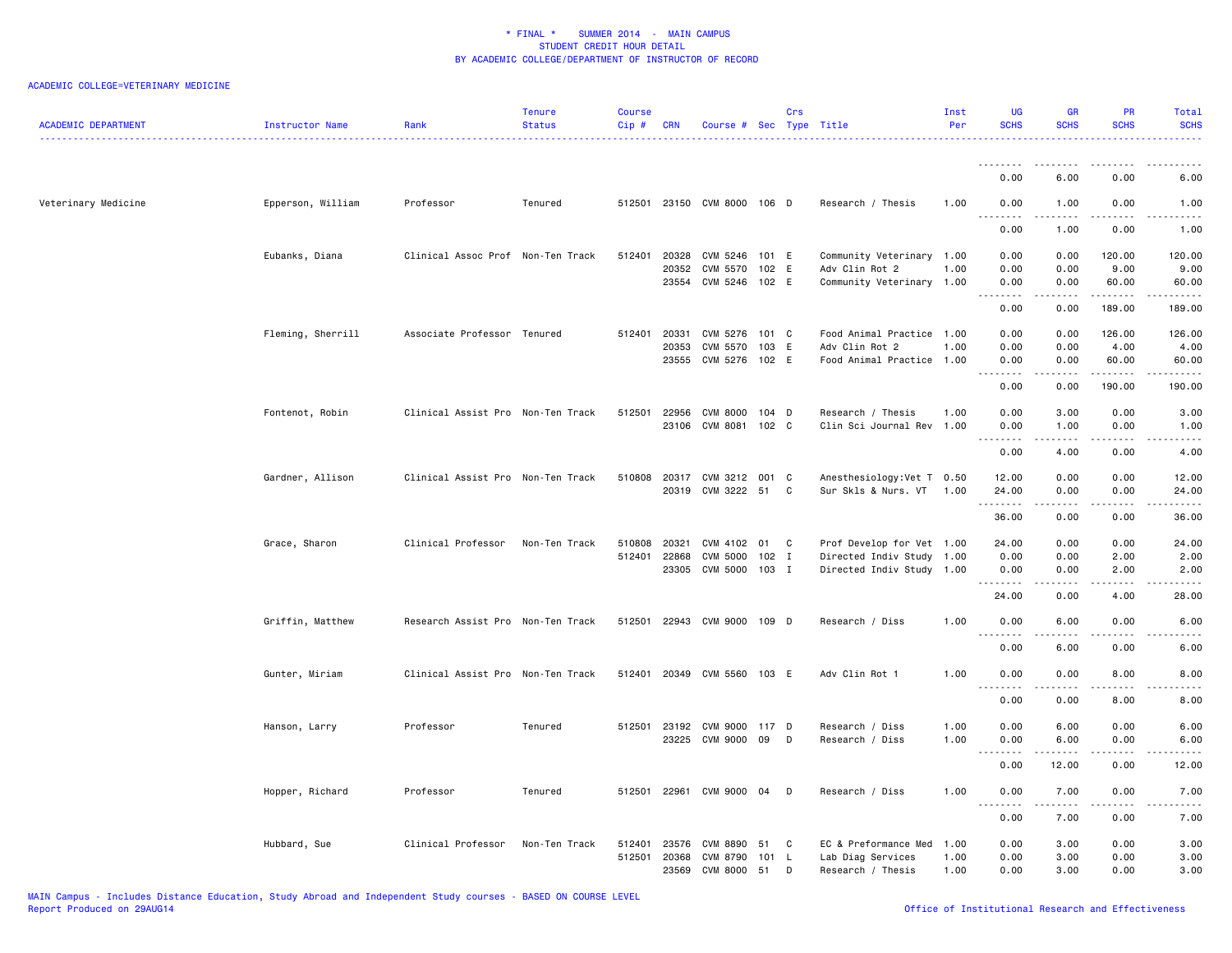ACADEMIC COLLEGE=VETERINARY MEDICINE

| ACADEMIC DEPARTMENT | Instructor Name | Rank | Tenure Status | Course Cip # | CRN | Course # | Sec | Crs Type | Title | Inst Per | UG SCHS | GR SCHS | PR SCHS | Total SCHS |
|---|---|---|---|---|---|---|---|---|---|---|---|---|---|---|
| | | | | | | | | | | | 0.00 | 6.00 | 0.00 | 6.00 |
| Veterinary Medicine | Epperson, William | Professor | Tenured | 512501 | 23150 | CVM 8000 | 106 | D | Research / Thesis | 1.00 | 0.00 | 1.00 | 0.00 | 1.00 |
| | | | | | | | | | | | 0.00 | 1.00 | 0.00 | 1.00 |
| | Eubanks, Diana | Clinical Assoc Prof | Non-Ten Track | 512401 | 20328 | CVM 5246 | 101 | E | Community Veterinary | 1.00 | 0.00 | 0.00 | 120.00 | 120.00 |
| | | | | | 20352 | CVM 5570 | 102 | E | Adv Clin Rot 2 | 1.00 | 0.00 | 0.00 | 9.00 | 9.00 |
| | | | | | 23554 | CVM 5246 | 102 | E | Community Veterinary | 1.00 | 0.00 | 0.00 | 60.00 | 60.00 |
| | | | | | | | | | | | 0.00 | 0.00 | 189.00 | 189.00 |
| | Fleming, Sherrill | Associate Professor | Tenured | 512401 | 20331 | CVM 5276 | 101 | C | Food Animal Practice | 1.00 | 0.00 | 0.00 | 126.00 | 126.00 |
| | | | | | 20353 | CVM 5570 | 103 | E | Adv Clin Rot 2 | 1.00 | 0.00 | 0.00 | 4.00 | 4.00 |
| | | | | | 23555 | CVM 5276 | 102 | E | Food Animal Practice | 1.00 | 0.00 | 0.00 | 60.00 | 60.00 |
| | | | | | | | | | | | 0.00 | 0.00 | 190.00 | 190.00 |
| | Fontenot, Robin | Clinical Assist Pro | Non-Ten Track | 512501 | 22956 | CVM 8000 | 104 | D | Research / Thesis | 1.00 | 0.00 | 3.00 | 0.00 | 3.00 |
| | | | | | 23106 | CVM 8081 | 102 | C | Clin Sci Journal Rev | 1.00 | 0.00 | 1.00 | 0.00 | 1.00 |
| | | | | | | | | | | | 0.00 | 4.00 | 0.00 | 4.00 |
| | Gardner, Allison | Clinical Assist Pro | Non-Ten Track | 510808 | 20317 | CVM 3212 | 001 | C | Anesthesiology:Vet T | 0.50 | 12.00 | 0.00 | 0.00 | 12.00 |
| | | | | | 20319 | CVM 3222 | 51 | C | Sur Skls & Nurs. VT | 1.00 | 24.00 | 0.00 | 0.00 | 24.00 |
| | | | | | | | | | | | 36.00 | 0.00 | 0.00 | 36.00 |
| | Grace, Sharon | Clinical Professor | Non-Ten Track | 510808 | 20321 | CVM 4102 | 01 | C | Prof Develop for Vet | 1.00 | 24.00 | 0.00 | 0.00 | 24.00 |
| | | | | 512401 | 22868 | CVM 5000 | 102 | I | Directed Indiv Study | 1.00 | 0.00 | 0.00 | 2.00 | 2.00 |
| | | | | | 23305 | CVM 5000 | 103 | I | Directed Indiv Study | 1.00 | 0.00 | 0.00 | 2.00 | 2.00 |
| | | | | | | | | | | | 24.00 | 0.00 | 4.00 | 28.00 |
| | Griffin, Matthew | Research Assist Pro | Non-Ten Track | 512501 | 22943 | CVM 9000 | 109 | D | Research / Diss | 1.00 | 0.00 | 6.00 | 0.00 | 6.00 |
| | | | | | | | | | | | 0.00 | 6.00 | 0.00 | 6.00 |
| | Gunter, Miriam | Clinical Assist Pro | Non-Ten Track | 512401 | 20349 | CVM 5560 | 103 | E | Adv Clin Rot 1 | 1.00 | 0.00 | 0.00 | 8.00 | 8.00 |
| | | | | | | | | | | | 0.00 | 0.00 | 8.00 | 8.00 |
| | Hanson, Larry | Professor | Tenured | 512501 | 23192 | CVM 9000 | 117 | D | Research / Diss | 1.00 | 0.00 | 6.00 | 0.00 | 6.00 |
| | | | | | 23225 | CVM 9000 | 09 | D | Research / Diss | 1.00 | 0.00 | 6.00 | 0.00 | 6.00 |
| | | | | | | | | | | | 0.00 | 12.00 | 0.00 | 12.00 |
| | Hopper, Richard | Professor | Tenured | 512501 | 22961 | CVM 9000 | 04 | D | Research / Diss | 1.00 | 0.00 | 7.00 | 0.00 | 7.00 |
| | | | | | | | | | | | 0.00 | 7.00 | 0.00 | 7.00 |
| | Hubbard, Sue | Clinical Professor | Non-Ten Track | 512401 | 23576 | CVM 8890 | 51 | C | EC & Preformance Med | 1.00 | 0.00 | 3.00 | 0.00 | 3.00 |
| | | | | 512501 | 20368 | CVM 8790 | 101 | L | Lab Diag Services | 1.00 | 0.00 | 3.00 | 0.00 | 3.00 |
| | | | | | 23569 | CVM 8000 | 51 | D | Research / Thesis | 1.00 | 0.00 | 3.00 | 0.00 | 3.00 |

MAIN Campus - Includes Distance Education, Study Abroad and Independent Study courses - BASED ON COURSE LEVEL
Report Produced on 29AUG14
Office of Institutional Research and Effectiveness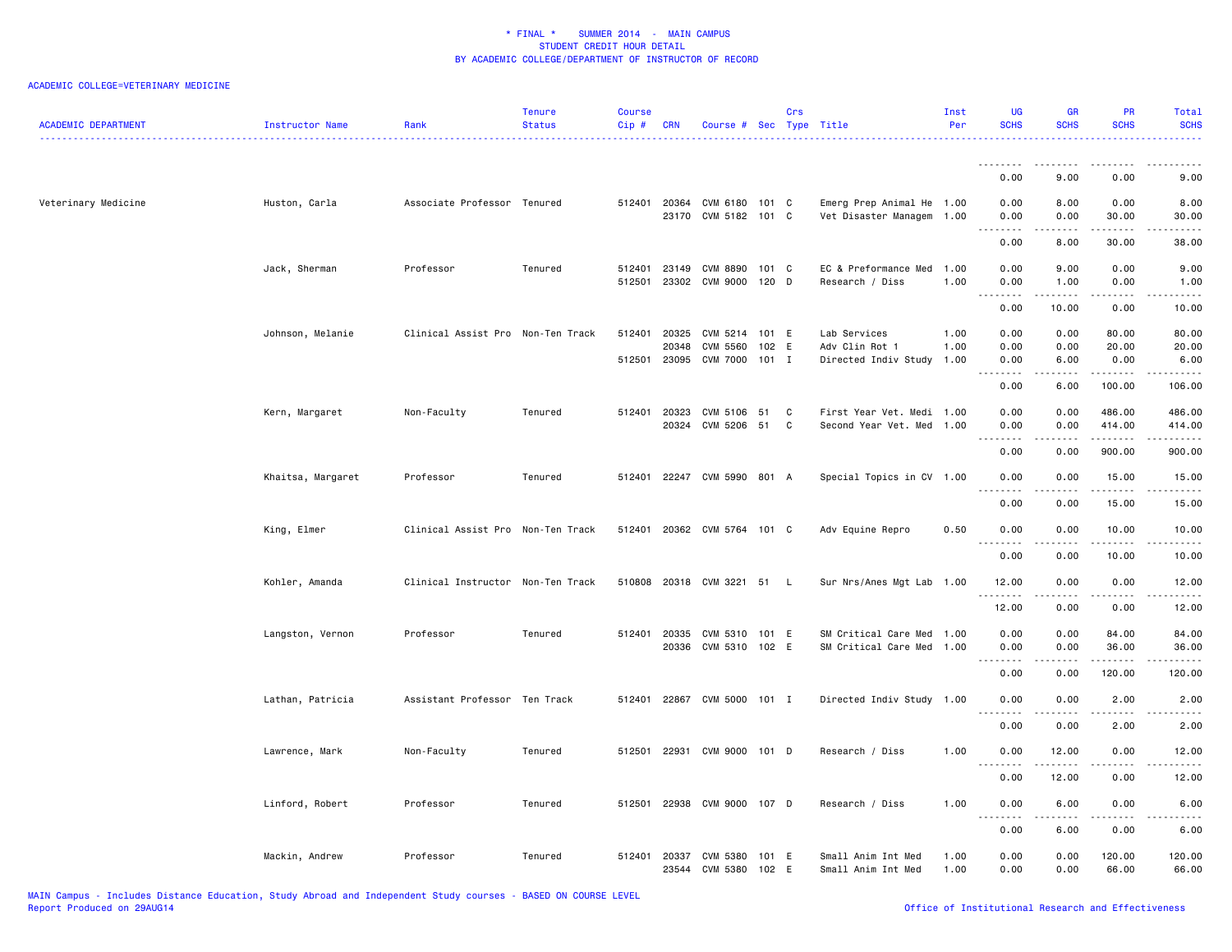\* FINAL \* SUMMER 2014 - MAIN CAMPUS
STUDENT CREDIT HOUR DETAIL
BY ACADEMIC COLLEGE/DEPARTMENT OF INSTRUCTOR OF RECORD

ACADEMIC COLLEGE=VETERINARY MEDICINE

| ACADEMIC DEPARTMENT | Instructor Name | Rank | Tenure Status | Course Cip # | CRN | Course # | Sec | Crs Type | Title | Inst Per | UG SCHS | GR SCHS | PR SCHS | Total SCHS |
|---|---|---|---|---|---|---|---|---|---|---|---|---|---|---|
| | | | | | | | | | | | 0.00 | 9.00 | 0.00 | 9.00 |
| Veterinary Medicine | Huston, Carla | Associate Professor | Tenured | 512401 | 20364 | CVM 6180 | 101 | C | Emerg Prep Animal He | 1.00 | 0.00 | 8.00 | 0.00 | 8.00 |
| | | | | | 23170 | CVM 5182 | 101 | C | Vet Disaster Managem | 1.00 | 0.00 | 0.00 | 30.00 | 30.00 |
| | | | | | | | | | | | 0.00 | 8.00 | 30.00 | 38.00 |
| | Jack, Sherman | Professor | Tenured | 512401 | 23149 | CVM 8890 | 101 | C | EC & Preformance Med | 1.00 | 0.00 | 9.00 | 0.00 | 9.00 |
| | | | | 512501 | 23302 | CVM 9000 | 120 | D | Research / Diss | 1.00 | 0.00 | 1.00 | 0.00 | 1.00 |
| | | | | | | | | | | | 0.00 | 10.00 | 0.00 | 10.00 |
| | Johnson, Melanie | Clinical Assist Pro | Non-Ten Track | 512401 | 20325 | CVM 5214 | 101 | E | Lab Services | 1.00 | 0.00 | 0.00 | 80.00 | 80.00 |
| | | | | | 20348 | CVM 5560 | 102 | E | Adv Clin Rot 1 | 1.00 | 0.00 | 0.00 | 20.00 | 20.00 |
| | | | | 512501 | 23095 | CVM 7000 | 101 | I | Directed Indiv Study | 1.00 | 0.00 | 6.00 | 0.00 | 6.00 |
| | | | | | | | | | | | 0.00 | 6.00 | 100.00 | 106.00 |
| | Kern, Margaret | Non-Faculty | Tenured | 512401 | 20323 | CVM 5106 | 51 | C | First Year Vet. Medi | 1.00 | 0.00 | 0.00 | 486.00 | 486.00 |
| | | | | | 20324 | CVM 5206 | 51 | C | Second Year Vet. Med | 1.00 | 0.00 | 0.00 | 414.00 | 414.00 |
| | | | | | | | | | | | 0.00 | 0.00 | 900.00 | 900.00 |
| | Khaitsa, Margaret | Professor | Tenured | 512401 | 22247 | CVM 5990 | 801 | A | Special Topics in CV | 1.00 | 0.00 | 0.00 | 15.00 | 15.00 |
| | | | | | | | | | | | 0.00 | 0.00 | 15.00 | 15.00 |
| | King, Elmer | Clinical Assist Pro | Non-Ten Track | 512401 | 20362 | CVM 5764 | 101 | C | Adv Equine Repro | 0.50 | 0.00 | 0.00 | 10.00 | 10.00 |
| | | | | | | | | | | | 0.00 | 0.00 | 10.00 | 10.00 |
| | Kohler, Amanda | Clinical Instructor | Non-Ten Track | 510808 | 20318 | CVM 3221 | 51 | L | Sur Nrs/Anes Mgt Lab | 1.00 | 12.00 | 0.00 | 0.00 | 12.00 |
| | | | | | | | | | | | 12.00 | 0.00 | 0.00 | 12.00 |
| | Langston, Vernon | Professor | Tenured | 512401 | 20335 | CVM 5310 | 101 | E | SM Critical Care Med | 1.00 | 0.00 | 0.00 | 84.00 | 84.00 |
| | | | | | 20336 | CVM 5310 | 102 | E | SM Critical Care Med | 1.00 | 0.00 | 0.00 | 36.00 | 36.00 |
| | | | | | | | | | | | 0.00 | 0.00 | 120.00 | 120.00 |
| | Lathan, Patricia | Assistant Professor | Ten Track | 512401 | 22867 | CVM 5000 | 101 | I | Directed Indiv Study | 1.00 | 0.00 | 0.00 | 2.00 | 2.00 |
| | | | | | | | | | | | 0.00 | 0.00 | 2.00 | 2.00 |
| | Lawrence, Mark | Non-Faculty | Tenured | 512501 | 22931 | CVM 9000 | 101 | D | Research / Diss | 1.00 | 0.00 | 12.00 | 0.00 | 12.00 |
| | | | | | | | | | | | 0.00 | 12.00 | 0.00 | 12.00 |
| | Linford, Robert | Professor | Tenured | 512501 | 22938 | CVM 9000 | 107 | D | Research / Diss | 1.00 | 0.00 | 6.00 | 0.00 | 6.00 |
| | | | | | | | | | | | 0.00 | 6.00 | 0.00 | 6.00 |
| | Mackin, Andrew | Professor | Tenured | 512401 | 20337 | CVM 5380 | 101 | E | Small Anim Int Med | 1.00 | 0.00 | 0.00 | 120.00 | 120.00 |
| | | | | | 23544 | CVM 5380 | 102 | E | Small Anim Int Med | 1.00 | 0.00 | 0.00 | 66.00 | 66.00 |

MAIN Campus - Includes Distance Education, Study Abroad and Independent Study courses - BASED ON COURSE LEVEL
Report Produced on 29AUG14

Office of Institutional Research and Effectiveness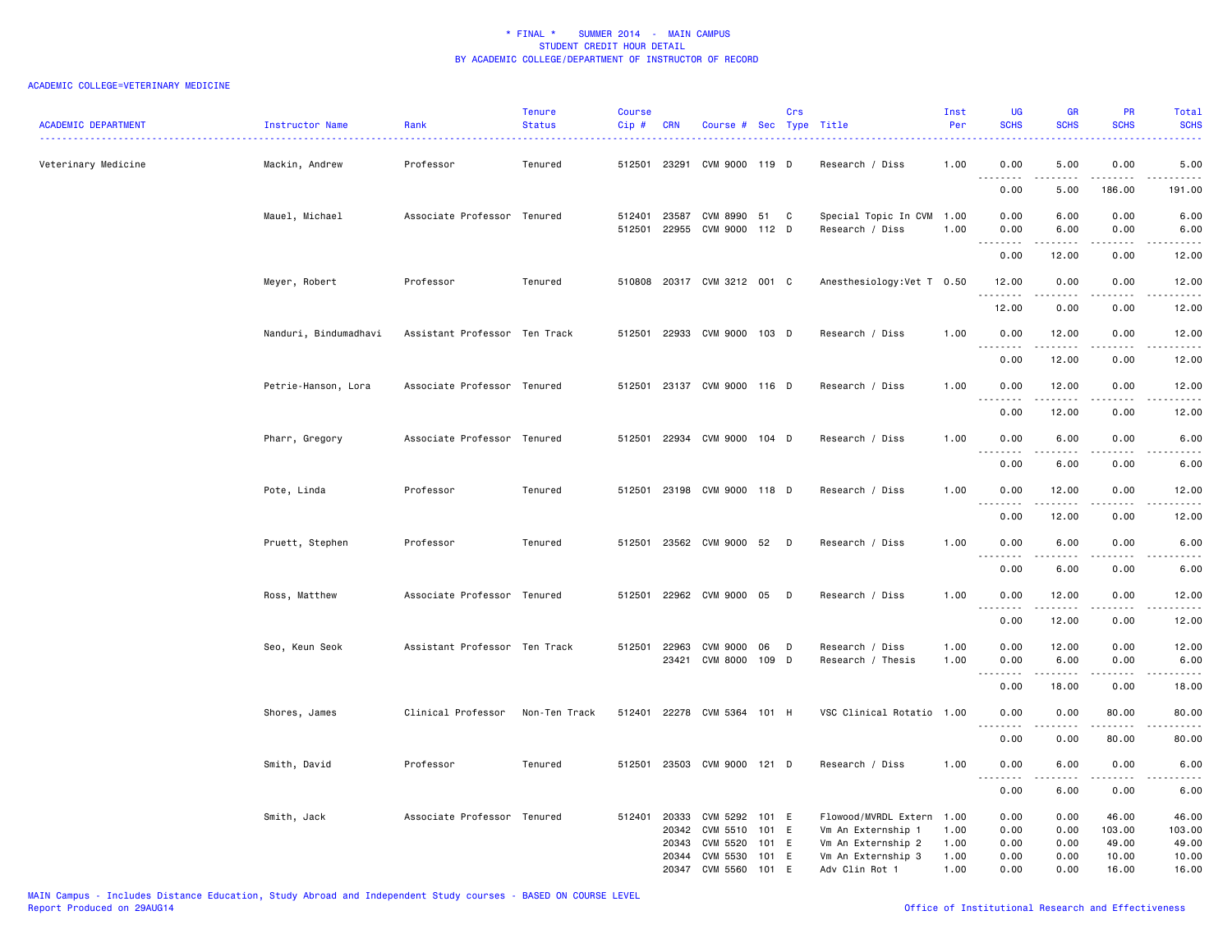\* FINAL \*  SUMMER 2014 - MAIN CAMPUS
STUDENT CREDIT HOUR DETAIL
BY ACADEMIC COLLEGE/DEPARTMENT OF INSTRUCTOR OF RECORD

ACADEMIC COLLEGE=VETERINARY MEDICINE

| ACADEMIC DEPARTMENT | Instructor Name | Rank | Tenure Status | Course Cip # | CRN | Course # | Sec | Crs Type | Title | Inst Per | UG SCHS | GR SCHS | PR SCHS | Total SCHS |
|---|---|---|---|---|---|---|---|---|---|---|---|---|---|---|
| Veterinary Medicine | Mackin, Andrew | Professor | Tenured | 512501 | 23291 | CVM 9000 | 119 | D | Research / Diss | 1.00 | 0.00 | 5.00 | 0.00 | 5.00 |
| | | | | | | | | | | | 0.00 | 5.00 | 186.00 | 191.00 |
| | Mauel, Michael | Associate Professor | Tenured | 512401 | 23587 | CVM 8990 | 51 | C | Special Topic In CVM | 1.00 | 0.00 | 6.00 | 0.00 | 6.00 |
| | | | | 512501 | 22955 | CVM 9000 | 112 | D | Research / Diss | 1.00 | 0.00 | 6.00 | 0.00 | 6.00 |
| | | | | | | | | | | | 0.00 | 12.00 | 0.00 | 12.00 |
| | Meyer, Robert | Professor | Tenured | 510808 | 20317 | CVM 3212 | 001 | C | Anesthesiology:Vet T | 0.50 | 12.00 | 0.00 | 0.00 | 12.00 |
| | | | | | | | | | | | 12.00 | 0.00 | 0.00 | 12.00 |
| | Nanduri, Bindumadhavi | Assistant Professor | Ten Track | 512501 | 22933 | CVM 9000 | 103 | D | Research / Diss | 1.00 | 0.00 | 12.00 | 0.00 | 12.00 |
| | | | | | | | | | | | 0.00 | 12.00 | 0.00 | 12.00 |
| | Petrie-Hanson, Lora | Associate Professor | Tenured | 512501 | 23137 | CVM 9000 | 116 | D | Research / Diss | 1.00 | 0.00 | 12.00 | 0.00 | 12.00 |
| | | | | | | | | | | | 0.00 | 12.00 | 0.00 | 12.00 |
| | Pharr, Gregory | Associate Professor | Tenured | 512501 | 22934 | CVM 9000 | 104 | D | Research / Diss | 1.00 | 0.00 | 6.00 | 0.00 | 6.00 |
| | | | | | | | | | | | 0.00 | 6.00 | 0.00 | 6.00 |
| | Pote, Linda | Professor | Tenured | 512501 | 23198 | CVM 9000 | 118 | D | Research / Diss | 1.00 | 0.00 | 12.00 | 0.00 | 12.00 |
| | | | | | | | | | | | 0.00 | 12.00 | 0.00 | 12.00 |
| | Pruett, Stephen | Professor | Tenured | 512501 | 23562 | CVM 9000 | 52 | D | Research / Diss | 1.00 | 0.00 | 6.00 | 0.00 | 6.00 |
| | | | | | | | | | | | 0.00 | 6.00 | 0.00 | 6.00 |
| | Ross, Matthew | Associate Professor | Tenured | 512501 | 22962 | CVM 9000 | 05 | D | Research / Diss | 1.00 | 0.00 | 12.00 | 0.00 | 12.00 |
| | | | | | | | | | | | 0.00 | 12.00 | 0.00 | 12.00 |
| | Seo, Keun Seok | Assistant Professor | Ten Track | 512501 | 22963 | CVM 9000 | 06 | D | Research / Diss | 1.00 | 0.00 | 12.00 | 0.00 | 12.00 |
| | | | | | 23421 | CVM 8000 | 109 | D | Research / Thesis | 1.00 | 0.00 | 6.00 | 0.00 | 6.00 |
| | | | | | | | | | | | 0.00 | 18.00 | 0.00 | 18.00 |
| | Shores, James | Clinical Professor | Non-Ten Track | 512401 | 22278 | CVM 5364 | 101 | H | VSC Clinical Rotatio | 1.00 | 0.00 | 0.00 | 80.00 | 80.00 |
| | | | | | | | | | | | 0.00 | 0.00 | 80.00 | 80.00 |
| | Smith, David | Professor | Tenured | 512501 | 23503 | CVM 9000 | 121 | D | Research / Diss | 1.00 | 0.00 | 6.00 | 0.00 | 6.00 |
| | | | | | | | | | | | 0.00 | 6.00 | 0.00 | 6.00 |
| | Smith, Jack | Associate Professor | Tenured | 512401 | 20333 | CVM 5292 | 101 | E | Flowood/MVRDL Extern | 1.00 | 0.00 | 0.00 | 46.00 | 46.00 |
| | | | | | 20342 | CVM 5510 | 101 | E | Vm An Externship 1 | 1.00 | 0.00 | 0.00 | 103.00 | 103.00 |
| | | | | | 20343 | CVM 5520 | 101 | E | Vm An Externship 2 | 1.00 | 0.00 | 0.00 | 49.00 | 49.00 |
| | | | | | 20344 | CVM 5530 | 101 | E | Vm An Externship 3 | 1.00 | 0.00 | 0.00 | 10.00 | 10.00 |
| | | | | | 20347 | CVM 5560 | 101 | E | Adv Clin Rot 1 | 1.00 | 0.00 | 0.00 | 16.00 | 16.00 |

MAIN Campus - Includes Distance Education, Study Abroad and Independent Study courses - BASED ON COURSE LEVEL
Report Produced on 29AUG14

Office of Institutional Research and Effectiveness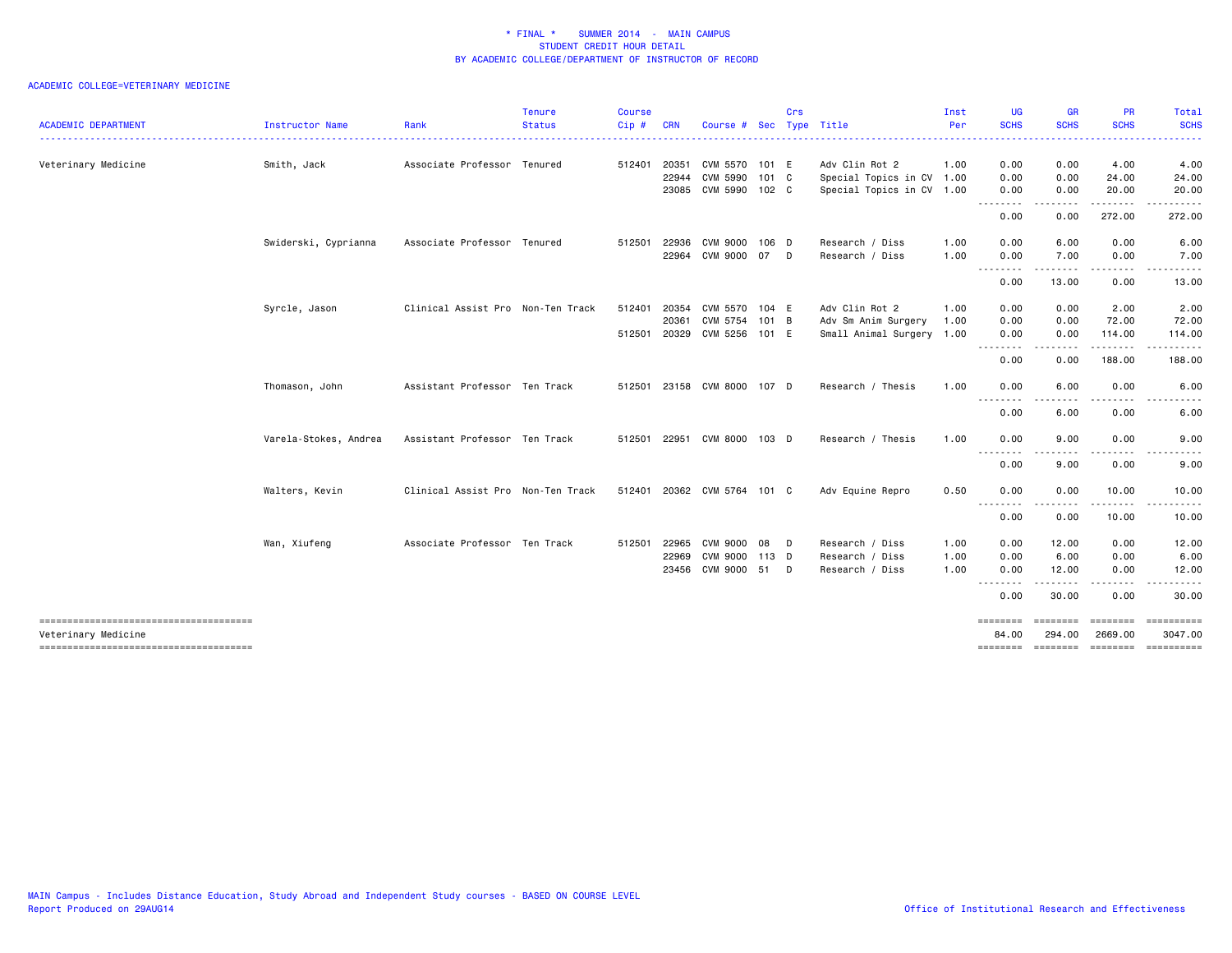* FINAL * SUMMER 2014 - MAIN CAMPUS
STUDENT CREDIT HOUR DETAIL
BY ACADEMIC COLLEGE/DEPARTMENT OF INSTRUCTOR OF RECORD

ACADEMIC COLLEGE=VETERINARY MEDICINE

| ACADEMIC DEPARTMENT | Instructor Name | Rank | Tenure Status | Course Cip # | CRN | Course # | Sec | Crs Type | Title | Inst Per | UG SCHS | GR SCHS | PR SCHS | Total SCHS |
|---|---|---|---|---|---|---|---|---|---|---|---|---|---|---|
| Veterinary Medicine | Smith, Jack | Associate Professor | Tenured | 512401 | 20351 | CVM 5570 | 101 | E | Adv Clin Rot 2 | 1.00 | 0.00 | 0.00 | 4.00 | 4.00 |
| | | | | | 22944 | CVM 5990 | 101 | C | Special Topics in CV | 1.00 | 0.00 | 0.00 | 24.00 | 24.00 |
| | | | | | 23085 | CVM 5990 | 102 | C | Special Topics in CV | 1.00 | 0.00 | 0.00 | 20.00 | 20.00 |
| | | | | | | | | | | | 0.00 | 0.00 | 272.00 | 272.00 |
| | Swiderski, Cyprianna | Associate Professor | Tenured | 512501 | 22936 | CVM 9000 | 106 | D | Research / Diss | 1.00 | 0.00 | 6.00 | 0.00 | 6.00 |
| | | | | | 22964 | CVM 9000 | 07 | D | Research / Diss | 1.00 | 0.00 | 7.00 | 0.00 | 7.00 |
| | | | | | | | | | | | 0.00 | 13.00 | 0.00 | 13.00 |
| | Syrcle, Jason | Clinical Assist Pro | Non-Ten Track | 512401 | 20354 | CVM 5570 | 104 | E | Adv Clin Rot 2 | 1.00 | 0.00 | 0.00 | 2.00 | 2.00 |
| | | | | | 20361 | CVM 5754 | 101 | B | Adv Sm Anim Surgery | 1.00 | 0.00 | 0.00 | 72.00 | 72.00 |
| | | | | 512501 | 20329 | CVM 5256 | 101 | E | Small Animal Surgery | 1.00 | 0.00 | 0.00 | 114.00 | 114.00 |
| | | | | | | | | | | | 0.00 | 0.00 | 188.00 | 188.00 |
| | Thomason, John | Assistant Professor | Ten Track | 512501 | 23158 | CVM 8000 | 107 | D | Research / Thesis | 1.00 | 0.00 | 6.00 | 0.00 | 6.00 |
| | | | | | | | | | | | 0.00 | 6.00 | 0.00 | 6.00 |
| | Varela-Stokes, Andrea | Assistant Professor | Ten Track | 512501 | 22951 | CVM 8000 | 103 | D | Research / Thesis | 1.00 | 0.00 | 9.00 | 0.00 | 9.00 |
| | | | | | | | | | | | 0.00 | 9.00 | 0.00 | 9.00 |
| | Walters, Kevin | Clinical Assist Pro | Non-Ten Track | 512401 | 20362 | CVM 5764 | 101 | C | Adv Equine Repro | 0.50 | 0.00 | 0.00 | 10.00 | 10.00 |
| | | | | | | | | | | | 0.00 | 0.00 | 10.00 | 10.00 |
| | Wan, Xiufeng | Associate Professor | Ten Track | 512501 | 22965 | CVM 9000 | 08 | D | Research / Diss | 1.00 | 0.00 | 12.00 | 0.00 | 12.00 |
| | | | | | 22969 | CVM 9000 | 113 | D | Research / Diss | 1.00 | 0.00 | 6.00 | 0.00 | 6.00 |
| | | | | | 23456 | CVM 9000 | 51 | D | Research / Diss | 1.00 | 0.00 | 12.00 | 0.00 | 12.00 |
| | | | | | | | | | | | 0.00 | 30.00 | 0.00 | 30.00 |
| Veterinary Medicine | | | | | | | | | | | 84.00 | 294.00 | 2669.00 | 3047.00 |

MAIN Campus - Includes Distance Education, Study Abroad and Independent Study courses - BASED ON COURSE LEVEL
Report Produced on 29AUG14

Office of Institutional Research and Effectiveness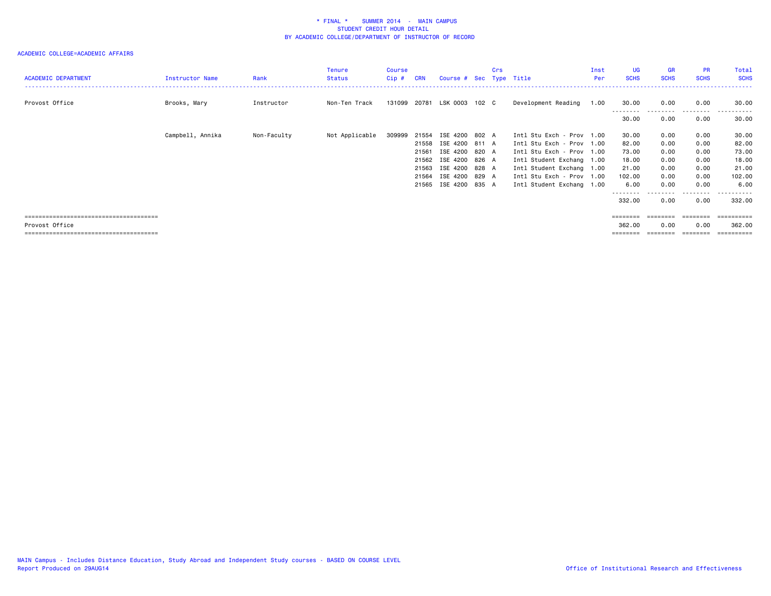# * FINAL * SUMMER 2014 - MAIN CAMPUS
## STUDENT CREDIT HOUR DETAIL
## BY ACADEMIC COLLEGE/DEPARTMENT OF INSTRUCTOR OF RECORD

ACADEMIC COLLEGE=ACADEMIC AFFAIRS

| ACADEMIC DEPARTMENT | Instructor Name | Rank | Tenure Status | Course Cip # | CRN | Course # | Sec | Crs Type | Title | Inst Per | UG SCHS | GR SCHS | PR SCHS | Total SCHS |
|---|---|---|---|---|---|---|---|---|---|---|---|---|---|---|
| Provost Office | Brooks, Mary | Instructor | Non-Ten Track | 131099 | 20781 | LSK 0003 | 102 | C | Development Reading | 1.00 | 30.00 | 0.00 | 0.00 | 30.00 |
| | | | | | | | | | | | 30.00 | 0.00 | 0.00 | 30.00 |
| | Campbell, Annika | Non-Faculty | Not Applicable | 309999 | 21554 | ISE 4200 | 802 | A | Intl Stu Exch - Prov | 1.00 | 30.00 | 0.00 | 0.00 | 30.00 |
| | | | | | 21558 | ISE 4200 | 811 | A | Intl Stu Exch - Prov | 1.00 | 82.00 | 0.00 | 0.00 | 82.00 |
| | | | | | 21561 | ISE 4200 | 820 | A | Intl Stu Exch - Prov | 1.00 | 73.00 | 0.00 | 0.00 | 73.00 |
| | | | | | 21562 | ISE 4200 | 826 | A | Intl Student Exchang | 1.00 | 18.00 | 0.00 | 0.00 | 18.00 |
| | | | | | 21563 | ISE 4200 | 828 | A | Intl Student Exchang | 1.00 | 21.00 | 0.00 | 0.00 | 21.00 |
| | | | | | 21564 | ISE 4200 | 829 | A | Intl Stu Exch - Prov | 1.00 | 102.00 | 0.00 | 0.00 | 102.00 |
| | | | | | 21565 | ISE 4200 | 835 | A | Intl Student Exchang | 1.00 | 6.00 | 0.00 | 0.00 | 6.00 |
| | | | | | | | | | | | 332.00 | 0.00 | 0.00 | 332.00 |
| Provost Office | | | | | | | | | | | 362.00 | 0.00 | 0.00 | 362.00 |

MAIN Campus - Includes Distance Education, Study Abroad and Independent Study courses - BASED ON COURSE LEVEL
Report Produced on 29AUG14

Office of Institutional Research and Effectiveness